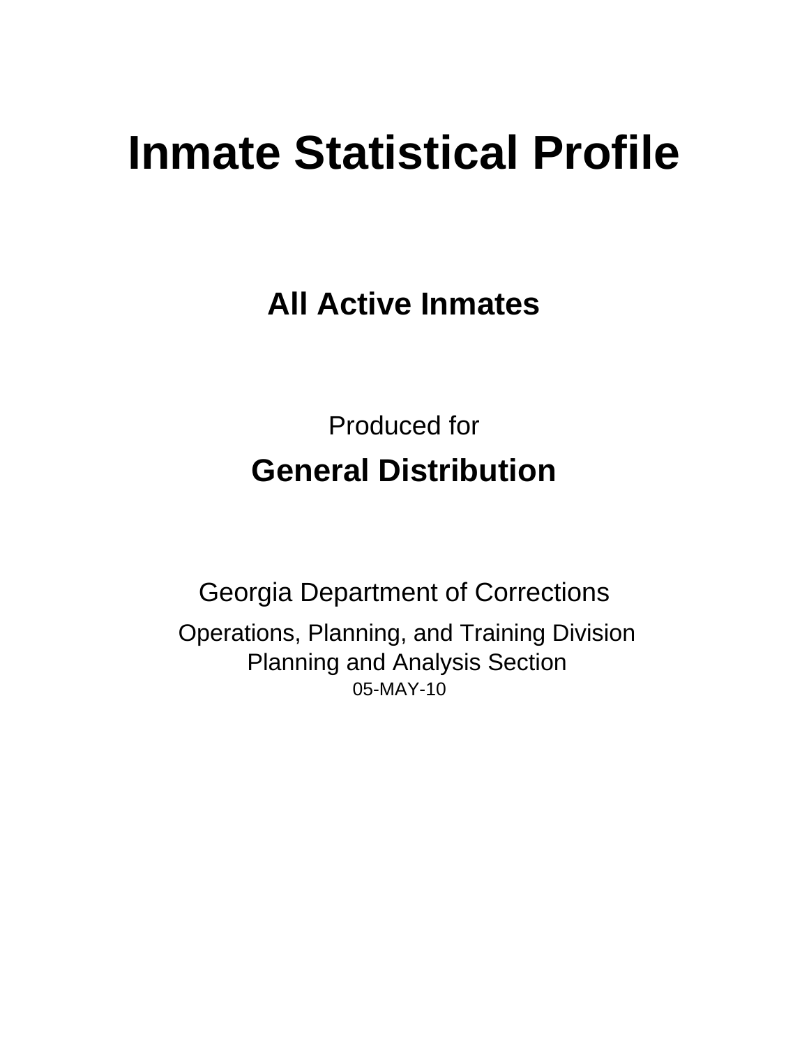# Inmate Statistical Profile

## All Active Inmates

Produced for

## General Distribution

Georgia Department of Corrections

Operations, Planning, and Training Division
Planning and Analysis Section
05-MAY-10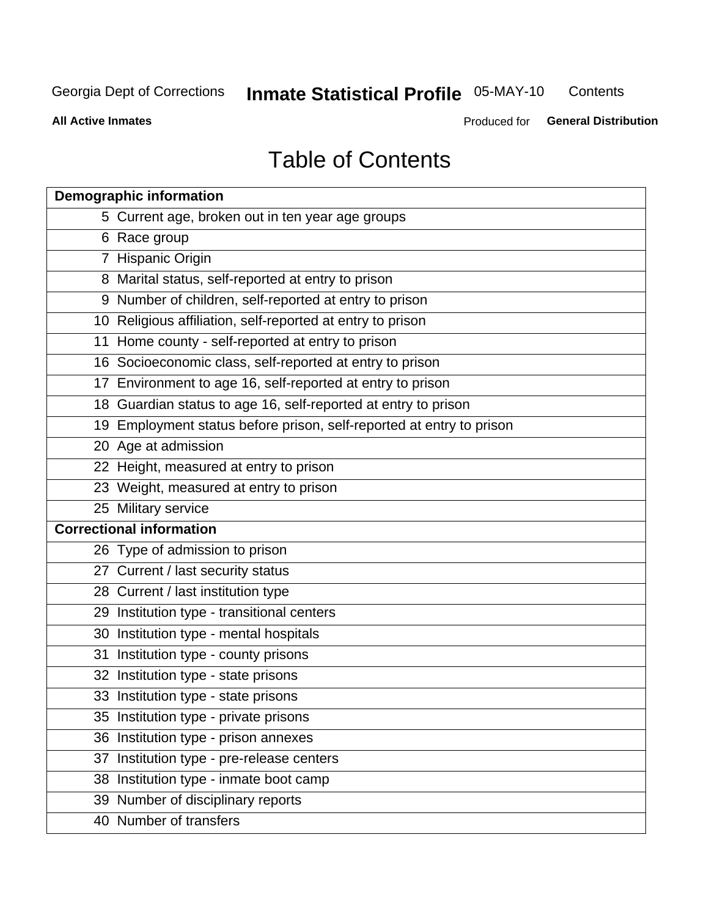# Table of Contents

| Demographic information | |
|---|---|
| 5 | Current age, broken out in ten year age groups |
| 6 | Race group |
| 7 | Hispanic Origin |
| 8 | Marital status, self-reported at entry to prison |
| 9 | Number of children, self-reported at entry to prison |
| 10 | Religious affiliation, self-reported at entry to prison |
| 11 | Home county - self-reported at entry to prison |
| 16 | Socioeconomic class, self-reported at entry to prison |
| 17 | Environment to age 16, self-reported at entry to prison |
| 18 | Guardian status to age 16, self-reported at entry to prison |
| 19 | Employment status before prison, self-reported at entry to prison |
| 20 | Age at admission |
| 22 | Height, measured at entry to prison |
| 23 | Weight, measured at entry to prison |
| 25 | Military service |
| **Correctional information** | |
| 26 | Type of admission to prison |
| 27 | Current / last security status |
| 28 | Current / last institution type |
| 29 | Institution type - transitional centers |
| 30 | Institution type - mental hospitals |
| 31 | Institution type - county prisons |
| 32 | Institution type - state prisons |
| 33 | Institution type - state prisons |
| 35 | Institution type - private prisons |
| 36 | Institution type - prison annexes |
| 37 | Institution type - pre-release centers |
| 38 | Institution type - inmate boot camp |
| 39 | Number of disciplinary reports |
| 40 | Number of transfers |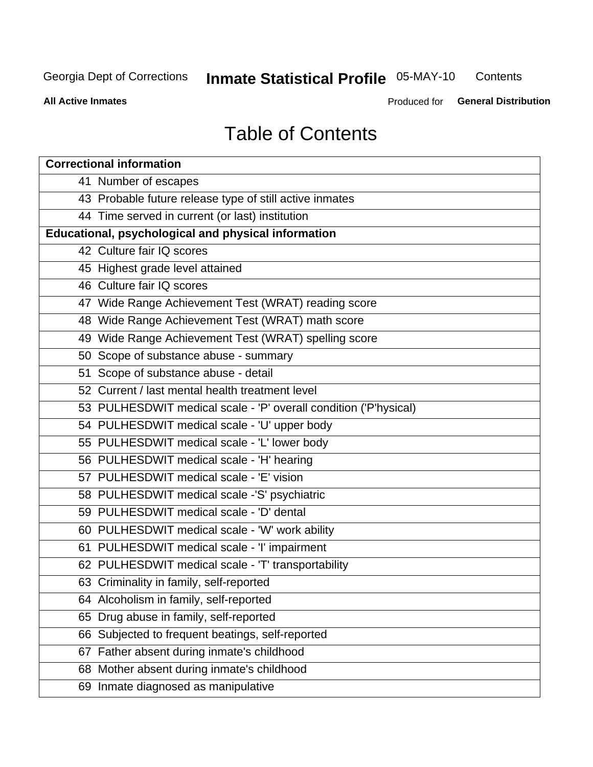# Table of Contents

| Correctional information |
|---|
| 41 Number of escapes |
| 43 Probable future release type of still active inmates |
| 44 Time served in current (or last) institution |
| **Educational, psychological and physical information** |
| 42 Culture fair IQ scores |
| 45 Highest grade level attained |
| 46 Culture fair IQ scores |
| 47 Wide Range Achievement Test (WRAT) reading score |
| 48 Wide Range Achievement Test (WRAT) math score |
| 49 Wide Range Achievement Test (WRAT) spelling score |
| 50 Scope of substance abuse - summary |
| 51 Scope of substance abuse - detail |
| 52 Current / last mental health treatment level |
| 53 PULHESDWIT medical scale - 'P' overall condition ('P'hysical) |
| 54 PULHESDWIT medical scale - 'U' upper body |
| 55 PULHESDWIT medical scale - 'L' lower body |
| 56 PULHESDWIT medical scale - 'H' hearing |
| 57 PULHESDWIT medical scale - 'E' vision |
| 58 PULHESDWIT medical scale -'S' psychiatric |
| 59 PULHESDWIT medical scale - 'D' dental |
| 60 PULHESDWIT medical scale - 'W' work ability |
| 61 PULHESDWIT medical scale - 'I' impairment |
| 62 PULHESDWIT medical scale - 'T' transportability |
| 63 Criminality in family, self-reported |
| 64 Alcoholism in family, self-reported |
| 65 Drug abuse in family, self-reported |
| 66 Subjected to frequent beatings, self-reported |
| 67 Father absent during inmate's childhood |
| 68 Mother absent during inmate's childhood |
| 69 Inmate diagnosed as manipulative |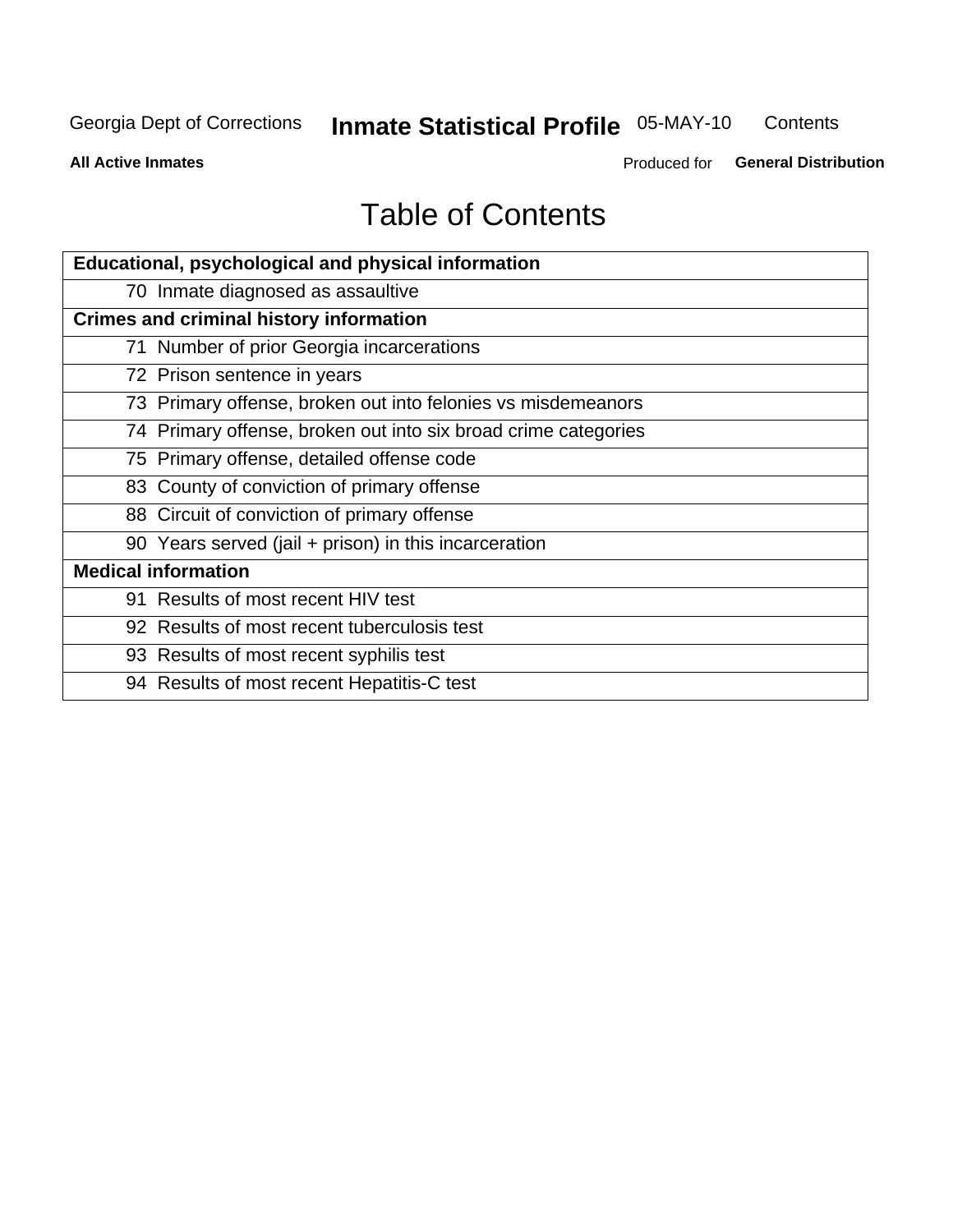# Table of Contents

| Educational, psychological and physical information |
|---|
| 70 Inmate diagnosed as assaultive |
| **Crimes and criminal history information** |
| 71 Number of prior Georgia incarcerations |
| 72 Prison sentence in years |
| 73 Primary offense, broken out into felonies vs misdemeanors |
| 74 Primary offense, broken out into six broad crime categories |
| 75 Primary offense, detailed offense code |
| 83 County of conviction of primary offense |
| 88 Circuit of conviction of primary offense |
| 90 Years served (jail + prison) in this incarceration |
| **Medical information** |
| 91 Results of most recent HIV test |
| 92 Results of most recent tuberculosis test |
| 93 Results of most recent syphilis test |
| 94 Results of most recent Hepatitis-C test |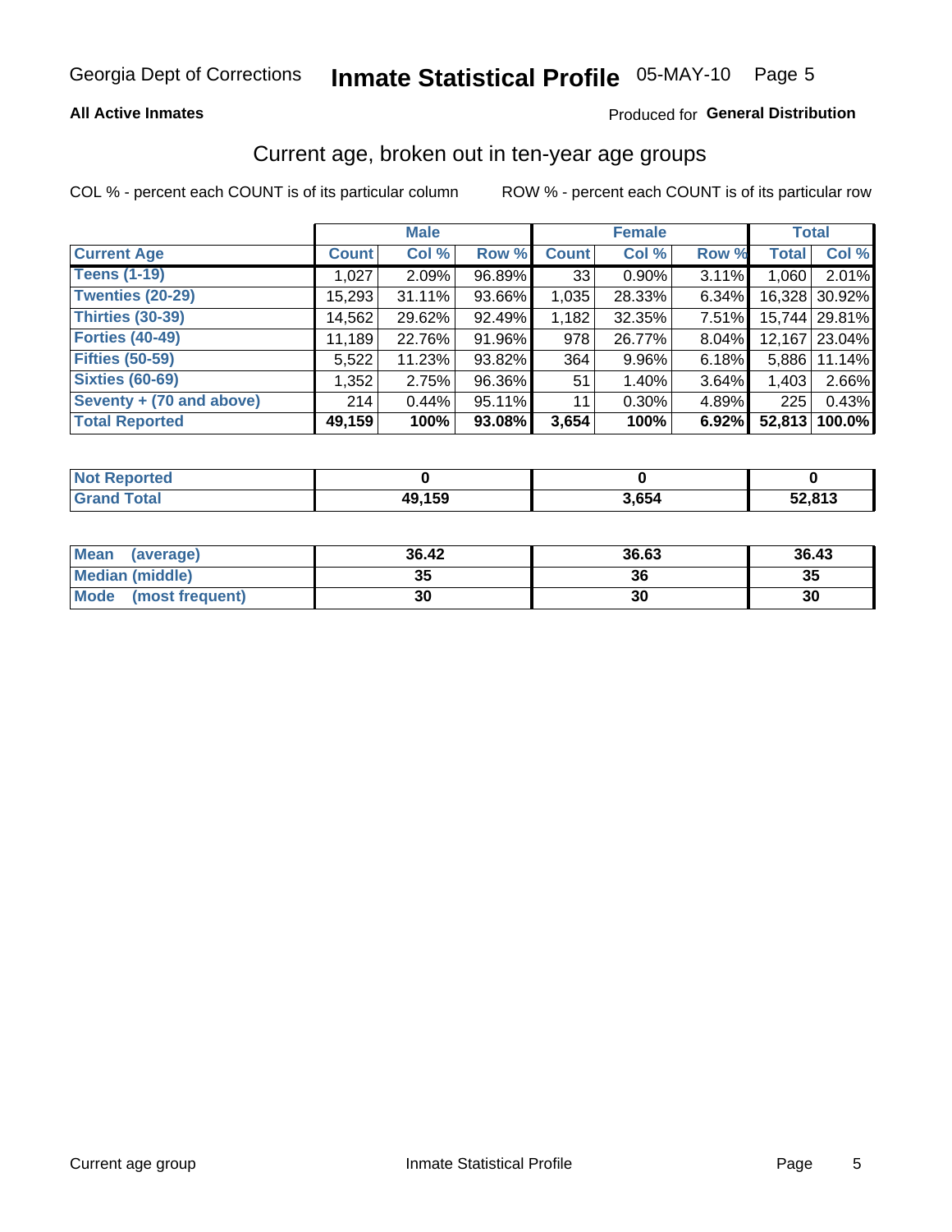Georgia Dept of Corrections **Inmate Statistical Profile** 05-MAY-10

**All Active Inmates**

Produced for **General Distribution**

## Current age, broken out in ten-year age groups

COL % - percent each COUNT is of its particular column

ROW % - percent each COUNT is of its particular row

| | Male | | | Female | | | Total | |
|---|---|---|---|---|---|---|---|---|
| **Current Age** | **Count** | **Col %** | **Row %** | **Count** | **Col %** | **Row %** | **Total** | **Col %** |
| **Teens (1-19)** | 1,027 | 2.09% | 96.89% | 33 | 0.90% | 3.11% | 1,060 | 2.01% |
| **Twenties (20-29)** | 15,293 | 31.11% | 93.66% | 1,035 | 28.33% | 6.34% | 16,328 | 30.92% |
| **Thirties (30-39)** | 14,562 | 29.62% | 92.49% | 1,182 | 32.35% | 7.51% | 15,744 | 29.81% |
| **Forties (40-49)** | 11,189 | 22.76% | 91.96% | 978 | 26.77% | 8.04% | 12,167 | 23.04% |
| **Fifties (50-59)** | 5,522 | 11.23% | 93.82% | 364 | 9.96% | 6.18% | 5,886 | 11.14% |
| **Sixties (60-69)** | 1,352 | 2.75% | 96.36% | 51 | 1.40% | 3.64% | 1,403 | 2.66% |
| **Seventy + (70 and above)** | 214 | 0.44% | 95.11% | 11 | 0.30% | 4.89% | 225 | 0.43% |
| **Total Reported** | **49,159** | **100%** | **93.08%** | **3,654** | **100%** | **6.92%** | **52,813** | **100.0%** |

| | Male | Female | Total |
|---|---|---|---|
| **Not Reported** | **0** | **0** | **0** |
| **Grand Total** | **49,159** | **3,654** | **52,813** |

| | Male | Female | Total |
|---|---|---|---|
| **Mean (average)** | **36.42** | **36.63** | **36.43** |
| **Median (middle)** | **35** | **36** | **35** |
| **Mode (most frequent)** | **30** | **30** | **30** |

Current age group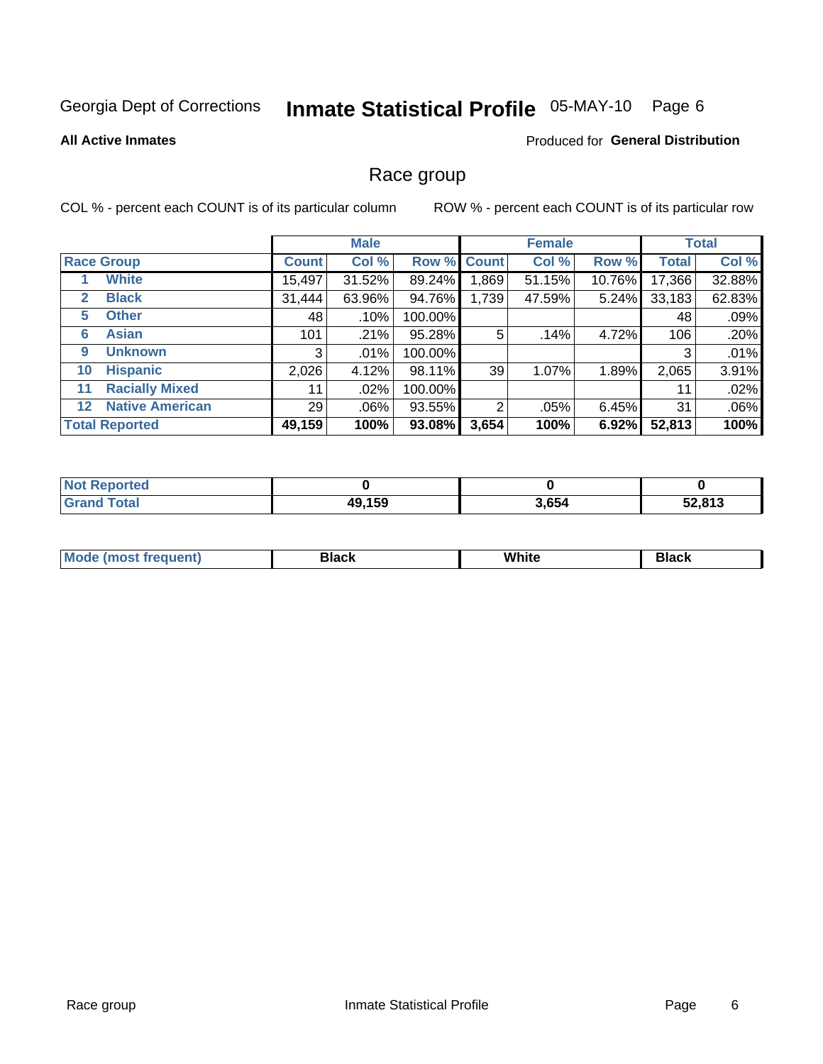Georgia Dept of Corrections **Inmate Statistical Profile** 05-MAY-10

**All Active Inmates**

Produced for **General Distribution**

## Race group

COL % - percent each COUNT is of its particular column ROW % - percent each COUNT is of its particular row

| | | Male | | | Female | | | Total | |
|---|---|---|---|---|---|---|---|---|---|
| **Race Group** | | **Count** | **Col %** | **Row %** | **Count** | **Col %** | **Row %** | **Total** | **Col %** |
| 1 | White | 15,497 | 31.52% | 89.24% | 1,869 | 51.15% | 10.76% | 17,366 | 32.88% |
| 2 | Black | 31,444 | 63.96% | 94.76% | 1,739 | 47.59% | 5.24% | 33,183 | 62.83% |
| 5 | Other | 48 | .10% | 100.00% | | | | 48 | .09% |
| 6 | Asian | 101 | .21% | 95.28% | 5 | .14% | 4.72% | 106 | .20% |
| 9 | Unknown | 3 | .01% | 100.00% | | | | 3 | .01% |
| 10 | Hispanic | 2,026 | 4.12% | 98.11% | 39 | 1.07% | 1.89% | 2,065 | 3.91% |
| 11 | Racially Mixed | 11 | .02% | 100.00% | | | | 11 | .02% |
| 12 | Native American | 29 | .06% | 93.55% | 2 | .05% | 6.45% | 31 | .06% |
| **Total Reported** | | **49,159** | **100%** | **93.08%** | **3,654** | **100%** | **6.92%** | **52,813** | **100%** |

| | Male | Female | Total |
|---|---|---|---|
| Not Reported | 0 | 0 | 0 |
| Grand Total | 49,159 | 3,654 | 52,813 |

| | Male | Female | Total |
|---|---|---|---|
| Mode (most frequent) | Black | White | Black |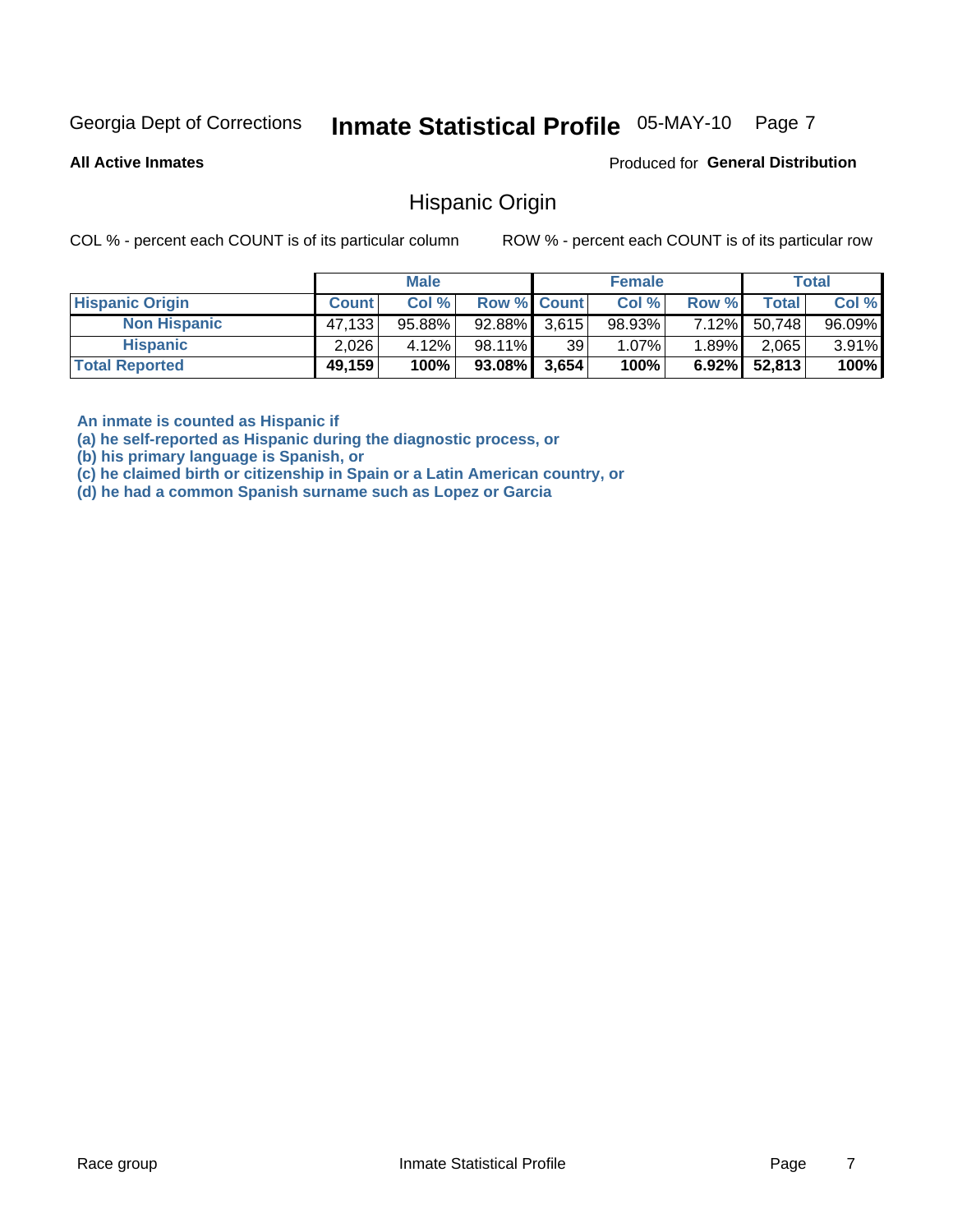Georgia Dept of Corrections **Inmate Statistical Profile** 05-MAY-10

**All Active Inmates**

Produced for **General Distribution**

## Hispanic Origin

COL % - percent each COUNT is of its particular column     ROW % - percent each COUNT is of its particular row

| | Male | | | Female | | | Total | |
|---|---|---|---|---|---|---|---|---|
| **Hispanic Origin** | **Count** | **Col %** | **Row %** | **Count** | **Col %** | **Row %** | **Total** | **Col %** |
| **Non Hispanic** | 47,133 | 95.88% | 92.88% | 3,615 | 98.93% | 7.12% | 50,748 | 96.09% |
| **Hispanic** | 2,026 | 4.12% | 98.11% | 39 | 1.07% | 1.89% | 2,065 | 3.91% |
| **Total Reported** | **49,159** | **100%** | **93.08%** | **3,654** | **100%** | **6.92%** | **52,813** | **100%** |

**An inmate is counted as Hispanic if**
**(a) he self-reported as Hispanic during the diagnostic process, or**
**(b) his primary language is Spanish, or**
**(c) he claimed birth or citizenship in Spain or a Latin American country, or**
**(d) he had a common Spanish surname such as Lopez or Garcia**

Race group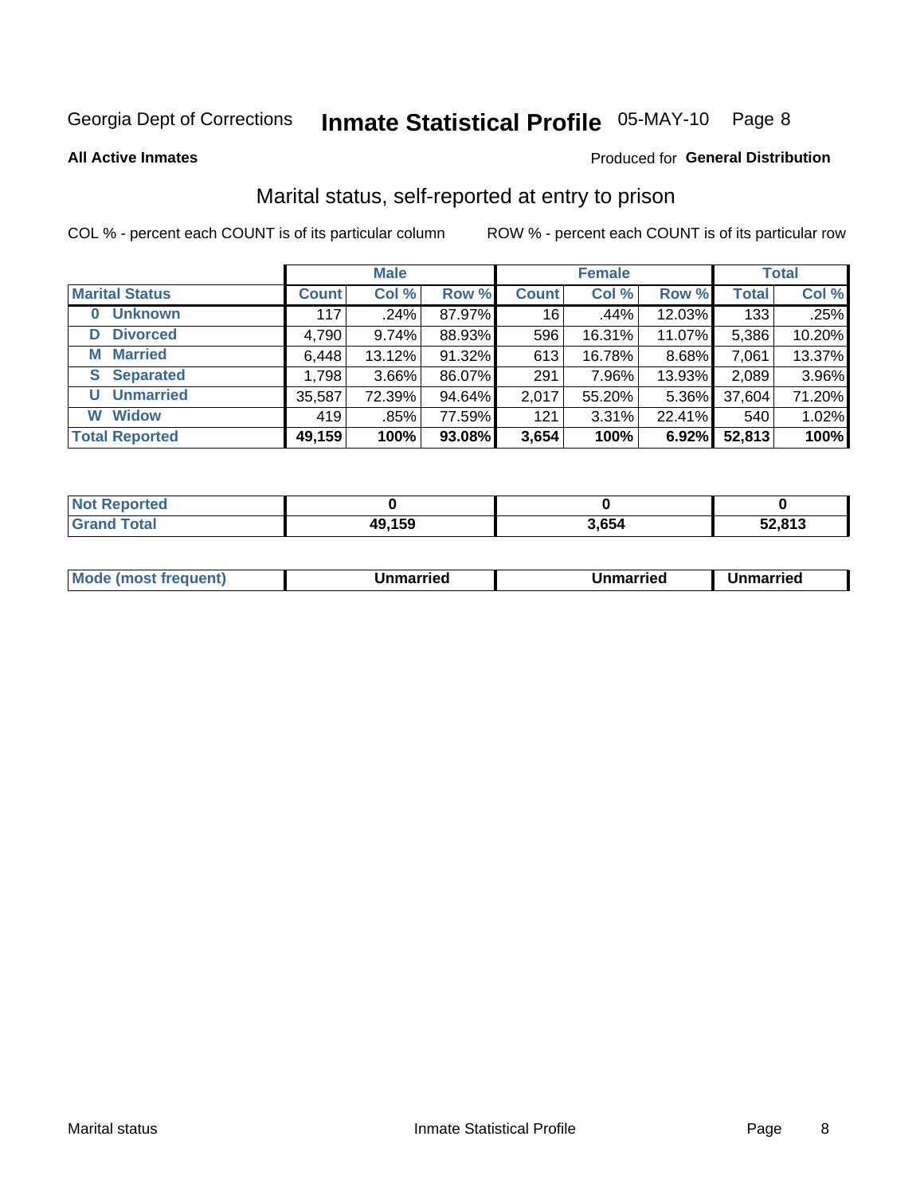Georgia Dept of Corrections **Inmate Statistical Profile** 05-MAY-10

**All Active Inmates**

Produced for **General Distribution**

## Marital status, self-reported at entry to prison

COL % - percent each COUNT is of its particular column

ROW % - percent each COUNT is of its particular row

| | Male | | | Female | | | Total | |
|---|---|---|---|---|---|---|---|---|
| **Marital Status** | **Count** | **Col %** | **Row %** | **Count** | **Col %** | **Row %** | **Total** | **Col %** |
| **0 Unknown** | 117 | .24% | 87.97% | 16 | .44% | 12.03% | 133 | .25% |
| **D Divorced** | 4,790 | 9.74% | 88.93% | 596 | 16.31% | 11.07% | 5,386 | 10.20% |
| **M Married** | 6,448 | 13.12% | 91.32% | 613 | 16.78% | 8.68% | 7,061 | 13.37% |
| **S Separated** | 1,798 | 3.66% | 86.07% | 291 | 7.96% | 13.93% | 2,089 | 3.96% |
| **U Unmarried** | 35,587 | 72.39% | 94.64% | 2,017 | 55.20% | 5.36% | 37,604 | 71.20% |
| **W Widow** | 419 | .85% | 77.59% | 121 | 3.31% | 22.41% | 540 | 1.02% |
| **Total Reported** | **49,159** | **100%** | **93.08%** | **3,654** | **100%** | **6.92%** | **52,813** | **100%** |

| | Male | Female | Total |
|---|---|---|---|
| **Not Reported** | **0** | **0** | **0** |
| **Grand Total** | **49,159** | **3,654** | **52,813** |

| | Male | Female | Total |
|---|---|---|---|
| **Mode (most frequent)** | **Unmarried** | **Unmarried** | **Unmarried** |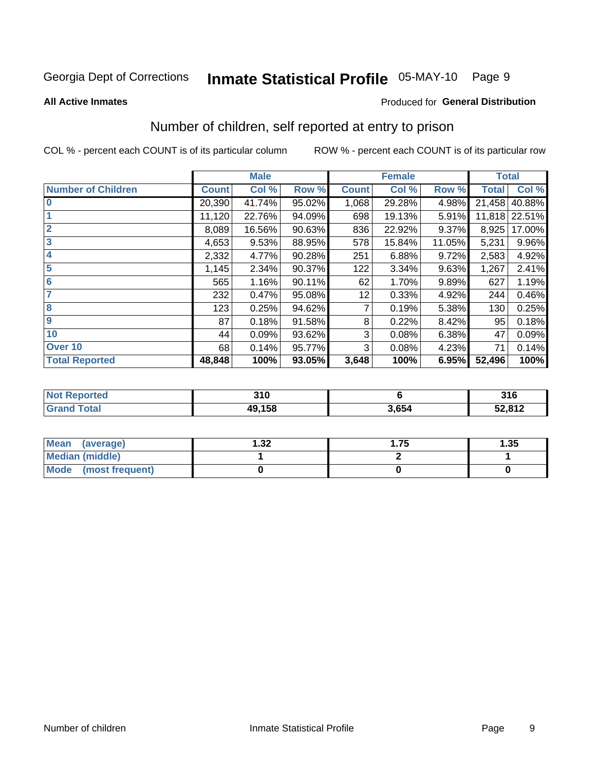Georgia Dept of Corrections **Inmate Statistical Profile** 05-MAY-10

**All Active Inmates**

Produced for **General Distribution**

## Number of children, self reported at entry to prison

COL % - percent each COUNT is of its particular column

ROW % - percent each COUNT is of its particular row

| | Male | | | Female | | | Total | |
|---|---|---|---|---|---|---|---|---|
| **Number of Children** | **Count** | **Col %** | **Row %** | **Count** | **Col %** | **Row %** | **Total** | **Col %** |
| **0** | 20,390 | 41.74% | 95.02% | 1,068 | 29.28% | 4.98% | 21,458 | 40.88% |
| **1** | 11,120 | 22.76% | 94.09% | 698 | 19.13% | 5.91% | 11,818 | 22.51% |
| **2** | 8,089 | 16.56% | 90.63% | 836 | 22.92% | 9.37% | 8,925 | 17.00% |
| **3** | 4,653 | 9.53% | 88.95% | 578 | 15.84% | 11.05% | 5,231 | 9.96% |
| **4** | 2,332 | 4.77% | 90.28% | 251 | 6.88% | 9.72% | 2,583 | 4.92% |
| **5** | 1,145 | 2.34% | 90.37% | 122 | 3.34% | 9.63% | 1,267 | 2.41% |
| **6** | 565 | 1.16% | 90.11% | 62 | 1.70% | 9.89% | 627 | 1.19% |
| **7** | 232 | 0.47% | 95.08% | 12 | 0.33% | 4.92% | 244 | 0.46% |
| **8** | 123 | 0.25% | 94.62% | 7 | 0.19% | 5.38% | 130 | 0.25% |
| **9** | 87 | 0.18% | 91.58% | 8 | 0.22% | 8.42% | 95 | 0.18% |
| **10** | 44 | 0.09% | 93.62% | 3 | 0.08% | 6.38% | 47 | 0.09% |
| **Over 10** | 68 | 0.14% | 95.77% | 3 | 0.08% | 4.23% | 71 | 0.14% |
| **Total Reported** | **48,848** | **100%** | **93.05%** | **3,648** | **100%** | **6.95%** | **52,496** | **100%** |

| | Male | Female | Total |
|---|---|---|---|
| **Not Reported** | **310** | **6** | **316** |
| **Grand Total** | **49,158** | **3,654** | **52,812** |

| | Male | Female | Total |
|---|---|---|---|
| **Mean (average)** | **1.32** | **1.75** | **1.35** |
| **Median (middle)** | **1** | **2** | **1** |
| **Mode (most frequent)** | **0** | **0** | **0** |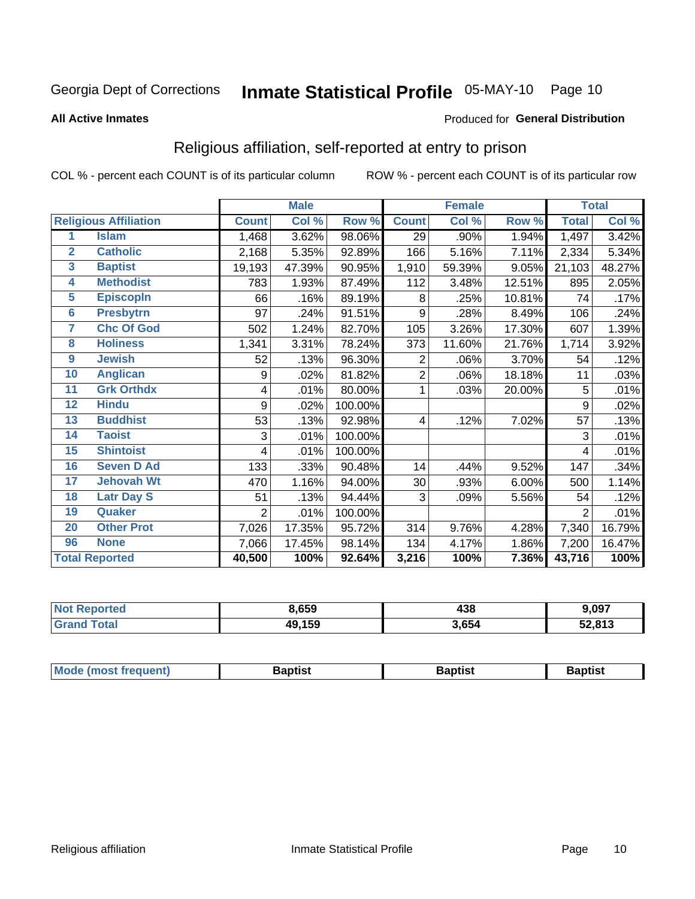Georgia Dept of Corrections **Inmate Statistical Profile** 05-MAY-10

**All Active Inmates**

Produced for **General Distribution**

## Religious affiliation, self-reported at entry to prison

COL % - percent each COUNT is of its particular column ROW % - percent each COUNT is of its particular row

| Religious Affiliation | | Male | | | Female | | | Total | |
|---|---|---|---|---|---|---|---|---|---|
| | | Count | Col % | Row % | Count | Col % | Row % | Total | Col % |
| 1 | Islam | 1,468 | 3.62% | 98.06% | 29 | .90% | 1.94% | 1,497 | 3.42% |
| 2 | Catholic | 2,168 | 5.35% | 92.89% | 166 | 5.16% | 7.11% | 2,334 | 5.34% |
| 3 | Baptist | 19,193 | 47.39% | 90.95% | 1,910 | 59.39% | 9.05% | 21,103 | 48.27% |
| 4 | Methodist | 783 | 1.93% | 87.49% | 112 | 3.48% | 12.51% | 895 | 2.05% |
| 5 | Episcopln | 66 | .16% | 89.19% | 8 | .25% | 10.81% | 74 | .17% |
| 6 | Presbytrn | 97 | .24% | 91.51% | 9 | .28% | 8.49% | 106 | .24% |
| 7 | Chc Of God | 502 | 1.24% | 82.70% | 105 | 3.26% | 17.30% | 607 | 1.39% |
| 8 | Holiness | 1,341 | 3.31% | 78.24% | 373 | 11.60% | 21.76% | 1,714 | 3.92% |
| 9 | Jewish | 52 | .13% | 96.30% | 2 | .06% | 3.70% | 54 | .12% |
| 10 | Anglican | 9 | .02% | 81.82% | 2 | .06% | 18.18% | 11 | .03% |
| 11 | Grk Orthdx | 4 | .01% | 80.00% | 1 | .03% | 20.00% | 5 | .01% |
| 12 | Hindu | 9 | .02% | 100.00% | | | | 9 | .02% |
| 13 | Buddhist | 53 | .13% | 92.98% | 4 | .12% | 7.02% | 57 | .13% |
| 14 | Taoist | 3 | .01% | 100.00% | | | | 3 | .01% |
| 15 | Shintoist | 4 | .01% | 100.00% | | | | 4 | .01% |
| 16 | Seven D Ad | 133 | .33% | 90.48% | 14 | .44% | 9.52% | 147 | .34% |
| 17 | Jehovah Wt | 470 | 1.16% | 94.00% | 30 | .93% | 6.00% | 500 | 1.14% |
| 18 | Latr Day S | 51 | .13% | 94.44% | 3 | .09% | 5.56% | 54 | .12% |
| 19 | Quaker | 2 | .01% | 100.00% | | | | 2 | .01% |
| 20 | Other Prot | 7,026 | 17.35% | 95.72% | 314 | 9.76% | 4.28% | 7,340 | 16.79% |
| 96 | None | 7,066 | 17.45% | 98.14% | 134 | 4.17% | 1.86% | 7,200 | 16.47% |
| **Total Reported** | | **40,500** | **100%** | **92.64%** | **3,216** | **100%** | **7.36%** | **43,716** | **100%** |

| | Male | Female | Total |
|---|---|---|---|
| Not Reported | **8,659** | **438** | **9,097** |
| Grand Total | **49,159** | **3,654** | **52,813** |

| | Male | Female | Total |
|---|---|---|---|
| Mode (most frequent) | **Baptist** | **Baptist** | **Baptist** |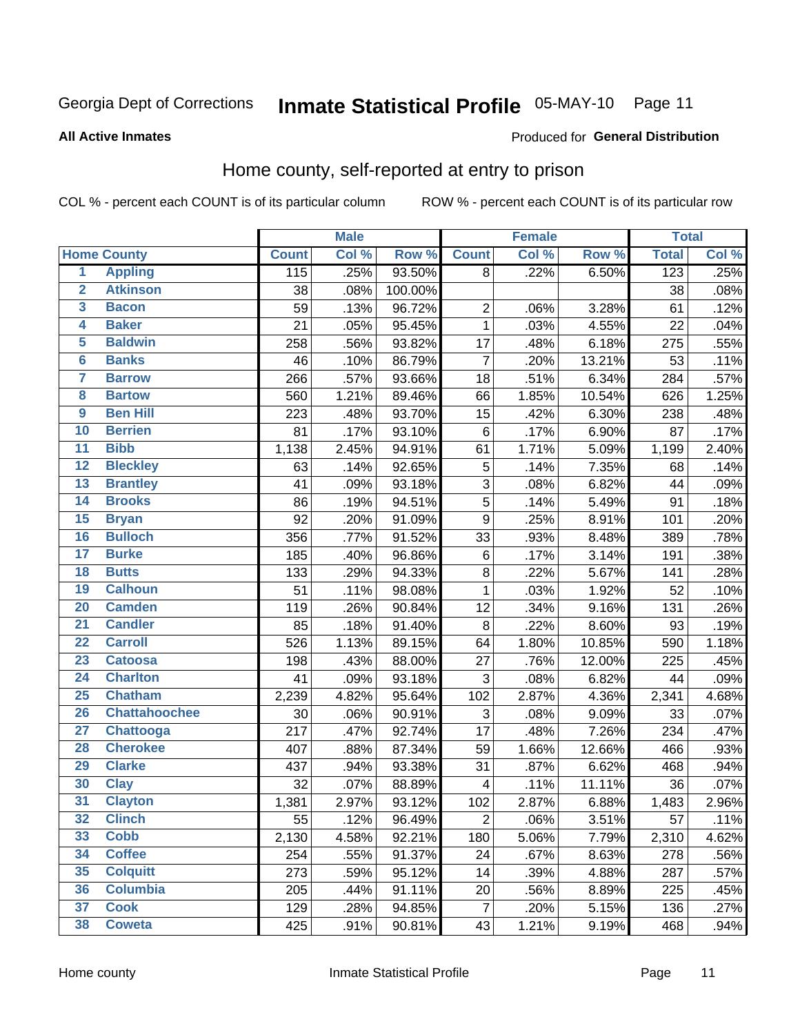Georgia Dept of Corrections **Inmate Statistical Profile** 05-MAY-10

**All Active Inmates**

Produced for **General Distribution**

## Home county, self-reported at entry to prison

COL % - percent each COUNT is of its particular column ROW % - percent each COUNT is of its particular row

| | | Male | | | Female | | | Total | |
|---|---|---|---|---|---|---|---|---|---|
| **Home County** | | **Count** | **Col %** | **Row %** | **Count** | **Col %** | **Row %** | **Total** | **Col %** |
| 1 | Appling | 115 | .25% | 93.50% | 8 | .22% | 6.50% | 123 | .25% |
| 2 | Atkinson | 38 | .08% | 100.00% | | | | 38 | .08% |
| 3 | Bacon | 59 | .13% | 96.72% | 2 | .06% | 3.28% | 61 | .12% |
| 4 | Baker | 21 | .05% | 95.45% | 1 | .03% | 4.55% | 22 | .04% |
| 5 | Baldwin | 258 | .56% | 93.82% | 17 | .48% | 6.18% | 275 | .55% |
| 6 | Banks | 46 | .10% | 86.79% | 7 | .20% | 13.21% | 53 | .11% |
| 7 | Barrow | 266 | .57% | 93.66% | 18 | .51% | 6.34% | 284 | .57% |
| 8 | Bartow | 560 | 1.21% | 89.46% | 66 | 1.85% | 10.54% | 626 | 1.25% |
| 9 | Ben Hill | 223 | .48% | 93.70% | 15 | .42% | 6.30% | 238 | .48% |
| 10 | Berrien | 81 | .17% | 93.10% | 6 | .17% | 6.90% | 87 | .17% |
| 11 | Bibb | 1,138 | 2.45% | 94.91% | 61 | 1.71% | 5.09% | 1,199 | 2.40% |
| 12 | Bleckley | 63 | .14% | 92.65% | 5 | .14% | 7.35% | 68 | .14% |
| 13 | Brantley | 41 | .09% | 93.18% | 3 | .08% | 6.82% | 44 | .09% |
| 14 | Brooks | 86 | .19% | 94.51% | 5 | .14% | 5.49% | 91 | .18% |
| 15 | Bryan | 92 | .20% | 91.09% | 9 | .25% | 8.91% | 101 | .20% |
| 16 | Bulloch | 356 | .77% | 91.52% | 33 | .93% | 8.48% | 389 | .78% |
| 17 | Burke | 185 | .40% | 96.86% | 6 | .17% | 3.14% | 191 | .38% |
| 18 | Butts | 133 | .29% | 94.33% | 8 | .22% | 5.67% | 141 | .28% |
| 19 | Calhoun | 51 | .11% | 98.08% | 1 | .03% | 1.92% | 52 | .10% |
| 20 | Camden | 119 | .26% | 90.84% | 12 | .34% | 9.16% | 131 | .26% |
| 21 | Candler | 85 | .18% | 91.40% | 8 | .22% | 8.60% | 93 | .19% |
| 22 | Carroll | 526 | 1.13% | 89.15% | 64 | 1.80% | 10.85% | 590 | 1.18% |
| 23 | Catoosa | 198 | .43% | 88.00% | 27 | .76% | 12.00% | 225 | .45% |
| 24 | Charlton | 41 | .09% | 93.18% | 3 | .08% | 6.82% | 44 | .09% |
| 25 | Chatham | 2,239 | 4.82% | 95.64% | 102 | 2.87% | 4.36% | 2,341 | 4.68% |
| 26 | Chattahoochee | 30 | .06% | 90.91% | 3 | .08% | 9.09% | 33 | .07% |
| 27 | Chattooga | 217 | .47% | 92.74% | 17 | .48% | 7.26% | 234 | .47% |
| 28 | Cherokee | 407 | .88% | 87.34% | 59 | 1.66% | 12.66% | 466 | .93% |
| 29 | Clarke | 437 | .94% | 93.38% | 31 | .87% | 6.62% | 468 | .94% |
| 30 | Clay | 32 | .07% | 88.89% | 4 | .11% | 11.11% | 36 | .07% |
| 31 | Clayton | 1,381 | 2.97% | 93.12% | 102 | 2.87% | 6.88% | 1,483 | 2.96% |
| 32 | Clinch | 55 | .12% | 96.49% | 2 | .06% | 3.51% | 57 | .11% |
| 33 | Cobb | 2,130 | 4.58% | 92.21% | 180 | 5.06% | 7.79% | 2,310 | 4.62% |
| 34 | Coffee | 254 | .55% | 91.37% | 24 | .67% | 8.63% | 278 | .56% |
| 35 | Colquitt | 273 | .59% | 95.12% | 14 | .39% | 4.88% | 287 | .57% |
| 36 | Columbia | 205 | .44% | 91.11% | 20 | .56% | 8.89% | 225 | .45% |
| 37 | Cook | 129 | .28% | 94.85% | 7 | .20% | 5.15% | 136 | .27% |
| 38 | Coweta | 425 | .91% | 90.81% | 43 | 1.21% | 9.19% | 468 | .94% |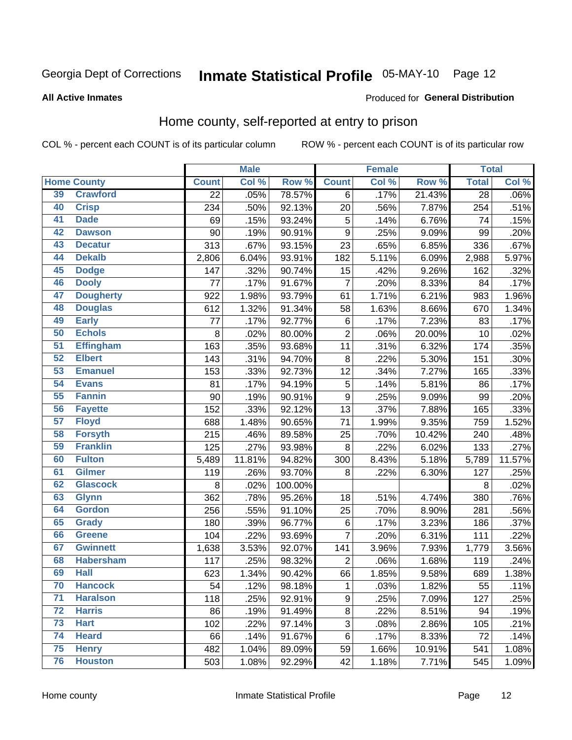Georgia Dept of Corrections **Inmate Statistical Profile** 05-MAY-10 Page 12

**All Active Inmates**

Produced for **General Distribution**

## Home county, self-reported at entry to prison

COL % - percent each COUNT is of its particular column ROW % - percent each COUNT is of its particular row

| Home County | | Male | | | Female | | | Total | |
|---|---|---|---|---|---|---|---|---|---|
| | | Count | Col % | Row % | Count | Col % | Row % | Total | Col % |
| 39 | Crawford | 22 | .05% | 78.57% | 6 | .17% | 21.43% | 28 | .06% |
| 40 | Crisp | 234 | .50% | 92.13% | 20 | .56% | 7.87% | 254 | .51% |
| 41 | Dade | 69 | .15% | 93.24% | 5 | .14% | 6.76% | 74 | .15% |
| 42 | Dawson | 90 | .19% | 90.91% | 9 | .25% | 9.09% | 99 | .20% |
| 43 | Decatur | 313 | .67% | 93.15% | 23 | .65% | 6.85% | 336 | .67% |
| 44 | Dekalb | 2,806 | 6.04% | 93.91% | 182 | 5.11% | 6.09% | 2,988 | 5.97% |
| 45 | Dodge | 147 | .32% | 90.74% | 15 | .42% | 9.26% | 162 | .32% |
| 46 | Dooly | 77 | .17% | 91.67% | 7 | .20% | 8.33% | 84 | .17% |
| 47 | Dougherty | 922 | 1.98% | 93.79% | 61 | 1.71% | 6.21% | 983 | 1.96% |
| 48 | Douglas | 612 | 1.32% | 91.34% | 58 | 1.63% | 8.66% | 670 | 1.34% |
| 49 | Early | 77 | .17% | 92.77% | 6 | .17% | 7.23% | 83 | .17% |
| 50 | Echols | 8 | .02% | 80.00% | 2 | .06% | 20.00% | 10 | .02% |
| 51 | Effingham | 163 | .35% | 93.68% | 11 | .31% | 6.32% | 174 | .35% |
| 52 | Elbert | 143 | .31% | 94.70% | 8 | .22% | 5.30% | 151 | .30% |
| 53 | Emanuel | 153 | .33% | 92.73% | 12 | .34% | 7.27% | 165 | .33% |
| 54 | Evans | 81 | .17% | 94.19% | 5 | .14% | 5.81% | 86 | .17% |
| 55 | Fannin | 90 | .19% | 90.91% | 9 | .25% | 9.09% | 99 | .20% |
| 56 | Fayette | 152 | .33% | 92.12% | 13 | .37% | 7.88% | 165 | .33% |
| 57 | Floyd | 688 | 1.48% | 90.65% | 71 | 1.99% | 9.35% | 759 | 1.52% |
| 58 | Forsyth | 215 | .46% | 89.58% | 25 | .70% | 10.42% | 240 | .48% |
| 59 | Franklin | 125 | .27% | 93.98% | 8 | .22% | 6.02% | 133 | .27% |
| 60 | Fulton | 5,489 | 11.81% | 94.82% | 300 | 8.43% | 5.18% | 5,789 | 11.57% |
| 61 | Gilmer | 119 | .26% | 93.70% | 8 | .22% | 6.30% | 127 | .25% |
| 62 | Glascock | 8 | .02% | 100.00% | | | | 8 | .02% |
| 63 | Glynn | 362 | .78% | 95.26% | 18 | .51% | 4.74% | 380 | .76% |
| 64 | Gordon | 256 | .55% | 91.10% | 25 | .70% | 8.90% | 281 | .56% |
| 65 | Grady | 180 | .39% | 96.77% | 6 | .17% | 3.23% | 186 | .37% |
| 66 | Greene | 104 | .22% | 93.69% | 7 | .20% | 6.31% | 111 | .22% |
| 67 | Gwinnett | 1,638 | 3.53% | 92.07% | 141 | 3.96% | 7.93% | 1,779 | 3.56% |
| 68 | Habersham | 117 | .25% | 98.32% | 2 | .06% | 1.68% | 119 | .24% |
| 69 | Hall | 623 | 1.34% | 90.42% | 66 | 1.85% | 9.58% | 689 | 1.38% |
| 70 | Hancock | 54 | .12% | 98.18% | 1 | .03% | 1.82% | 55 | .11% |
| 71 | Haralson | 118 | .25% | 92.91% | 9 | .25% | 7.09% | 127 | .25% |
| 72 | Harris | 86 | .19% | 91.49% | 8 | .22% | 8.51% | 94 | .19% |
| 73 | Hart | 102 | .22% | 97.14% | 3 | .08% | 2.86% | 105 | .21% |
| 74 | Heard | 66 | .14% | 91.67% | 6 | .17% | 8.33% | 72 | .14% |
| 75 | Henry | 482 | 1.04% | 89.09% | 59 | 1.66% | 10.91% | 541 | 1.08% |
| 76 | Houston | 503 | 1.08% | 92.29% | 42 | 1.18% | 7.71% | 545 | 1.09% |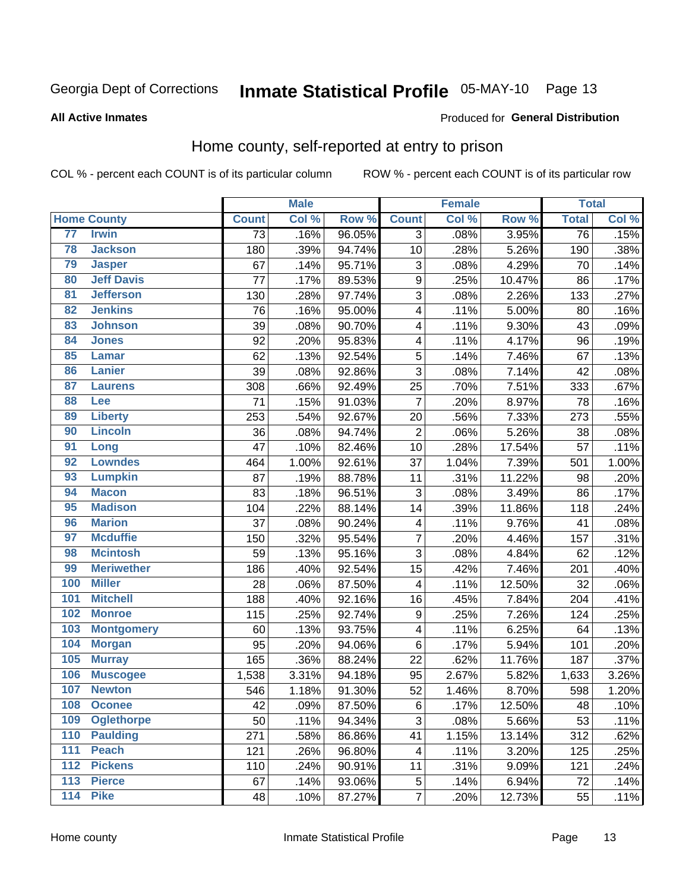Georgia Dept of Corrections **Inmate Statistical Profile** 05-MAY-10 Page 13

**All Active Inmates**

Produced for **General Distribution**

# Home county, self-reported at entry to prison

COL % - percent each COUNT is of its particular column ROW % - percent each COUNT is of its particular row

| | | Male | | | Female | | | Total | |
|---|---|---|---|---|---|---|---|---|---|
| **Home County** | | **Count** | **Col %** | **Row %** | **Count** | **Col %** | **Row %** | **Total** | **Col %** |
| 77 | Irwin | 73 | .16% | 96.05% | 3 | .08% | 3.95% | 76 | .15% |
| 78 | Jackson | 180 | .39% | 94.74% | 10 | .28% | 5.26% | 190 | .38% |
| 79 | Jasper | 67 | .14% | 95.71% | 3 | .08% | 4.29% | 70 | .14% |
| 80 | Jeff Davis | 77 | .17% | 89.53% | 9 | .25% | 10.47% | 86 | .17% |
| 81 | Jefferson | 130 | .28% | 97.74% | 3 | .08% | 2.26% | 133 | .27% |
| 82 | Jenkins | 76 | .16% | 95.00% | 4 | .11% | 5.00% | 80 | .16% |
| 83 | Johnson | 39 | .08% | 90.70% | 4 | .11% | 9.30% | 43 | .09% |
| 84 | Jones | 92 | .20% | 95.83% | 4 | .11% | 4.17% | 96 | .19% |
| 85 | Lamar | 62 | .13% | 92.54% | 5 | .14% | 7.46% | 67 | .13% |
| 86 | Lanier | 39 | .08% | 92.86% | 3 | .08% | 7.14% | 42 | .08% |
| 87 | Laurens | 308 | .66% | 92.49% | 25 | .70% | 7.51% | 333 | .67% |
| 88 | Lee | 71 | .15% | 91.03% | 7 | .20% | 8.97% | 78 | .16% |
| 89 | Liberty | 253 | .54% | 92.67% | 20 | .56% | 7.33% | 273 | .55% |
| 90 | Lincoln | 36 | .08% | 94.74% | 2 | .06% | 5.26% | 38 | .08% |
| 91 | Long | 47 | .10% | 82.46% | 10 | .28% | 17.54% | 57 | .11% |
| 92 | Lowndes | 464 | 1.00% | 92.61% | 37 | 1.04% | 7.39% | 501 | 1.00% |
| 93 | Lumpkin | 87 | .19% | 88.78% | 11 | .31% | 11.22% | 98 | .20% |
| 94 | Macon | 83 | .18% | 96.51% | 3 | .08% | 3.49% | 86 | .17% |
| 95 | Madison | 104 | .22% | 88.14% | 14 | .39% | 11.86% | 118 | .24% |
| 96 | Marion | 37 | .08% | 90.24% | 4 | .11% | 9.76% | 41 | .08% |
| 97 | Mcduffie | 150 | .32% | 95.54% | 7 | .20% | 4.46% | 157 | .31% |
| 98 | Mcintosh | 59 | .13% | 95.16% | 3 | .08% | 4.84% | 62 | .12% |
| 99 | Meriwether | 186 | .40% | 92.54% | 15 | .42% | 7.46% | 201 | .40% |
| 100 | Miller | 28 | .06% | 87.50% | 4 | .11% | 12.50% | 32 | .06% |
| 101 | Mitchell | 188 | .40% | 92.16% | 16 | .45% | 7.84% | 204 | .41% |
| 102 | Monroe | 115 | .25% | 92.74% | 9 | .25% | 7.26% | 124 | .25% |
| 103 | Montgomery | 60 | .13% | 93.75% | 4 | .11% | 6.25% | 64 | .13% |
| 104 | Morgan | 95 | .20% | 94.06% | 6 | .17% | 5.94% | 101 | .20% |
| 105 | Murray | 165 | .36% | 88.24% | 22 | .62% | 11.76% | 187 | .37% |
| 106 | Muscogee | 1,538 | 3.31% | 94.18% | 95 | 2.67% | 5.82% | 1,633 | 3.26% |
| 107 | Newton | 546 | 1.18% | 91.30% | 52 | 1.46% | 8.70% | 598 | 1.20% |
| 108 | Oconee | 42 | .09% | 87.50% | 6 | .17% | 12.50% | 48 | .10% |
| 109 | Oglethorpe | 50 | .11% | 94.34% | 3 | .08% | 5.66% | 53 | .11% |
| 110 | Paulding | 271 | .58% | 86.86% | 41 | 1.15% | 13.14% | 312 | .62% |
| 111 | Peach | 121 | .26% | 96.80% | 4 | .11% | 3.20% | 125 | .25% |
| 112 | Pickens | 110 | .24% | 90.91% | 11 | .31% | 9.09% | 121 | .24% |
| 113 | Pierce | 67 | .14% | 93.06% | 5 | .14% | 6.94% | 72 | .14% |
| 114 | Pike | 48 | .10% | 87.27% | 7 | .20% | 12.73% | 55 | .11% |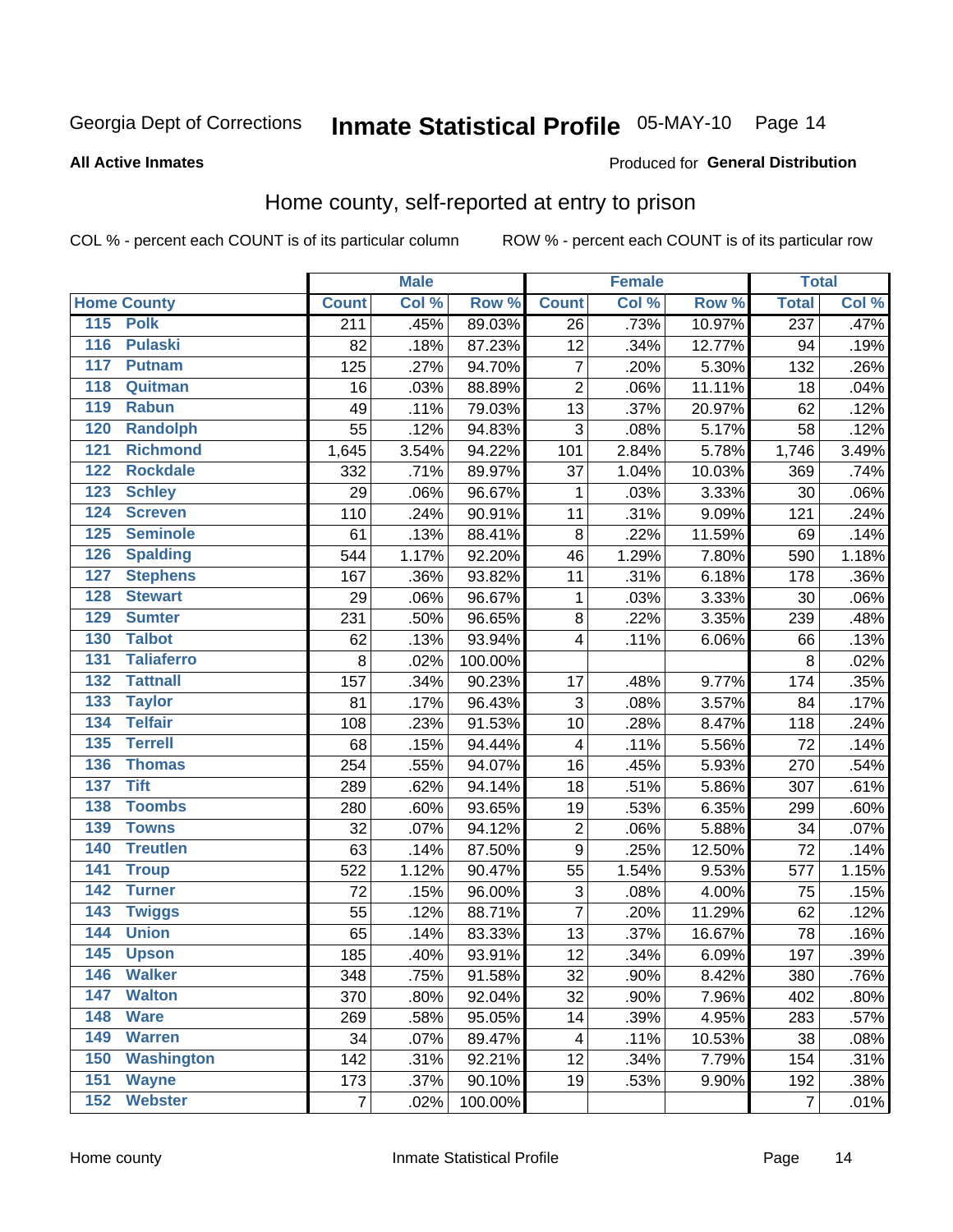Georgia Dept of Corrections **Inmate Statistical Profile** 05-MAY-10

**All Active Inmates**

Produced for **General Distribution**

## Home county, self-reported at entry to prison

COL % - percent each COUNT is of its particular column ROW % - percent each COUNT is of its particular row

| | Male | | | Female | | | Total | |
|---|---|---|---|---|---|---|---|---|
| **Home County** | **Count** | **Col %** | **Row %** | **Count** | **Col %** | **Row %** | **Total** | **Col %** |
| 115 Polk | 211 | .45% | 89.03% | 26 | .73% | 10.97% | 237 | .47% |
| 116 Pulaski | 82 | .18% | 87.23% | 12 | .34% | 12.77% | 94 | .19% |
| 117 Putnam | 125 | .27% | 94.70% | 7 | .20% | 5.30% | 132 | .26% |
| 118 Quitman | 16 | .03% | 88.89% | 2 | .06% | 11.11% | 18 | .04% |
| 119 Rabun | 49 | .11% | 79.03% | 13 | .37% | 20.97% | 62 | .12% |
| 120 Randolph | 55 | .12% | 94.83% | 3 | .08% | 5.17% | 58 | .12% |
| 121 Richmond | 1,645 | 3.54% | 94.22% | 101 | 2.84% | 5.78% | 1,746 | 3.49% |
| 122 Rockdale | 332 | .71% | 89.97% | 37 | 1.04% | 10.03% | 369 | .74% |
| 123 Schley | 29 | .06% | 96.67% | 1 | .03% | 3.33% | 30 | .06% |
| 124 Screven | 110 | .24% | 90.91% | 11 | .31% | 9.09% | 121 | .24% |
| 125 Seminole | 61 | .13% | 88.41% | 8 | .22% | 11.59% | 69 | .14% |
| 126 Spalding | 544 | 1.17% | 92.20% | 46 | 1.29% | 7.80% | 590 | 1.18% |
| 127 Stephens | 167 | .36% | 93.82% | 11 | .31% | 6.18% | 178 | .36% |
| 128 Stewart | 29 | .06% | 96.67% | 1 | .03% | 3.33% | 30 | .06% |
| 129 Sumter | 231 | .50% | 96.65% | 8 | .22% | 3.35% | 239 | .48% |
| 130 Talbot | 62 | .13% | 93.94% | 4 | .11% | 6.06% | 66 | .13% |
| 131 Taliaferro | 8 | .02% | 100.00% | | | | 8 | .02% |
| 132 Tattnall | 157 | .34% | 90.23% | 17 | .48% | 9.77% | 174 | .35% |
| 133 Taylor | 81 | .17% | 96.43% | 3 | .08% | 3.57% | 84 | .17% |
| 134 Telfair | 108 | .23% | 91.53% | 10 | .28% | 8.47% | 118 | .24% |
| 135 Terrell | 68 | .15% | 94.44% | 4 | .11% | 5.56% | 72 | .14% |
| 136 Thomas | 254 | .55% | 94.07% | 16 | .45% | 5.93% | 270 | .54% |
| 137 Tift | 289 | .62% | 94.14% | 18 | .51% | 5.86% | 307 | .61% |
| 138 Toombs | 280 | .60% | 93.65% | 19 | .53% | 6.35% | 299 | .60% |
| 139 Towns | 32 | .07% | 94.12% | 2 | .06% | 5.88% | 34 | .07% |
| 140 Treutlen | 63 | .14% | 87.50% | 9 | .25% | 12.50% | 72 | .14% |
| 141 Troup | 522 | 1.12% | 90.47% | 55 | 1.54% | 9.53% | 577 | 1.15% |
| 142 Turner | 72 | .15% | 96.00% | 3 | .08% | 4.00% | 75 | .15% |
| 143 Twiggs | 55 | .12% | 88.71% | 7 | .20% | 11.29% | 62 | .12% |
| 144 Union | 65 | .14% | 83.33% | 13 | .37% | 16.67% | 78 | .16% |
| 145 Upson | 185 | .40% | 93.91% | 12 | .34% | 6.09% | 197 | .39% |
| 146 Walker | 348 | .75% | 91.58% | 32 | .90% | 8.42% | 380 | .76% |
| 147 Walton | 370 | .80% | 92.04% | 32 | .90% | 7.96% | 402 | .80% |
| 148 Ware | 269 | .58% | 95.05% | 14 | .39% | 4.95% | 283 | .57% |
| 149 Warren | 34 | .07% | 89.47% | 4 | .11% | 10.53% | 38 | .08% |
| 150 Washington | 142 | .31% | 92.21% | 12 | .34% | 7.79% | 154 | .31% |
| 151 Wayne | 173 | .37% | 90.10% | 19 | .53% | 9.90% | 192 | .38% |
| 152 Webster | 7 | .02% | 100.00% | | | | 7 | .01% |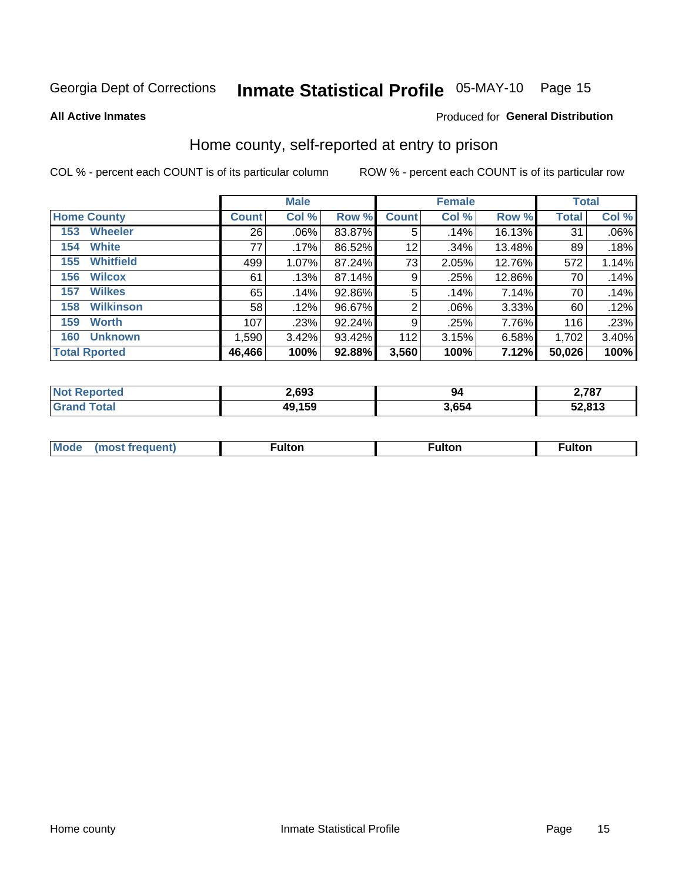Georgia Dept of Corrections **Inmate Statistical Profile** 05-MAY-10

**All Active Inmates**

Produced for **General Distribution**

## Home county, self-reported at entry to prison

COL % - percent each COUNT is of its particular column

ROW % - percent each COUNT is of its particular row

| | Male | | | Female | | | Total | |
|---|---|---|---|---|---|---|---|---|
| **Home County** | **Count** | **Col %** | **Row %** | **Count** | **Col %** | **Row %** | **Total** | **Col %** |
| 153 Wheeler | 26 | .06% | 83.87% | 5 | .14% | 16.13% | 31 | .06% |
| 154 White | 77 | .17% | 86.52% | 12 | .34% | 13.48% | 89 | .18% |
| 155 Whitfield | 499 | 1.07% | 87.24% | 73 | 2.05% | 12.76% | 572 | 1.14% |
| 156 Wilcox | 61 | .13% | 87.14% | 9 | .25% | 12.86% | 70 | .14% |
| 157 Wilkes | 65 | .14% | 92.86% | 5 | .14% | 7.14% | 70 | .14% |
| 158 Wilkinson | 58 | .12% | 96.67% | 2 | .06% | 3.33% | 60 | .12% |
| 159 Worth | 107 | .23% | 92.24% | 9 | .25% | 7.76% | 116 | .23% |
| 160 Unknown | 1,590 | 3.42% | 93.42% | 112 | 3.15% | 6.58% | 1,702 | 3.40% |
| **Total Rported** | **46,466** | **100%** | **92.88%** | **3,560** | **100%** | **7.12%** | **50,026** | **100%** |

| | Male | Female | Total |
|---|---|---|---|
| Not Reported | 2,693 | 94 | 2,787 |
| Grand Total | 49,159 | 3,654 | 52,813 |

| | Male | Female | Total |
|---|---|---|---|
| Mode (most frequent) | Fulton | Fulton | Fulton |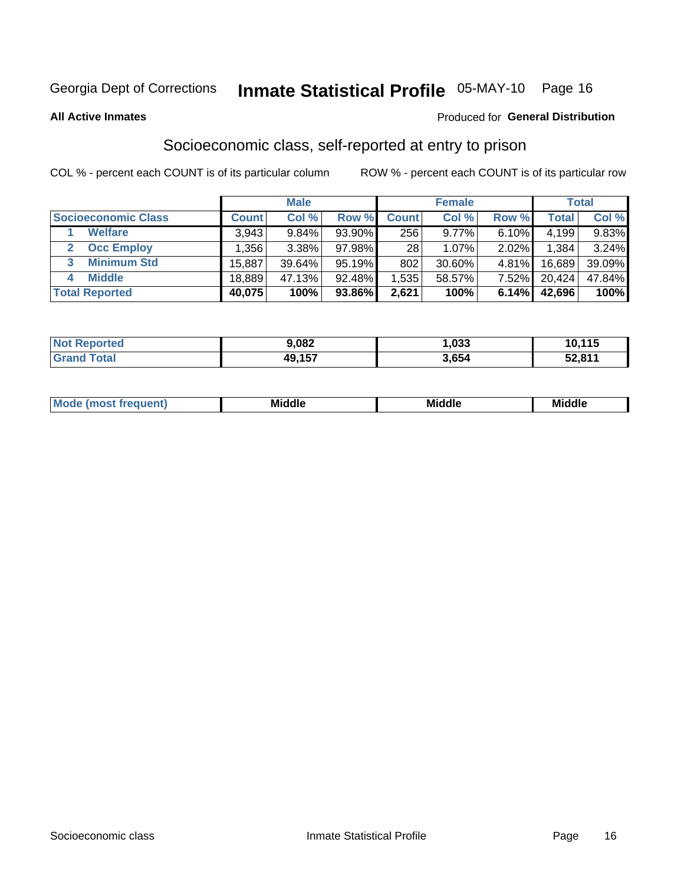Georgia Dept of Corrections **Inmate Statistical Profile** 05-MAY-10

**All Active Inmates**

Produced for **General Distribution**

## Socioeconomic class, self-reported at entry to prison

COL % - percent each COUNT is of its particular column    ROW % - percent each COUNT is of its particular row

| | Male | | | Female | | | Total | |
|---|---|---|---|---|---|---|---|---|
| Socioeconomic Class | Count | Col % | Row % | Count | Col % | Row % | Total | Col % |
| 1 Welfare | 3,943 | 9.84% | 93.90% | 256 | 9.77% | 6.10% | 4,199 | 9.83% |
| 2 Occ Employ | 1,356 | 3.38% | 97.98% | 28 | 1.07% | 2.02% | 1,384 | 3.24% |
| 3 Minimum Std | 15,887 | 39.64% | 95.19% | 802 | 30.60% | 4.81% | 16,689 | 39.09% |
| 4 Middle | 18,889 | 47.13% | 92.48% | 1,535 | 58.57% | 7.52% | 20,424 | 47.84% |
| **Total Reported** | **40,075** | **100%** | **93.86%** | **2,621** | **100%** | **6.14%** | **42,696** | **100%** |

| | Male | Female | Total |
|---|---|---|---|
| Not Reported | 9,082 | 1,033 | 10,115 |
| Grand Total | 49,157 | 3,654 | 52,811 |

| | Male | Female | Total |
|---|---|---|---|
| Mode (most frequent) | Middle | Middle | Middle |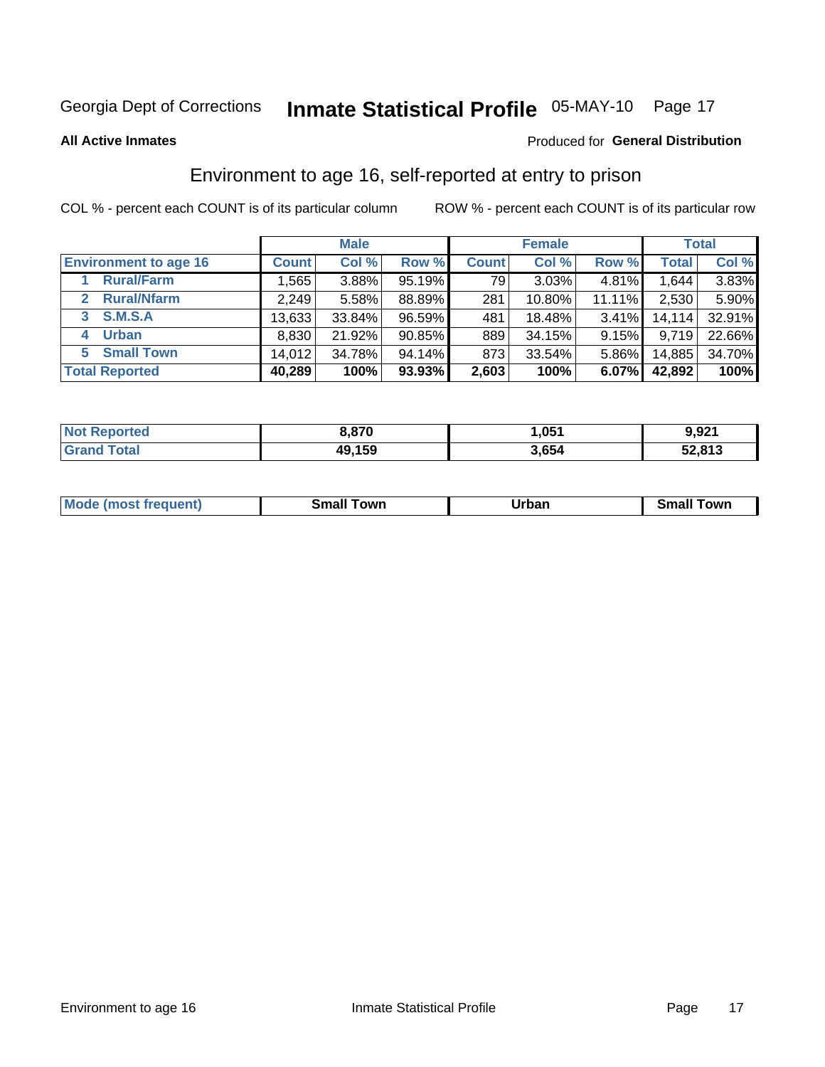Georgia Dept of Corrections **Inmate Statistical Profile** 05-MAY-10 Page 17

**All Active Inmates**

Produced for **General Distribution**

## Environment to age 16, self-reported at entry to prison

COL % - percent each COUNT is of its particular column

ROW % - percent each COUNT is of its particular row

| | Male | | | Female | | | Total | |
|---|---|---|---|---|---|---|---|---|
| **Environment to age 16** | **Count** | **Col %** | **Row %** | **Count** | **Col %** | **Row %** | **Total** | **Col %** |
| 1 **Rural/Farm** | 1,565 | 3.88% | 95.19% | 79 | 3.03% | 4.81% | 1,644 | 3.83% |
| 2 **Rural/Nfarm** | 2,249 | 5.58% | 88.89% | 281 | 10.80% | 11.11% | 2,530 | 5.90% |
| 3 **S.M.S.A** | 13,633 | 33.84% | 96.59% | 481 | 18.48% | 3.41% | 14,114 | 32.91% |
| 4 **Urban** | 8,830 | 21.92% | 90.85% | 889 | 34.15% | 9.15% | 9,719 | 22.66% |
| 5 **Small Town** | 14,012 | 34.78% | 94.14% | 873 | 33.54% | 5.86% | 14,885 | 34.70% |
| **Total Reported** | **40,289** | **100%** | **93.93%** | **2,603** | **100%** | **6.07%** | **42,892** | **100%** |

| | Male | Female | Total |
|---|---|---|---|
| **Not Reported** | **8,870** | **1,051** | **9,921** |
| **Grand Total** | **49,159** | **3,654** | **52,813** |

| | Male | Female | Total |
|---|---|---|---|
| **Mode (most frequent)** | **Small Town** | **Urban** | **Small Town** |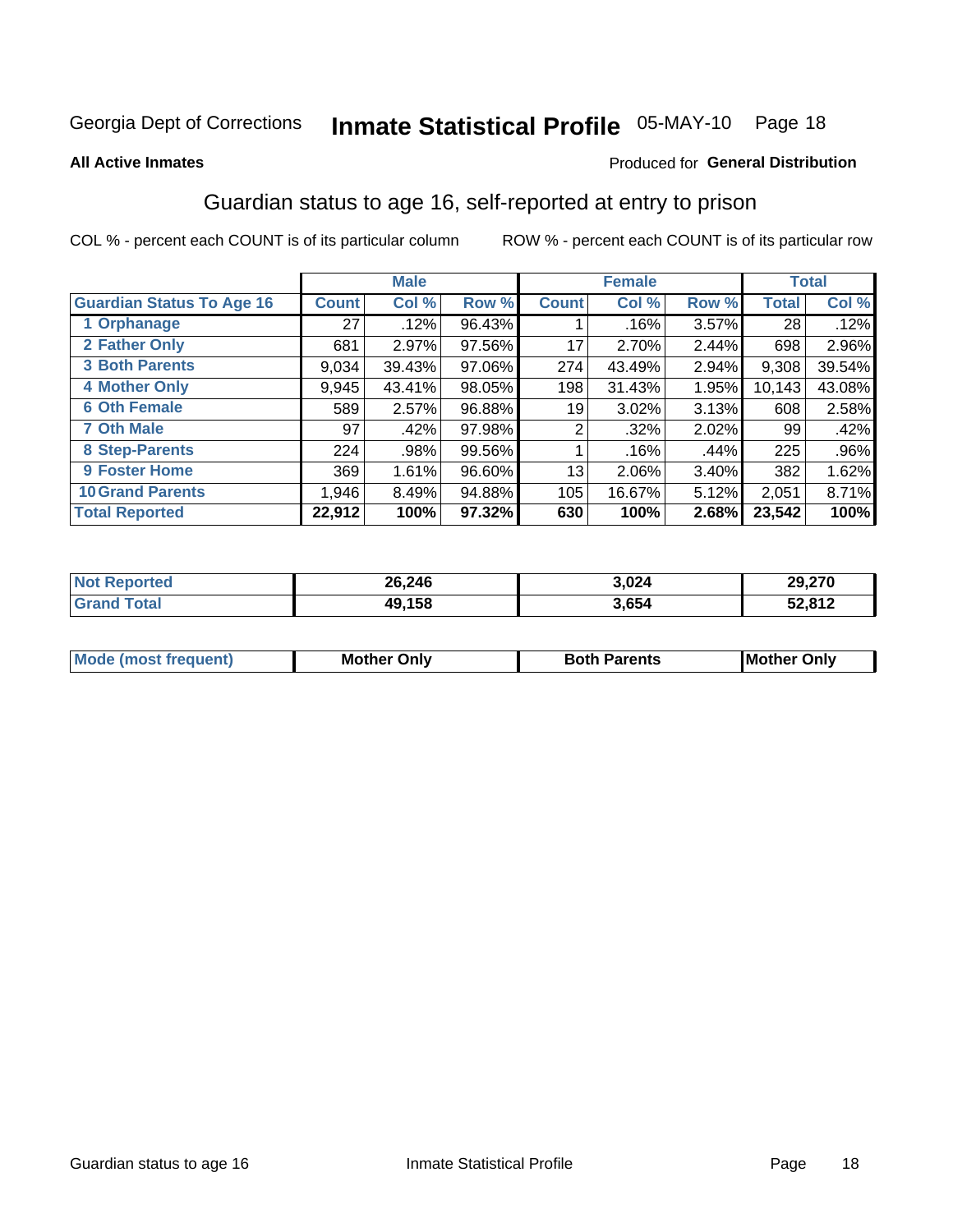Georgia Dept of Corrections **Inmate Statistical Profile** 05-MAY-10

**All Active Inmates**

Produced for **General Distribution**

## Guardian status to age 16, self-reported at entry to prison

COL % - percent each COUNT is of its particular column ROW % - percent each COUNT is of its particular row

| | Male | | | Female | | | Total | |
|---|---|---|---|---|---|---|---|---|
| **Guardian Status To Age 16** | **Count** | **Col %** | **Row %** | **Count** | **Col %** | **Row %** | **Total** | **Col %** |
| 1 Orphanage | 27 | .12% | 96.43% | 1 | .16% | 3.57% | 28 | .12% |
| 2 Father Only | 681 | 2.97% | 97.56% | 17 | 2.70% | 2.44% | 698 | 2.96% |
| 3 Both Parents | 9,034 | 39.43% | 97.06% | 274 | 43.49% | 2.94% | 9,308 | 39.54% |
| 4 Mother Only | 9,945 | 43.41% | 98.05% | 198 | 31.43% | 1.95% | 10,143 | 43.08% |
| 6 Oth Female | 589 | 2.57% | 96.88% | 19 | 3.02% | 3.13% | 608 | 2.58% |
| 7 Oth Male | 97 | .42% | 97.98% | 2 | .32% | 2.02% | 99 | .42% |
| 8 Step-Parents | 224 | .98% | 99.56% | 1 | .16% | .44% | 225 | .96% |
| 9 Foster Home | 369 | 1.61% | 96.60% | 13 | 2.06% | 3.40% | 382 | 1.62% |
| 10 Grand Parents | 1,946 | 8.49% | 94.88% | 105 | 16.67% | 5.12% | 2,051 | 8.71% |
| **Total Reported** | **22,912** | **100%** | **97.32%** | **630** | **100%** | **2.68%** | **23,542** | **100%** |

| | Male | Female | Total |
|---|---|---|---|
| Not Reported | 26,246 | 3,024 | 29,270 |
| Grand Total | 49,158 | 3,654 | 52,812 |

| | Male | Female | Total |
|---|---|---|---|
| Mode (most frequent) | Mother Only | Both Parents | Mother Only |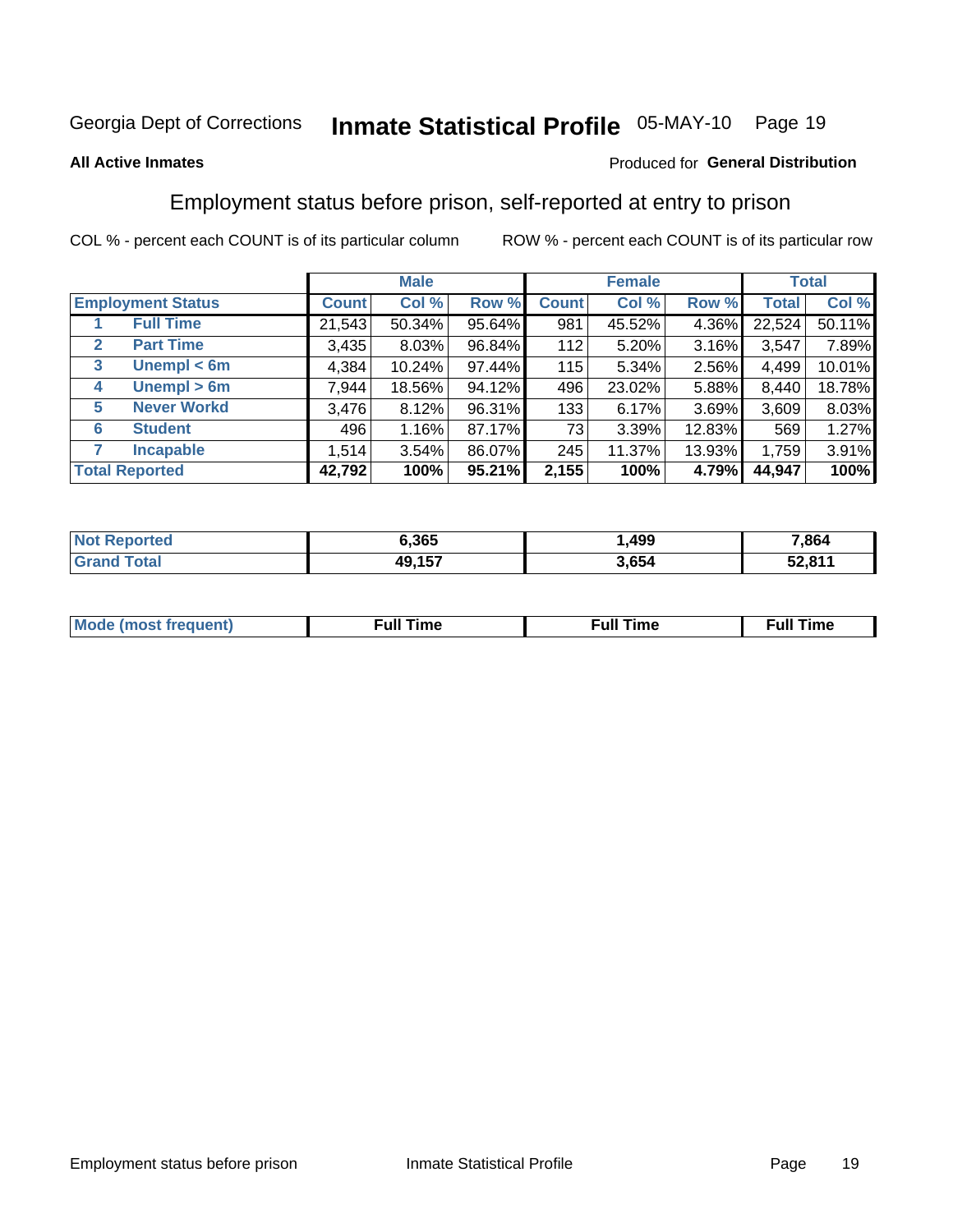Georgia Dept of Corrections **Inmate Statistical Profile** 05-MAY-10 Page 19

**All Active Inmates**

Produced for **General Distribution**

## Employment status before prison, self-reported at entry to prison

COL % - percent each COUNT is of its particular column ROW % - percent each COUNT is of its particular row

| | | Male | | | Female | | | Total | |
|---|---|---|---|---|---|---|---|---|---|
| **Employment Status** | | **Count** | **Col %** | **Row %** | **Count** | **Col %** | **Row %** | **Total** | **Col %** |
| 1 | **Full Time** | 21,543 | 50.34% | 95.64% | 981 | 45.52% | 4.36% | 22,524 | 50.11% |
| 2 | **Part Time** | 3,435 | 8.03% | 96.84% | 112 | 5.20% | 3.16% | 3,547 | 7.89% |
| 3 | **Unempl < 6m** | 4,384 | 10.24% | 97.44% | 115 | 5.34% | 2.56% | 4,499 | 10.01% |
| 4 | **Unempl > 6m** | 7,944 | 18.56% | 94.12% | 496 | 23.02% | 5.88% | 8,440 | 18.78% |
| 5 | **Never Workd** | 3,476 | 8.12% | 96.31% | 133 | 6.17% | 3.69% | 3,609 | 8.03% |
| 6 | **Student** | 496 | 1.16% | 87.17% | 73 | 3.39% | 12.83% | 569 | 1.27% |
| 7 | **Incapable** | 1,514 | 3.54% | 86.07% | 245 | 11.37% | 13.93% | 1,759 | 3.91% |
| **Total Reported** | | **42,792** | **100%** | **95.21%** | **2,155** | **100%** | **4.79%** | **44,947** | **100%** |

| | Male | Female | Total |
|---|---|---|---|
| **Not Reported** | **6,365** | **1,499** | **7,864** |
| **Grand Total** | **49,157** | **3,654** | **52,811** |

| | Male | Female | Total |
|---|---|---|---|
| **Mode (most frequent)** | **Full Time** | **Full Time** | **Full Time** |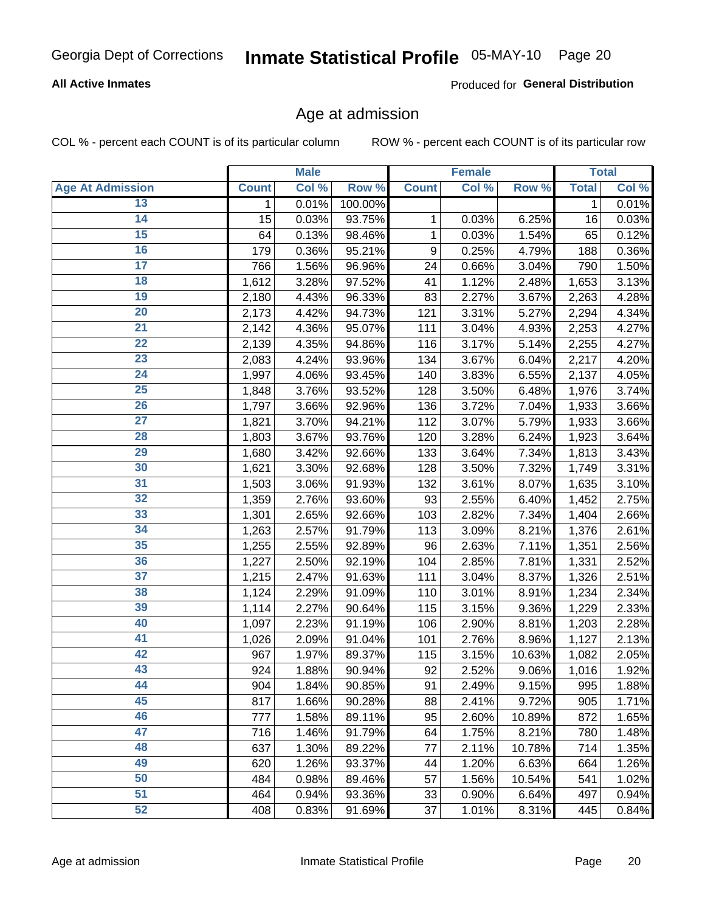Georgia Dept of Corrections **Inmate Statistical Profile** 05-MAY-10

**All Active Inmates**

Produced for **General Distribution**

## Age at admission

COL % - percent each COUNT is of its particular column ROW % - percent each COUNT is of its particular row

| | Male | | | Female | | | Total | |
|---|---|---|---|---|---|---|---|---|
| Age At Admission | Count | Col % | Row % | Count | Col % | Row % | Total | Col % |
| 13 | 1 | 0.01% | 100.00% | | | | 1 | 0.01% |
| 14 | 15 | 0.03% | 93.75% | 1 | 0.03% | 6.25% | 16 | 0.03% |
| 15 | 64 | 0.13% | 98.46% | 1 | 0.03% | 1.54% | 65 | 0.12% |
| 16 | 179 | 0.36% | 95.21% | 9 | 0.25% | 4.79% | 188 | 0.36% |
| 17 | 766 | 1.56% | 96.96% | 24 | 0.66% | 3.04% | 790 | 1.50% |
| 18 | 1,612 | 3.28% | 97.52% | 41 | 1.12% | 2.48% | 1,653 | 3.13% |
| 19 | 2,180 | 4.43% | 96.33% | 83 | 2.27% | 3.67% | 2,263 | 4.28% |
| 20 | 2,173 | 4.42% | 94.73% | 121 | 3.31% | 5.27% | 2,294 | 4.34% |
| 21 | 2,142 | 4.36% | 95.07% | 111 | 3.04% | 4.93% | 2,253 | 4.27% |
| 22 | 2,139 | 4.35% | 94.86% | 116 | 3.17% | 5.14% | 2,255 | 4.27% |
| 23 | 2,083 | 4.24% | 93.96% | 134 | 3.67% | 6.04% | 2,217 | 4.20% |
| 24 | 1,997 | 4.06% | 93.45% | 140 | 3.83% | 6.55% | 2,137 | 4.05% |
| 25 | 1,848 | 3.76% | 93.52% | 128 | 3.50% | 6.48% | 1,976 | 3.74% |
| 26 | 1,797 | 3.66% | 92.96% | 136 | 3.72% | 7.04% | 1,933 | 3.66% |
| 27 | 1,821 | 3.70% | 94.21% | 112 | 3.07% | 5.79% | 1,933 | 3.66% |
| 28 | 1,803 | 3.67% | 93.76% | 120 | 3.28% | 6.24% | 1,923 | 3.64% |
| 29 | 1,680 | 3.42% | 92.66% | 133 | 3.64% | 7.34% | 1,813 | 3.43% |
| 30 | 1,621 | 3.30% | 92.68% | 128 | 3.50% | 7.32% | 1,749 | 3.31% |
| 31 | 1,503 | 3.06% | 91.93% | 132 | 3.61% | 8.07% | 1,635 | 3.10% |
| 32 | 1,359 | 2.76% | 93.60% | 93 | 2.55% | 6.40% | 1,452 | 2.75% |
| 33 | 1,301 | 2.65% | 92.66% | 103 | 2.82% | 7.34% | 1,404 | 2.66% |
| 34 | 1,263 | 2.57% | 91.79% | 113 | 3.09% | 8.21% | 1,376 | 2.61% |
| 35 | 1,255 | 2.55% | 92.89% | 96 | 2.63% | 7.11% | 1,351 | 2.56% |
| 36 | 1,227 | 2.50% | 92.19% | 104 | 2.85% | 7.81% | 1,331 | 2.52% |
| 37 | 1,215 | 2.47% | 91.63% | 111 | 3.04% | 8.37% | 1,326 | 2.51% |
| 38 | 1,124 | 2.29% | 91.09% | 110 | 3.01% | 8.91% | 1,234 | 2.34% |
| 39 | 1,114 | 2.27% | 90.64% | 115 | 3.15% | 9.36% | 1,229 | 2.33% |
| 40 | 1,097 | 2.23% | 91.19% | 106 | 2.90% | 8.81% | 1,203 | 2.28% |
| 41 | 1,026 | 2.09% | 91.04% | 101 | 2.76% | 8.96% | 1,127 | 2.13% |
| 42 | 967 | 1.97% | 89.37% | 115 | 3.15% | 10.63% | 1,082 | 2.05% |
| 43 | 924 | 1.88% | 90.94% | 92 | 2.52% | 9.06% | 1,016 | 1.92% |
| 44 | 904 | 1.84% | 90.85% | 91 | 2.49% | 9.15% | 995 | 1.88% |
| 45 | 817 | 1.66% | 90.28% | 88 | 2.41% | 9.72% | 905 | 1.71% |
| 46 | 777 | 1.58% | 89.11% | 95 | 2.60% | 10.89% | 872 | 1.65% |
| 47 | 716 | 1.46% | 91.79% | 64 | 1.75% | 8.21% | 780 | 1.48% |
| 48 | 637 | 1.30% | 89.22% | 77 | 2.11% | 10.78% | 714 | 1.35% |
| 49 | 620 | 1.26% | 93.37% | 44 | 1.20% | 6.63% | 664 | 1.26% |
| 50 | 484 | 0.98% | 89.46% | 57 | 1.56% | 10.54% | 541 | 1.02% |
| 51 | 464 | 0.94% | 93.36% | 33 | 0.90% | 6.64% | 497 | 0.94% |
| 52 | 408 | 0.83% | 91.69% | 37 | 1.01% | 8.31% | 445 | 0.84% |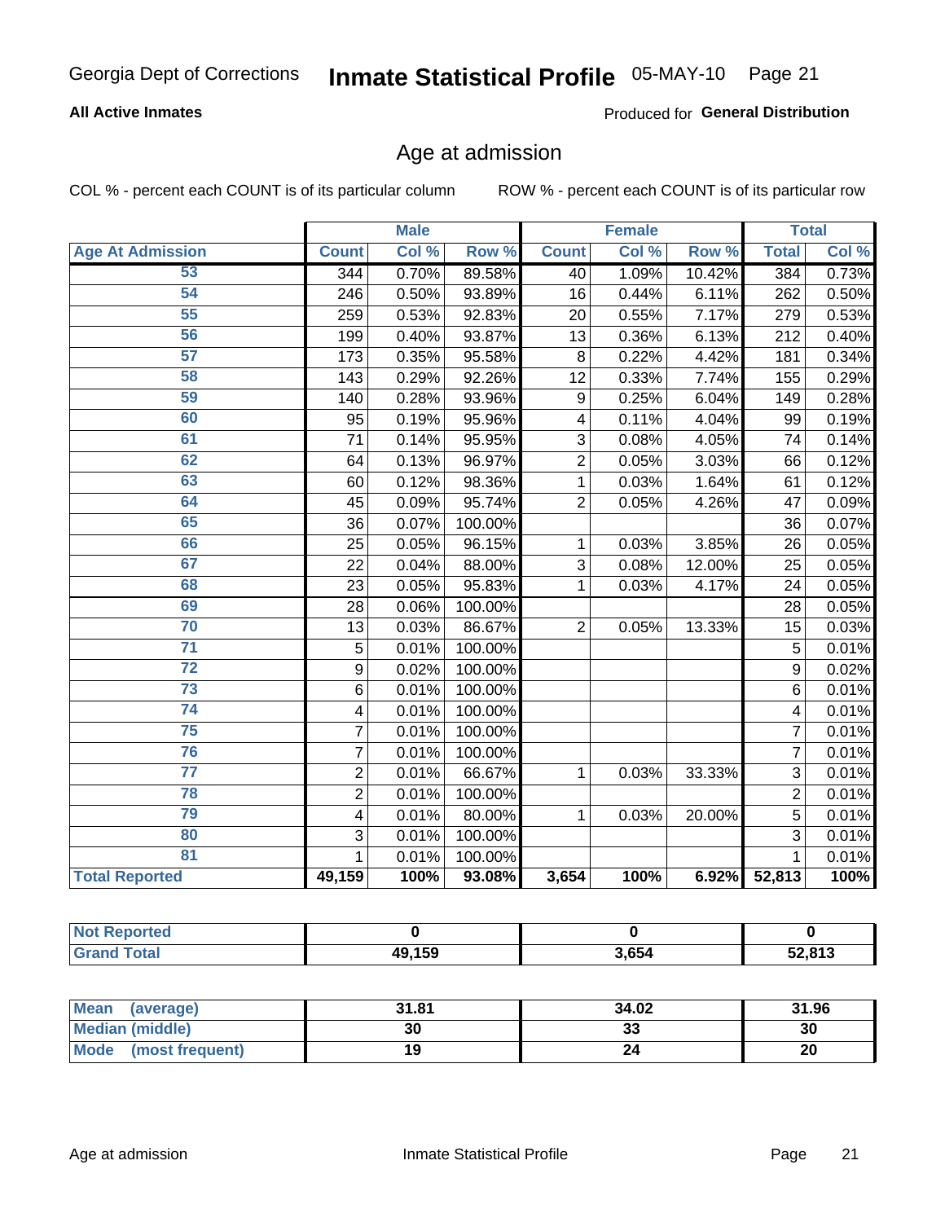Georgia Dept of Corrections **Inmate Statistical Profile** 05-MAY-10

**All Active Inmates**

Produced for **General Distribution**

## Age at admission

COL % - percent each COUNT is of its particular column     ROW % - percent each COUNT is of its particular row

| | Male | | | Female | | | Total | |
|---|---|---|---|---|---|---|---|---|
| **Age At Admission** | **Count** | **Col %** | **Row %** | **Count** | **Col %** | **Row %** | **Total** | **Col %** |
| 53 | 344 | 0.70% | 89.58% | 40 | 1.09% | 10.42% | 384 | 0.73% |
| 54 | 246 | 0.50% | 93.89% | 16 | 0.44% | 6.11% | 262 | 0.50% |
| 55 | 259 | 0.53% | 92.83% | 20 | 0.55% | 7.17% | 279 | 0.53% |
| 56 | 199 | 0.40% | 93.87% | 13 | 0.36% | 6.13% | 212 | 0.40% |
| 57 | 173 | 0.35% | 95.58% | 8 | 0.22% | 4.42% | 181 | 0.34% |
| 58 | 143 | 0.29% | 92.26% | 12 | 0.33% | 7.74% | 155 | 0.29% |
| 59 | 140 | 0.28% | 93.96% | 9 | 0.25% | 6.04% | 149 | 0.28% |
| 60 | 95 | 0.19% | 95.96% | 4 | 0.11% | 4.04% | 99 | 0.19% |
| 61 | 71 | 0.14% | 95.95% | 3 | 0.08% | 4.05% | 74 | 0.14% |
| 62 | 64 | 0.13% | 96.97% | 2 | 0.05% | 3.03% | 66 | 0.12% |
| 63 | 60 | 0.12% | 98.36% | 1 | 0.03% | 1.64% | 61 | 0.12% |
| 64 | 45 | 0.09% | 95.74% | 2 | 0.05% | 4.26% | 47 | 0.09% |
| 65 | 36 | 0.07% | 100.00% | | | | 36 | 0.07% |
| 66 | 25 | 0.05% | 96.15% | 1 | 0.03% | 3.85% | 26 | 0.05% |
| 67 | 22 | 0.04% | 88.00% | 3 | 0.08% | 12.00% | 25 | 0.05% |
| 68 | 23 | 0.05% | 95.83% | 1 | 0.03% | 4.17% | 24 | 0.05% |
| 69 | 28 | 0.06% | 100.00% | | | | 28 | 0.05% |
| 70 | 13 | 0.03% | 86.67% | 2 | 0.05% | 13.33% | 15 | 0.03% |
| 71 | 5 | 0.01% | 100.00% | | | | 5 | 0.01% |
| 72 | 9 | 0.02% | 100.00% | | | | 9 | 0.02% |
| 73 | 6 | 0.01% | 100.00% | | | | 6 | 0.01% |
| 74 | 4 | 0.01% | 100.00% | | | | 4 | 0.01% |
| 75 | 7 | 0.01% | 100.00% | | | | 7 | 0.01% |
| 76 | 7 | 0.01% | 100.00% | | | | 7 | 0.01% |
| 77 | 2 | 0.01% | 66.67% | 1 | 0.03% | 33.33% | 3 | 0.01% |
| 78 | 2 | 0.01% | 100.00% | | | | 2 | 0.01% |
| 79 | 4 | 0.01% | 80.00% | 1 | 0.03% | 20.00% | 5 | 0.01% |
| 80 | 3 | 0.01% | 100.00% | | | | 3 | 0.01% |
| 81 | 1 | 0.01% | 100.00% | | | | 1 | 0.01% |
| **Total Reported** | **49,159** | **100%** | **93.08%** | **3,654** | **100%** | **6.92%** | **52,813** | **100%** |

| | Male | Female | Total |
|---|---|---|---|
| **Not Reported** | **0** | **0** | **0** |
| **Grand Total** | **49,159** | **3,654** | **52,813** |

| | Male | Female | Total |
|---|---|---|---|
| **Mean (average)** | **31.81** | **34.02** | **31.96** |
| **Median (middle)** | **30** | **33** | **30** |
| **Mode (most frequent)** | **19** | **24** | **20** |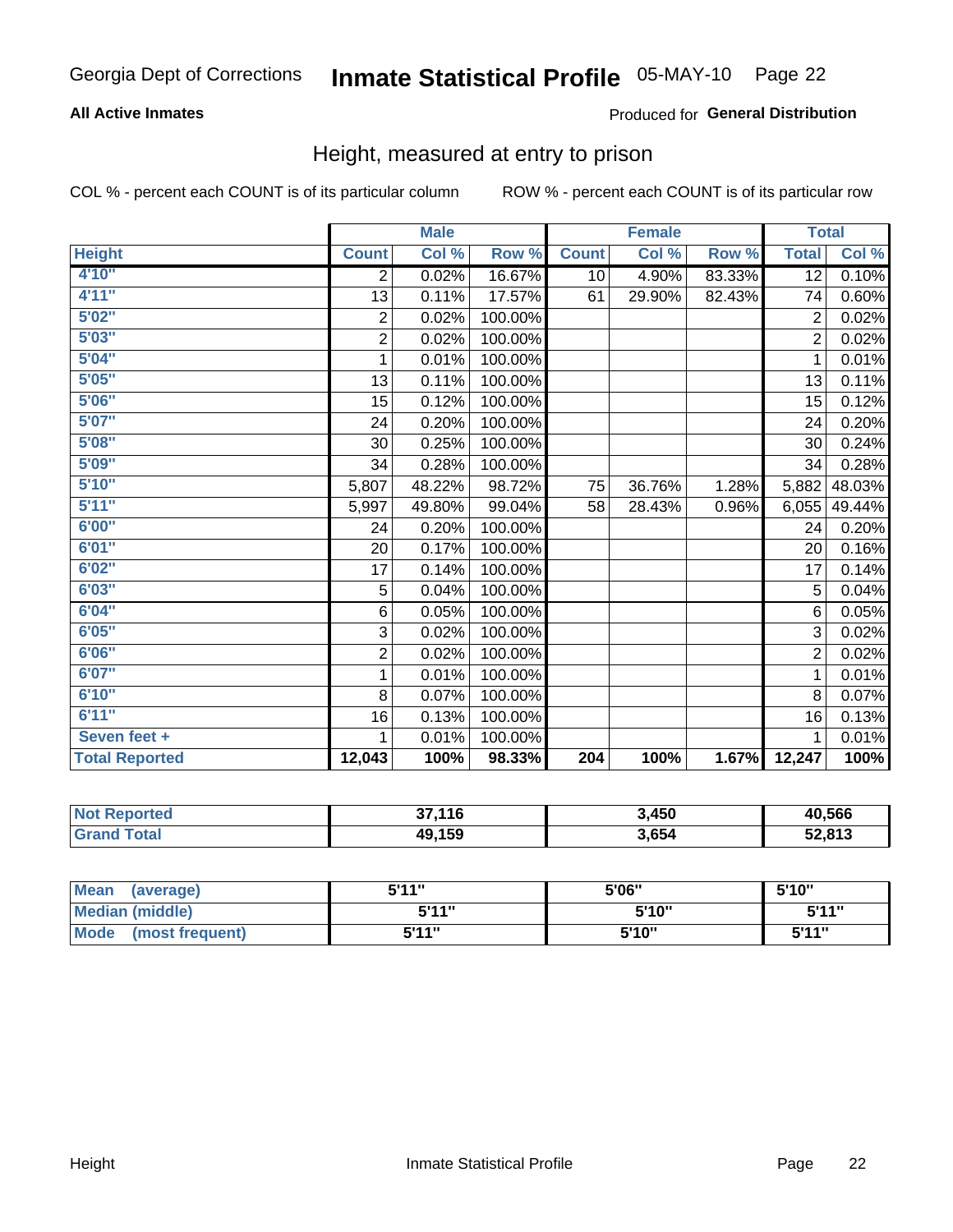Georgia Dept of Corrections **Inmate Statistical Profile** 05-MAY-10

**All Active Inmates**

Produced for **General Distribution**

## Height, measured at entry to prison

COL % - percent each COUNT is of its particular column

ROW % - percent each COUNT is of its particular row

| | Male | | | Female | | | Total | |
|---|---|---|---|---|---|---|---|---|
| **Height** | **Count** | **Col %** | **Row %** | **Count** | **Col %** | **Row %** | **Total** | **Col %** |
| 4'10" | 2 | 0.02% | 16.67% | 10 | 4.90% | 83.33% | 12 | 0.10% |
| 4'11" | 13 | 0.11% | 17.57% | 61 | 29.90% | 82.43% | 74 | 0.60% |
| 5'02" | 2 | 0.02% | 100.00% | | | | 2 | 0.02% |
| 5'03" | 2 | 0.02% | 100.00% | | | | 2 | 0.02% |
| 5'04" | 1 | 0.01% | 100.00% | | | | 1 | 0.01% |
| 5'05" | 13 | 0.11% | 100.00% | | | | 13 | 0.11% |
| 5'06" | 15 | 0.12% | 100.00% | | | | 15 | 0.12% |
| 5'07" | 24 | 0.20% | 100.00% | | | | 24 | 0.20% |
| 5'08" | 30 | 0.25% | 100.00% | | | | 30 | 0.24% |
| 5'09" | 34 | 0.28% | 100.00% | | | | 34 | 0.28% |
| 5'10" | 5,807 | 48.22% | 98.72% | 75 | 36.76% | 1.28% | 5,882 | 48.03% |
| 5'11" | 5,997 | 49.80% | 99.04% | 58 | 28.43% | 0.96% | 6,055 | 49.44% |
| 6'00" | 24 | 0.20% | 100.00% | | | | 24 | 0.20% |
| 6'01" | 20 | 0.17% | 100.00% | | | | 20 | 0.16% |
| 6'02" | 17 | 0.14% | 100.00% | | | | 17 | 0.14% |
| 6'03" | 5 | 0.04% | 100.00% | | | | 5 | 0.04% |
| 6'04" | 6 | 0.05% | 100.00% | | | | 6 | 0.05% |
| 6'05" | 3 | 0.02% | 100.00% | | | | 3 | 0.02% |
| 6'06" | 2 | 0.02% | 100.00% | | | | 2 | 0.02% |
| 6'07" | 1 | 0.01% | 100.00% | | | | 1 | 0.01% |
| 6'10" | 8 | 0.07% | 100.00% | | | | 8 | 0.07% |
| 6'11" | 16 | 0.13% | 100.00% | | | | 16 | 0.13% |
| Seven feet + | 1 | 0.01% | 100.00% | | | | 1 | 0.01% |
| **Total Reported** | **12,043** | **100%** | **98.33%** | **204** | **100%** | **1.67%** | **12,247** | **100%** |

| | Male | Female | Total |
|---|---|---|---|
| **Not Reported** | **37,116** | **3,450** | **40,566** |
| **Grand Total** | **49,159** | **3,654** | **52,813** |

| | Male | Female | Total |
|---|---|---|---|
| **Mean (average)** | **5'11"** | **5'06"** | **5'10"** |
| **Median (middle)** | **5'11"** | **5'10"** | **5'11"** |
| **Mode (most frequent)** | **5'11"** | **5'10"** | **5'11"** |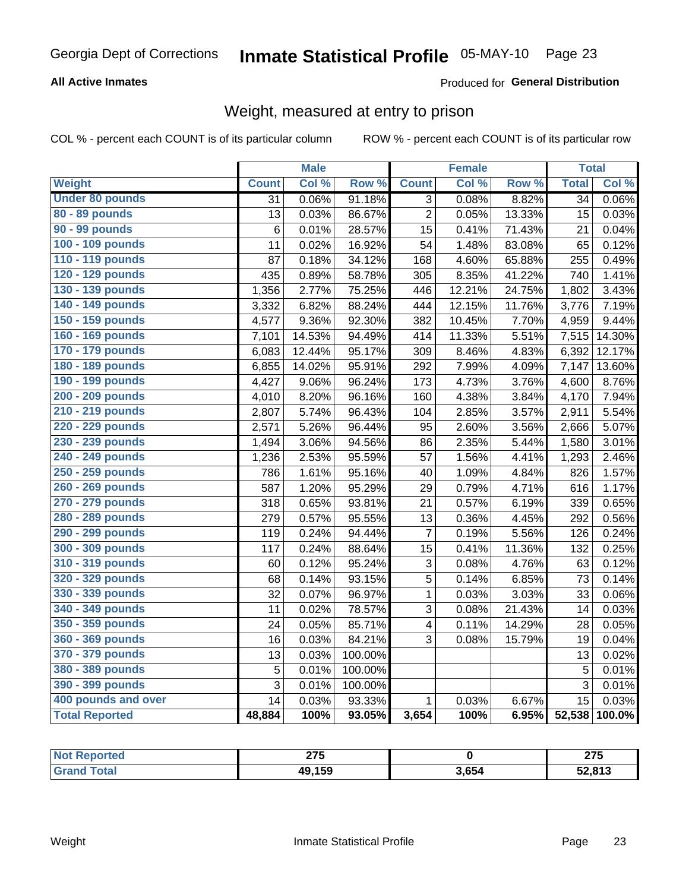Georgia Dept of Corrections **Inmate Statistical Profile** 05-MAY-10

**All Active Inmates**

Produced for **General Distribution**

## Weight, measured at entry to prison

COL % - percent each COUNT is of its particular column  ROW % - percent each COUNT is of its particular row

| | Male | | | Female | | | Total | |
|---|---|---|---|---|---|---|---|---|
| **Weight** | **Count** | **Col %** | **Row %** | **Count** | **Col %** | **Row %** | **Total** | **Col %** |
| **Under 80 pounds** | 31 | 0.06% | 91.18% | 3 | 0.08% | 8.82% | 34 | 0.06% |
| **80 - 89 pounds** | 13 | 0.03% | 86.67% | 2 | 0.05% | 13.33% | 15 | 0.03% |
| **90 - 99 pounds** | 6 | 0.01% | 28.57% | 15 | 0.41% | 71.43% | 21 | 0.04% |
| **100 - 109 pounds** | 11 | 0.02% | 16.92% | 54 | 1.48% | 83.08% | 65 | 0.12% |
| **110 - 119 pounds** | 87 | 0.18% | 34.12% | 168 | 4.60% | 65.88% | 255 | 0.49% |
| **120 - 129 pounds** | 435 | 0.89% | 58.78% | 305 | 8.35% | 41.22% | 740 | 1.41% |
| **130 - 139 pounds** | 1,356 | 2.77% | 75.25% | 446 | 12.21% | 24.75% | 1,802 | 3.43% |
| **140 - 149 pounds** | 3,332 | 6.82% | 88.24% | 444 | 12.15% | 11.76% | 3,776 | 7.19% |
| **150 - 159 pounds** | 4,577 | 9.36% | 92.30% | 382 | 10.45% | 7.70% | 4,959 | 9.44% |
| **160 - 169 pounds** | 7,101 | 14.53% | 94.49% | 414 | 11.33% | 5.51% | 7,515 | 14.30% |
| **170 - 179 pounds** | 6,083 | 12.44% | 95.17% | 309 | 8.46% | 4.83% | 6,392 | 12.17% |
| **180 - 189 pounds** | 6,855 | 14.02% | 95.91% | 292 | 7.99% | 4.09% | 7,147 | 13.60% |
| **190 - 199 pounds** | 4,427 | 9.06% | 96.24% | 173 | 4.73% | 3.76% | 4,600 | 8.76% |
| **200 - 209 pounds** | 4,010 | 8.20% | 96.16% | 160 | 4.38% | 3.84% | 4,170 | 7.94% |
| **210 - 219 pounds** | 2,807 | 5.74% | 96.43% | 104 | 2.85% | 3.57% | 2,911 | 5.54% |
| **220 - 229 pounds** | 2,571 | 5.26% | 96.44% | 95 | 2.60% | 3.56% | 2,666 | 5.07% |
| **230 - 239 pounds** | 1,494 | 3.06% | 94.56% | 86 | 2.35% | 5.44% | 1,580 | 3.01% |
| **240 - 249 pounds** | 1,236 | 2.53% | 95.59% | 57 | 1.56% | 4.41% | 1,293 | 2.46% |
| **250 - 259 pounds** | 786 | 1.61% | 95.16% | 40 | 1.09% | 4.84% | 826 | 1.57% |
| **260 - 269 pounds** | 587 | 1.20% | 95.29% | 29 | 0.79% | 4.71% | 616 | 1.17% |
| **270 - 279 pounds** | 318 | 0.65% | 93.81% | 21 | 0.57% | 6.19% | 339 | 0.65% |
| **280 - 289 pounds** | 279 | 0.57% | 95.55% | 13 | 0.36% | 4.45% | 292 | 0.56% |
| **290 - 299 pounds** | 119 | 0.24% | 94.44% | 7 | 0.19% | 5.56% | 126 | 0.24% |
| **300 - 309 pounds** | 117 | 0.24% | 88.64% | 15 | 0.41% | 11.36% | 132 | 0.25% |
| **310 - 319 pounds** | 60 | 0.12% | 95.24% | 3 | 0.08% | 4.76% | 63 | 0.12% |
| **320 - 329 pounds** | 68 | 0.14% | 93.15% | 5 | 0.14% | 6.85% | 73 | 0.14% |
| **330 - 339 pounds** | 32 | 0.07% | 96.97% | 1 | 0.03% | 3.03% | 33 | 0.06% |
| **340 - 349 pounds** | 11 | 0.02% | 78.57% | 3 | 0.08% | 21.43% | 14 | 0.03% |
| **350 - 359 pounds** | 24 | 0.05% | 85.71% | 4 | 0.11% | 14.29% | 28 | 0.05% |
| **360 - 369 pounds** | 16 | 0.03% | 84.21% | 3 | 0.08% | 15.79% | 19 | 0.04% |
| **370 - 379 pounds** | 13 | 0.03% | 100.00% | | | | 13 | 0.02% |
| **380 - 389 pounds** | 5 | 0.01% | 100.00% | | | | 5 | 0.01% |
| **390 - 399 pounds** | 3 | 0.01% | 100.00% | | | | 3 | 0.01% |
| **400 pounds and over** | 14 | 0.03% | 93.33% | 1 | 0.03% | 6.67% | 15 | 0.03% |
| **Total Reported** | **48,884** | **100%** | **93.05%** | **3,654** | **100%** | **6.95%** | **52,538** | **100.0%** |

| | Male | Female | Total |
|---|---|---|---|
| **Not Reported** | **275** | **0** | **275** |
| **Grand Total** | **49,159** | **3,654** | **52,813** |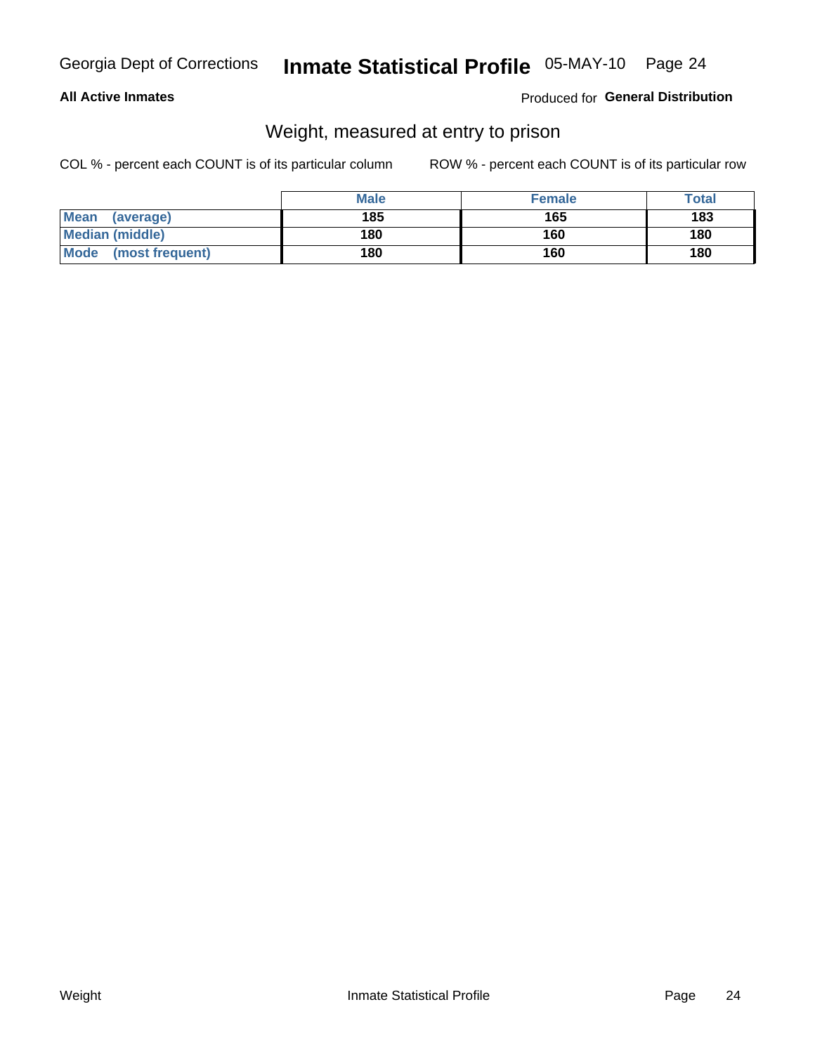**All Active Inmates**

Produced for **General Distribution**

## Weight, measured at entry to prison

COL % - percent each COUNT is of its particular column

ROW % - percent each COUNT is of its particular row

| | Male | Female | Total |
|---|---|---|---|
| Mean (average) | 185 | 165 | 183 |
| Median (middle) | 180 | 160 | 180 |
| Mode (most frequent) | 180 | 160 | 180 |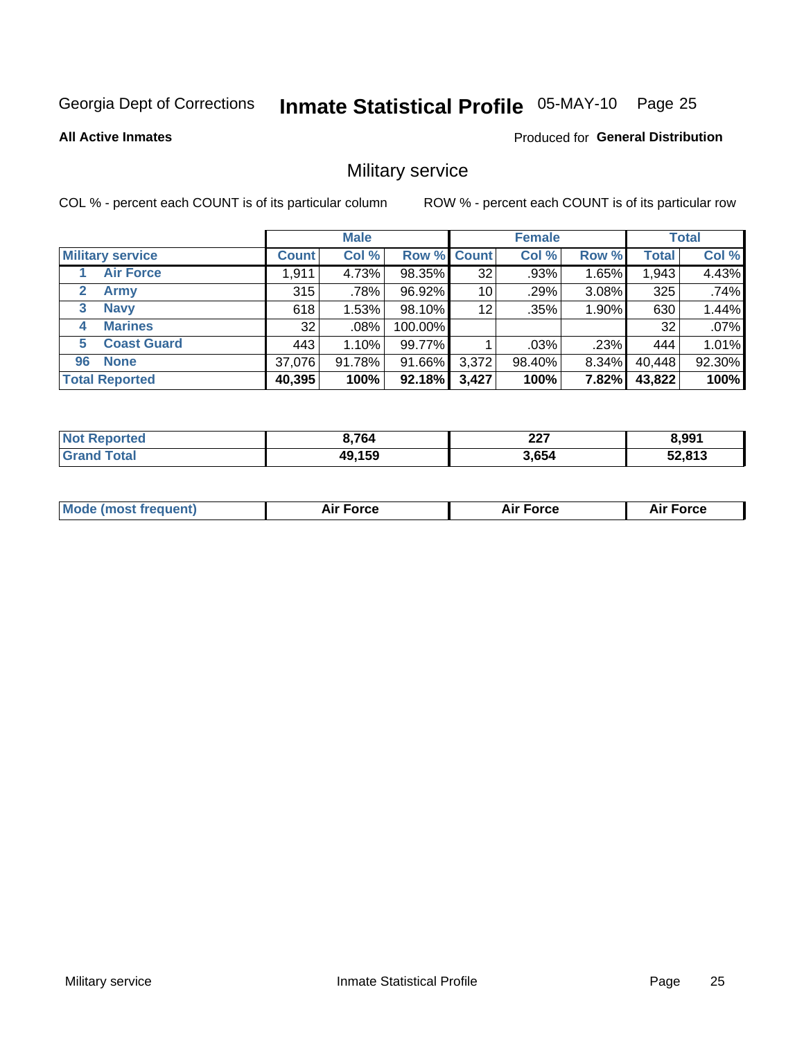Georgia Dept of Corrections **Inmate Statistical Profile** 05-MAY-10 Page 25

**All Active Inmates**

Produced for **General Distribution**

## Military service

COL % - percent each COUNT is of its particular column ROW % - percent each COUNT is of its particular row

| | Male | | | Female | | | Total | |
|---|---|---|---|---|---|---|---|---|
| **Military service** | **Count** | **Col %** | **Row %** | **Count** | **Col %** | **Row %** | **Total** | **Col %** |
| 1 **Air Force** | 1,911 | 4.73% | 98.35% | 32 | .93% | 1.65% | 1,943 | 4.43% |
| 2 **Army** | 315 | .78% | 96.92% | 10 | .29% | 3.08% | 325 | .74% |
| 3 **Navy** | 618 | 1.53% | 98.10% | 12 | .35% | 1.90% | 630 | 1.44% |
| 4 **Marines** | 32 | .08% | 100.00% | | | | 32 | .07% |
| 5 **Coast Guard** | 443 | 1.10% | 99.77% | 1 | .03% | .23% | 444 | 1.01% |
| 96 **None** | 37,076 | 91.78% | 91.66% | 3,372 | 98.40% | 8.34% | 40,448 | 92.30% |
| **Total Reported** | **40,395** | **100%** | **92.18%** | **3,427** | **100%** | **7.82%** | **43,822** | **100%** |

| | Male | Female | Total |
|---|---|---|---|
| **Not Reported** | **8,764** | **227** | **8,991** |
| **Grand Total** | **49,159** | **3,654** | **52,813** |

| | Male | Female | Total |
|---|---|---|---|
| **Mode (most frequent)** | **Air Force** | **Air Force** | **Air Force** |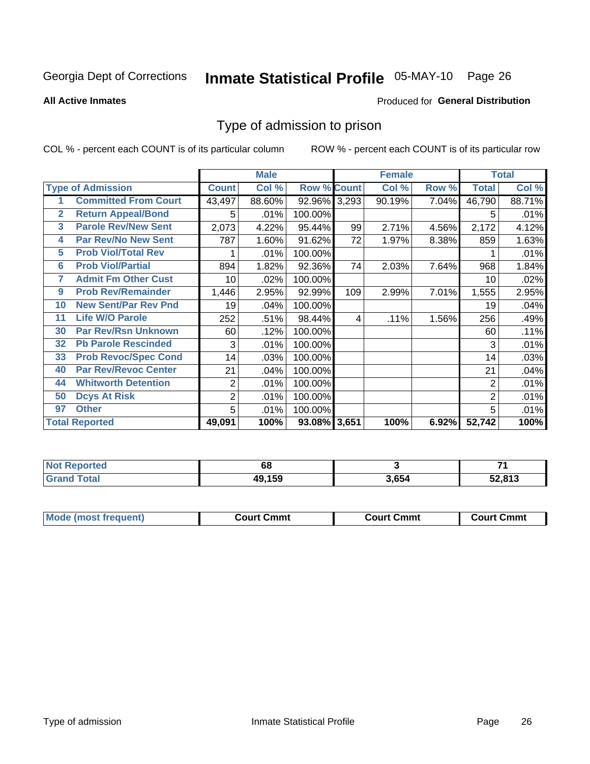Georgia Dept of Corrections **Inmate Statistical Profile** 05-MAY-10 Page 26

**All Active Inmates**

Produced for **General Distribution**

## Type of admission to prison

COL % - percent each COUNT is of its particular column    ROW % - percent each COUNT is of its particular row

| | Type of Admission | Male Count | Male Col % | Male Row % | Female Count | Female Col % | Female Row % | Total | Total Col % |
|---|---|---|---|---|---|---|---|---|---|
| 1 | Committed From Court | 43,497 | 88.60% | 92.96% | 3,293 | 90.19% | 7.04% | 46,790 | 88.71% |
| 2 | Return Appeal/Bond | 5 | .01% | 100.00% | | | | 5 | .01% |
| 3 | Parole Rev/New Sent | 2,073 | 4.22% | 95.44% | 99 | 2.71% | 4.56% | 2,172 | 4.12% |
| 4 | Par Rev/No New Sent | 787 | 1.60% | 91.62% | 72 | 1.97% | 8.38% | 859 | 1.63% |
| 5 | Prob Viol/Total Rev | 1 | .01% | 100.00% | | | | 1 | .01% |
| 6 | Prob Viol/Partial | 894 | 1.82% | 92.36% | 74 | 2.03% | 7.64% | 968 | 1.84% |
| 7 | Admit Fm Other Cust | 10 | .02% | 100.00% | | | | 10 | .02% |
| 9 | Prob Rev/Remainder | 1,446 | 2.95% | 92.99% | 109 | 2.99% | 7.01% | 1,555 | 2.95% |
| 10 | New Sent/Par Rev Pnd | 19 | .04% | 100.00% | | | | 19 | .04% |
| 11 | Life W/O Parole | 252 | .51% | 98.44% | 4 | .11% | 1.56% | 256 | .49% |
| 30 | Par Rev/Rsn Unknown | 60 | .12% | 100.00% | | | | 60 | .11% |
| 32 | Pb Parole Rescinded | 3 | .01% | 100.00% | | | | 3 | .01% |
| 33 | Prob Revoc/Spec Cond | 14 | .03% | 100.00% | | | | 14 | .03% |
| 40 | Par Rev/Revoc Center | 21 | .04% | 100.00% | | | | 21 | .04% |
| 44 | Whitworth Detention | 2 | .01% | 100.00% | | | | 2 | .01% |
| 50 | Dcys At Risk | 2 | .01% | 100.00% | | | | 2 | .01% |
| 97 | Other | 5 | .01% | 100.00% | | | | 5 | .01% |
| | **Total Reported** | **49,091** | **100%** | **93.08%** | **3,651** | **100%** | **6.92%** | **52,742** | **100%** |

| | Male | Female | Total |
|---|---|---|---|
| Not Reported | 68 | 3 | 71 |
| Grand Total | 49,159 | 3,654 | 52,813 |

| | Male | Female | Total |
|---|---|---|---|
| Mode (most frequent) | Court Cmmt | Court Cmmt | Court Cmmt |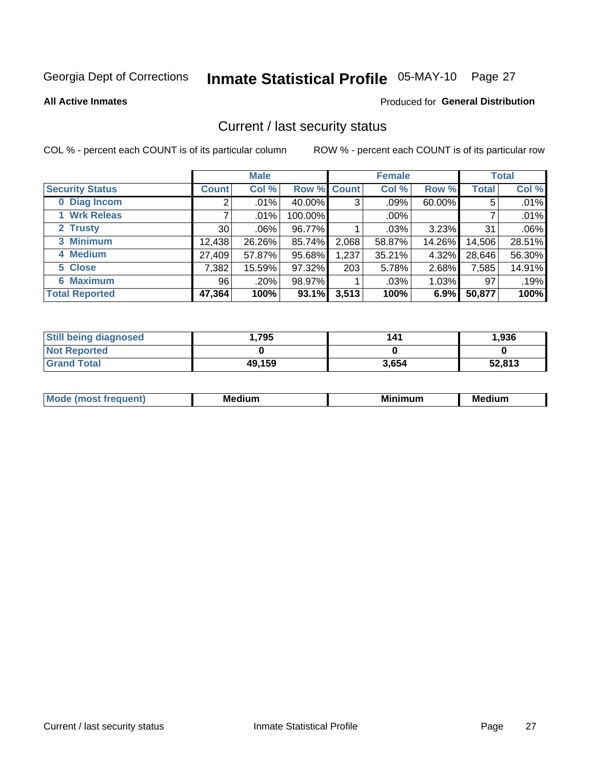Georgia Dept of Corrections **Inmate Statistical Profile** 05-MAY-10 Page 27

**All Active Inmates**

Produced for **General Distribution**

## Current / last security status

COL % - percent each COUNT is of its particular column    ROW % - percent each COUNT is of its particular row

| | Male | | | Female | | | Total | |
|---|---|---|---|---|---|---|---|---|
| **Security Status** | **Count** | **Col %** | **Row %** | **Count** | **Col %** | **Row %** | **Total** | **Col %** |
| 0 Diag Incom | 2 | .01% | 40.00% | 3 | .09% | 60.00% | 5 | .01% |
| 1 Wrk Releas | 7 | .01% | 100.00% | | .00% | | 7 | .01% |
| 2 Trusty | 30 | .06% | 96.77% | 1 | .03% | 3.23% | 31 | .06% |
| 3 Minimum | 12,438 | 26.26% | 85.74% | 2,068 | 58.87% | 14.26% | 14,506 | 28.51% |
| 4 Medium | 27,409 | 57.87% | 95.68% | 1,237 | 35.21% | 4.32% | 28,646 | 56.30% |
| 5 Close | 7,382 | 15.59% | 97.32% | 203 | 5.78% | 2.68% | 7,585 | 14.91% |
| 6 Maximum | 96 | .20% | 98.97% | 1 | .03% | 1.03% | 97 | .19% |
| **Total Reported** | **47,364** | **100%** | **93.1%** | **3,513** | **100%** | **6.9%** | **50,877** | **100%** |

| | Male | Female | Total |
|---|---|---|---|
| **Still being diagnosed** | **1,795** | **141** | **1,936** |
| **Not Reported** | **0** | **0** | **0** |
| **Grand Total** | **49,159** | **3,654** | **52,813** |

| | Male | Female | Total |
|---|---|---|---|
| **Mode (most frequent)** | **Medium** | **Minimum** | **Medium** |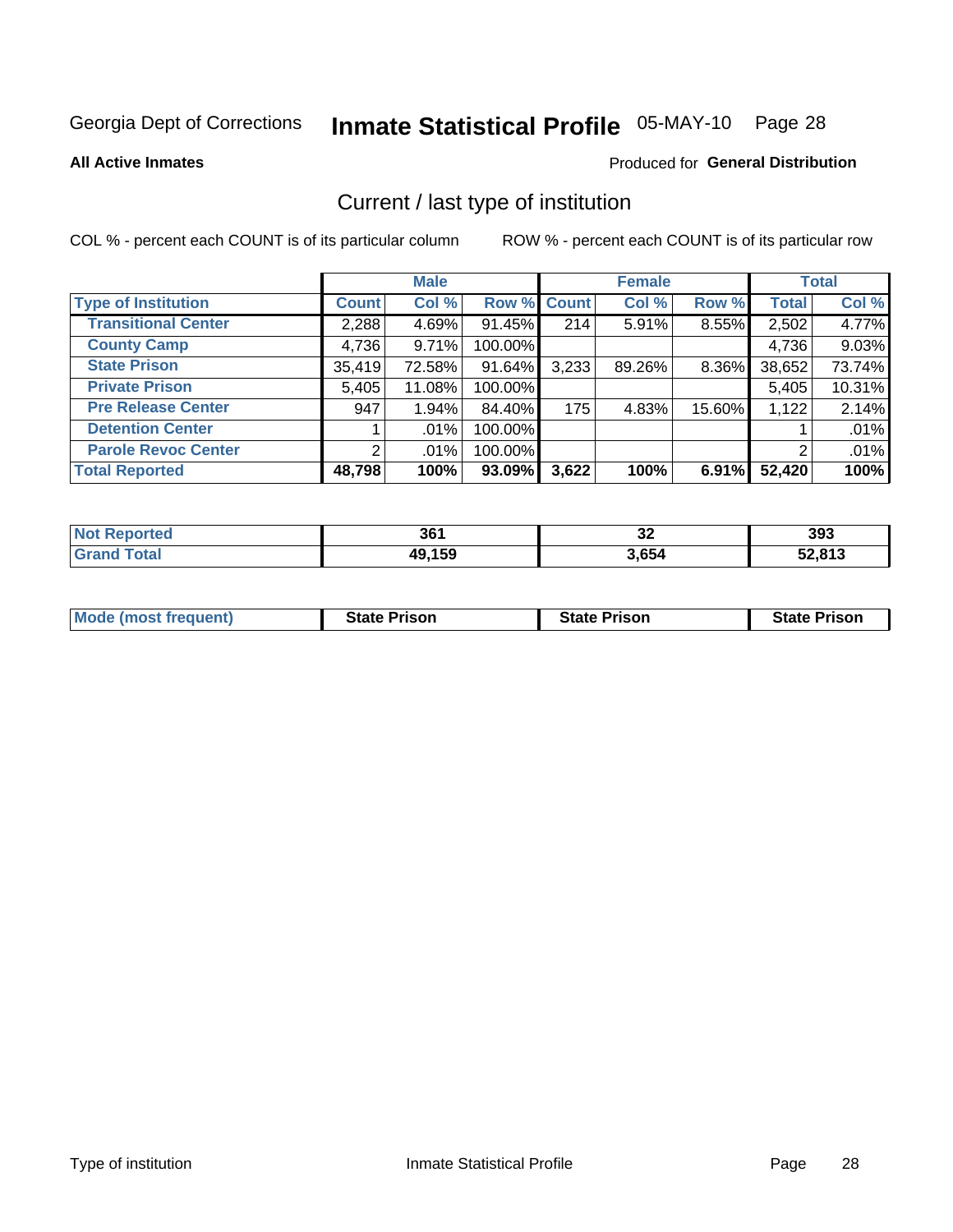Georgia Dept of Corrections **Inmate Statistical Profile** 05-MAY-10 Page 28

**All Active Inmates**

Produced for **General Distribution**

## Current / last type of institution

COL % - percent each COUNT is of its particular column ROW % - percent each COUNT is of its particular row

| | Male | | | Female | | | Total | |
|---|---|---|---|---|---|---|---|---|
| **Type of Institution** | **Count** | **Col %** | **Row %** | **Count** | **Col %** | **Row %** | **Total** | **Col %** |
| **Transitional Center** | 2,288 | 4.69% | 91.45% | 214 | 5.91% | 8.55% | 2,502 | 4.77% |
| **County Camp** | 4,736 | 9.71% | 100.00% | | | | 4,736 | 9.03% |
| **State Prison** | 35,419 | 72.58% | 91.64% | 3,233 | 89.26% | 8.36% | 38,652 | 73.74% |
| **Private Prison** | 5,405 | 11.08% | 100.00% | | | | 5,405 | 10.31% |
| **Pre Release Center** | 947 | 1.94% | 84.40% | 175 | 4.83% | 15.60% | 1,122 | 2.14% |
| **Detention Center** | 1 | .01% | 100.00% | | | | 1 | .01% |
| **Parole Revoc Center** | 2 | .01% | 100.00% | | | | 2 | .01% |
| **Total Reported** | **48,798** | **100%** | **93.09%** | **3,622** | **100%** | **6.91%** | **52,420** | **100%** |

| | Male | Female | Total |
|---|---|---|---|
| **Not Reported** | **361** | **32** | **393** |
| **Grand Total** | **49,159** | **3,654** | **52,813** |

| | Male | Female | Total |
|---|---|---|---|
| **Mode (most frequent)** | **State Prison** | **State Prison** | **State Prison** |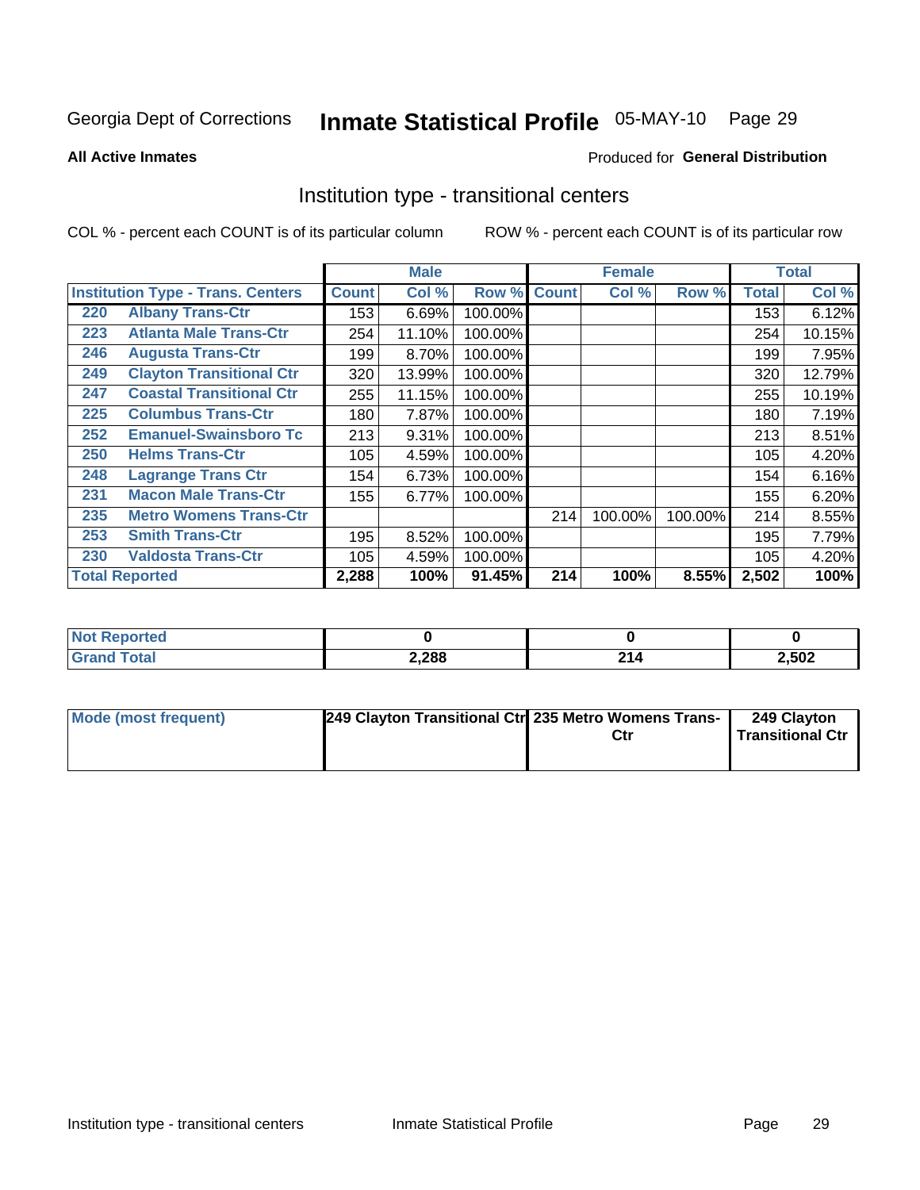Georgia Dept of Corrections **Inmate Statistical Profile** 05-MAY-10 Page 29

**All Active Inmates**

Produced for **General Distribution**

## Institution type - transitional centers

COL % - percent each COUNT is of its particular column ROW % - percent each COUNT is of its particular row

| Institution Type - Trans. Centers | | Male | | | Female | | | Total | |
|---|---|---|---|---|---|---|---|---|---|
| | | Count | Col % | Row % | Count | Col % | Row % | Total | Col % |
| 220 | Albany Trans-Ctr | 153 | 6.69% | 100.00% | | | | 153 | 6.12% |
| 223 | Atlanta Male Trans-Ctr | 254 | 11.10% | 100.00% | | | | 254 | 10.15% |
| 246 | Augusta Trans-Ctr | 199 | 8.70% | 100.00% | | | | 199 | 7.95% |
| 249 | Clayton Transitional Ctr | 320 | 13.99% | 100.00% | | | | 320 | 12.79% |
| 247 | Coastal Transitional Ctr | 255 | 11.15% | 100.00% | | | | 255 | 10.19% |
| 225 | Columbus Trans-Ctr | 180 | 7.87% | 100.00% | | | | 180 | 7.19% |
| 252 | Emanuel-Swainsboro Tc | 213 | 9.31% | 100.00% | | | | 213 | 8.51% |
| 250 | Helms Trans-Ctr | 105 | 4.59% | 100.00% | | | | 105 | 4.20% |
| 248 | Lagrange Trans Ctr | 154 | 6.73% | 100.00% | | | | 154 | 6.16% |
| 231 | Macon Male Trans-Ctr | 155 | 6.77% | 100.00% | | | | 155 | 6.20% |
| 235 | Metro Womens Trans-Ctr | | | | 214 | 100.00% | 100.00% | 214 | 8.55% |
| 253 | Smith Trans-Ctr | 195 | 8.52% | 100.00% | | | | 195 | 7.79% |
| 230 | Valdosta Trans-Ctr | 105 | 4.59% | 100.00% | | | | 105 | 4.20% |
| **Total Reported** | | **2,288** | **100%** | **91.45%** | **214** | **100%** | **8.55%** | **2,502** | **100%** |

| | Male | Female | Total |
|---|---|---|---|
| Not Reported | 0 | 0 | 0 |
| Grand Total | 2,288 | 214 | 2,502 |

| | Male | Female | Total |
|---|---|---|---|
| Mode (most frequent) | 249 Clayton Transitional Ctr | 235 Metro Womens Trans-Ctr | 249 Clayton Transitional Ctr |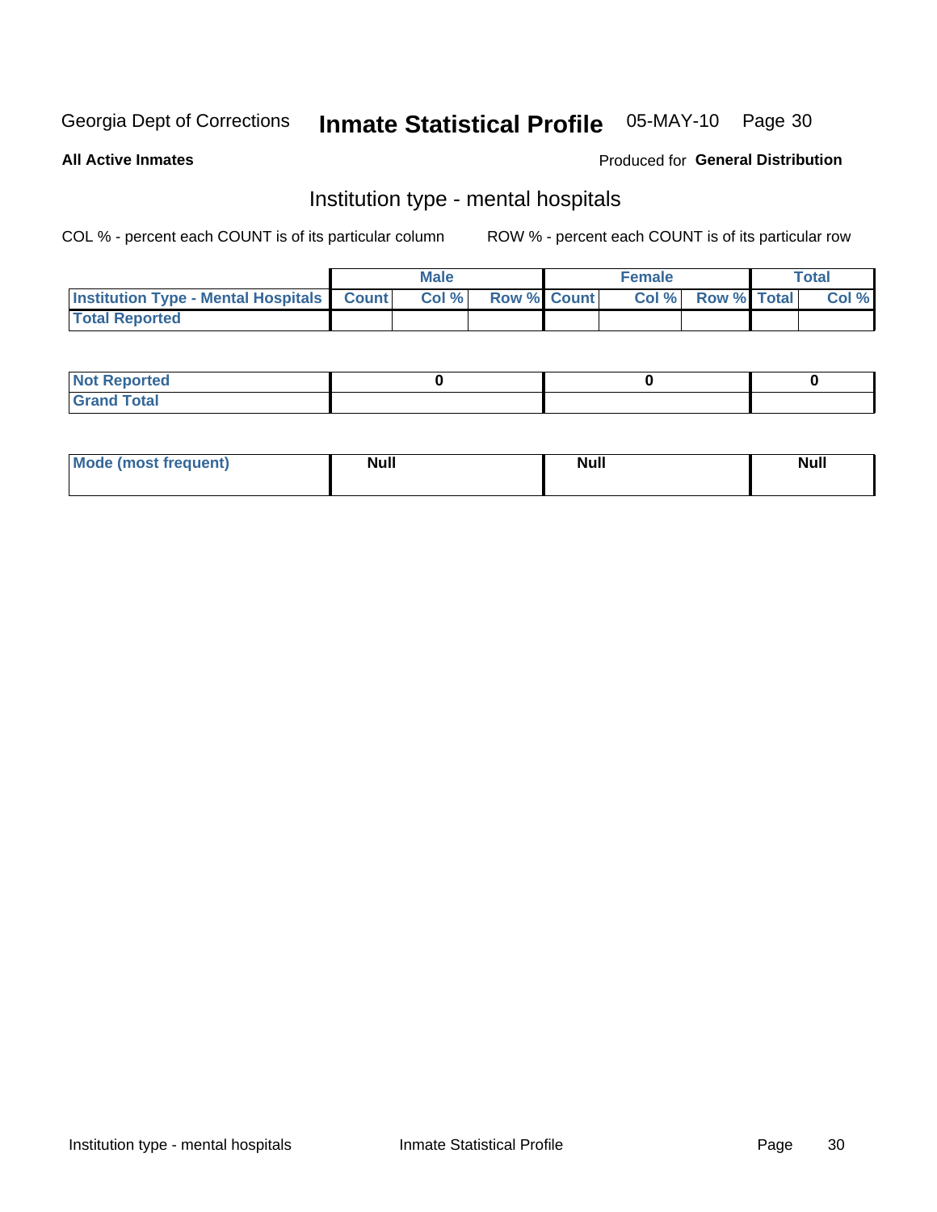Georgia Dept of Corrections **Inmate Statistical Profile** 05-MAY-10

**All Active Inmates**

Produced for **General Distribution**

## Institution type - mental hospitals

COL % - percent each COUNT is of its particular column

ROW % - percent each COUNT is of its particular row

| | Male | | | Female | | | Total | |
|---|---|---|---|---|---|---|---|---|
| **Institution Type - Mental Hospitals** | **Count** | **Col %** | **Row %** | **Count** | **Col %** | **Row %** | **Total** | **Col %** |
| **Total Reported** | | | | | | | | |

| | Male | Female | Total |
|---|---|---|---|
| **Not Reported** | 0 | 0 | 0 |
| **Grand Total** | | | |

| | Male | Female | Total |
|---|---|---|---|
| **Mode (most frequent)** | Null | Null | Null |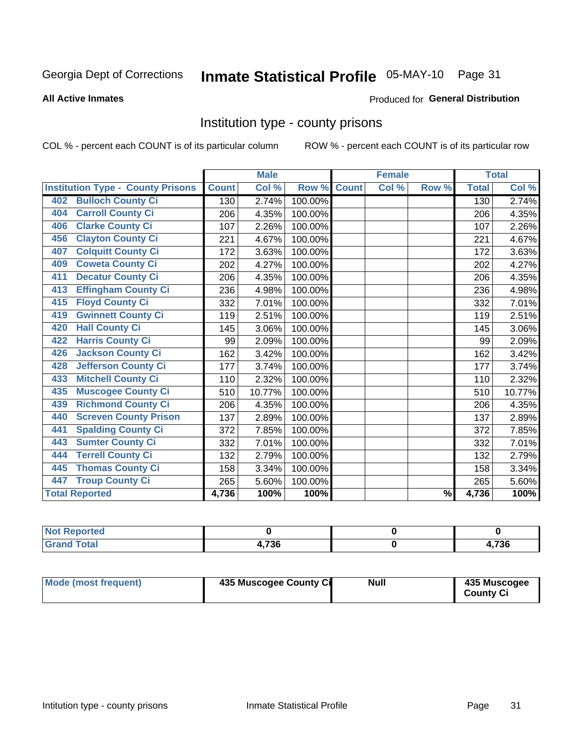Georgia Dept of Corrections **Inmate Statistical Profile** 05-MAY-10 Page 31

**All Active Inmates**

Produced for **General Distribution**

## Institution type - county prisons

COL % - percent each COUNT is of its particular column

ROW % - percent each COUNT is of its particular row

| Institution Type - County Prisons | Male | | | Female | | | Total | |
|---|---|---|---|---|---|---|---|---|
| | Count | Col % | Row % | Count | Col % | Row % | Total | Col % |
| 402 Bulloch County Ci | 130 | 2.74% | 100.00% | | | | 130 | 2.74% |
| 404 Carroll County Ci | 206 | 4.35% | 100.00% | | | | 206 | 4.35% |
| 406 Clarke County Ci | 107 | 2.26% | 100.00% | | | | 107 | 2.26% |
| 456 Clayton County Ci | 221 | 4.67% | 100.00% | | | | 221 | 4.67% |
| 407 Colquitt County Ci | 172 | 3.63% | 100.00% | | | | 172 | 3.63% |
| 409 Coweta County Ci | 202 | 4.27% | 100.00% | | | | 202 | 4.27% |
| 411 Decatur County Ci | 206 | 4.35% | 100.00% | | | | 206 | 4.35% |
| 413 Effingham County Ci | 236 | 4.98% | 100.00% | | | | 236 | 4.98% |
| 415 Floyd County Ci | 332 | 7.01% | 100.00% | | | | 332 | 7.01% |
| 419 Gwinnett County Ci | 119 | 2.51% | 100.00% | | | | 119 | 2.51% |
| 420 Hall County Ci | 145 | 3.06% | 100.00% | | | | 145 | 3.06% |
| 422 Harris County Ci | 99 | 2.09% | 100.00% | | | | 99 | 2.09% |
| 426 Jackson County Ci | 162 | 3.42% | 100.00% | | | | 162 | 3.42% |
| 428 Jefferson County Ci | 177 | 3.74% | 100.00% | | | | 177 | 3.74% |
| 433 Mitchell County Ci | 110 | 2.32% | 100.00% | | | | 110 | 2.32% |
| 435 Muscogee County Ci | 510 | 10.77% | 100.00% | | | | 510 | 10.77% |
| 439 Richmond County Ci | 206 | 4.35% | 100.00% | | | | 206 | 4.35% |
| 440 Screven County Prison | 137 | 2.89% | 100.00% | | | | 137 | 2.89% |
| 441 Spalding County Ci | 372 | 7.85% | 100.00% | | | | 372 | 7.85% |
| 443 Sumter County Ci | 332 | 7.01% | 100.00% | | | | 332 | 7.01% |
| 444 Terrell County Ci | 132 | 2.79% | 100.00% | | | | 132 | 2.79% |
| 445 Thomas County Ci | 158 | 3.34% | 100.00% | | | | 158 | 3.34% |
| 447 Troup County Ci | 265 | 5.60% | 100.00% | | | | 265 | 5.60% |
| **Total Reported** | **4,736** | **100%** | **100%** | | | **%** | **4,736** | **100%** |

| | Male | Female | Total |
|---|---|---|---|
| **Not Reported** | **0** | **0** | **0** |
| **Grand Total** | **4,736** | **0** | **4,736** |

| | Male | Female | Total |
|---|---|---|---|
| **Mode (most frequent)** | **435 Muscogee County Ci** | **Null** | **435 Muscogee County Ci** |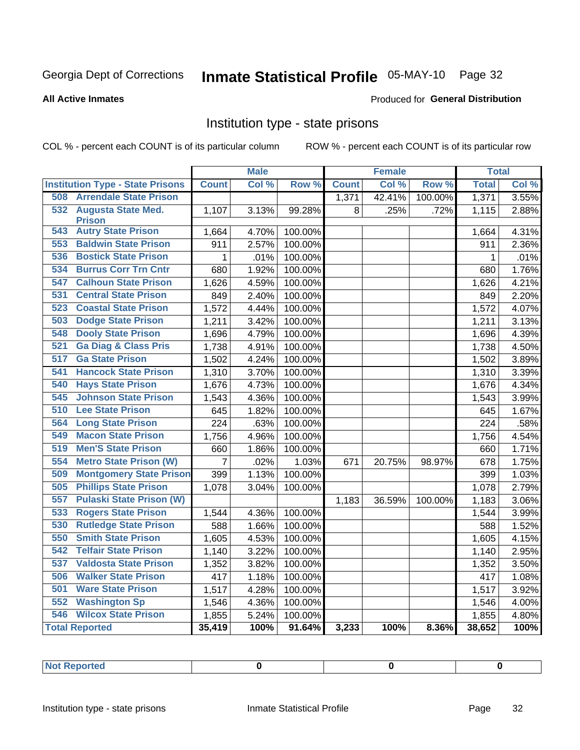Georgia Dept of Corrections **Inmate Statistical Profile** 05-MAY-10 Page 32

**All Active Inmates**

Produced for **General Distribution**

## Institution type - state prisons

COL % - percent each COUNT is of its particular column ROW % - percent each COUNT is of its particular row

| | Male | | | Female | | | Total | |
|---|---|---|---|---|---|---|---|---|
| Institution Type - State Prisons | Count | Col % | Row % | Count | Col % | Row % | Total | Col % |
| 508 Arrendale State Prison | | | | 1,371 | 42.41% | 100.00% | 1,371 | 3.55% |
| 532 Augusta State Med. Prison | 1,107 | 3.13% | 99.28% | 8 | .25% | .72% | 1,115 | 2.88% |
| 543 Autry State Prison | 1,664 | 4.70% | 100.00% | | | | 1,664 | 4.31% |
| 553 Baldwin State Prison | 911 | 2.57% | 100.00% | | | | 911 | 2.36% |
| 536 Bostick State Prison | 1 | .01% | 100.00% | | | | 1 | .01% |
| 534 Burrus Corr Trn Cntr | 680 | 1.92% | 100.00% | | | | 680 | 1.76% |
| 547 Calhoun State Prison | 1,626 | 4.59% | 100.00% | | | | 1,626 | 4.21% |
| 531 Central State Prison | 849 | 2.40% | 100.00% | | | | 849 | 2.20% |
| 523 Coastal State Prison | 1,572 | 4.44% | 100.00% | | | | 1,572 | 4.07% |
| 503 Dodge State Prison | 1,211 | 3.42% | 100.00% | | | | 1,211 | 3.13% |
| 548 Dooly State Prison | 1,696 | 4.79% | 100.00% | | | | 1,696 | 4.39% |
| 521 Ga Diag & Class Pris | 1,738 | 4.91% | 100.00% | | | | 1,738 | 4.50% |
| 517 Ga State Prison | 1,502 | 4.24% | 100.00% | | | | 1,502 | 3.89% |
| 541 Hancock State Prison | 1,310 | 3.70% | 100.00% | | | | 1,310 | 3.39% |
| 540 Hays State Prison | 1,676 | 4.73% | 100.00% | | | | 1,676 | 4.34% |
| 545 Johnson State Prison | 1,543 | 4.36% | 100.00% | | | | 1,543 | 3.99% |
| 510 Lee State Prison | 645 | 1.82% | 100.00% | | | | 645 | 1.67% |
| 564 Long State Prison | 224 | .63% | 100.00% | | | | 224 | .58% |
| 549 Macon State Prison | 1,756 | 4.96% | 100.00% | | | | 1,756 | 4.54% |
| 519 Men'S State Prison | 660 | 1.86% | 100.00% | | | | 660 | 1.71% |
| 554 Metro State Prison (W) | 7 | .02% | 1.03% | 671 | 20.75% | 98.97% | 678 | 1.75% |
| 509 Montgomery State Prison | 399 | 1.13% | 100.00% | | | | 399 | 1.03% |
| 505 Phillips State Prison | 1,078 | 3.04% | 100.00% | | | | 1,078 | 2.79% |
| 557 Pulaski State Prison (W) | | | | 1,183 | 36.59% | 100.00% | 1,183 | 3.06% |
| 533 Rogers State Prison | 1,544 | 4.36% | 100.00% | | | | 1,544 | 3.99% |
| 530 Rutledge State Prison | 588 | 1.66% | 100.00% | | | | 588 | 1.52% |
| 550 Smith State Prison | 1,605 | 4.53% | 100.00% | | | | 1,605 | 4.15% |
| 542 Telfair State Prison | 1,140 | 3.22% | 100.00% | | | | 1,140 | 2.95% |
| 537 Valdosta State Prison | 1,352 | 3.82% | 100.00% | | | | 1,352 | 3.50% |
| 506 Walker State Prison | 417 | 1.18% | 100.00% | | | | 417 | 1.08% |
| 501 Ware State Prison | 1,517 | 4.28% | 100.00% | | | | 1,517 | 3.92% |
| 552 Washington Sp | 1,546 | 4.36% | 100.00% | | | | 1,546 | 4.00% |
| 546 Wilcox State Prison | 1,855 | 5.24% | 100.00% | | | | 1,855 | 4.80% |
| **Total Reported** | **35,419** | **100%** | **91.64%** | **3,233** | **100%** | **8.36%** | **38,652** | **100%** |

| Not Reported | 0 | 0 | 0 |
|---|---|---|---|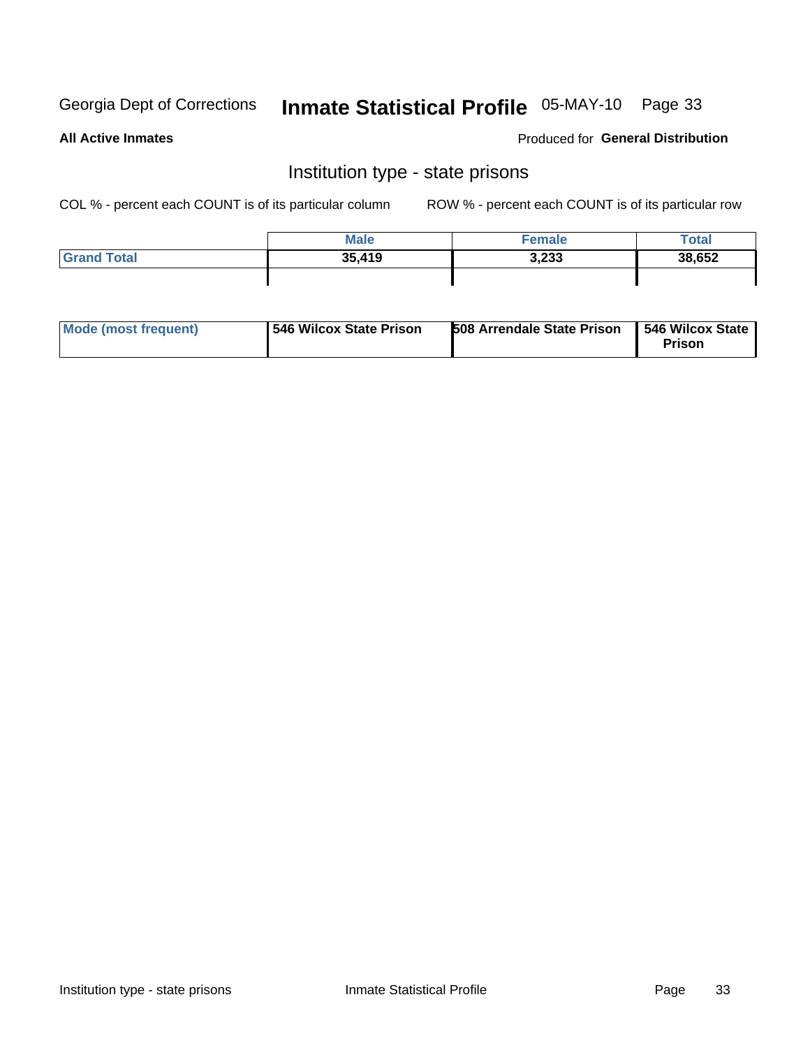Georgia Dept of Corrections **Inmate Statistical Profile** 05-MAY-10

**All Active Inmates**

Produced for **General Distribution**

## Institution type - state prisons

COL % - percent each COUNT is of its particular column ROW % - percent each COUNT is of its particular row

| | Male | Female | Total |
|---|---|---|---|
| **Grand Total** | **35,419** | **3,233** | **38,652** |

| | | | |
|---|---|---|---|
| **Mode (most frequent)** | **546 Wilcox State Prison** | **508 Arrendale State Prison** | **546 Wilcox State Prison** |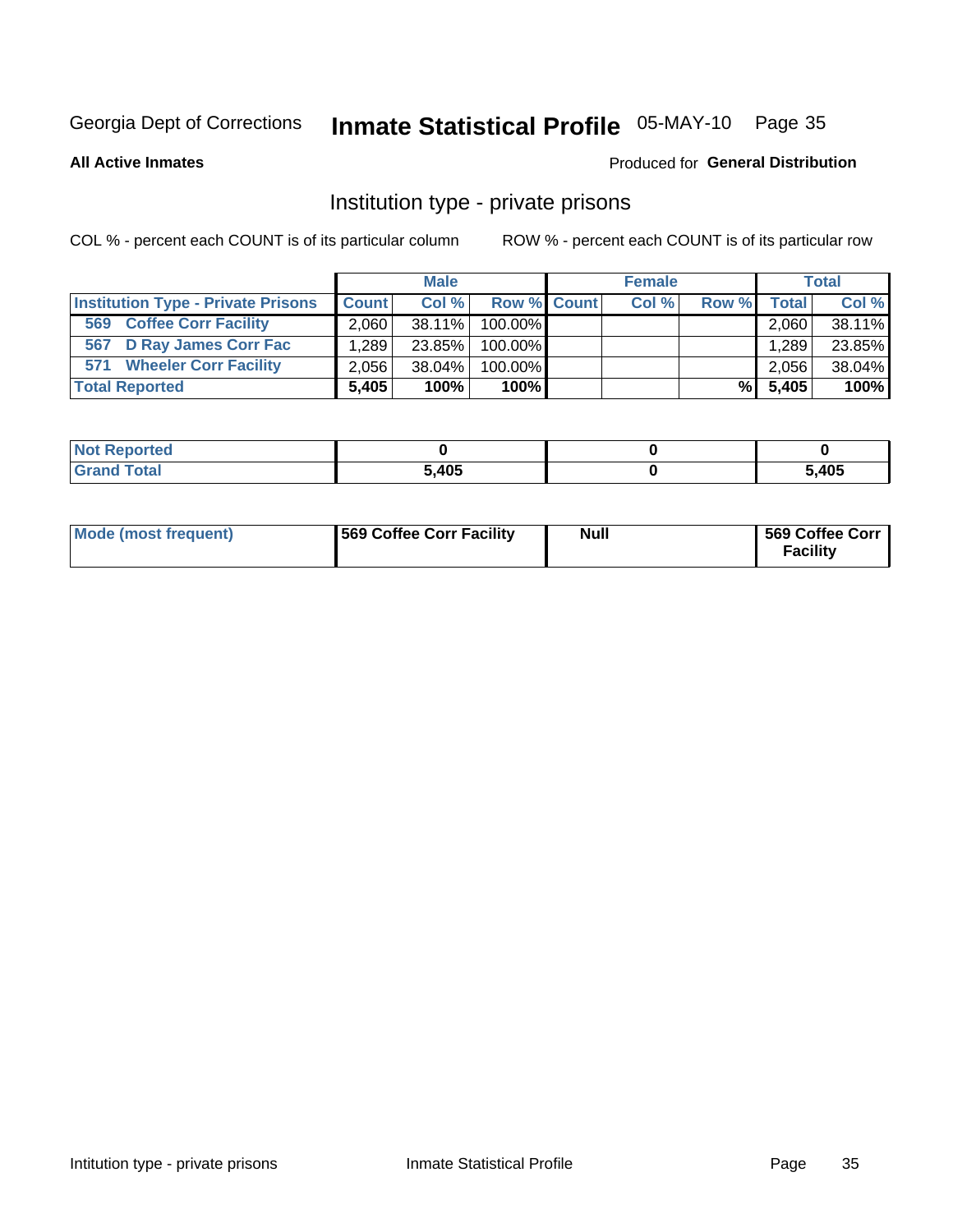Georgia Dept of Corrections **Inmate Statistical Profile** 05-MAY-10

**All Active Inmates**

Produced for **General Distribution**

## Institution type - private prisons

COL % - percent each COUNT is of its particular column

ROW % - percent each COUNT is of its particular row

| | Male | | | Female | | | Total | |
|---|---|---|---|---|---|---|---|---|
| **Institution Type - Private Prisons** | **Count** | **Col %** | **Row %** | **Count** | **Col %** | **Row %** | **Total** | **Col %** |
| **569 Coffee Corr Facility** | 2,060 | 38.11% | 100.00% | | | | 2,060 | 38.11% |
| **567 D Ray James Corr Fac** | 1,289 | 23.85% | 100.00% | | | | 1,289 | 23.85% |
| **571 Wheeler Corr Facility** | 2,056 | 38.04% | 100.00% | | | | 2,056 | 38.04% |
| **Total Reported** | **5,405** | **100%** | **100%** | | | **%** | **5,405** | **100%** |

| | Male | Female | Total |
|---|---|---|---|
| **Not Reported** | **0** | **0** | **0** |
| **Grand Total** | **5,405** | **0** | **5,405** |

| | Male | Female | Total |
|---|---|---|---|
| **Mode (most frequent)** | **569 Coffee Corr Facility** | **Null** | **569 Coffee Corr Facility** |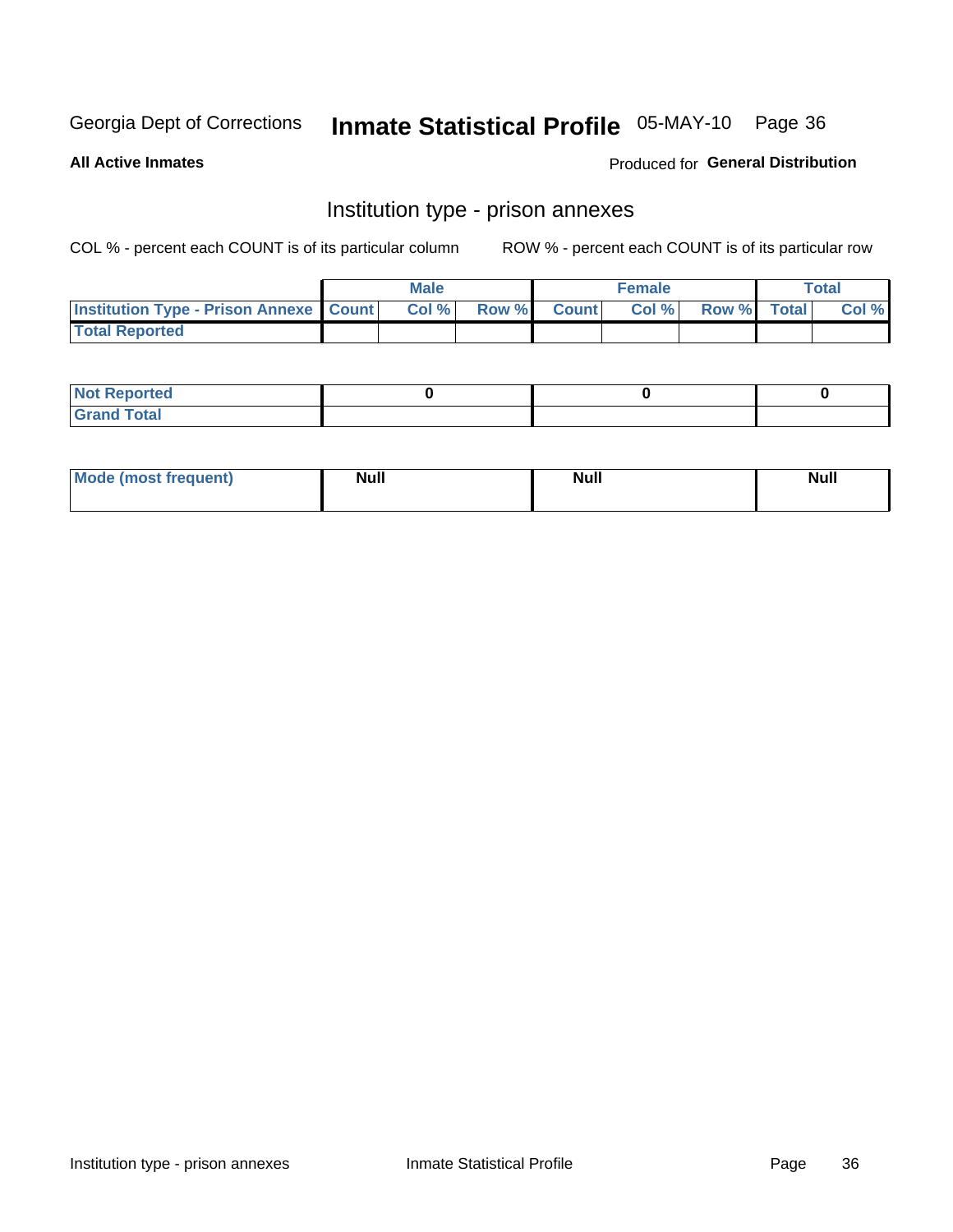Georgia Dept of Corrections **Inmate Statistical Profile** 05-MAY-10

**All Active Inmates**

Produced for **General Distribution**

## Institution type - prison annexes

COL % - percent each COUNT is of its particular column ROW % - percent each COUNT is of its particular row

| | Male | | | Female | | | Total | |
|---|---|---|---|---|---|---|---|---|
| **Institution Type - Prison Annexe** | **Count** | **Col %** | **Row %** | **Count** | **Col %** | **Row %** | **Total** | **Col %** |
| **Total Reported** | | | | | | | | |

| | Male | Female | Total |
|---|---|---|---|
| **Not Reported** | 0 | 0 | 0 |
| **Grand Total** | | | |

| | Male | Female | Total |
|---|---|---|---|
| **Mode (most frequent)** | **Null** | **Null** | **Null** |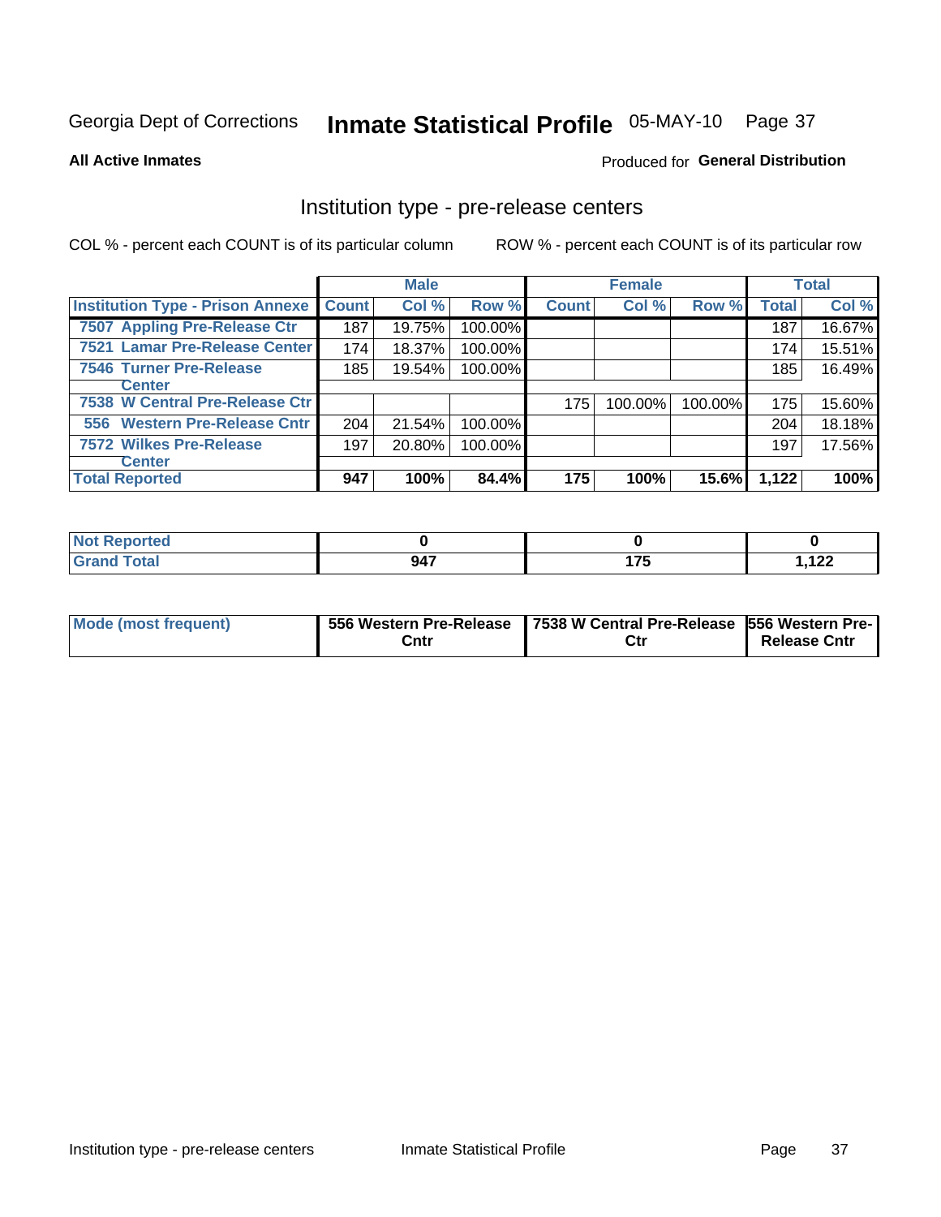Georgia Dept of Corrections **Inmate Statistical Profile** 05-MAY-10

**All Active Inmates**

Produced for **General Distribution**

## Institution type - pre-release centers

COL % - percent each COUNT is of its particular column

ROW % - percent each COUNT is of its particular row

| | Male | | | Female | | | Total | |
|---|---|---|---|---|---|---|---|---|
| **Institution Type - Prison Annexe** | **Count** | **Col %** | **Row %** | **Count** | **Col %** | **Row %** | **Total** | **Col %** |
| 7507 Appling Pre-Release Ctr | 187 | 19.75% | 100.00% | | | | 187 | 16.67% |
| 7521 Lamar Pre-Release Center | 174 | 18.37% | 100.00% | | | | 174 | 15.51% |
| 7546 Turner Pre-Release Center | 185 | 19.54% | 100.00% | | | | 185 | 16.49% |
| 7538 W Central Pre-Release Ctr | | | | 175 | 100.00% | 100.00% | 175 | 15.60% |
| 556 Western Pre-Release Cntr | 204 | 21.54% | 100.00% | | | | 204 | 18.18% |
| 7572 Wilkes Pre-Release Center | 197 | 20.80% | 100.00% | | | | 197 | 17.56% |
| **Total Reported** | **947** | **100%** | **84.4%** | **175** | **100%** | **15.6%** | **1,122** | **100%** |

| | Male | Female | Total |
|---|---|---|---|
| **Not Reported** | **0** | **0** | **0** |
| **Grand Total** | **947** | **175** | **1,122** |

| | Male | Female | Total |
|---|---|---|---|
| **Mode (most frequent)** | **556 Western Pre-Release Cntr** | **7538 W Central Pre-Release Ctr** | **556 Western Pre-Release Cntr** |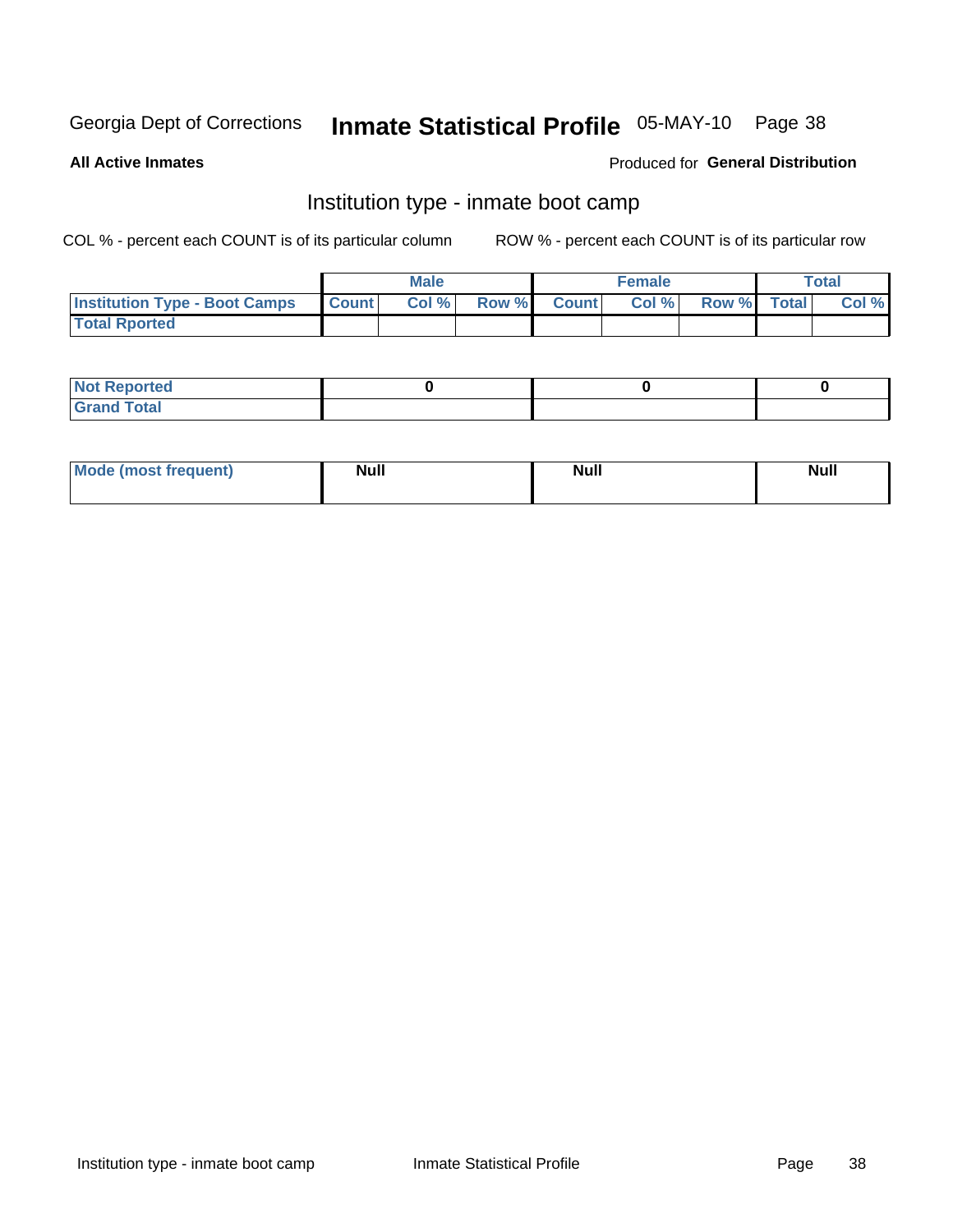Georgia Dept of Corrections **Inmate Statistical Profile** 05-MAY-10

**All Active Inmates**

Produced for **General Distribution**

## Institution type - inmate boot camp

COL % - percent each COUNT is of its particular column

ROW % - percent each COUNT is of its particular row

| | Male | | | Female | | | Total | |
|---|---|---|---|---|---|---|---|---|
| Institution Type - Boot Camps | Count | Col % | Row % | Count | Col % | Row % | Total | Col % |
| Total Rported | | | | | | | | |

| | Male | Female | Total |
|---|---|---|---|
| Not Reported | 0 | 0 | 0 |
| Grand Total | | | |

| | Male | Female | Total |
|---|---|---|---|
| Mode (most frequent) | Null | Null | Null |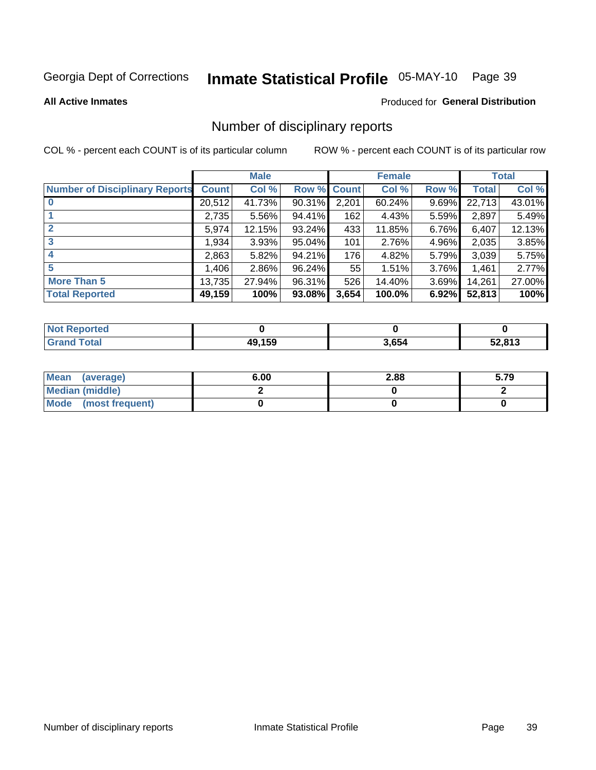Georgia Dept of Corrections **Inmate Statistical Profile** 05-MAY-10

**All Active Inmates**

Produced for **General Distribution**

## Number of disciplinary reports

COL % - percent each COUNT is of its particular column

ROW % - percent each COUNT is of its particular row

| | Male | | | Female | | | Total | |
|---|---|---|---|---|---|---|---|---|
| **Number of Disciplinary Reports** | **Count** | **Col %** | **Row %** | **Count** | **Col %** | **Row %** | **Total** | **Col %** |
| **0** | 20,512 | 41.73% | 90.31% | 2,201 | 60.24% | 9.69% | 22,713 | 43.01% |
| **1** | 2,735 | 5.56% | 94.41% | 162 | 4.43% | 5.59% | 2,897 | 5.49% |
| **2** | 5,974 | 12.15% | 93.24% | 433 | 11.85% | 6.76% | 6,407 | 12.13% |
| **3** | 1,934 | 3.93% | 95.04% | 101 | 2.76% | 4.96% | 2,035 | 3.85% |
| **4** | 2,863 | 5.82% | 94.21% | 176 | 4.82% | 5.79% | 3,039 | 5.75% |
| **5** | 1,406 | 2.86% | 96.24% | 55 | 1.51% | 3.76% | 1,461 | 2.77% |
| **More Than 5** | 13,735 | 27.94% | 96.31% | 526 | 14.40% | 3.69% | 14,261 | 27.00% |
| **Total Reported** | **49,159** | **100%** | **93.08%** | **3,654** | **100.0%** | **6.92%** | **52,813** | **100%** |

| | Male | Female | Total |
|---|---|---|---|
| **Not Reported** | **0** | **0** | **0** |
| **Grand Total** | **49,159** | **3,654** | **52,813** |

| | Male | Female | Total |
|---|---|---|---|
| **Mean (average)** | **6.00** | **2.88** | **5.79** |
| **Median (middle)** | **2** | **0** | **2** |
| **Mode (most frequent)** | **0** | **0** | **0** |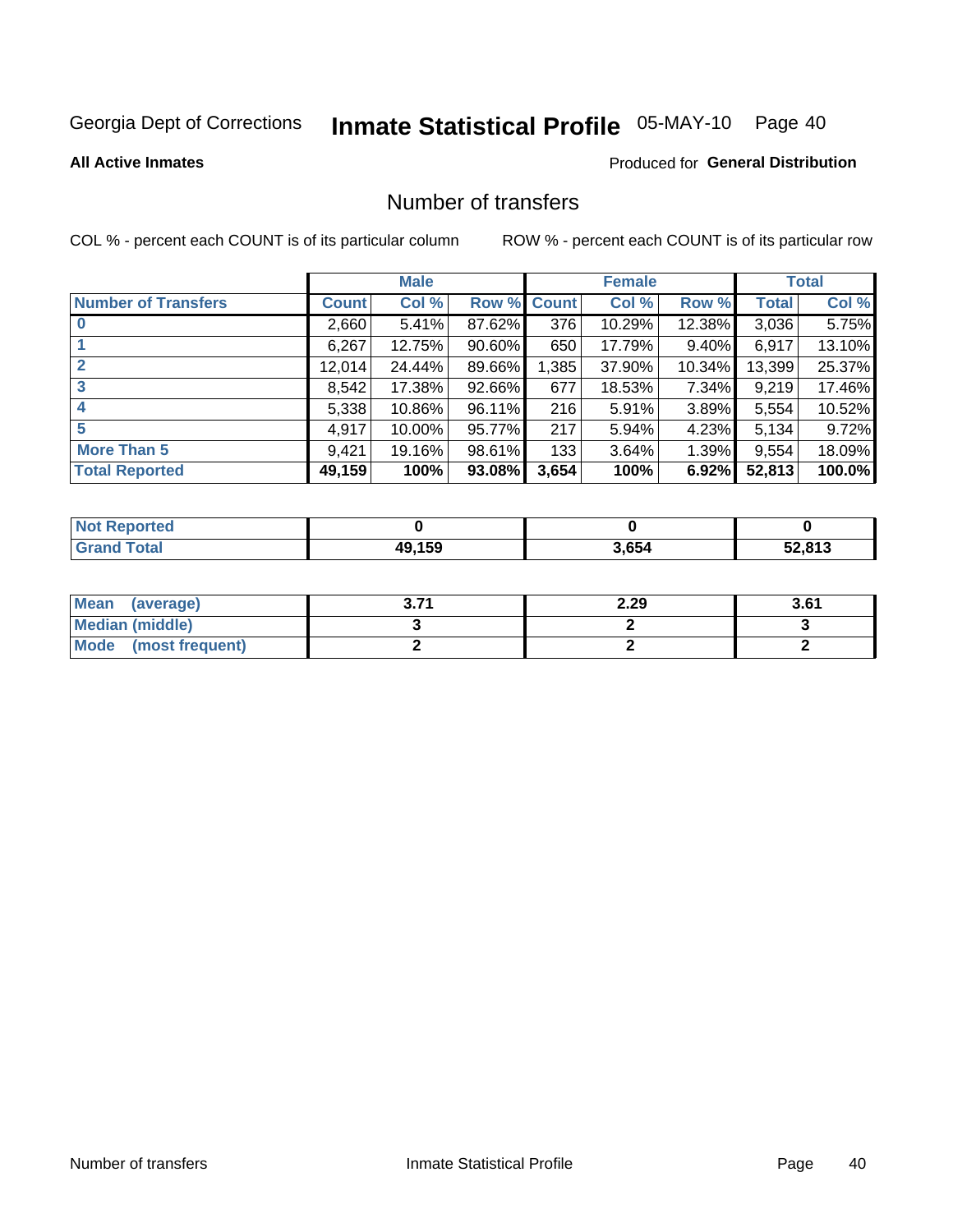Georgia Dept of Corrections **Inmate Statistical Profile** 05-MAY-10 Page 40

**All Active Inmates**

Produced for **General Distribution**

## Number of transfers

COL % - percent each COUNT is of its particular column ROW % - percent each COUNT is of its particular row

| | Male | | | Female | | | Total | |
|---|---|---|---|---|---|---|---|---|
| **Number of Transfers** | **Count** | **Col %** | **Row %** | **Count** | **Col %** | **Row %** | **Total** | **Col %** |
| **0** | 2,660 | 5.41% | 87.62% | 376 | 10.29% | 12.38% | 3,036 | 5.75% |
| **1** | 6,267 | 12.75% | 90.60% | 650 | 17.79% | 9.40% | 6,917 | 13.10% |
| **2** | 12,014 | 24.44% | 89.66% | 1,385 | 37.90% | 10.34% | 13,399 | 25.37% |
| **3** | 8,542 | 17.38% | 92.66% | 677 | 18.53% | 7.34% | 9,219 | 17.46% |
| **4** | 5,338 | 10.86% | 96.11% | 216 | 5.91% | 3.89% | 5,554 | 10.52% |
| **5** | 4,917 | 10.00% | 95.77% | 217 | 5.94% | 4.23% | 5,134 | 9.72% |
| **More Than 5** | 9,421 | 19.16% | 98.61% | 133 | 3.64% | 1.39% | 9,554 | 18.09% |
| **Total Reported** | **49,159** | **100%** | **93.08%** | **3,654** | **100%** | **6.92%** | **52,813** | **100.0%** |

| | Male | Female | Total |
|---|---|---|---|
| **Not Reported** | **0** | **0** | **0** |
| **Grand Total** | **49,159** | **3,654** | **52,813** |

| | Male | Female | Total |
|---|---|---|---|
| **Mean (average)** | **3.71** | **2.29** | **3.61** |
| **Median (middle)** | **3** | **2** | **3** |
| **Mode (most frequent)** | **2** | **2** | **2** |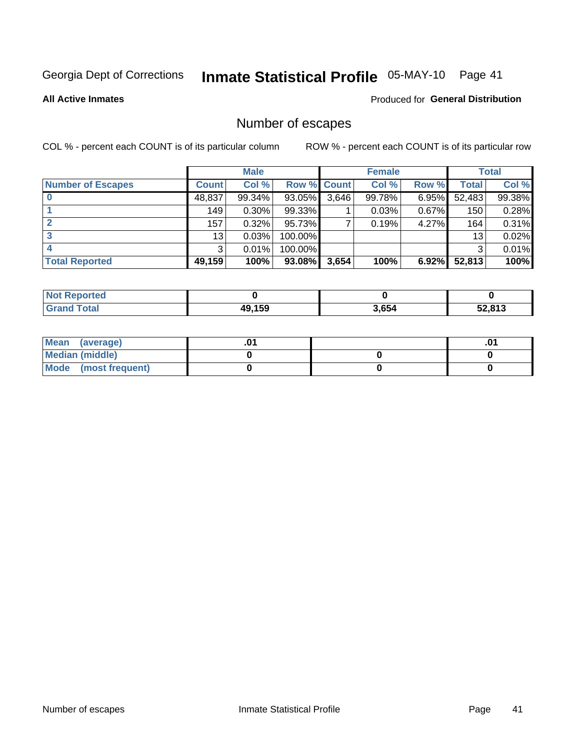Georgia Dept of Corrections **Inmate Statistical Profile** 05-MAY-10 Page 41

**All Active Inmates**

Produced for **General Distribution**

## Number of escapes

COL % - percent each COUNT is of its particular column

ROW % - percent each COUNT is of its particular row

| | Male | | | Female | | | Total | |
|---|---|---|---|---|---|---|---|---|
| **Number of Escapes** | **Count** | **Col %** | **Row %** | **Count** | **Col %** | **Row %** | **Total** | **Col %** |
| **0** | 48,837 | 99.34% | 93.05% | 3,646 | 99.78% | 6.95% | 52,483 | 99.38% |
| **1** | 149 | 0.30% | 99.33% | 1 | 0.03% | 0.67% | 150 | 0.28% |
| **2** | 157 | 0.32% | 95.73% | 7 | 0.19% | 4.27% | 164 | 0.31% |
| **3** | 13 | 0.03% | 100.00% | | | | 13 | 0.02% |
| **4** | 3 | 0.01% | 100.00% | | | | 3 | 0.01% |
| **Total Reported** | **49,159** | **100%** | **93.08%** | **3,654** | **100%** | **6.92%** | **52,813** | **100%** |

| | Male | Female | Total |
|---|---|---|---|
| **Not Reported** | **0** | **0** | **0** |
| **Grand Total** | **49,159** | **3,654** | **52,813** |

| | Male | Female | Total |
|---|---|---|---|
| **Mean (average)** | **.01** | | **.01** |
| **Median (middle)** | **0** | **0** | **0** |
| **Mode (most frequent)** | **0** | **0** | **0** |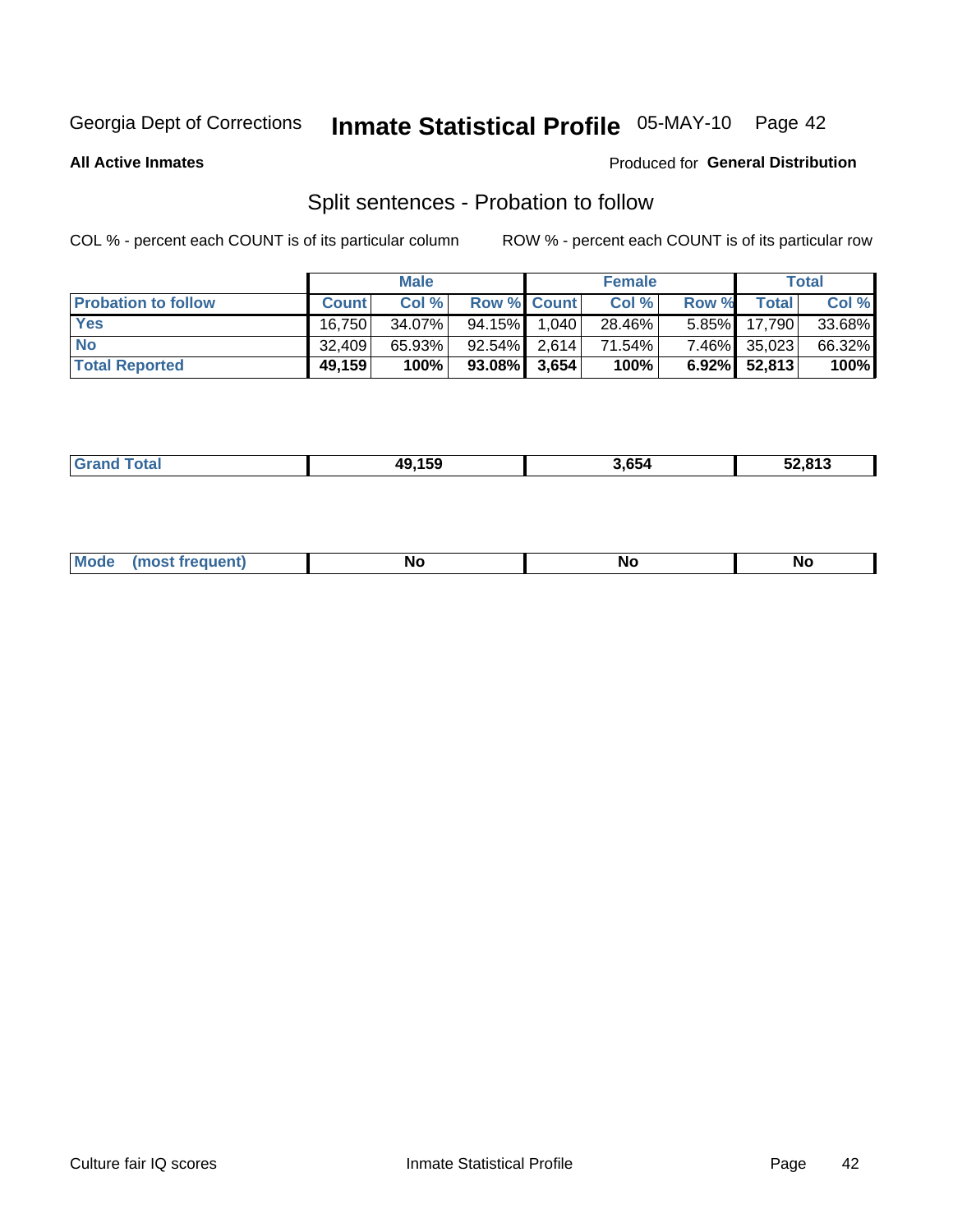Georgia Dept of Corrections **Inmate Statistical Profile** 05-MAY-10

**All Active Inmates**

Produced for **General Distribution**

## Split sentences - Probation to follow

COL % - percent each COUNT is of its particular column    ROW % - percent each COUNT is of its particular row

| | Male | | | Female | | | Total | |
|---|---|---|---|---|---|---|---|---|
| **Probation to follow** | **Count** | **Col %** | **Row %** | **Count** | **Col %** | **Row %** | **Total** | **Col %** |
| **Yes** | 16,750 | 34.07% | 94.15% | 1,040 | 28.46% | 5.85% | 17,790 | 33.68% |
| **No** | 32,409 | 65.93% | 92.54% | 2,614 | 71.54% | 7.46% | 35,023 | 66.32% |
| **Total Reported** | **49,159** | **100%** | **93.08%** | **3,654** | **100%** | **6.92%** | **52,813** | **100%** |

| | Male | Female | Total |
|---|---|---|---|
| **Grand Total** | **49,159** | **3,654** | **52,813** |

| | Male | Female | Total |
|---|---|---|---|
| **Mode (most frequent)** | **No** | **No** | **No** |

Culture fair IQ scores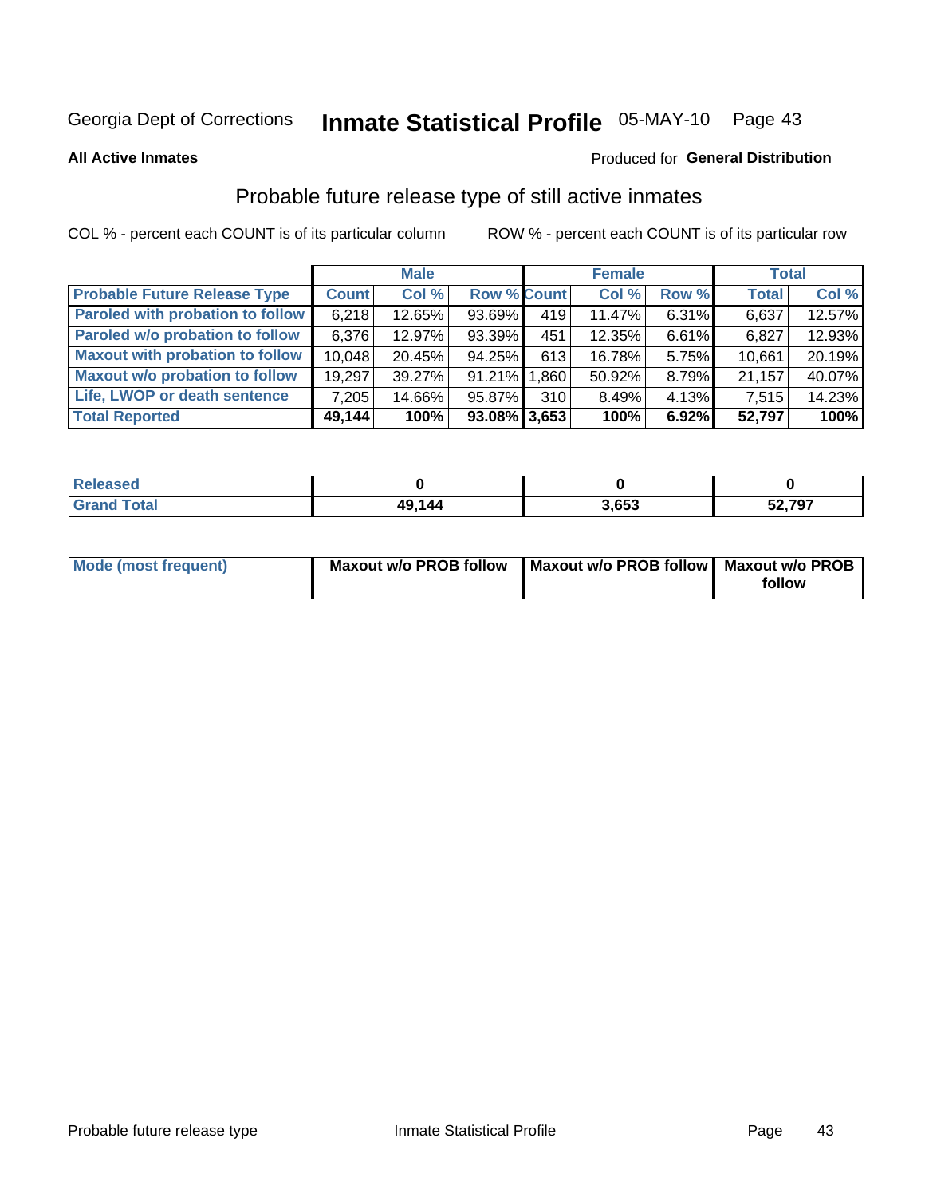Georgia Dept of Corrections **Inmate Statistical Profile** 05-MAY-10

**All Active Inmates**

Produced for **General Distribution**

## Probable future release type of still active inmates

COL % - percent each COUNT is of its particular column

ROW % - percent each COUNT is of its particular row

| | Male | | | Female | | | Total | |
|---|---|---|---|---|---|---|---|---|
| **Probable Future Release Type** | **Count** | **Col %** | **Row %** | **Count** | **Col %** | **Row %** | **Total** | **Col %** |
| Paroled with probation to follow | 6,218 | 12.65% | 93.69% | 419 | 11.47% | 6.31% | 6,637 | 12.57% |
| Paroled w/o probation to follow | 6,376 | 12.97% | 93.39% | 451 | 12.35% | 6.61% | 6,827 | 12.93% |
| Maxout with probation to follow | 10,048 | 20.45% | 94.25% | 613 | 16.78% | 5.75% | 10,661 | 20.19% |
| Maxout w/o probation to follow | 19,297 | 39.27% | 91.21% | 1,860 | 50.92% | 8.79% | 21,157 | 40.07% |
| Life, LWOP or death sentence | 7,205 | 14.66% | 95.87% | 310 | 8.49% | 4.13% | 7,515 | 14.23% |
| **Total Reported** | **49,144** | **100%** | **93.08%** | **3,653** | **100%** | **6.92%** | **52,797** | **100%** |

| | Male | Female | Total |
|---|---|---|---|
| Released | 0 | 0 | 0 |
| Grand Total | 49,144 | 3,653 | 52,797 |

| | Male | Female | Total |
|---|---|---|---|
| Mode (most frequent) | Maxout w/o PROB follow | Maxout w/o PROB follow | Maxout w/o PROB follow |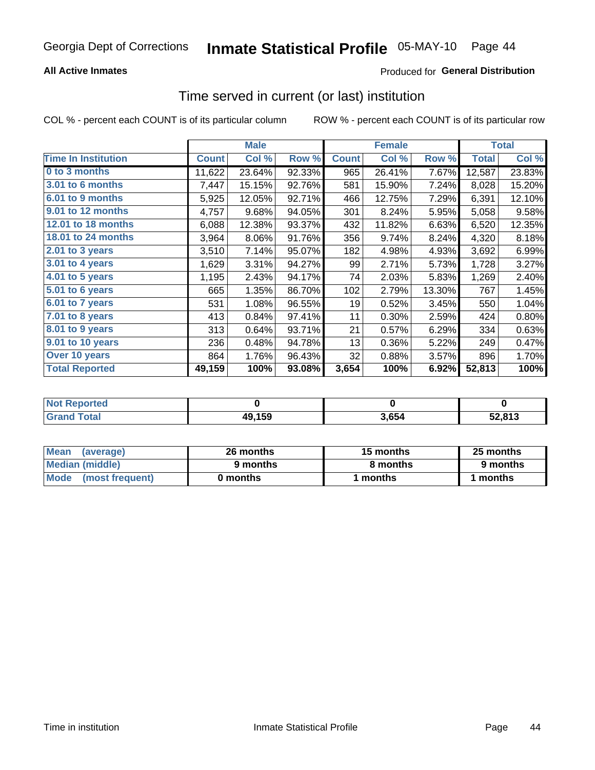# Georgia Dept of Corrections — Inmate Statistical Profile — 05-MAY-10

**All Active Inmates**

Produced for **General Distribution**

## Time served in current (or last) institution

COL % - percent each COUNT is of its particular column    ROW % - percent each COUNT is of its particular row

| | Male | | | Female | | | Total | |
|---|---|---|---|---|---|---|---|---|
| **Time In Institution** | **Count** | **Col %** | **Row %** | **Count** | **Col %** | **Row %** | **Total** | **Col %** |
| 0 to 3 months | 11,622 | 23.64% | 92.33% | 965 | 26.41% | 7.67% | 12,587 | 23.83% |
| 3.01 to 6 months | 7,447 | 15.15% | 92.76% | 581 | 15.90% | 7.24% | 8,028 | 15.20% |
| 6.01 to 9 months | 5,925 | 12.05% | 92.71% | 466 | 12.75% | 7.29% | 6,391 | 12.10% |
| 9.01 to 12 months | 4,757 | 9.68% | 94.05% | 301 | 8.24% | 5.95% | 5,058 | 9.58% |
| 12.01 to 18 months | 6,088 | 12.38% | 93.37% | 432 | 11.82% | 6.63% | 6,520 | 12.35% |
| 18.01 to 24 months | 3,964 | 8.06% | 91.76% | 356 | 9.74% | 8.24% | 4,320 | 8.18% |
| 2.01 to 3 years | 3,510 | 7.14% | 95.07% | 182 | 4.98% | 4.93% | 3,692 | 6.99% |
| 3.01 to 4 years | 1,629 | 3.31% | 94.27% | 99 | 2.71% | 5.73% | 1,728 | 3.27% |
| 4.01 to 5 years | 1,195 | 2.43% | 94.17% | 74 | 2.03% | 5.83% | 1,269 | 2.40% |
| 5.01 to 6 years | 665 | 1.35% | 86.70% | 102 | 2.79% | 13.30% | 767 | 1.45% |
| 6.01 to 7 years | 531 | 1.08% | 96.55% | 19 | 0.52% | 3.45% | 550 | 1.04% |
| 7.01 to 8 years | 413 | 0.84% | 97.41% | 11 | 0.30% | 2.59% | 424 | 0.80% |
| 8.01 to 9 years | 313 | 0.64% | 93.71% | 21 | 0.57% | 6.29% | 334 | 0.63% |
| 9.01 to 10 years | 236 | 0.48% | 94.78% | 13 | 0.36% | 5.22% | 249 | 0.47% |
| Over 10 years | 864 | 1.76% | 96.43% | 32 | 0.88% | 3.57% | 896 | 1.70% |
| **Total Reported** | **49,159** | **100%** | **93.08%** | **3,654** | **100%** | **6.92%** | **52,813** | **100%** |

| | Male | Female | Total |
|---|---|---|---|
| Not Reported | 0 | 0 | 0 |
| Grand Total | 49,159 | 3,654 | 52,813 |

| | Male | Female | Total |
|---|---|---|---|
| Mean (average) | 26 months | 15 months | 25 months |
| Median (middle) | 9 months | 8 months | 9 months |
| Mode (most frequent) | 0 months | 1 months | 1 months |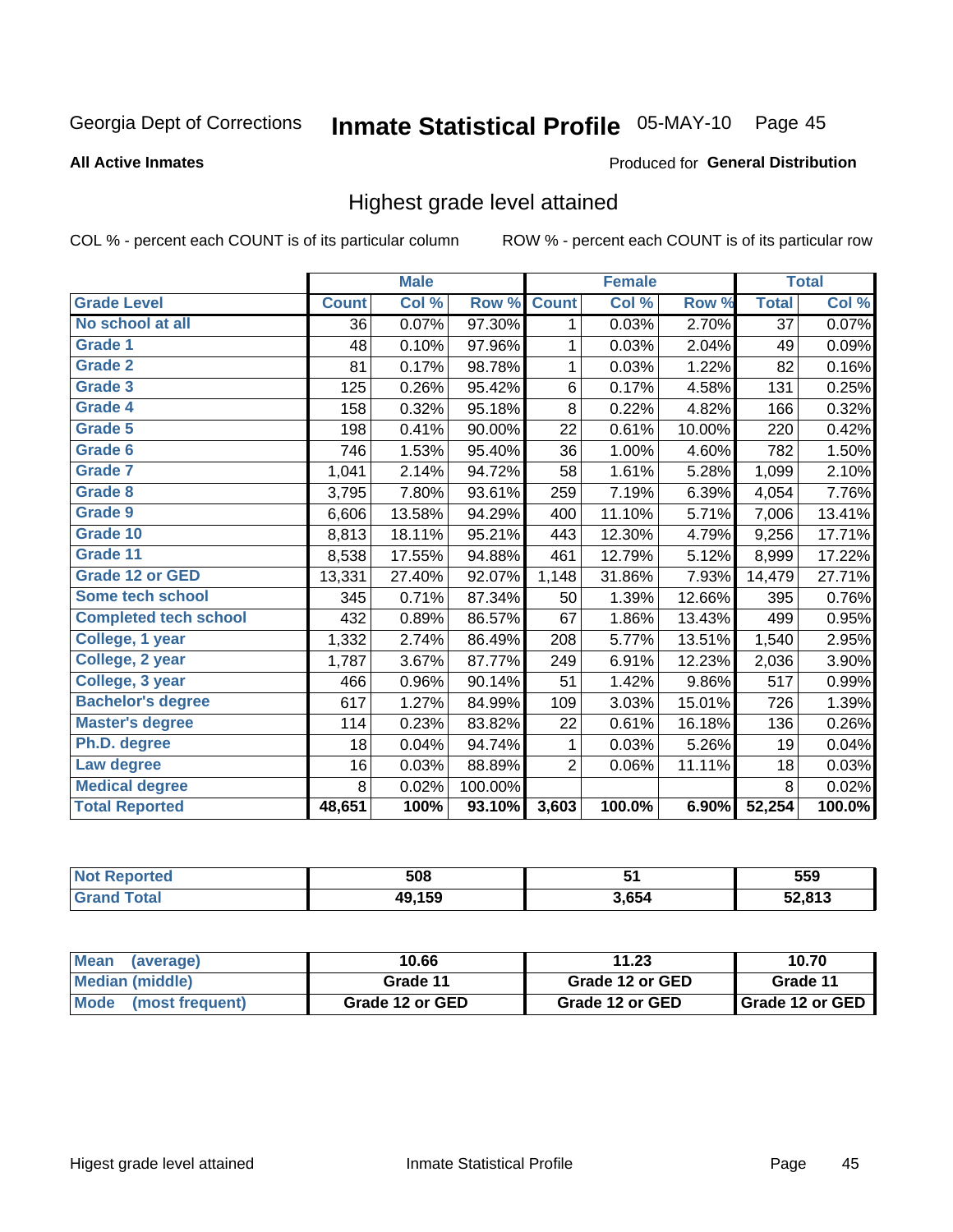Georgia Dept of Corrections **Inmate Statistical Profile** 05-MAY-10

**All Active Inmates**

Produced for **General Distribution**

## Highest grade level attained

COL % - percent each COUNT is of its particular column ROW % - percent each COUNT is of its particular row

| | Male | | | Female | | | Total | |
|---|---|---|---|---|---|---|---|---|
| **Grade Level** | **Count** | **Col %** | **Row %** | **Count** | **Col %** | **Row %** | **Total** | **Col %** |
| No school at all | 36 | 0.07% | 97.30% | 1 | 0.03% | 2.70% | 37 | 0.07% |
| Grade 1 | 48 | 0.10% | 97.96% | 1 | 0.03% | 2.04% | 49 | 0.09% |
| Grade 2 | 81 | 0.17% | 98.78% | 1 | 0.03% | 1.22% | 82 | 0.16% |
| Grade 3 | 125 | 0.26% | 95.42% | 6 | 0.17% | 4.58% | 131 | 0.25% |
| Grade 4 | 158 | 0.32% | 95.18% | 8 | 0.22% | 4.82% | 166 | 0.32% |
| Grade 5 | 198 | 0.41% | 90.00% | 22 | 0.61% | 10.00% | 220 | 0.42% |
| Grade 6 | 746 | 1.53% | 95.40% | 36 | 1.00% | 4.60% | 782 | 1.50% |
| Grade 7 | 1,041 | 2.14% | 94.72% | 58 | 1.61% | 5.28% | 1,099 | 2.10% |
| Grade 8 | 3,795 | 7.80% | 93.61% | 259 | 7.19% | 6.39% | 4,054 | 7.76% |
| Grade 9 | 6,606 | 13.58% | 94.29% | 400 | 11.10% | 5.71% | 7,006 | 13.41% |
| Grade 10 | 8,813 | 18.11% | 95.21% | 443 | 12.30% | 4.79% | 9,256 | 17.71% |
| Grade 11 | 8,538 | 17.55% | 94.88% | 461 | 12.79% | 5.12% | 8,999 | 17.22% |
| Grade 12 or GED | 13,331 | 27.40% | 92.07% | 1,148 | 31.86% | 7.93% | 14,479 | 27.71% |
| Some tech school | 345 | 0.71% | 87.34% | 50 | 1.39% | 12.66% | 395 | 0.76% |
| Completed tech school | 432 | 0.89% | 86.57% | 67 | 1.86% | 13.43% | 499 | 0.95% |
| College, 1 year | 1,332 | 2.74% | 86.49% | 208 | 5.77% | 13.51% | 1,540 | 2.95% |
| College, 2 year | 1,787 | 3.67% | 87.77% | 249 | 6.91% | 12.23% | 2,036 | 3.90% |
| College, 3 year | 466 | 0.96% | 90.14% | 51 | 1.42% | 9.86% | 517 | 0.99% |
| Bachelor's degree | 617 | 1.27% | 84.99% | 109 | 3.03% | 15.01% | 726 | 1.39% |
| Master's degree | 114 | 0.23% | 83.82% | 22 | 0.61% | 16.18% | 136 | 0.26% |
| Ph.D. degree | 18 | 0.04% | 94.74% | 1 | 0.03% | 5.26% | 19 | 0.04% |
| Law degree | 16 | 0.03% | 88.89% | 2 | 0.06% | 11.11% | 18 | 0.03% |
| Medical degree | 8 | 0.02% | 100.00% | | | | 8 | 0.02% |
| **Total Reported** | **48,651** | **100%** | **93.10%** | **3,603** | **100.0%** | **6.90%** | **52,254** | **100.0%** |

| | Male | Female | Total |
|---|---|---|---|
| Not Reported | 508 | 51 | 559 |
| Grand Total | 49,159 | 3,654 | 52,813 |

| | Male | Female | Total |
|---|---|---|---|
| Mean (average) | 10.66 | 11.23 | 10.70 |
| Median (middle) | Grade 11 | Grade 12 or GED | Grade 11 |
| Mode (most frequent) | Grade 12 or GED | Grade 12 or GED | Grade 12 or GED |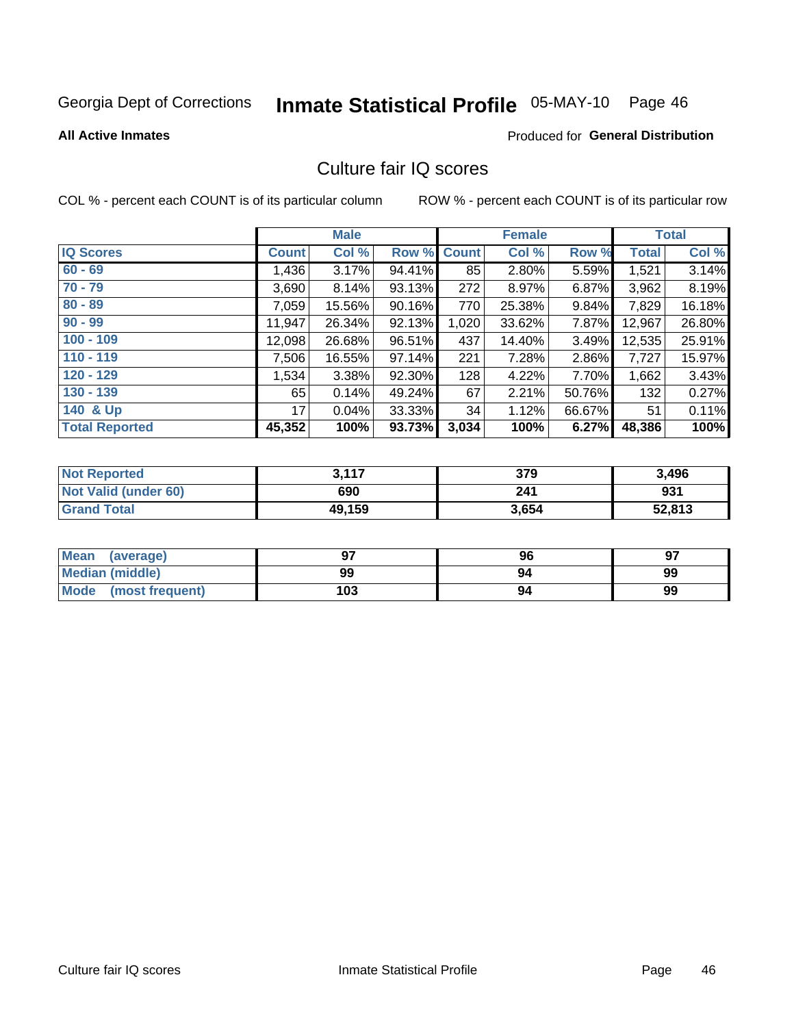Georgia Dept of Corrections **Inmate Statistical Profile** 05-MAY-10

**All Active Inmates**

Produced for **General Distribution**

## Culture fair IQ scores

COL % - percent each COUNT is of its particular column

ROW % - percent each COUNT is of its particular row

| | Male | | | Female | | | Total | |
|---|---|---|---|---|---|---|---|---|
| **IQ Scores** | **Count** | **Col %** | **Row %** | **Count** | **Col %** | **Row %** | **Total** | **Col %** |
| 60 - 69 | 1,436 | 3.17% | 94.41% | 85 | 2.80% | 5.59% | 1,521 | 3.14% |
| 70 - 79 | 3,690 | 8.14% | 93.13% | 272 | 8.97% | 6.87% | 3,962 | 8.19% |
| 80 - 89 | 7,059 | 15.56% | 90.16% | 770 | 25.38% | 9.84% | 7,829 | 16.18% |
| 90 - 99 | 11,947 | 26.34% | 92.13% | 1,020 | 33.62% | 7.87% | 12,967 | 26.80% |
| 100 - 109 | 12,098 | 26.68% | 96.51% | 437 | 14.40% | 3.49% | 12,535 | 25.91% |
| 110 - 119 | 7,506 | 16.55% | 97.14% | 221 | 7.28% | 2.86% | 7,727 | 15.97% |
| 120 - 129 | 1,534 | 3.38% | 92.30% | 128 | 4.22% | 7.70% | 1,662 | 3.43% |
| 130 - 139 | 65 | 0.14% | 49.24% | 67 | 2.21% | 50.76% | 132 | 0.27% |
| 140 & Up | 17 | 0.04% | 33.33% | 34 | 1.12% | 66.67% | 51 | 0.11% |
| **Total Reported** | **45,352** | **100%** | **93.73%** | **3,034** | **100%** | **6.27%** | **48,386** | **100%** |

| | Male | Female | Total |
|---|---|---|---|
| Not Reported | 3,117 | 379 | 3,496 |
| Not Valid (under 60) | 690 | 241 | 931 |
| Grand Total | 49,159 | 3,654 | 52,813 |

| | Male | Female | Total |
|---|---|---|---|
| Mean (average) | 97 | 96 | 97 |
| Median (middle) | 99 | 94 | 99 |
| Mode (most frequent) | 103 | 94 | 99 |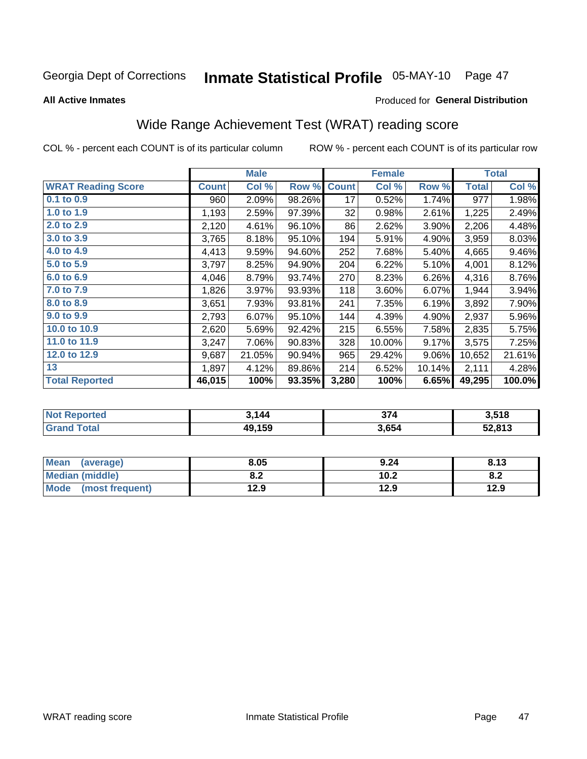Georgia Dept of Corrections **Inmate Statistical Profile** 05-MAY-10

**All Active Inmates**

Produced for **General Distribution**

## Wide Range Achievement Test (WRAT) reading score

COL % - percent each COUNT is of its particular column ROW % - percent each COUNT is of its particular row

| | Male | | | Female | | | Total | |
|---|---|---|---|---|---|---|---|---|
| **WRAT Reading Score** | **Count** | **Col %** | **Row %** | **Count** | **Col %** | **Row %** | **Total** | **Col %** |
| **0.1 to 0.9** | 960 | 2.09% | 98.26% | 17 | 0.52% | 1.74% | 977 | 1.98% |
| **1.0 to 1.9** | 1,193 | 2.59% | 97.39% | 32 | 0.98% | 2.61% | 1,225 | 2.49% |
| **2.0 to 2.9** | 2,120 | 4.61% | 96.10% | 86 | 2.62% | 3.90% | 2,206 | 4.48% |
| **3.0 to 3.9** | 3,765 | 8.18% | 95.10% | 194 | 5.91% | 4.90% | 3,959 | 8.03% |
| **4.0 to 4.9** | 4,413 | 9.59% | 94.60% | 252 | 7.68% | 5.40% | 4,665 | 9.46% |
| **5.0 to 5.9** | 3,797 | 8.25% | 94.90% | 204 | 6.22% | 5.10% | 4,001 | 8.12% |
| **6.0 to 6.9** | 4,046 | 8.79% | 93.74% | 270 | 8.23% | 6.26% | 4,316 | 8.76% |
| **7.0 to 7.9** | 1,826 | 3.97% | 93.93% | 118 | 3.60% | 6.07% | 1,944 | 3.94% |
| **8.0 to 8.9** | 3,651 | 7.93% | 93.81% | 241 | 7.35% | 6.19% | 3,892 | 7.90% |
| **9.0 to 9.9** | 2,793 | 6.07% | 95.10% | 144 | 4.39% | 4.90% | 2,937 | 5.96% |
| **10.0 to 10.9** | 2,620 | 5.69% | 92.42% | 215 | 6.55% | 7.58% | 2,835 | 5.75% |
| **11.0 to 11.9** | 3,247 | 7.06% | 90.83% | 328 | 10.00% | 9.17% | 3,575 | 7.25% |
| **12.0 to 12.9** | 9,687 | 21.05% | 90.94% | 965 | 29.42% | 9.06% | 10,652 | 21.61% |
| **13** | 1,897 | 4.12% | 89.86% | 214 | 6.52% | 10.14% | 2,111 | 4.28% |
| **Total Reported** | **46,015** | **100%** | **93.35%** | **3,280** | **100%** | **6.65%** | **49,295** | **100.0%** |

| | Male | Female | Total |
|---|---|---|---|
| **Not Reported** | **3,144** | **374** | **3,518** |
| **Grand Total** | **49,159** | **3,654** | **52,813** |

| | Male | Female | Total |
|---|---|---|---|
| **Mean (average)** | **8.05** | **9.24** | **8.13** |
| **Median (middle)** | **8.2** | **10.2** | **8.2** |
| **Mode (most frequent)** | **12.9** | **12.9** | **12.9** |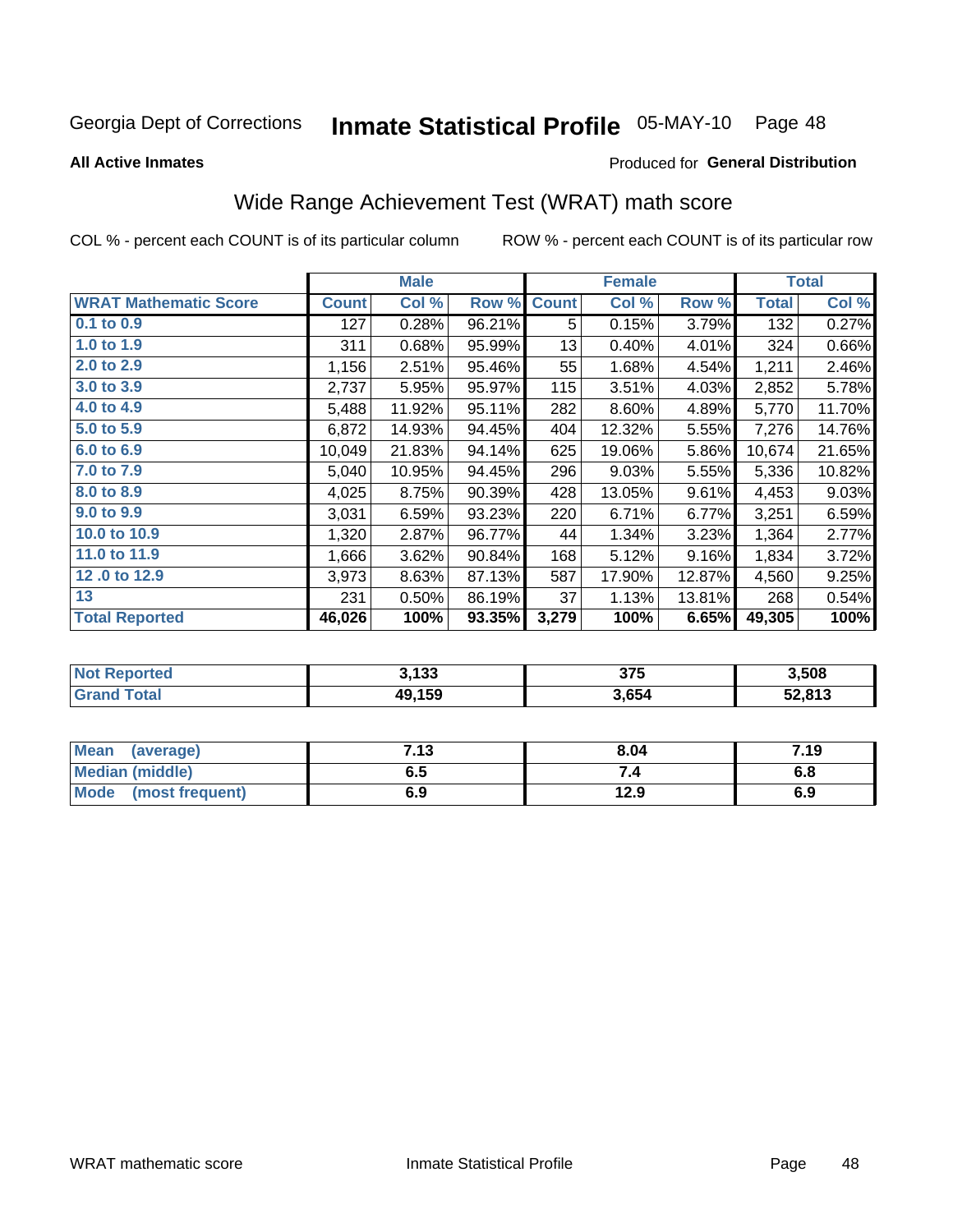Georgia Dept of Corrections **Inmate Statistical Profile** 05-MAY-10

**All Active Inmates**

Produced for **General Distribution**

## Wide Range Achievement Test (WRAT) math score

COL % - percent each COUNT is of its particular column    ROW % - percent each COUNT is of its particular row

| | Male | | | Female | | | Total | |
|---|---|---|---|---|---|---|---|---|
| **WRAT Mathematic Score** | **Count** | **Col %** | **Row %** | **Count** | **Col %** | **Row %** | **Total** | **Col %** |
| 0.1 to 0.9 | 127 | 0.28% | 96.21% | 5 | 0.15% | 3.79% | 132 | 0.27% |
| 1.0 to 1.9 | 311 | 0.68% | 95.99% | 13 | 0.40% | 4.01% | 324 | 0.66% |
| 2.0 to 2.9 | 1,156 | 2.51% | 95.46% | 55 | 1.68% | 4.54% | 1,211 | 2.46% |
| 3.0 to 3.9 | 2,737 | 5.95% | 95.97% | 115 | 3.51% | 4.03% | 2,852 | 5.78% |
| 4.0 to 4.9 | 5,488 | 11.92% | 95.11% | 282 | 8.60% | 4.89% | 5,770 | 11.70% |
| 5.0 to 5.9 | 6,872 | 14.93% | 94.45% | 404 | 12.32% | 5.55% | 7,276 | 14.76% |
| 6.0 to 6.9 | 10,049 | 21.83% | 94.14% | 625 | 19.06% | 5.86% | 10,674 | 21.65% |
| 7.0 to 7.9 | 5,040 | 10.95% | 94.45% | 296 | 9.03% | 5.55% | 5,336 | 10.82% |
| 8.0 to 8.9 | 4,025 | 8.75% | 90.39% | 428 | 13.05% | 9.61% | 4,453 | 9.03% |
| 9.0 to 9.9 | 3,031 | 6.59% | 93.23% | 220 | 6.71% | 6.77% | 3,251 | 6.59% |
| 10.0 to 10.9 | 1,320 | 2.87% | 96.77% | 44 | 1.34% | 3.23% | 1,364 | 2.77% |
| 11.0 to 11.9 | 1,666 | 3.62% | 90.84% | 168 | 5.12% | 9.16% | 1,834 | 3.72% |
| 12 .0 to 12.9 | 3,973 | 8.63% | 87.13% | 587 | 17.90% | 12.87% | 4,560 | 9.25% |
| 13 | 231 | 0.50% | 86.19% | 37 | 1.13% | 13.81% | 268 | 0.54% |
| **Total Reported** | **46,026** | **100%** | **93.35%** | **3,279** | **100%** | **6.65%** | **49,305** | **100%** |

| | Male | Female | Total |
|---|---|---|---|
| **Not Reported** | **3,133** | **375** | **3,508** |
| **Grand Total** | **49,159** | **3,654** | **52,813** |

| | Male | Female | Total |
|---|---|---|---|
| **Mean (average)** | **7.13** | **8.04** | **7.19** |
| **Median (middle)** | **6.5** | **7.4** | **6.8** |
| **Mode (most frequent)** | **6.9** | **12.9** | **6.9** |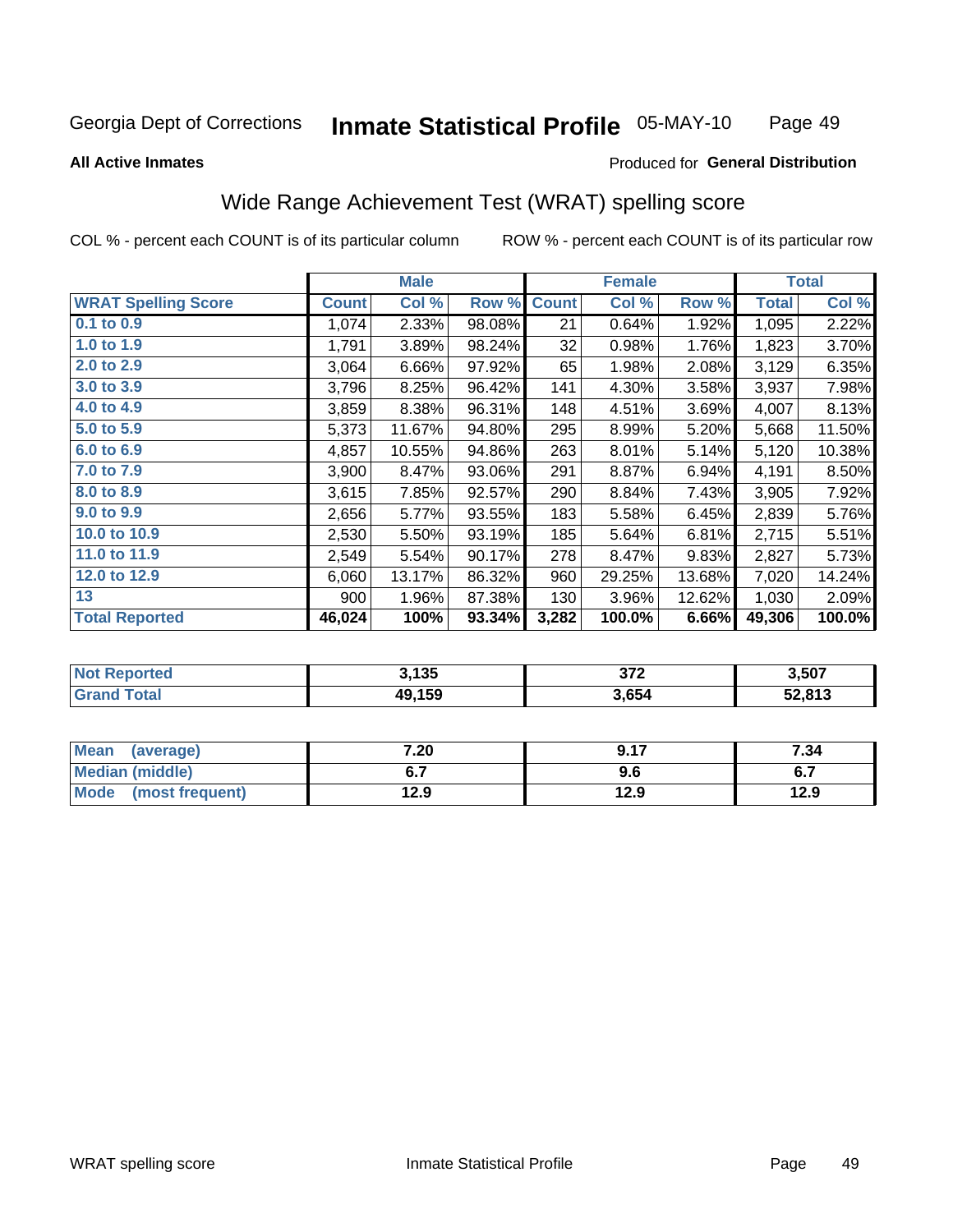Georgia Dept of Corrections **Inmate Statistical Profile** 05-MAY-10

**All Active Inmates**

Produced for **General Distribution**

## Wide Range Achievement Test (WRAT) spelling score

COL % - percent each COUNT is of its particular column

ROW % - percent each COUNT is of its particular row

| | Male | | | Female | | | Total | |
|---|---|---|---|---|---|---|---|---|
| **WRAT Spelling Score** | **Count** | **Col %** | **Row %** | **Count** | **Col %** | **Row %** | **Total** | **Col %** |
| **0.1 to 0.9** | 1,074 | 2.33% | 98.08% | 21 | 0.64% | 1.92% | 1,095 | 2.22% |
| **1.0 to 1.9** | 1,791 | 3.89% | 98.24% | 32 | 0.98% | 1.76% | 1,823 | 3.70% |
| **2.0 to 2.9** | 3,064 | 6.66% | 97.92% | 65 | 1.98% | 2.08% | 3,129 | 6.35% |
| **3.0 to 3.9** | 3,796 | 8.25% | 96.42% | 141 | 4.30% | 3.58% | 3,937 | 7.98% |
| **4.0 to 4.9** | 3,859 | 8.38% | 96.31% | 148 | 4.51% | 3.69% | 4,007 | 8.13% |
| **5.0 to 5.9** | 5,373 | 11.67% | 94.80% | 295 | 8.99% | 5.20% | 5,668 | 11.50% |
| **6.0 to 6.9** | 4,857 | 10.55% | 94.86% | 263 | 8.01% | 5.14% | 5,120 | 10.38% |
| **7.0 to 7.9** | 3,900 | 8.47% | 93.06% | 291 | 8.87% | 6.94% | 4,191 | 8.50% |
| **8.0 to 8.9** | 3,615 | 7.85% | 92.57% | 290 | 8.84% | 7.43% | 3,905 | 7.92% |
| **9.0 to 9.9** | 2,656 | 5.77% | 93.55% | 183 | 5.58% | 6.45% | 2,839 | 5.76% |
| **10.0 to 10.9** | 2,530 | 5.50% | 93.19% | 185 | 5.64% | 6.81% | 2,715 | 5.51% |
| **11.0 to 11.9** | 2,549 | 5.54% | 90.17% | 278 | 8.47% | 9.83% | 2,827 | 5.73% |
| **12.0 to 12.9** | 6,060 | 13.17% | 86.32% | 960 | 29.25% | 13.68% | 7,020 | 14.24% |
| **13** | 900 | 1.96% | 87.38% | 130 | 3.96% | 12.62% | 1,030 | 2.09% |
| **Total Reported** | **46,024** | **100%** | **93.34%** | **3,282** | **100.0%** | **6.66%** | **49,306** | **100.0%** |

| | Male | Female | Total |
|---|---|---|---|
| **Not Reported** | **3,135** | **372** | **3,507** |
| **Grand Total** | **49,159** | **3,654** | **52,813** |

| | Male | Female | Total |
|---|---|---|---|
| **Mean (average)** | **7.20** | **9.17** | **7.34** |
| **Median (middle)** | **6.7** | **9.6** | **6.7** |
| **Mode (most frequent)** | **12.9** | **12.9** | **12.9** |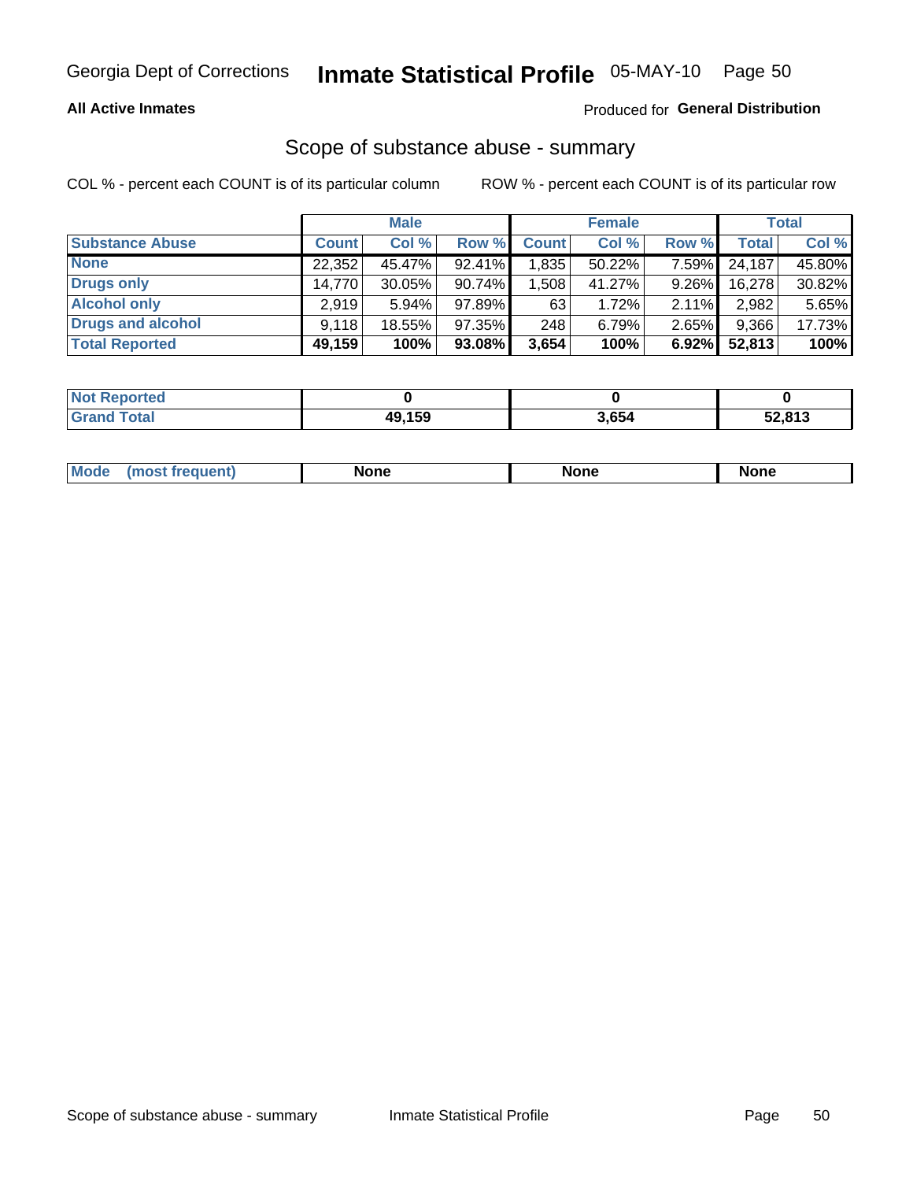Georgia Dept of Corrections **Inmate Statistical Profile** 05-MAY-10

**All Active Inmates**

Produced for **General Distribution**

## Scope of substance abuse - summary

COL % - percent each COUNT is of its particular column

ROW % - percent each COUNT is of its particular row

| | Male | | | Female | | | Total | |
|---|---|---|---|---|---|---|---|---|
| **Substance Abuse** | **Count** | **Col %** | **Row %** | **Count** | **Col %** | **Row %** | **Total** | **Col %** |
| **None** | 22,352 | 45.47% | 92.41% | 1,835 | 50.22% | 7.59% | 24,187 | 45.80% |
| **Drugs only** | 14,770 | 30.05% | 90.74% | 1,508 | 41.27% | 9.26% | 16,278 | 30.82% |
| **Alcohol only** | 2,919 | 5.94% | 97.89% | 63 | 1.72% | 2.11% | 2,982 | 5.65% |
| **Drugs and alcohol** | 9,118 | 18.55% | 97.35% | 248 | 6.79% | 2.65% | 9,366 | 17.73% |
| **Total Reported** | **49,159** | **100%** | **93.08%** | **3,654** | **100%** | **6.92%** | **52,813** | **100%** |

| | Male | Female | Total |
|---|---|---|---|
| **Not Reported** | **0** | **0** | **0** |
| **Grand Total** | **49,159** | **3,654** | **52,813** |

| | Male | Female | Total |
|---|---|---|---|
| **Mode (most frequent)** | **None** | **None** | **None** |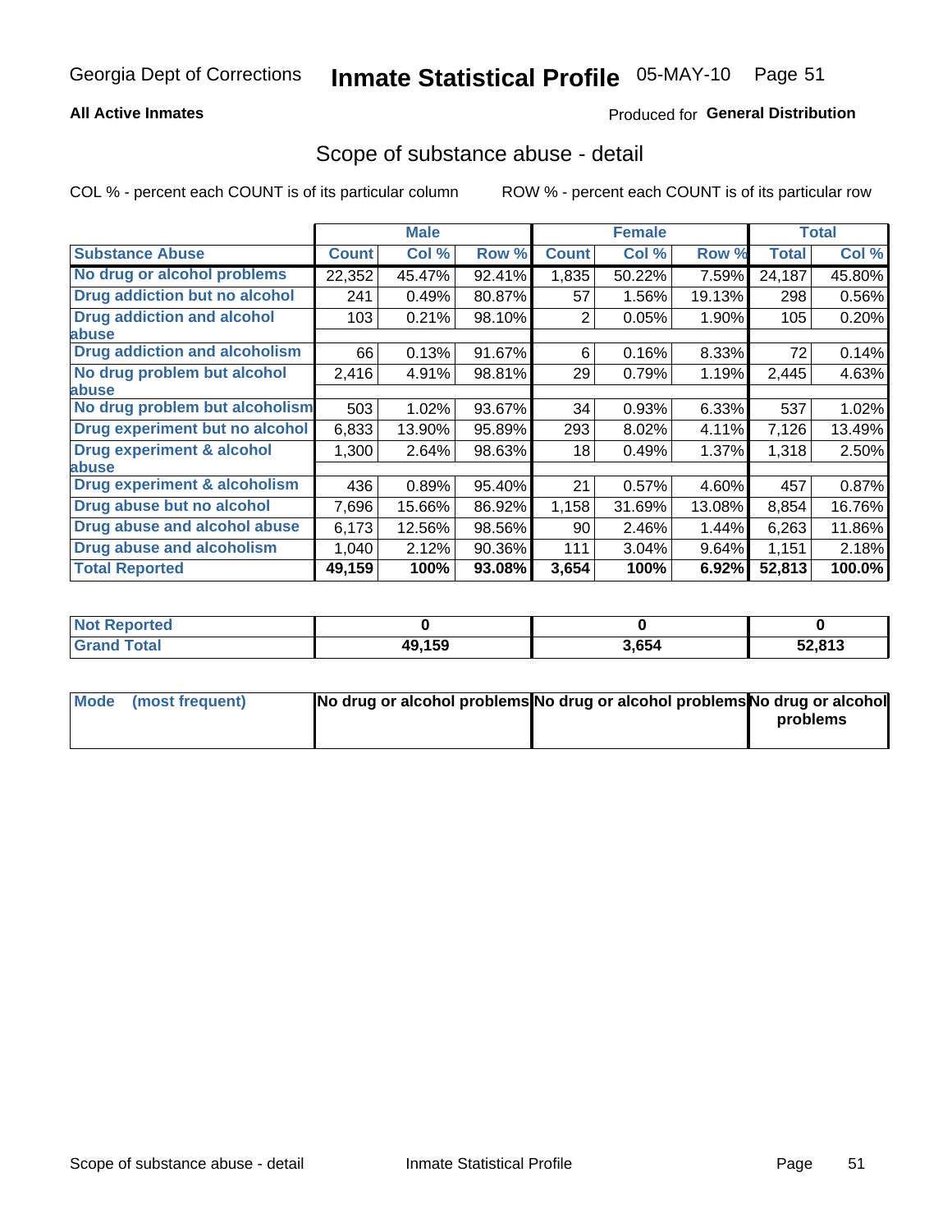Georgia Dept of Corrections **Inmate Statistical Profile** 05-MAY-10

**All Active Inmates** Produced for **General Distribution**

## Scope of substance abuse - detail

COL % - percent each COUNT is of its particular column ROW % - percent each COUNT is of its particular row

| | Male | | | Female | | | Total | |
|---|---|---|---|---|---|---|---|---|
| **Substance Abuse** | **Count** | **Col %** | **Row %** | **Count** | **Col %** | **Row %** | **Total** | **Col %** |
| **No drug or alcohol problems** | 22,352 | 45.47% | 92.41% | 1,835 | 50.22% | 7.59% | 24,187 | 45.80% |
| **Drug addiction but no alcohol** | 241 | 0.49% | 80.87% | 57 | 1.56% | 19.13% | 298 | 0.56% |
| **Drug addiction and alcohol abuse** | 103 | 0.21% | 98.10% | 2 | 0.05% | 1.90% | 105 | 0.20% |
| **Drug addiction and alcoholism** | 66 | 0.13% | 91.67% | 6 | 0.16% | 8.33% | 72 | 0.14% |
| **No drug problem but alcohol abuse** | 2,416 | 4.91% | 98.81% | 29 | 0.79% | 1.19% | 2,445 | 4.63% |
| **No drug problem but alcoholism** | 503 | 1.02% | 93.67% | 34 | 0.93% | 6.33% | 537 | 1.02% |
| **Drug experiment but no alcohol** | 6,833 | 13.90% | 95.89% | 293 | 8.02% | 4.11% | 7,126 | 13.49% |
| **Drug experiment & alcohol abuse** | 1,300 | 2.64% | 98.63% | 18 | 0.49% | 1.37% | 1,318 | 2.50% |
| **Drug experiment & alcoholism** | 436 | 0.89% | 95.40% | 21 | 0.57% | 4.60% | 457 | 0.87% |
| **Drug abuse but no alcohol** | 7,696 | 15.66% | 86.92% | 1,158 | 31.69% | 13.08% | 8,854 | 16.76% |
| **Drug abuse and alcohol abuse** | 6,173 | 12.56% | 98.56% | 90 | 2.46% | 1.44% | 6,263 | 11.86% |
| **Drug abuse and alcoholism** | 1,040 | 2.12% | 90.36% | 111 | 3.04% | 9.64% | 1,151 | 2.18% |
| **Total Reported** | **49,159** | **100%** | **93.08%** | **3,654** | **100%** | **6.92%** | **52,813** | **100.0%** |

| | Male | Female | Total |
|---|---|---|---|
| **Not Reported** | **0** | **0** | **0** |
| **Grand Total** | **49,159** | **3,654** | **52,813** |

| | Male | Female | Total |
|---|---|---|---|
| **Mode (most frequent)** | **No drug or alcohol problems** | **No drug or alcohol problems** | **No drug or alcohol problems** |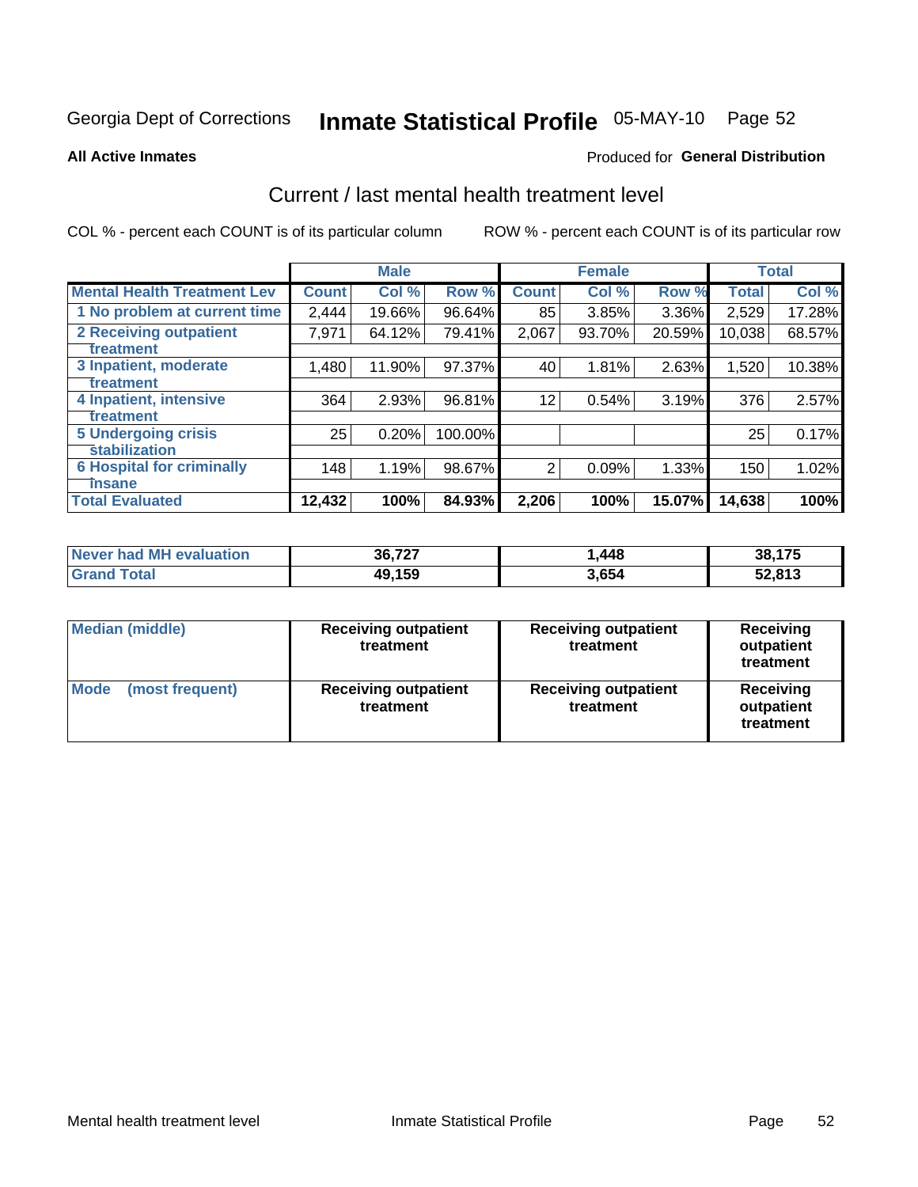Georgia Dept of Corrections **Inmate Statistical Profile** 05-MAY-10

**All Active Inmates**

Produced for **General Distribution**

## Current / last mental health treatment level

COL % - percent each COUNT is of its particular column

ROW % - percent each COUNT is of its particular row

| | Male | | | Female | | | Total | |
|---|---|---|---|---|---|---|---|---|
| **Mental Health Treatment Lev** | **Count** | **Col %** | **Row %** | **Count** | **Col %** | **Row %** | **Total** | **Col %** |
| 1 No problem at current time | 2,444 | 19.66% | 96.64% | 85 | 3.85% | 3.36% | 2,529 | 17.28% |
| 2 Receiving outpatient treatment | 7,971 | 64.12% | 79.41% | 2,067 | 93.70% | 20.59% | 10,038 | 68.57% |
| 3 Inpatient, moderate treatment | 1,480 | 11.90% | 97.37% | 40 | 1.81% | 2.63% | 1,520 | 10.38% |
| 4 Inpatient, intensive treatment | 364 | 2.93% | 96.81% | 12 | 0.54% | 3.19% | 376 | 2.57% |
| 5 Undergoing crisis stabilization | 25 | 0.20% | 100.00% | | | | 25 | 0.17% |
| 6 Hospital for criminally insane | 148 | 1.19% | 98.67% | 2 | 0.09% | 1.33% | 150 | 1.02% |
| **Total Evaluated** | **12,432** | **100%** | **84.93%** | **2,206** | **100%** | **15.07%** | **14,638** | **100%** |

| | Male | Female | Total |
|---|---|---|---|
| **Never had MH evaluation** | **36,727** | **1,448** | **38,175** |
| **Grand Total** | **49,159** | **3,654** | **52,813** |

| | Male | Female | Total |
|---|---|---|---|
| **Median (middle)** | **Receiving outpatient treatment** | **Receiving outpatient treatment** | **Receiving outpatient treatment** |
| **Mode (most frequent)** | **Receiving outpatient treatment** | **Receiving outpatient treatment** | **Receiving outpatient treatment** |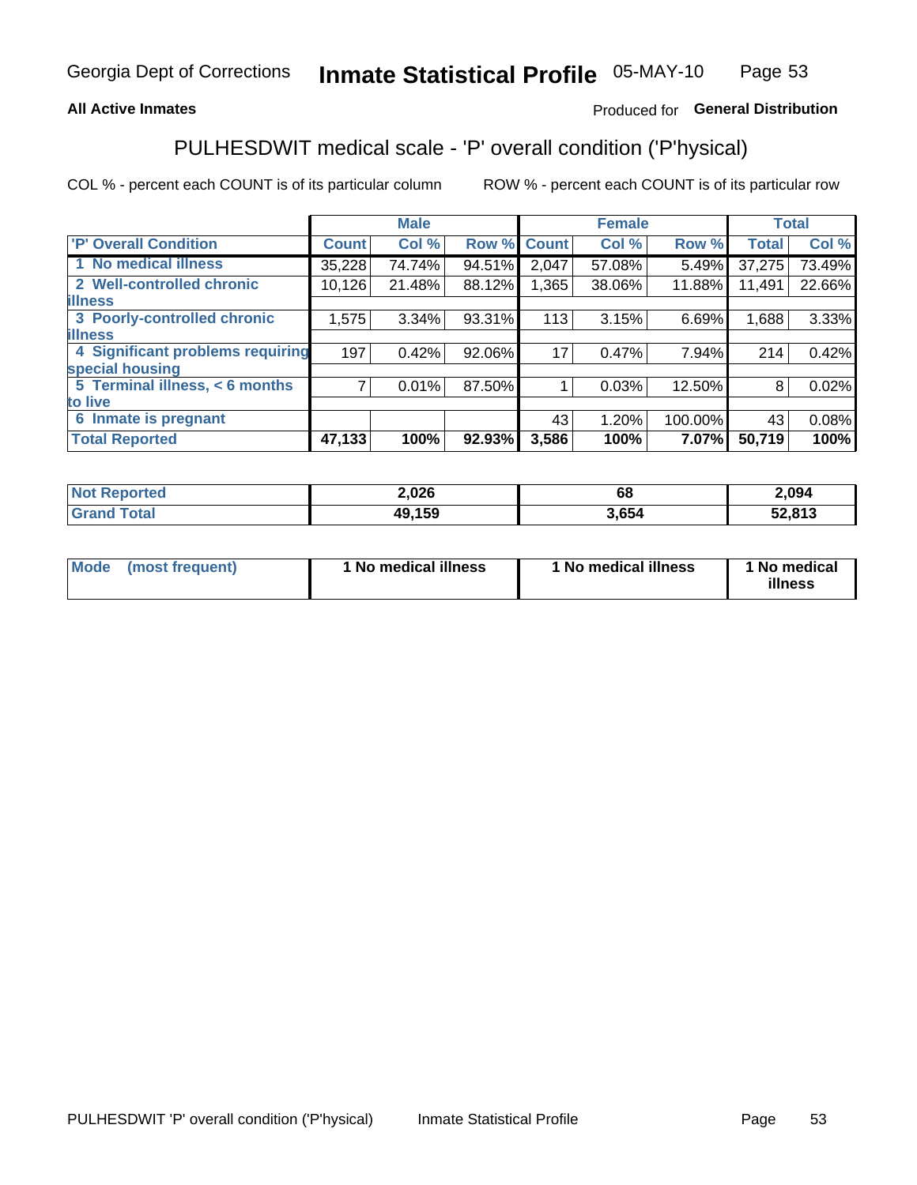Georgia Dept of Corrections **Inmate Statistical Profile** 05-MAY-10

**All Active Inmates**

Produced for **General Distribution**

## PULHESDWIT medical scale - 'P' overall condition ('P'hysical)

COL % - percent each COUNT is of its particular column    ROW % - percent each COUNT is of its particular row

| 'P' Overall Condition | Male | | | Female | | | Total | |
|---|---|---|---|---|---|---|---|---|
| | Count | Col % | Row % | Count | Col % | Row % | Total | Col % |
| 1 No medical illness | 35,228 | 74.74% | 94.51% | 2,047 | 57.08% | 5.49% | 37,275 | 73.49% |
| 2 Well-controlled chronic illness | 10,126 | 21.48% | 88.12% | 1,365 | 38.06% | 11.88% | 11,491 | 22.66% |
| 3 Poorly-controlled chronic illness | 1,575 | 3.34% | 93.31% | 113 | 3.15% | 6.69% | 1,688 | 3.33% |
| 4 Significant problems requiring special housing | 197 | 0.42% | 92.06% | 17 | 0.47% | 7.94% | 214 | 0.42% |
| 5 Terminal illness, < 6 months to live | 7 | 0.01% | 87.50% | 1 | 0.03% | 12.50% | 8 | 0.02% |
| 6 Inmate is pregnant | | | | 43 | 1.20% | 100.00% | 43 | 0.08% |
| **Total Reported** | **47,133** | **100%** | **92.93%** | **3,586** | **100%** | **7.07%** | **50,719** | **100%** |

| | Male | Female | Total |
|---|---|---|---|
| Not Reported | 2,026 | 68 | 2,094 |
| Grand Total | 49,159 | 3,654 | 52,813 |

| | Male | Female | Total |
|---|---|---|---|
| Mode (most frequent) | 1 No medical illness | 1 No medical illness | 1 No medical illness |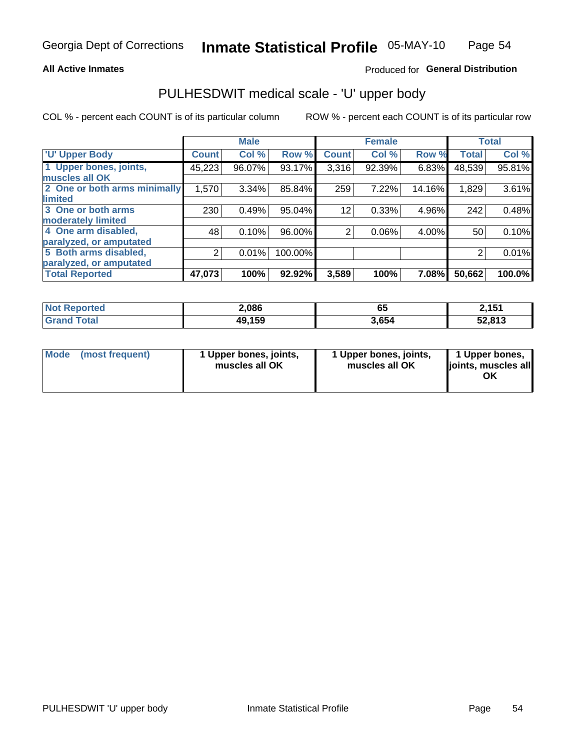**All Active Inmates**

Produced for **General Distribution**

# PULHESDWIT medical scale - 'U' upper body

COL % - percent each COUNT is of its particular column

ROW % - percent each COUNT is of its particular row

| | Male | | | Female | | | Total | |
|---|---|---|---|---|---|---|---|---|
| 'U' Upper Body | Count | Col % | Row % | Count | Col % | Row % | Total | Col % |
| 1 Upper bones, joints, muscles all OK | 45,223 | 96.07% | 93.17% | 3,316 | 92.39% | 6.83% | 48,539 | 95.81% |
| 2 One or both arms minimally limited | 1,570 | 3.34% | 85.84% | 259 | 7.22% | 14.16% | 1,829 | 3.61% |
| 3 One or both arms moderately limited | 230 | 0.49% | 95.04% | 12 | 0.33% | 4.96% | 242 | 0.48% |
| 4 One arm disabled, paralyzed, or amputated | 48 | 0.10% | 96.00% | 2 | 0.06% | 4.00% | 50 | 0.10% |
| 5 Both arms disabled, paralyzed, or amputated | 2 | 0.01% | 100.00% | | | | 2 | 0.01% |
| **Total Reported** | **47,073** | **100%** | **92.92%** | **3,589** | **100%** | **7.08%** | **50,662** | **100.0%** |

| | Male | Female | Total |
|---|---|---|---|
| Not Reported | 2,086 | 65 | 2,151 |
| Grand Total | 49,159 | 3,654 | 52,813 |

| | Male | Female | Total |
|---|---|---|---|
| Mode (most frequent) | 1 Upper bones, joints, muscles all OK | 1 Upper bones, joints, muscles all OK | 1 Upper bones, joints, muscles all OK |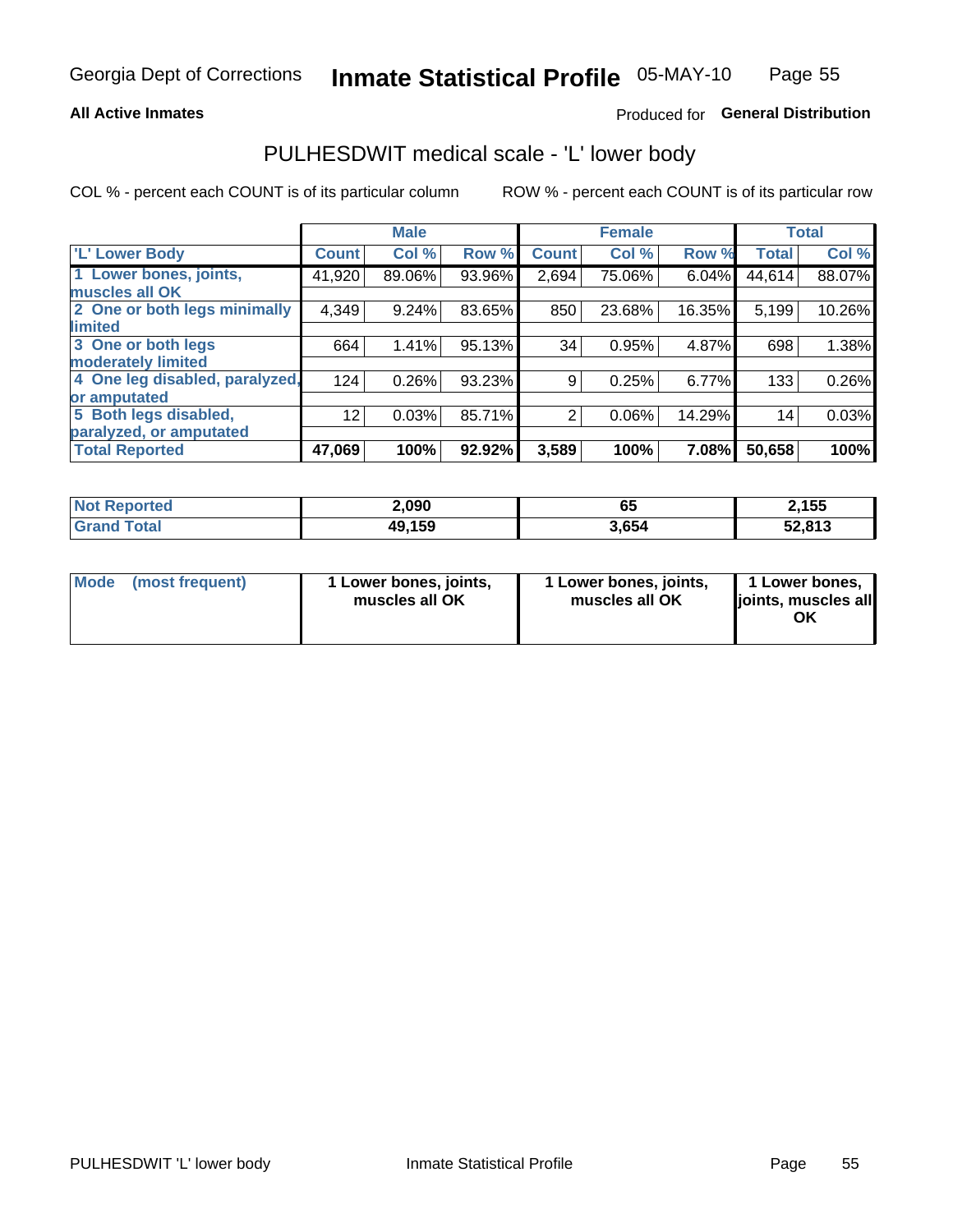Georgia Dept of Corrections **Inmate Statistical Profile** 05-MAY-10

**All Active Inmates** Produced for **General Distribution**

# PULHESDWIT medical scale - 'L' lower body

COL % - percent each COUNT is of its particular column ROW % - percent each COUNT is of its particular row

| | Male | | | Female | | | Total | |
|---|---|---|---|---|---|---|---|---|
| 'L' Lower Body | Count | Col % | Row % | Count | Col % | Row % | Total | Col % |
| 1 Lower bones, joints, muscles all OK | 41,920 | 89.06% | 93.96% | 2,694 | 75.06% | 6.04% | 44,614 | 88.07% |
| 2 One or both legs minimally limited | 4,349 | 9.24% | 83.65% | 850 | 23.68% | 16.35% | 5,199 | 10.26% |
| 3 One or both legs moderately limited | 664 | 1.41% | 95.13% | 34 | 0.95% | 4.87% | 698 | 1.38% |
| 4 One leg disabled, paralyzed, or amputated | 124 | 0.26% | 93.23% | 9 | 0.25% | 6.77% | 133 | 0.26% |
| 5 Both legs disabled, paralyzed, or amputated | 12 | 0.03% | 85.71% | 2 | 0.06% | 14.29% | 14 | 0.03% |
| **Total Reported** | **47,069** | **100%** | **92.92%** | **3,589** | **100%** | **7.08%** | **50,658** | **100%** |

| | Male | Female | Total |
|---|---|---|---|
| Not Reported | 2,090 | 65 | 2,155 |
| Grand Total | 49,159 | 3,654 | 52,813 |

| | Male | Female | Total |
|---|---|---|---|
| Mode (most frequent) | 1 Lower bones, joints, muscles all OK | 1 Lower bones, joints, muscles all OK | 1 Lower bones, joints, muscles all OK |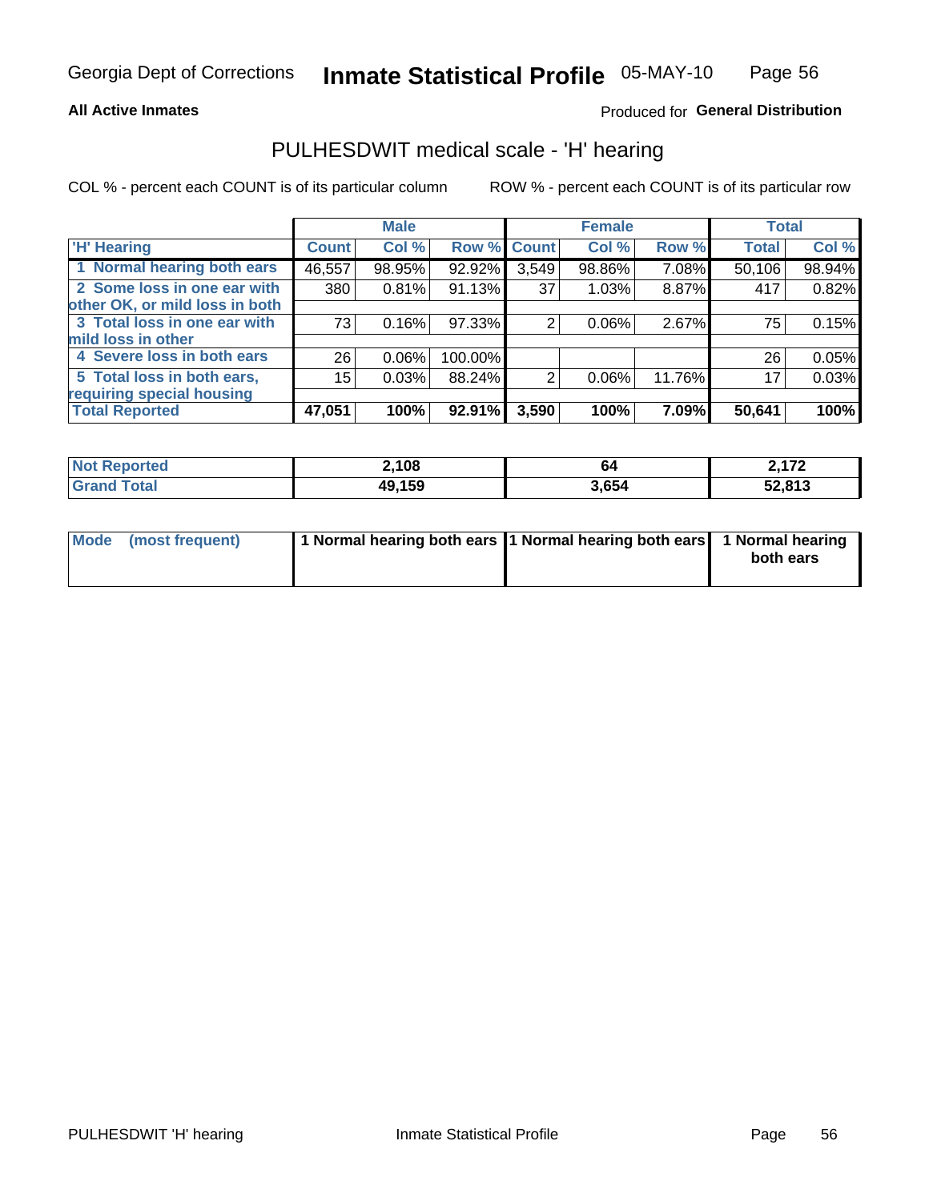**All Active Inmates**

Produced for **General Distribution**

## PULHESDWIT medical scale - 'H' hearing

COL % - percent each COUNT is of its particular column

ROW % - percent each COUNT is of its particular row

| | Male | | | Female | | | Total | |
|---|---|---|---|---|---|---|---|---|
| 'H' Hearing | Count | Col % | Row % | Count | Col % | Row % | Total | Col % |
| 1 Normal hearing both ears | 46,557 | 98.95% | 92.92% | 3,549 | 98.86% | 7.08% | 50,106 | 98.94% |
| 2 Some loss in one ear with other OK, or mild loss in both | 380 | 0.81% | 91.13% | 37 | 1.03% | 8.87% | 417 | 0.82% |
| 3 Total loss in one ear with mild loss in other | 73 | 0.16% | 97.33% | 2 | 0.06% | 2.67% | 75 | 0.15% |
| 4 Severe loss in both ears | 26 | 0.06% | 100.00% | | | | 26 | 0.05% |
| 5 Total loss in both ears, requiring special housing | 15 | 0.03% | 88.24% | 2 | 0.06% | 11.76% | 17 | 0.03% |
| **Total Reported** | **47,051** | **100%** | **92.91%** | **3,590** | **100%** | **7.09%** | **50,641** | **100%** |

| | Male | Female | Total |
|---|---|---|---|
| Not Reported | 2,108 | 64 | 2,172 |
| Grand Total | 49,159 | 3,654 | 52,813 |

| | Male | Female | Total |
|---|---|---|---|
| Mode (most frequent) | 1 Normal hearing both ears | 1 Normal hearing both ears | 1 Normal hearing both ears |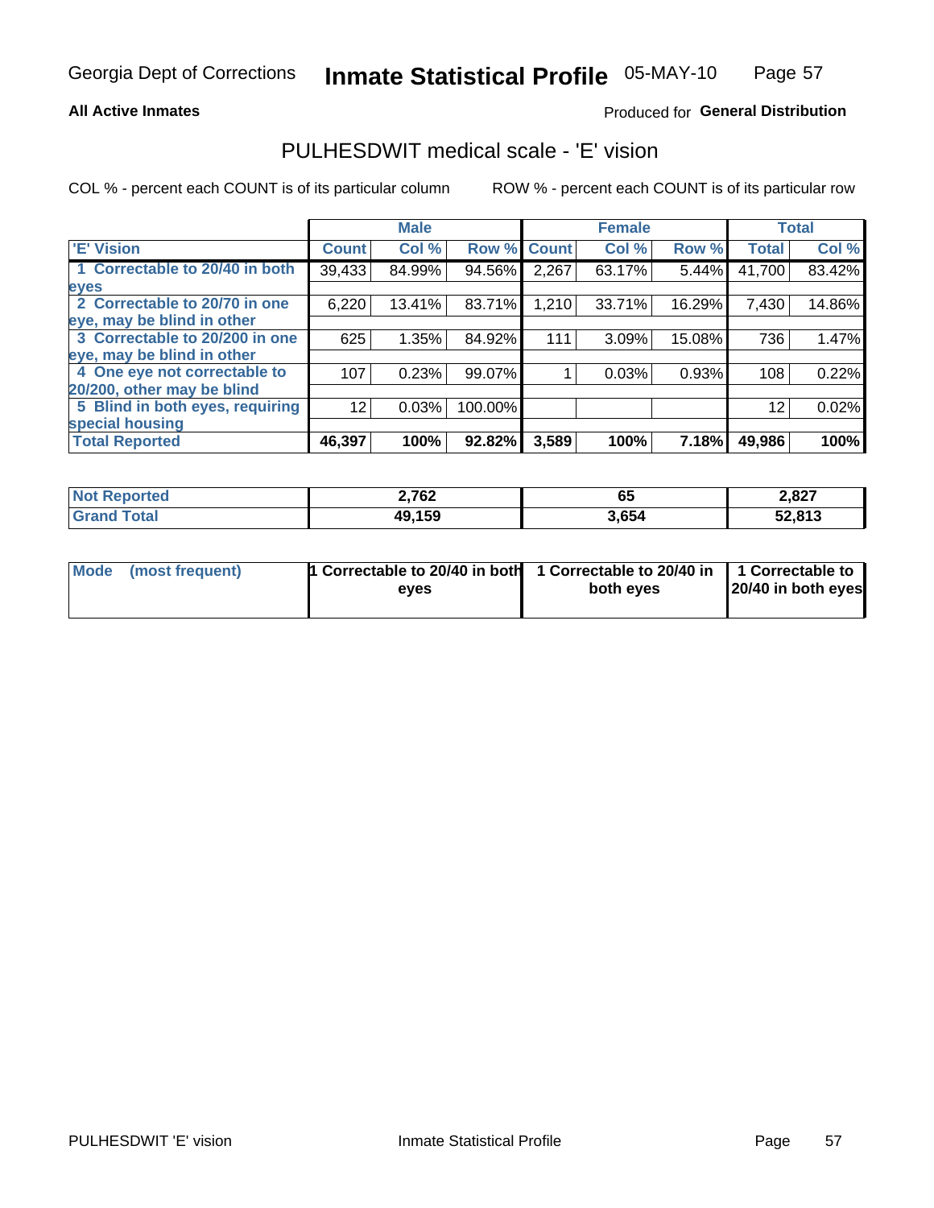Georgia Dept of Corrections **Inmate Statistical Profile** 05-MAY-10

**All Active Inmates**

Produced for **General Distribution**

## PULHESDWIT medical scale - 'E' vision

COL % - percent each COUNT is of its particular column

ROW % - percent each COUNT is of its particular row

| | Male | | | Female | | | Total | |
|---|---|---|---|---|---|---|---|---|
| **'E' Vision** | **Count** | **Col %** | **Row %** | **Count** | **Col %** | **Row %** | **Total** | **Col %** |
| **1 Correctable to 20/40 in both eyes** | 39,433 | 84.99% | 94.56% | 2,267 | 63.17% | 5.44% | 41,700 | 83.42% |
| **2 Correctable to 20/70 in one eye, may be blind in other** | 6,220 | 13.41% | 83.71% | 1,210 | 33.71% | 16.29% | 7,430 | 14.86% |
| **3 Correctable to 20/200 in one eye, may be blind in other** | 625 | 1.35% | 84.92% | 111 | 3.09% | 15.08% | 736 | 1.47% |
| **4 One eye not correctable to 20/200, other may be blind** | 107 | 0.23% | 99.07% | 1 | 0.03% | 0.93% | 108 | 0.22% |
| **5 Blind in both eyes, requiring special housing** | 12 | 0.03% | 100.00% | | | | 12 | 0.02% |
| **Total Reported** | **46,397** | **100%** | **92.82%** | **3,589** | **100%** | **7.18%** | **49,986** | **100%** |

| | Male | Female | Total |
|---|---|---|---|
| **Not Reported** | **2,762** | **65** | **2,827** |
| **Grand Total** | **49,159** | **3,654** | **52,813** |

| | Male | Female | Total |
|---|---|---|---|
| **Mode (most frequent)** | **1 Correctable to 20/40 in both eyes** | **1 Correctable to 20/40 in both eyes** | **1 Correctable to 20/40 in both eyes** |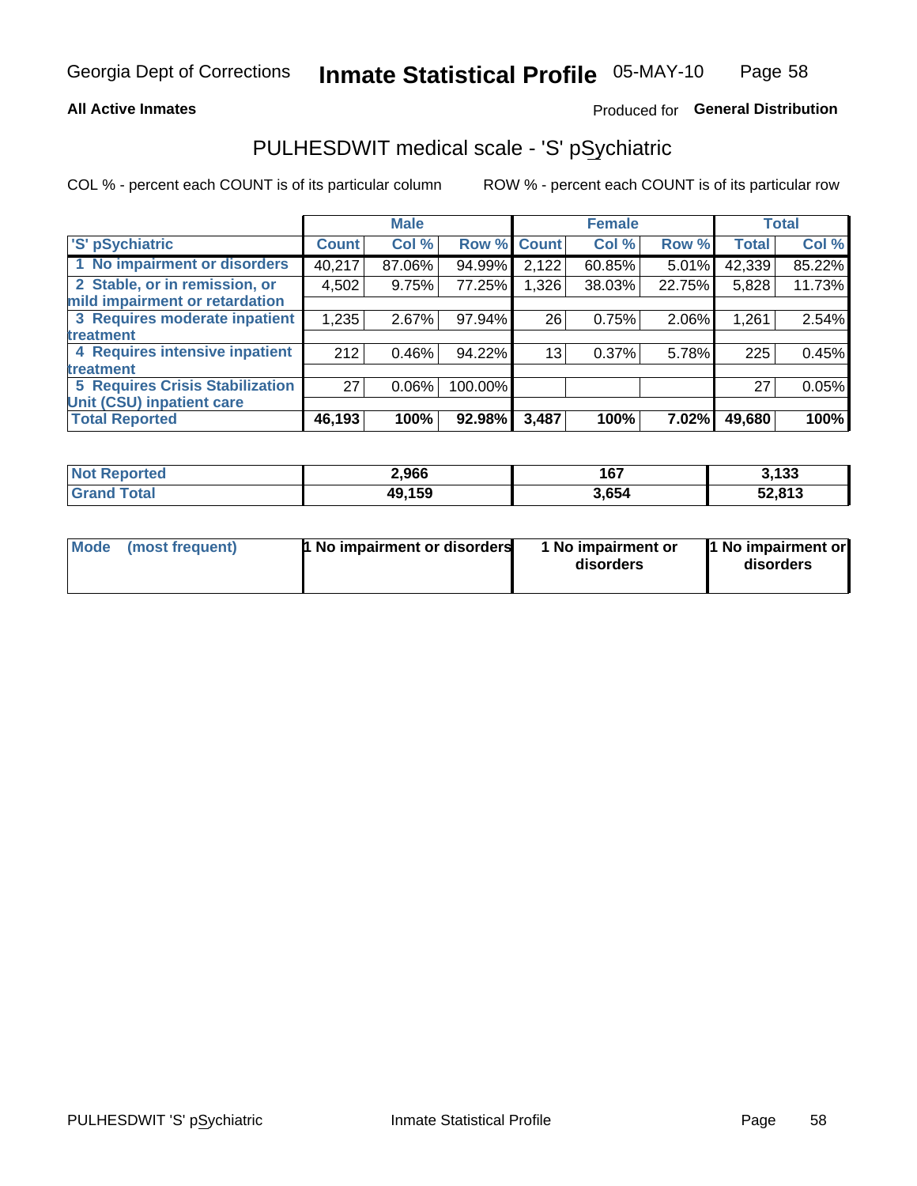Georgia Dept of Corrections **Inmate Statistical Profile** 05-MAY-10

**All Active Inmates** Produced for **General Distribution**

## PULHESDWIT medical scale - 'S' pSychiatric

COL % - percent each COUNT is of its particular column ROW % - percent each COUNT is of its particular row

| | Male | | | Female | | | Total | |
|---|---|---|---|---|---|---|---|---|
| 'S' pSychiatric | Count | Col % | Row % | Count | Col % | Row % | Total | Col % |
| 1 No impairment or disorders | 40,217 | 87.06% | 94.99% | 2,122 | 60.85% | 5.01% | 42,339 | 85.22% |
| 2 Stable, or in remission, or mild impairment or retardation | 4,502 | 9.75% | 77.25% | 1,326 | 38.03% | 22.75% | 5,828 | 11.73% |
| 3 Requires moderate inpatient treatment | 1,235 | 2.67% | 97.94% | 26 | 0.75% | 2.06% | 1,261 | 2.54% |
| 4 Requires intensive inpatient treatment | 212 | 0.46% | 94.22% | 13 | 0.37% | 5.78% | 225 | 0.45% |
| 5 Requires Crisis Stabilization Unit (CSU) inpatient care | 27 | 0.06% | 100.00% | | | | 27 | 0.05% |
| **Total Reported** | **46,193** | **100%** | **92.98%** | **3,487** | **100%** | **7.02%** | **49,680** | **100%** |

| | Male | Female | Total |
|---|---|---|---|
| Not Reported | **2,966** | **167** | **3,133** |
| Grand Total | **49,159** | **3,654** | **52,813** |

| | Male | Female | Total |
|---|---|---|---|
| Mode (most frequent) | **1 No impairment or disorders** | **1 No impairment or disorders** | **1 No impairment or disorders** |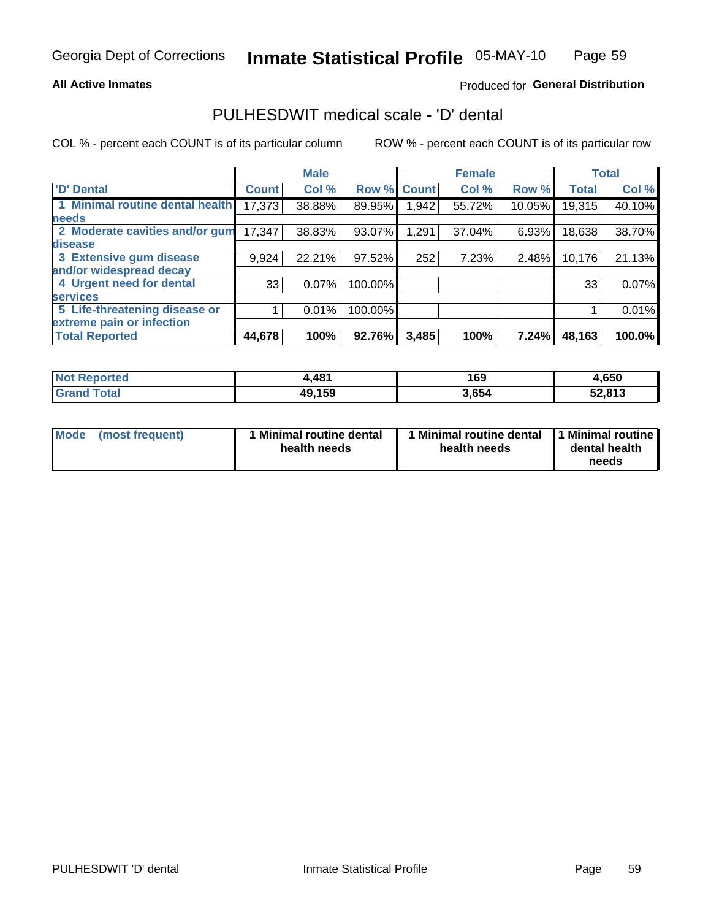**All Active Inmates**

Produced for **General Distribution**

## PULHESDWIT medical scale - 'D' dental

COL % - percent each COUNT is of its particular column

ROW % - percent each COUNT is of its particular row

| | Male | | | Female | | | Total | |
|---|---|---|---|---|---|---|---|---|
| 'D' Dental | Count | Col % | Row % | Count | Col % | Row % | Total | Col % |
| 1 Minimal routine dental health needs | 17,373 | 38.88% | 89.95% | 1,942 | 55.72% | 10.05% | 19,315 | 40.10% |
| 2 Moderate cavities and/or gum disease | 17,347 | 38.83% | 93.07% | 1,291 | 37.04% | 6.93% | 18,638 | 38.70% |
| 3 Extensive gum disease and/or widespread decay | 9,924 | 22.21% | 97.52% | 252 | 7.23% | 2.48% | 10,176 | 21.13% |
| 4 Urgent need for dental services | 33 | 0.07% | 100.00% | | | | 33 | 0.07% |
| 5 Life-threatening disease or extreme pain or infection | 1 | 0.01% | 100.00% | | | | 1 | 0.01% |
| **Total Reported** | **44,678** | **100%** | **92.76%** | **3,485** | **100%** | **7.24%** | **48,163** | **100.0%** |

| | Male | Female | Total |
|---|---|---|---|
| **Not Reported** | **4,481** | **169** | **4,650** |
| **Grand Total** | **49,159** | **3,654** | **52,813** |

| | Male | Female | Total |
|---|---|---|---|
| **Mode (most frequent)** | **1 Minimal routine dental health needs** | **1 Minimal routine dental health needs** | **1 Minimal routine dental health needs** |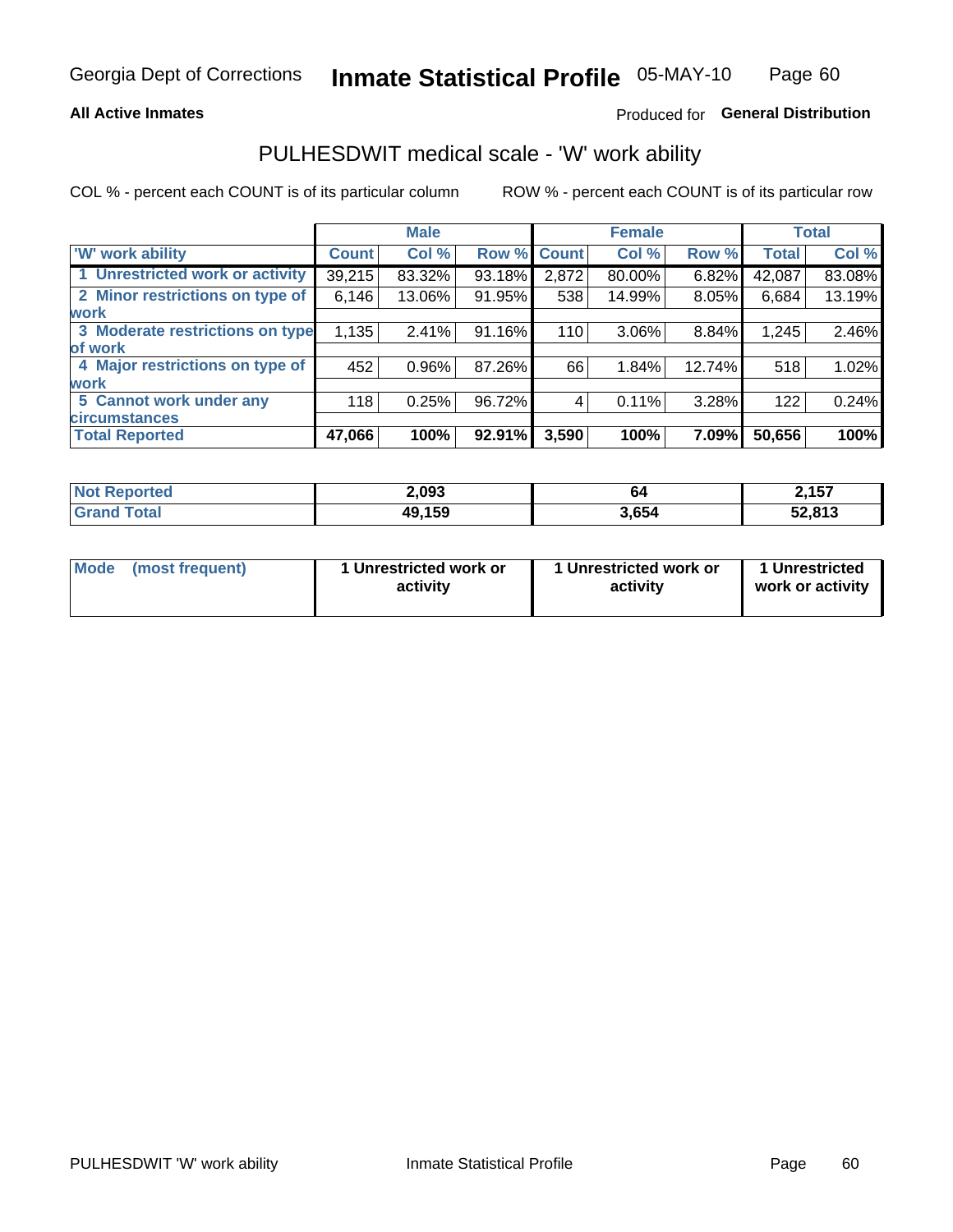Georgia Dept of Corrections **Inmate Statistical Profile** 05-MAY-10

**All Active Inmates**

Produced for **General Distribution**

## PULHESDWIT medical scale - 'W' work ability

COL % - percent each COUNT is of its particular column

ROW % - percent each COUNT is of its particular row

| | Male | | | Female | | | Total | |
|---|---|---|---|---|---|---|---|---|
| 'W' work ability | Count | Col % | Row % | Count | Col % | Row % | Total | Col % |
| 1 Unrestricted work or activity | 39,215 | 83.32% | 93.18% | 2,872 | 80.00% | 6.82% | 42,087 | 83.08% |
| 2 Minor restrictions on type of work | 6,146 | 13.06% | 91.95% | 538 | 14.99% | 8.05% | 6,684 | 13.19% |
| 3 Moderate restrictions on type of work | 1,135 | 2.41% | 91.16% | 110 | 3.06% | 8.84% | 1,245 | 2.46% |
| 4 Major restrictions on type of work | 452 | 0.96% | 87.26% | 66 | 1.84% | 12.74% | 518 | 1.02% |
| 5 Cannot work under any circumstances | 118 | 0.25% | 96.72% | 4 | 0.11% | 3.28% | 122 | 0.24% |
| **Total Reported** | **47,066** | **100%** | **92.91%** | **3,590** | **100%** | **7.09%** | **50,656** | **100%** |

| | Male | Female | Total |
|---|---|---|---|
| Not Reported | 2,093 | 64 | 2,157 |
| Grand Total | 49,159 | 3,654 | 52,813 |

| | Male | Female | Total |
|---|---|---|---|
| Mode (most frequent) | 1 Unrestricted work or activity | 1 Unrestricted work or activity | 1 Unrestricted work or activity |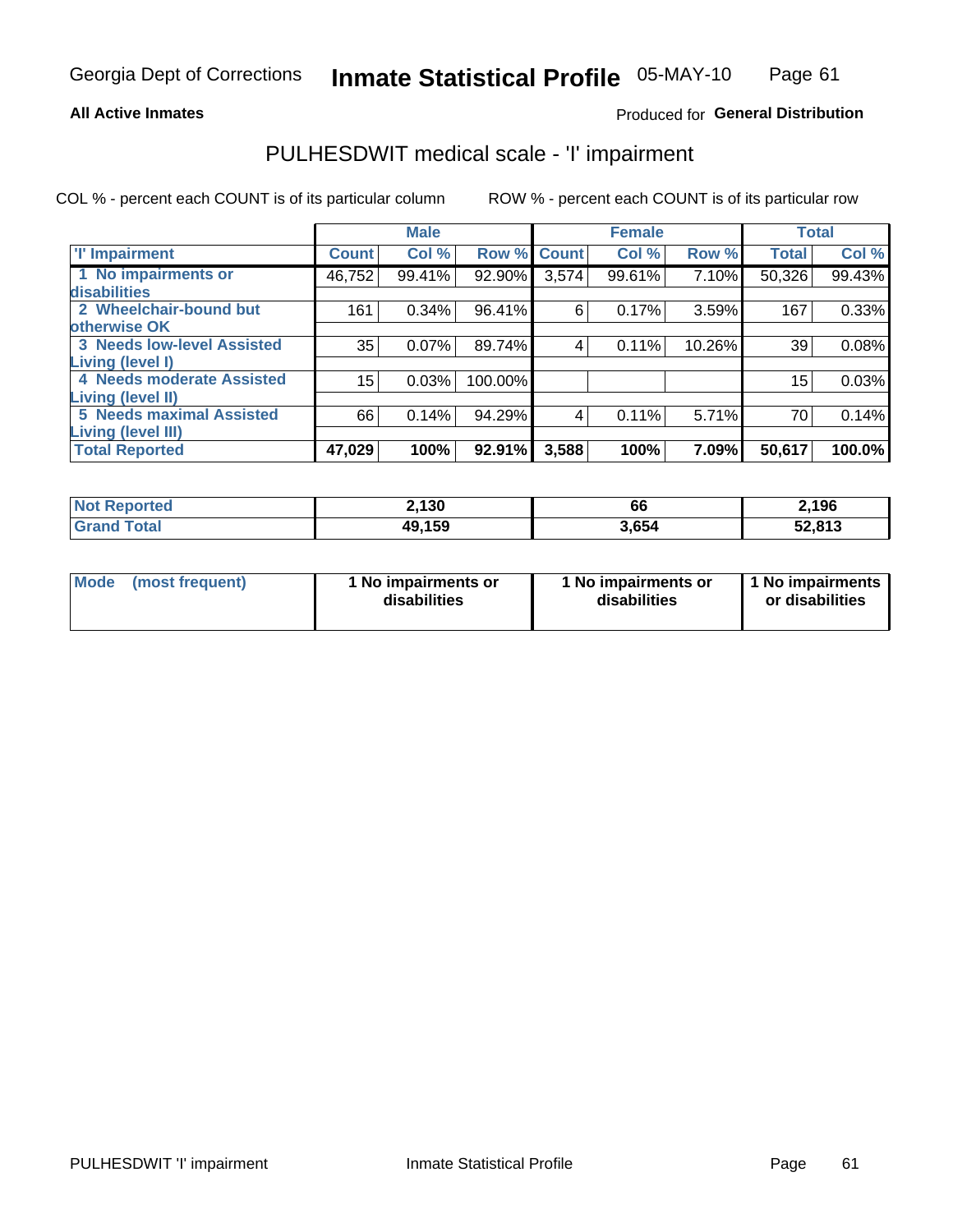Georgia Dept of Corrections **Inmate Statistical Profile** 05-MAY-10

**All Active Inmates**

Produced for **General Distribution**

## PULHESDWIT medical scale - 'I' impairment

COL % - percent each COUNT is of its particular column    ROW % - percent each COUNT is of its particular row

| | Male | | | Female | | | Total | |
|---|---|---|---|---|---|---|---|---|
| **'I' Impairment** | **Count** | **Col %** | **Row %** | **Count** | **Col %** | **Row %** | **Total** | **Col %** |
| **1 No impairments or disabilities** | 46,752 | 99.41% | 92.90% | 3,574 | 99.61% | 7.10% | 50,326 | 99.43% |
| **2 Wheelchair-bound but otherwise OK** | 161 | 0.34% | 96.41% | 6 | 0.17% | 3.59% | 167 | 0.33% |
| **3 Needs low-level Assisted Living (level I)** | 35 | 0.07% | 89.74% | 4 | 0.11% | 10.26% | 39 | 0.08% |
| **4 Needs moderate Assisted Living (level II)** | 15 | 0.03% | 100.00% | | | | 15 | 0.03% |
| **5 Needs maximal Assisted Living (level III)** | 66 | 0.14% | 94.29% | 4 | 0.11% | 5.71% | 70 | 0.14% |
| **Total Reported** | **47,029** | **100%** | **92.91%** | **3,588** | **100%** | **7.09%** | **50,617** | **100.0%** |

| | Male | Female | Total |
|---|---|---|---|
| **Not Reported** | **2,130** | **66** | **2,196** |
| **Grand Total** | **49,159** | **3,654** | **52,813** |

| | Male | Female | Total |
|---|---|---|---|
| **Mode (most frequent)** | **1 No impairments or disabilities** | **1 No impairments or disabilities** | **1 No impairments or disabilities** |

PULHESDWIT 'I' impairment    Inmate Statistical Profile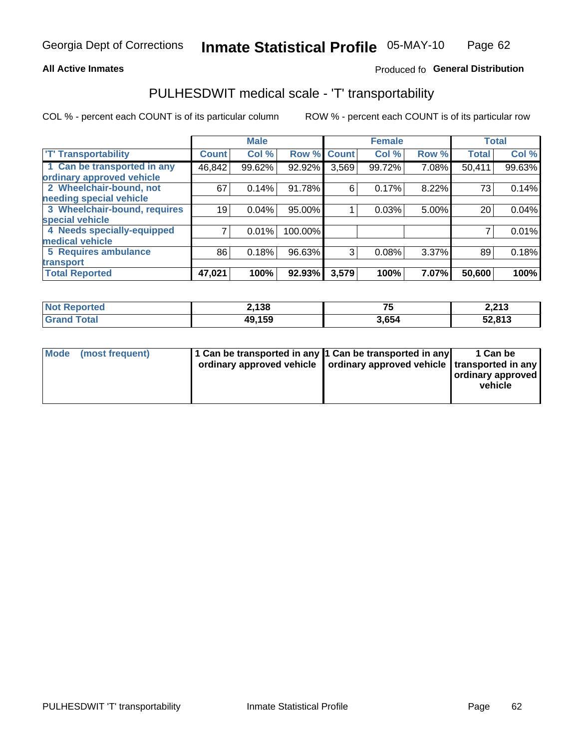**All Active Inmates**

Produced fo **General Distribution**

## PULHESDWIT medical scale - 'T' transportability

COL % - percent each COUNT is of its particular column

ROW % - percent each COUNT is of its particular row

| | Male | | | Female | | | Total | |
|---|---|---|---|---|---|---|---|---|
| 'T' Transportability | Count | Col % | Row % | Count | Col % | Row % | Total | Col % |
| 1 Can be transported in any ordinary approved vehicle | 46,842 | 99.62% | 92.92% | 3,569 | 99.72% | 7.08% | 50,411 | 99.63% |
| 2 Wheelchair-bound, not needing special vehicle | 67 | 0.14% | 91.78% | 6 | 0.17% | 8.22% | 73 | 0.14% |
| 3 Wheelchair-bound, requires special vehicle | 19 | 0.04% | 95.00% | 1 | 0.03% | 5.00% | 20 | 0.04% |
| 4 Needs specially-equipped medical vehicle | 7 | 0.01% | 100.00% | | | | 7 | 0.01% |
| 5 Requires ambulance transport | 86 | 0.18% | 96.63% | 3 | 0.08% | 3.37% | 89 | 0.18% |
| **Total Reported** | **47,021** | **100%** | **92.93%** | **3,579** | **100%** | **7.07%** | **50,600** | **100%** |

| | Male | Female | Total |
|---|---|---|---|
| **Not Reported** | **2,138** | **75** | **2,213** |
| **Grand Total** | **49,159** | **3,654** | **52,813** |

| | Male | Female | Total |
|---|---|---|---|
| **Mode (most frequent)** | **1 Can be transported in any ordinary approved vehicle** | **1 Can be transported in any ordinary approved vehicle** | **1 Can be transported in any ordinary approved vehicle** |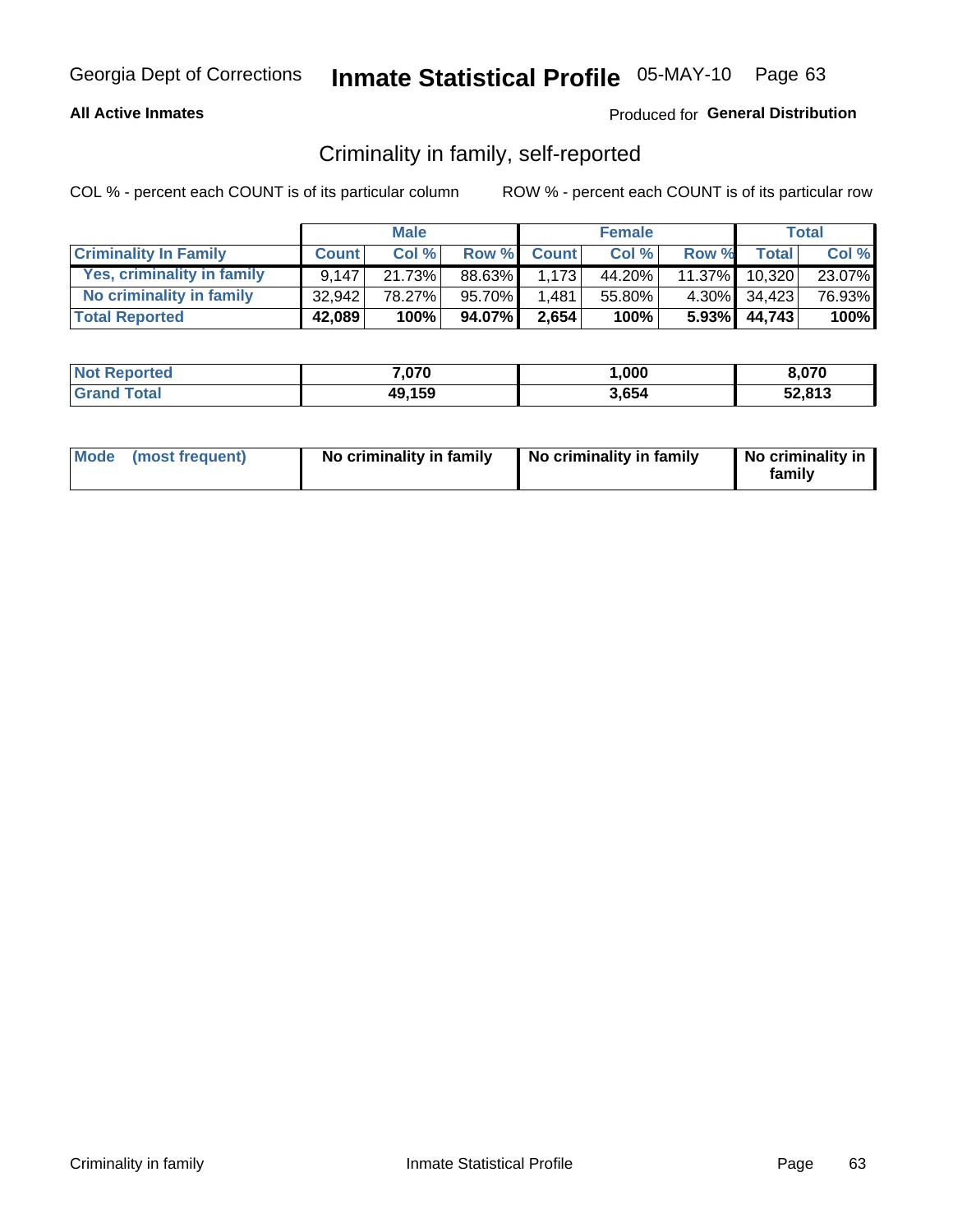**All Active Inmates**

Produced for **General Distribution**

## Criminality in family, self-reported

COL % - percent each COUNT is of its particular column

ROW % - percent each COUNT is of its particular row

| | Male | | | Female | | | Total | |
|---|---|---|---|---|---|---|---|---|
| **Criminality In Family** | **Count** | **Col %** | **Row %** | **Count** | **Col %** | **Row %** | **Total** | **Col %** |
| Yes, criminality in family | 9,147 | 21.73% | 88.63% | 1,173 | 44.20% | 11.37% | 10,320 | 23.07% |
| No criminality in family | 32,942 | 78.27% | 95.70% | 1,481 | 55.80% | 4.30% | 34,423 | 76.93% |
| **Total Reported** | **42,089** | **100%** | **94.07%** | **2,654** | **100%** | **5.93%** | **44,743** | **100%** |

| | Male | Female | Total |
|---|---|---|---|
| **Not Reported** | **7,070** | **1,000** | **8,070** |
| **Grand Total** | **49,159** | **3,654** | **52,813** |

| | Male | Female | Total |
|---|---|---|---|
| **Mode (most frequent)** | **No criminality in family** | **No criminality in family** | **No criminality in family** |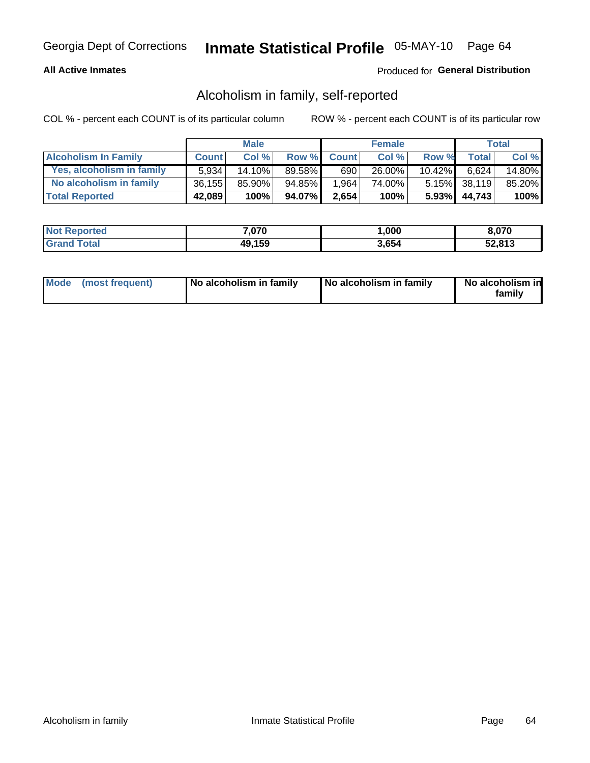Georgia Dept of Corrections **Inmate Statistical Profile** 05-MAY-10

**All Active Inmates**

Produced for **General Distribution**

## Alcoholism in family, self-reported

COL % - percent each COUNT is of its particular column

ROW % - percent each COUNT is of its particular row

| | Male | | | Female | | | Total | |
|---|---|---|---|---|---|---|---|---|
| **Alcoholism In Family** | **Count** | **Col %** | **Row %** | **Count** | **Col %** | **Row %** | **Total** | **Col %** |
| **Yes, alcoholism in family** | 5,934 | 14.10% | 89.58% | 690 | 26.00% | 10.42% | 6,624 | 14.80% |
| **No alcoholism in family** | 36,155 | 85.90% | 94.85% | 1,964 | 74.00% | 5.15% | 38,119 | 85.20% |
| **Total Reported** | **42,089** | **100%** | **94.07%** | **2,654** | **100%** | **5.93%** | **44,743** | **100%** |

| | Male | Female | Total |
|---|---|---|---|
| **Not Reported** | **7,070** | **1,000** | **8,070** |
| **Grand Total** | **49,159** | **3,654** | **52,813** |

| **Mode (most frequent)** | **No alcoholism in family** | **No alcoholism in family** | **No alcoholism in family** |
|---|---|---|---|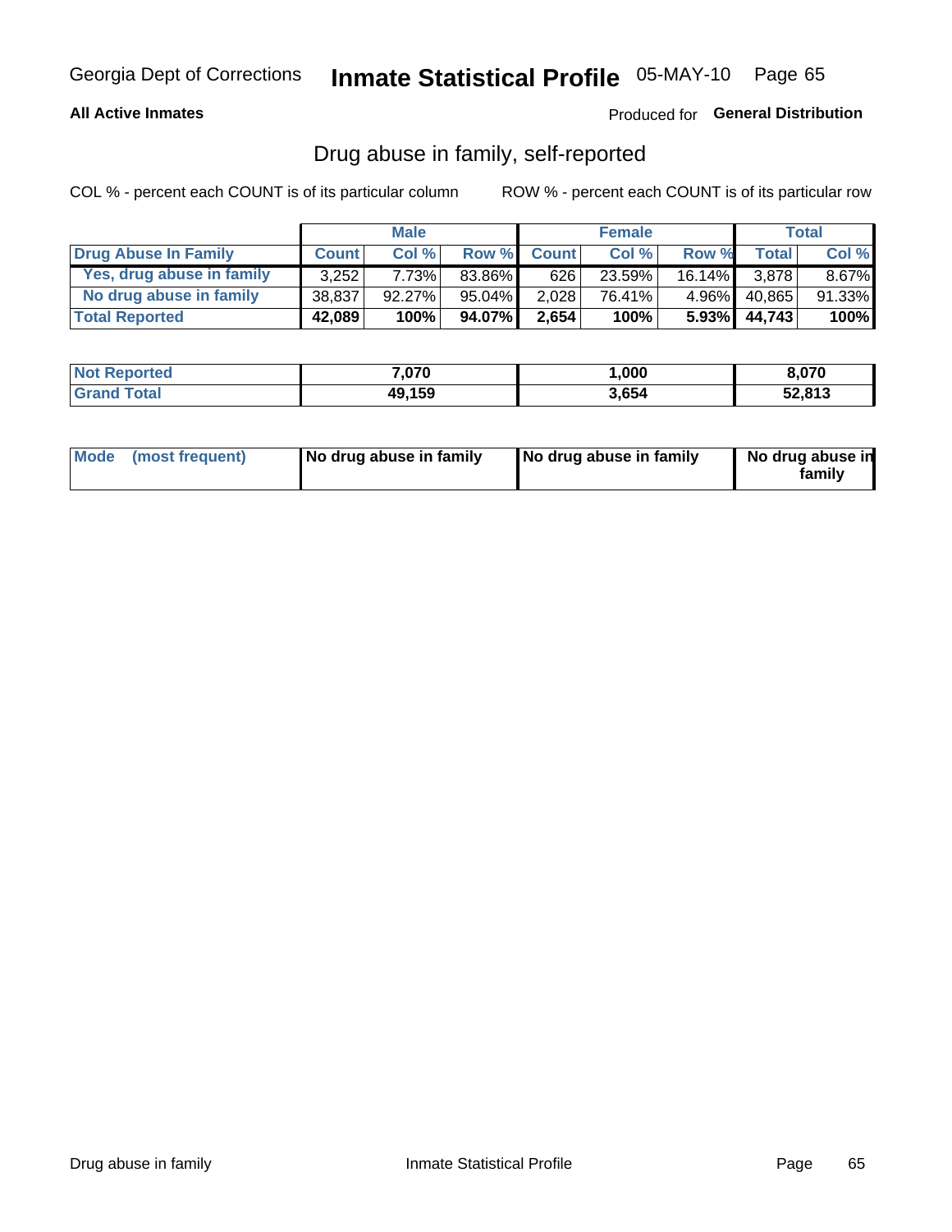Georgia Dept of Corrections **Inmate Statistical Profile** 05-MAY-10

**All Active Inmates**

Produced for **General Distribution**

## Drug abuse in family, self-reported

COL % - percent each COUNT is of its particular column

ROW % - percent each COUNT is of its particular row

| | Male | | | Female | | | Total | |
|---|---|---|---|---|---|---|---|---|
| **Drug Abuse In Family** | **Count** | **Col %** | **Row %** | **Count** | **Col %** | **Row %** | **Total** | **Col %** |
| Yes, drug abuse in family | 3,252 | 7.73% | 83.86% | 626 | 23.59% | 16.14% | 3,878 | 8.67% |
| No drug abuse in family | 38,837 | 92.27% | 95.04% | 2,028 | 76.41% | 4.96% | 40,865 | 91.33% |
| **Total Reported** | **42,089** | **100%** | **94.07%** | **2,654** | **100%** | **5.93%** | **44,743** | **100%** |

| | Male | Female | Total |
|---|---|---|---|
| **Not Reported** | **7,070** | **1,000** | **8,070** |
| **Grand Total** | **49,159** | **3,654** | **52,813** |

| | Male | Female | Total |
|---|---|---|---|
| **Mode (most frequent)** | **No drug abuse in family** | **No drug abuse in family** | **No drug abuse in family** |

Drug abuse in family Inmate Statistical Profile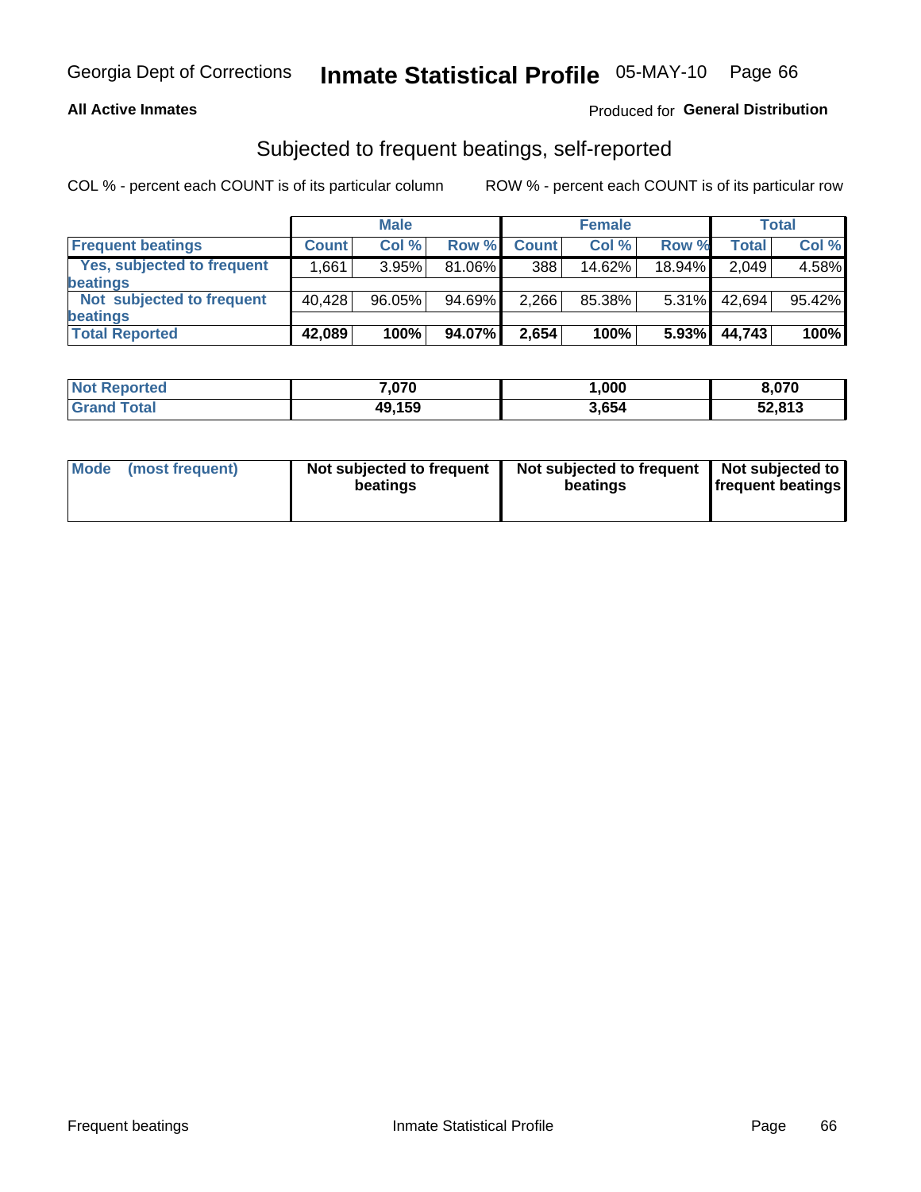Georgia Dept of Corrections **Inmate Statistical Profile** 05-MAY-10

**All Active Inmates**

Produced for **General Distribution**

## Subjected to frequent beatings, self-reported

COL % - percent each COUNT is of its particular column

ROW % - percent each COUNT is of its particular row

| | Male | | | Female | | | Total | |
|---|---|---|---|---|---|---|---|---|
| **Frequent beatings** | **Count** | **Col %** | **Row %** | **Count** | **Col %** | **Row %** | **Total** | **Col %** |
| **Yes, subjected to frequent beatings** | 1,661 | 3.95% | 81.06% | 388 | 14.62% | 18.94% | 2,049 | 4.58% |
| **Not subjected to frequent beatings** | 40,428 | 96.05% | 94.69% | 2,266 | 85.38% | 5.31% | 42,694 | 95.42% |
| **Total Reported** | **42,089** | **100%** | **94.07%** | **2,654** | **100%** | **5.93%** | **44,743** | **100%** |

| | Male | Female | Total |
|---|---|---|---|
| **Not Reported** | **7,070** | **1,000** | **8,070** |
| **Grand Total** | **49,159** | **3,654** | **52,813** |

| | Male | Female | Total |
|---|---|---|---|
| **Mode (most frequent)** | **Not subjected to frequent beatings** | **Not subjected to frequent beatings** | **Not subjected to frequent beatings** |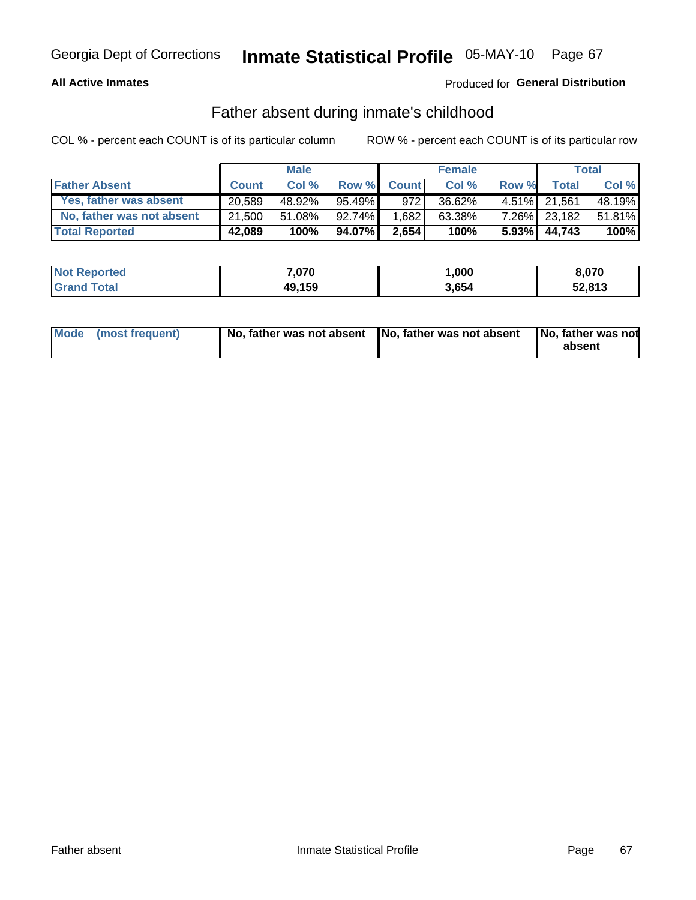**All Active Inmates**

Produced for **General Distribution**

## Father absent during inmate's childhood

COL % - percent each COUNT is of its particular column

ROW % - percent each COUNT is of its particular row

| | Male | | | Female | | | Total | |
|---|---|---|---|---|---|---|---|---|
| **Father Absent** | **Count** | **Col %** | **Row %** | **Count** | **Col %** | **Row %** | **Total** | **Col %** |
| **Yes, father was absent** | 20,589 | 48.92% | 95.49% | 972 | 36.62% | 4.51% | 21,561 | 48.19% |
| **No, father was not absent** | 21,500 | 51.08% | 92.74% | 1,682 | 63.38% | 7.26% | 23,182 | 51.81% |
| **Total Reported** | **42,089** | **100%** | **94.07%** | **2,654** | **100%** | **5.93%** | **44,743** | **100%** |

| | Male | Female | Total |
|---|---|---|---|
| **Not Reported** | **7,070** | **1,000** | **8,070** |
| **Grand Total** | **49,159** | **3,654** | **52,813** |

| | Male | Female | Total |
|---|---|---|---|
| **Mode (most frequent)** | **No, father was not absent** | **No, father was not absent** | **No, father was not absent** |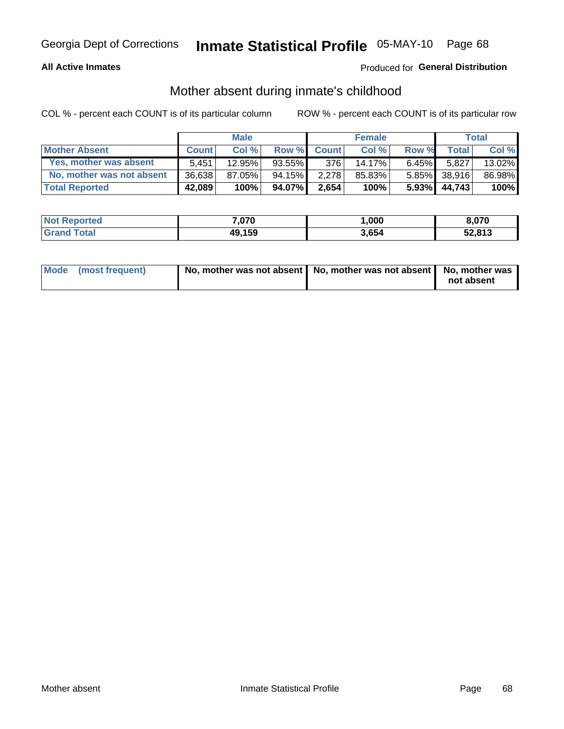Georgia Dept of Corrections **Inmate Statistical Profile** 05-MAY-10

**All Active Inmates**

Produced for **General Distribution**

## Mother absent during inmate's childhood

COL % - percent each COUNT is of its particular column

ROW % - percent each COUNT is of its particular row

| | Male | | | Female | | | Total | |
|---|---|---|---|---|---|---|---|---|
| **Mother Absent** | **Count** | **Col %** | **Row %** | **Count** | **Col %** | **Row %** | **Total** | **Col %** |
| **Yes, mother was absent** | 5,451 | 12.95% | 93.55% | 376 | 14.17% | 6.45% | 5,827 | 13.02% |
| **No, mother was not absent** | 36,638 | 87.05% | 94.15% | 2,278 | 85.83% | 5.85% | 38,916 | 86.98% |
| **Total Reported** | **42,089** | **100%** | **94.07%** | **2,654** | **100%** | **5.93%** | **44,743** | **100%** |

| | Male | Female | Total |
|---|---|---|---|
| **Not Reported** | **7,070** | **1,000** | **8,070** |
| **Grand Total** | **49,159** | **3,654** | **52,813** |

| | Male | Female | Total |
|---|---|---|---|
| **Mode (most frequent)** | **No, mother was not absent** | **No, mother was not absent** | **No, mother was not absent** |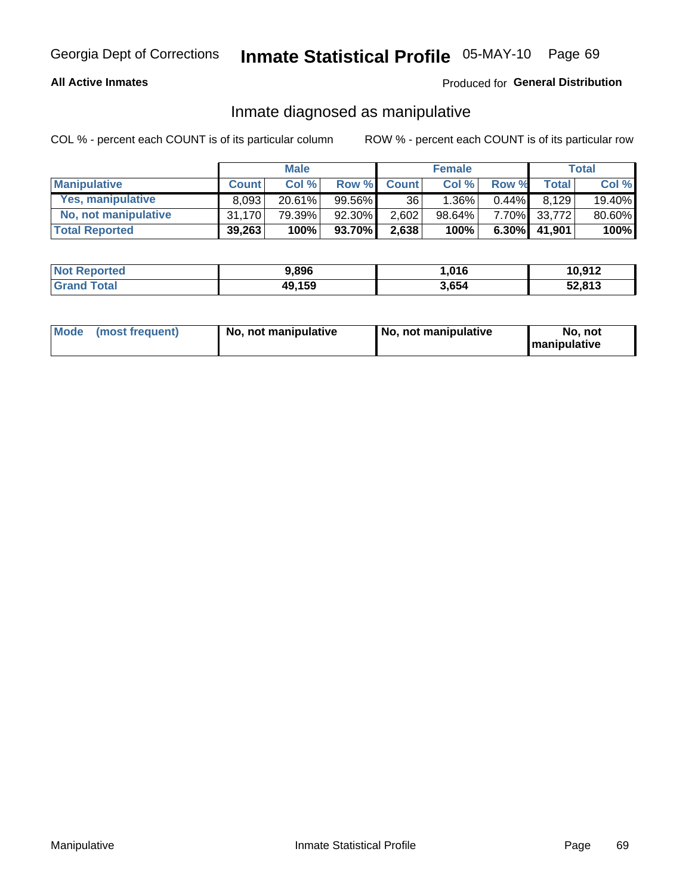**All Active Inmates**

Produced for **General Distribution**

## Inmate diagnosed as manipulative

COL % - percent each COUNT is of its particular column

ROW % - percent each COUNT is of its particular row

| | Male | | | Female | | | Total | |
|---|---|---|---|---|---|---|---|---|
| **Manipulative** | **Count** | **Col %** | **Row %** | **Count** | **Col %** | **Row %** | **Total** | **Col %** |
| **Yes, manipulative** | 8,093 | 20.61% | 99.56% | 36 | 1.36% | 0.44% | 8,129 | 19.40% |
| **No, not manipulative** | 31,170 | 79.39% | 92.30% | 2,602 | 98.64% | 7.70% | 33,772 | 80.60% |
| **Total Reported** | **39,263** | **100%** | **93.70%** | **2,638** | **100%** | **6.30%** | **41,901** | **100%** |

| | Male | Female | Total |
|---|---|---|---|
| **Not Reported** | **9,896** | **1,016** | **10,912** |
| **Grand Total** | **49,159** | **3,654** | **52,813** |

| | Male | Female | Total |
|---|---|---|---|
| **Mode (most frequent)** | **No, not manipulative** | **No, not manipulative** | **No, not manipulative** |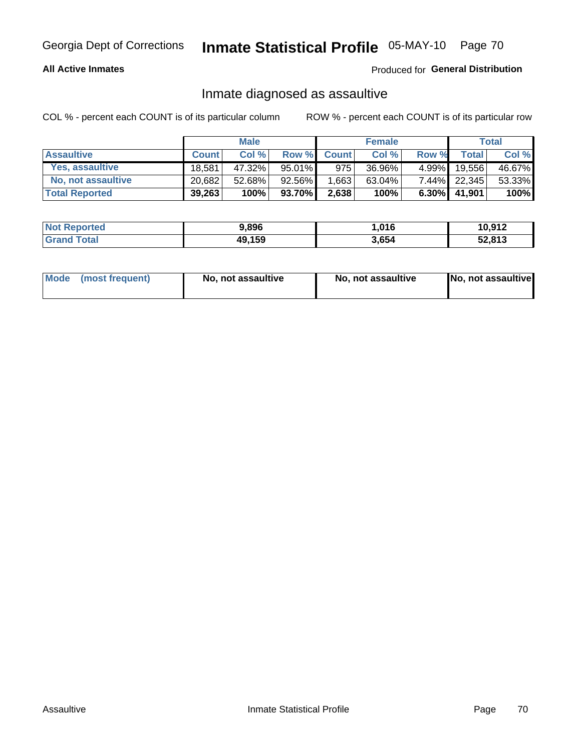Georgia Dept of Corrections **Inmate Statistical Profile** 05-MAY-10

**All Active Inmates**

Produced for **General Distribution**

## Inmate diagnosed as assaultive

COL % - percent each COUNT is of its particular column

ROW % - percent each COUNT is of its particular row

| | Male | | | Female | | | Total | |
|---|---|---|---|---|---|---|---|---|
| **Assaultive** | **Count** | **Col %** | **Row %** | **Count** | **Col %** | **Row %** | **Total** | **Col %** |
| **Yes, assaultive** | 18,581 | 47.32% | 95.01% | 975 | 36.96% | 4.99% | 19,556 | 46.67% |
| **No, not assaultive** | 20,682 | 52.68% | 92.56% | 1,663 | 63.04% | 7.44% | 22,345 | 53.33% |
| **Total Reported** | **39,263** | **100%** | **93.70%** | **2,638** | **100%** | **6.30%** | **41,901** | **100%** |

| | Male | Female | Total |
|---|---|---|---|
| **Not Reported** | **9,896** | **1,016** | **10,912** |
| **Grand Total** | **49,159** | **3,654** | **52,813** |

| | Male | Female | Total |
|---|---|---|---|
| **Mode (most frequent)** | **No, not assaultive** | **No, not assaultive** | **No, not assaultive** |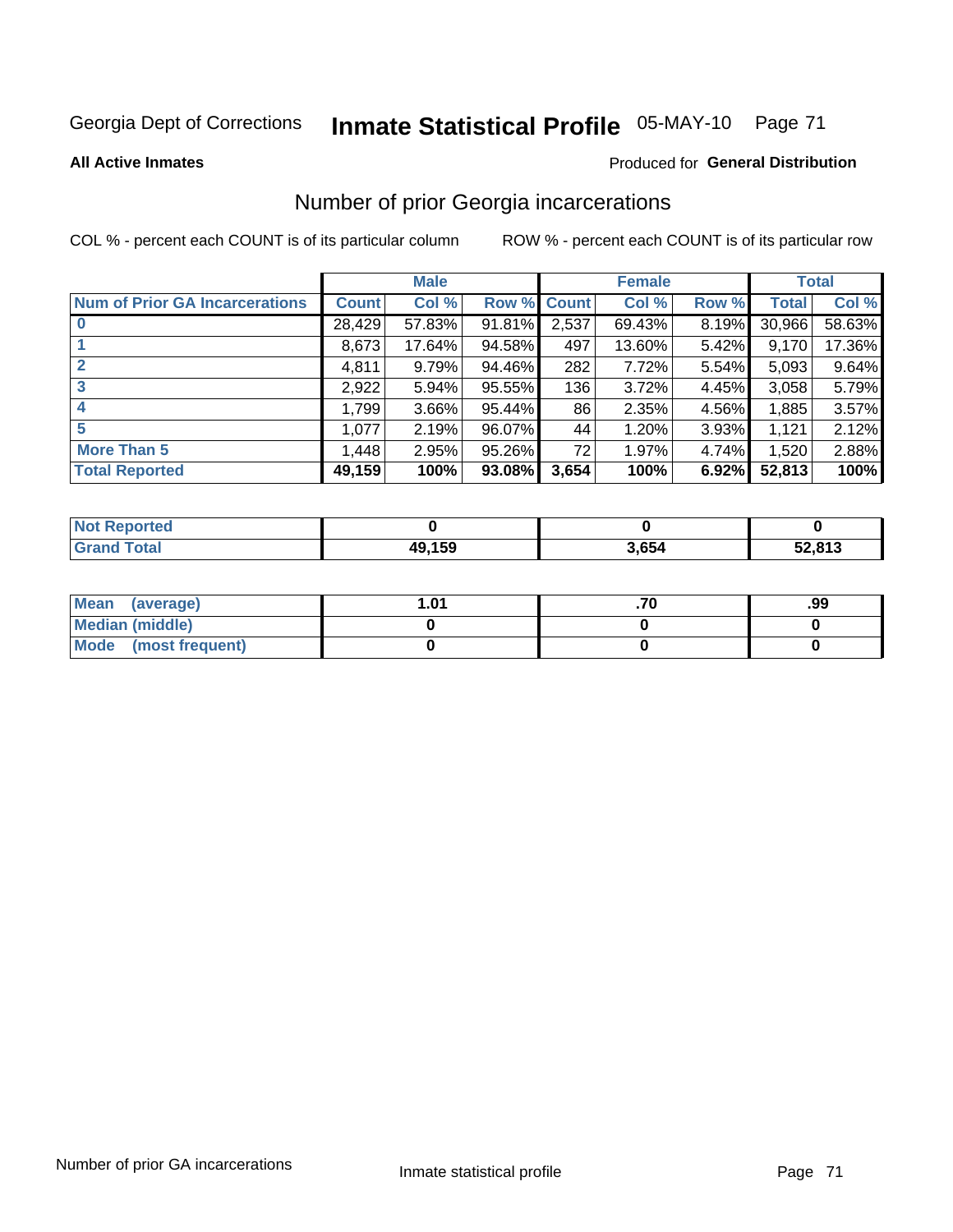Georgia Dept of Corrections **Inmate Statistical Profile** 05-MAY-10

**All Active Inmates**

Produced for **General Distribution**

## Number of prior Georgia incarcerations

COL % - percent each COUNT is of its particular column

ROW % - percent each COUNT is of its particular row

| | Male | | | Female | | | Total | |
|---|---|---|---|---|---|---|---|---|
| **Num of Prior GA Incarcerations** | **Count** | **Col %** | **Row %** | **Count** | **Col %** | **Row %** | **Total** | **Col %** |
| **0** | 28,429 | 57.83% | 91.81% | 2,537 | 69.43% | 8.19% | 30,966 | 58.63% |
| **1** | 8,673 | 17.64% | 94.58% | 497 | 13.60% | 5.42% | 9,170 | 17.36% |
| **2** | 4,811 | 9.79% | 94.46% | 282 | 7.72% | 5.54% | 5,093 | 9.64% |
| **3** | 2,922 | 5.94% | 95.55% | 136 | 3.72% | 4.45% | 3,058 | 5.79% |
| **4** | 1,799 | 3.66% | 95.44% | 86 | 2.35% | 4.56% | 1,885 | 3.57% |
| **5** | 1,077 | 2.19% | 96.07% | 44 | 1.20% | 3.93% | 1,121 | 2.12% |
| **More Than 5** | 1,448 | 2.95% | 95.26% | 72 | 1.97% | 4.74% | 1,520 | 2.88% |
| **Total Reported** | **49,159** | **100%** | **93.08%** | **3,654** | **100%** | **6.92%** | **52,813** | **100%** |

| | Male | Female | Total |
|---|---|---|---|
| **Not Reported** | **0** | **0** | **0** |
| **Grand Total** | **49,159** | **3,654** | **52,813** |

| | Male | Female | Total |
|---|---|---|---|
| **Mean (average)** | **1.01** | **.70** | **.99** |
| **Median (middle)** | **0** | **0** | **0** |
| **Mode (most frequent)** | **0** | **0** | **0** |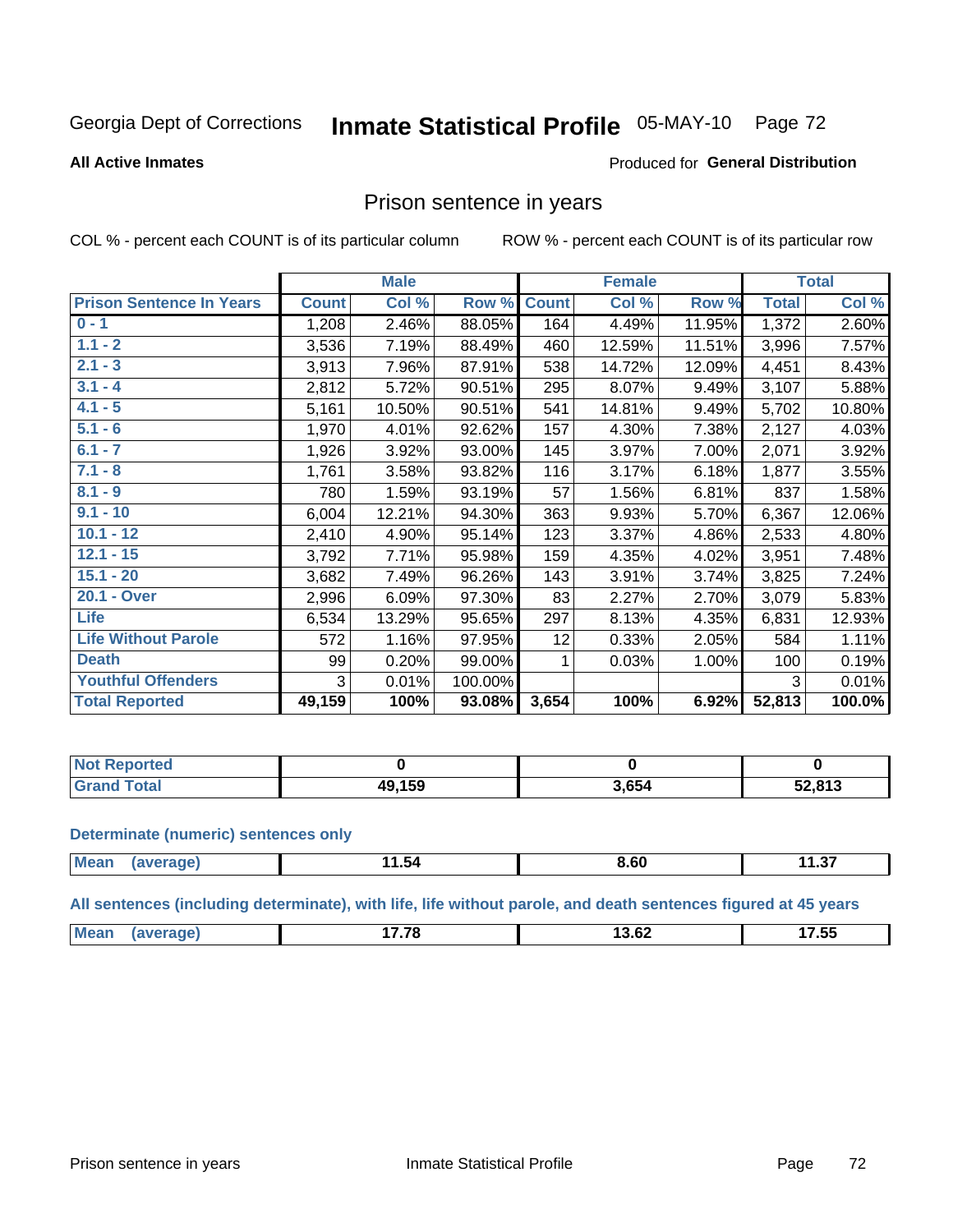Georgia Dept of Corrections **Inmate Statistical Profile** 05-MAY-10 Page 72

**All Active Inmates**

Produced for **General Distribution**

## Prison sentence in years

COL % - percent each COUNT is of its particular column ROW % - percent each COUNT is of its particular row

| | Male | | | Female | | | Total | |
|---|---|---|---|---|---|---|---|---|
| **Prison Sentence In Years** | **Count** | **Col %** | **Row %** | **Count** | **Col %** | **Row %** | **Total** | **Col %** |
| **0 - 1** | 1,208 | 2.46% | 88.05% | 164 | 4.49% | 11.95% | 1,372 | 2.60% |
| **1.1 - 2** | 3,536 | 7.19% | 88.49% | 460 | 12.59% | 11.51% | 3,996 | 7.57% |
| **2.1 - 3** | 3,913 | 7.96% | 87.91% | 538 | 14.72% | 12.09% | 4,451 | 8.43% |
| **3.1 - 4** | 2,812 | 5.72% | 90.51% | 295 | 8.07% | 9.49% | 3,107 | 5.88% |
| **4.1 - 5** | 5,161 | 10.50% | 90.51% | 541 | 14.81% | 9.49% | 5,702 | 10.80% |
| **5.1 - 6** | 1,970 | 4.01% | 92.62% | 157 | 4.30% | 7.38% | 2,127 | 4.03% |
| **6.1 - 7** | 1,926 | 3.92% | 93.00% | 145 | 3.97% | 7.00% | 2,071 | 3.92% |
| **7.1 - 8** | 1,761 | 3.58% | 93.82% | 116 | 3.17% | 6.18% | 1,877 | 3.55% |
| **8.1 - 9** | 780 | 1.59% | 93.19% | 57 | 1.56% | 6.81% | 837 | 1.58% |
| **9.1 - 10** | 6,004 | 12.21% | 94.30% | 363 | 9.93% | 5.70% | 6,367 | 12.06% |
| **10.1 - 12** | 2,410 | 4.90% | 95.14% | 123 | 3.37% | 4.86% | 2,533 | 4.80% |
| **12.1 - 15** | 3,792 | 7.71% | 95.98% | 159 | 4.35% | 4.02% | 3,951 | 7.48% |
| **15.1 - 20** | 3,682 | 7.49% | 96.26% | 143 | 3.91% | 3.74% | 3,825 | 7.24% |
| **20.1 - Over** | 2,996 | 6.09% | 97.30% | 83 | 2.27% | 2.70% | 3,079 | 5.83% |
| **Life** | 6,534 | 13.29% | 95.65% | 297 | 8.13% | 4.35% | 6,831 | 12.93% |
| **Life Without Parole** | 572 | 1.16% | 97.95% | 12 | 0.33% | 2.05% | 584 | 1.11% |
| **Death** | 99 | 0.20% | 99.00% | 1 | 0.03% | 1.00% | 100 | 0.19% |
| **Youthful Offenders** | 3 | 0.01% | 100.00% | | | | 3 | 0.01% |
| **Total Reported** | **49,159** | **100%** | **93.08%** | **3,654** | **100%** | **6.92%** | **52,813** | **100.0%** |

| | Male | Female | Total |
|---|---|---|---|
| **Not Reported** | **0** | **0** | **0** |
| **Grand Total** | **49,159** | **3,654** | **52,813** |

**Determinate (numeric) sentences only**

| | Male | Female | Total |
|---|---|---|---|
| **Mean (average)** | **11.54** | **8.60** | **11.37** |

**All sentences (including determinate), with life, life without parole, and death sentences figured at 45 years**

| | Male | Female | Total |
|---|---|---|---|
| **Mean (average)** | **17.78** | **13.62** | **17.55** |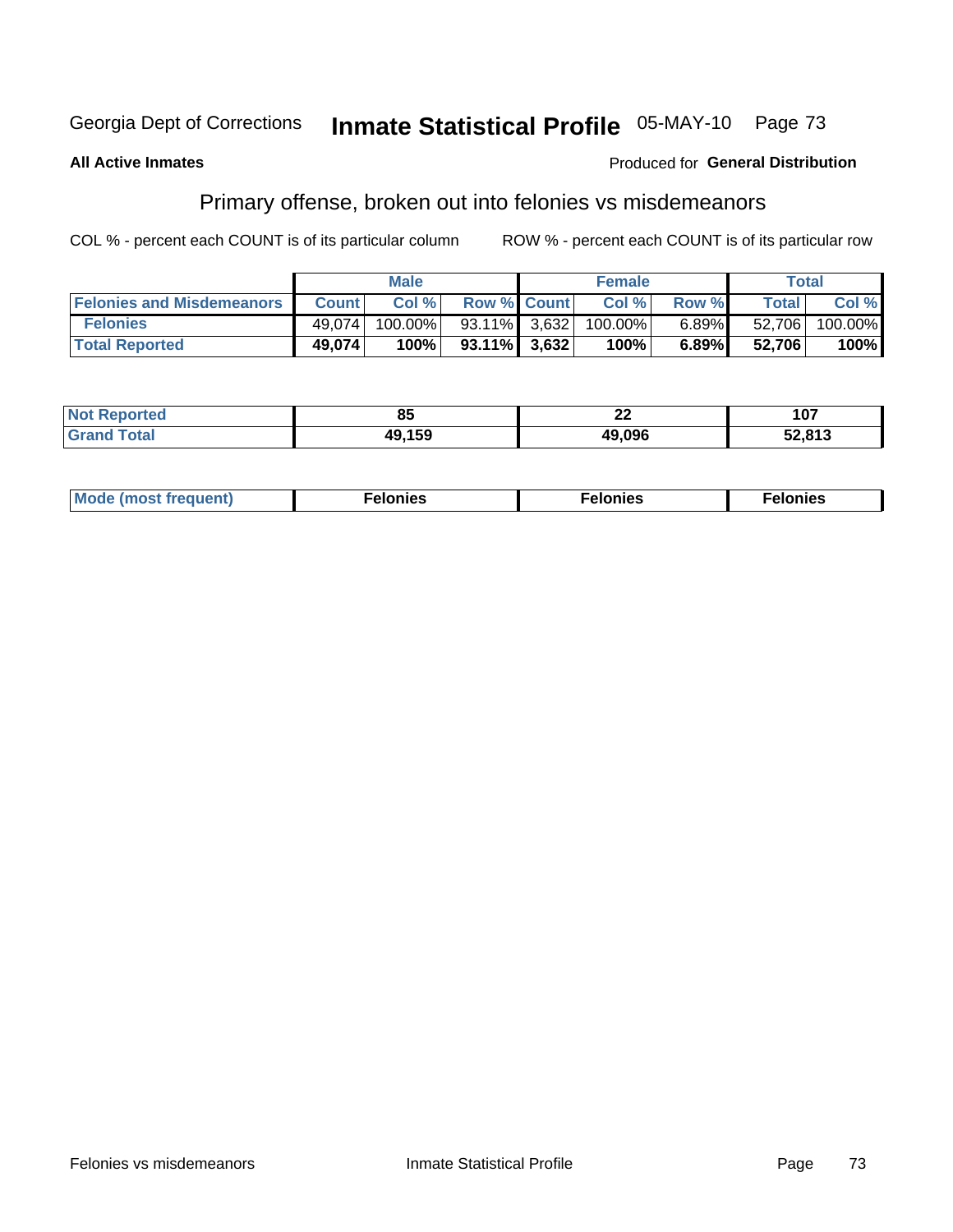Georgia Dept of Corrections **Inmate Statistical Profile** 05-MAY-10

**All Active Inmates**

Produced for **General Distribution**

## Primary offense, broken out into felonies vs misdemeanors

COL % - percent each COUNT is of its particular column     ROW % - percent each COUNT is of its particular row

| | Male | | | Female | | | Total | |
|---|---|---|---|---|---|---|---|---|
| **Felonies and Misdemeanors** | **Count** | **Col %** | **Row %** | **Count** | **Col %** | **Row %** | **Total** | **Col %** |
| Felonies | 49,074 | 100.00% | 93.11% | 3,632 | 100.00% | 6.89% | 52,706 | 100.00% |
| **Total Reported** | **49,074** | **100%** | **93.11%** | **3,632** | **100%** | **6.89%** | **52,706** | **100%** |

| | Male | Female | Total |
|---|---|---|---|
| **Not Reported** | **85** | **22** | **107** |
| **Grand Total** | **49,159** | **49,096** | **52,813** |

| | Male | Female | Total |
|---|---|---|---|
| **Mode (most frequent)** | **Felonies** | **Felonies** | **Felonies** |

Felonies vs misdemeanors     Inmate Statistical Profile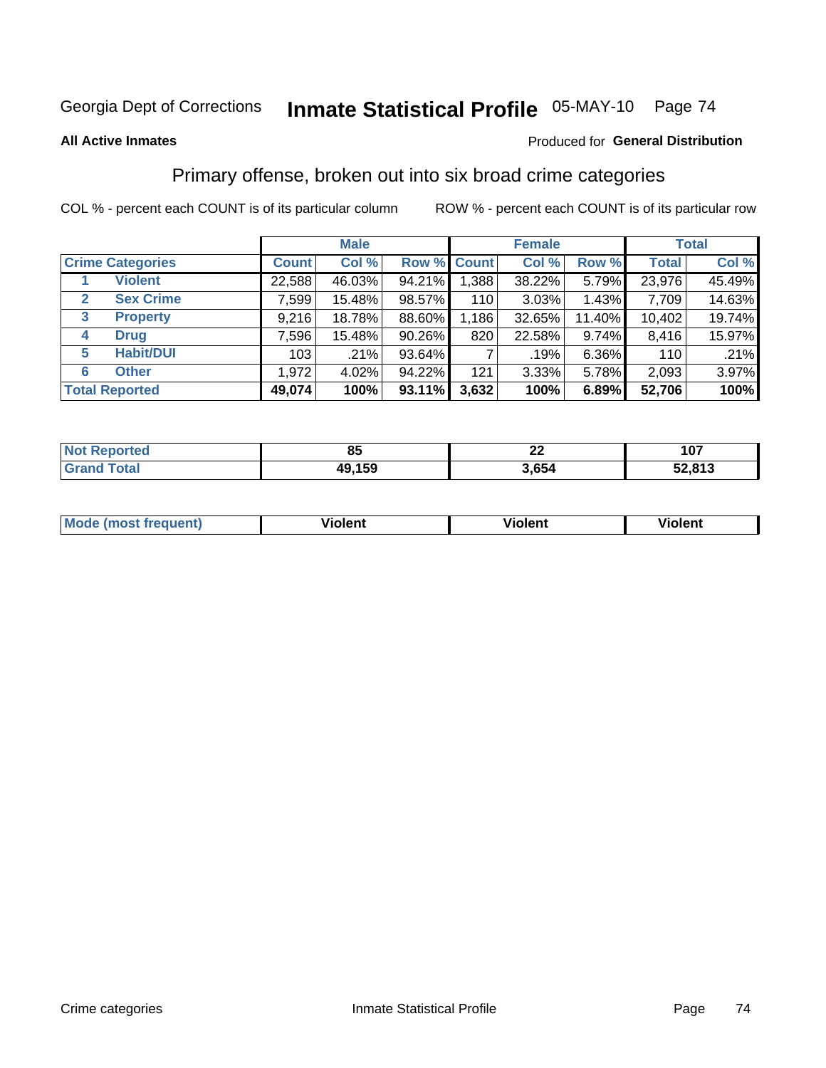Georgia Dept of Corrections **Inmate Statistical Profile** 05-MAY-10

**All Active Inmates**

Produced for **General Distribution**

## Primary offense, broken out into six broad crime categories

COL % - percent each COUNT is of its particular column

ROW % - percent each COUNT is of its particular row

| | | Male | | | Female | | | Total | |
|---|---|---|---|---|---|---|---|---|---|
| **Crime Categories** | | **Count** | **Col %** | **Row %** | **Count** | **Col %** | **Row %** | **Total** | **Col %** |
| 1 | **Violent** | 22,588 | 46.03% | 94.21% | 1,388 | 38.22% | 5.79% | 23,976 | 45.49% |
| 2 | **Sex Crime** | 7,599 | 15.48% | 98.57% | 110 | 3.03% | 1.43% | 7,709 | 14.63% |
| 3 | **Property** | 9,216 | 18.78% | 88.60% | 1,186 | 32.65% | 11.40% | 10,402 | 19.74% |
| 4 | **Drug** | 7,596 | 15.48% | 90.26% | 820 | 22.58% | 9.74% | 8,416 | 15.97% |
| 5 | **Habit/DUI** | 103 | .21% | 93.64% | 7 | .19% | 6.36% | 110 | .21% |
| 6 | **Other** | 1,972 | 4.02% | 94.22% | 121 | 3.33% | 5.78% | 2,093 | 3.97% |
| **Total Reported** | | **49,074** | **100%** | **93.11%** | **3,632** | **100%** | **6.89%** | **52,706** | **100%** |

| | Male | Female | Total |
|---|---|---|---|
| **Not Reported** | **85** | **22** | **107** |
| **Grand Total** | **49,159** | **3,654** | **52,813** |

| | Male | Female | Total |
|---|---|---|---|
| **Mode (most frequent)** | **Violent** | **Violent** | **Violent** |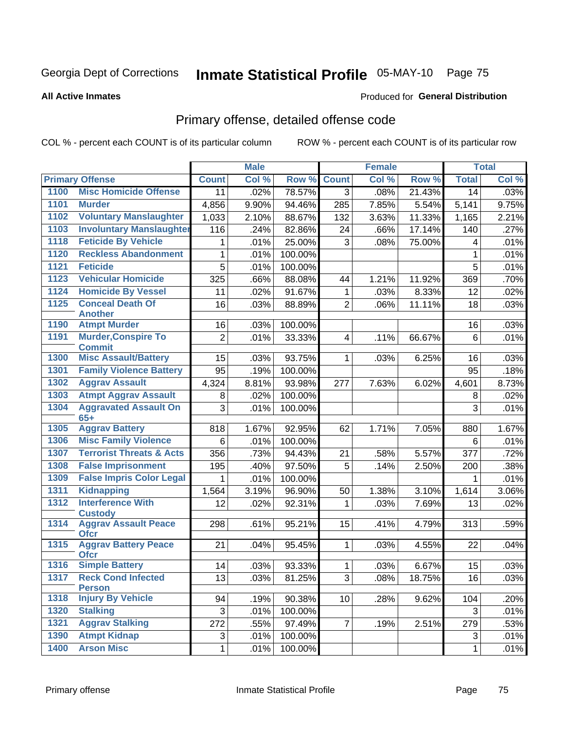Georgia Dept of Corrections **Inmate Statistical Profile** 05-MAY-10 Page 75

**All Active Inmates**

Produced for **General Distribution**

## Primary offense, detailed offense code

COL % - percent each COUNT is of its particular column    ROW % - percent each COUNT is of its particular row

| Primary Offense | | Male | | | Female | | | Total | |
|---|---|---|---|---|---|---|---|---|---|
| | | Count | Col % | Row % | Count | Col % | Row % | Total | Col % |
| 1100 | Misc Homicide Offense | 11 | .02% | 78.57% | 3 | .08% | 21.43% | 14 | .03% |
| 1101 | Murder | 4,856 | 9.90% | 94.46% | 285 | 7.85% | 5.54% | 5,141 | 9.75% |
| 1102 | Voluntary Manslaughter | 1,033 | 2.10% | 88.67% | 132 | 3.63% | 11.33% | 1,165 | 2.21% |
| 1103 | Involuntary Manslaughter | 116 | .24% | 82.86% | 24 | .66% | 17.14% | 140 | .27% |
| 1118 | Feticide By Vehicle | 1 | .01% | 25.00% | 3 | .08% | 75.00% | 4 | .01% |
| 1120 | Reckless Abandonment | 1 | .01% | 100.00% | | | | 1 | .01% |
| 1121 | Feticide | 5 | .01% | 100.00% | | | | 5 | .01% |
| 1123 | Vehicular Homicide | 325 | .66% | 88.08% | 44 | 1.21% | 11.92% | 369 | .70% |
| 1124 | Homicide By Vessel | 11 | .02% | 91.67% | 1 | .03% | 8.33% | 12 | .02% |
| 1125 | Conceal Death Of Another | 16 | .03% | 88.89% | 2 | .06% | 11.11% | 18 | .03% |
| 1190 | Atmpt Murder | 16 | .03% | 100.00% | | | | 16 | .03% |
| 1191 | Murder,Conspire To Commit | 2 | .01% | 33.33% | 4 | .11% | 66.67% | 6 | .01% |
| 1300 | Misc Assault/Battery | 15 | .03% | 93.75% | 1 | .03% | 6.25% | 16 | .03% |
| 1301 | Family Violence Battery | 95 | .19% | 100.00% | | | | 95 | .18% |
| 1302 | Aggrav Assault | 4,324 | 8.81% | 93.98% | 277 | 7.63% | 6.02% | 4,601 | 8.73% |
| 1303 | Atmpt Aggrav Assault | 8 | .02% | 100.00% | | | | 8 | .02% |
| 1304 | Aggravated Assault On 65+ | 3 | .01% | 100.00% | | | | 3 | .01% |
| 1305 | Aggrav Battery | 818 | 1.67% | 92.95% | 62 | 1.71% | 7.05% | 880 | 1.67% |
| 1306 | Misc Family Violence | 6 | .01% | 100.00% | | | | 6 | .01% |
| 1307 | Terrorist Threats & Acts | 356 | .73% | 94.43% | 21 | .58% | 5.57% | 377 | .72% |
| 1308 | False Imprisonment | 195 | .40% | 97.50% | 5 | .14% | 2.50% | 200 | .38% |
| 1309 | False Impris Color Legal | 1 | .01% | 100.00% | | | | 1 | .01% |
| 1311 | Kidnapping | 1,564 | 3.19% | 96.90% | 50 | 1.38% | 3.10% | 1,614 | 3.06% |
| 1312 | Interference With Custody | 12 | .02% | 92.31% | 1 | .03% | 7.69% | 13 | .02% |
| 1314 | Aggrav Assault Peace Ofcr | 298 | .61% | 95.21% | 15 | .41% | 4.79% | 313 | .59% |
| 1315 | Aggrav Battery Peace Ofcr | 21 | .04% | 95.45% | 1 | .03% | 4.55% | 22 | .04% |
| 1316 | Simple Battery | 14 | .03% | 93.33% | 1 | .03% | 6.67% | 15 | .03% |
| 1317 | Reck Cond Infected Person | 13 | .03% | 81.25% | 3 | .08% | 18.75% | 16 | .03% |
| 1318 | Injury By Vehicle | 94 | .19% | 90.38% | 10 | .28% | 9.62% | 104 | .20% |
| 1320 | Stalking | 3 | .01% | 100.00% | | | | 3 | .01% |
| 1321 | Aggrav Stalking | 272 | .55% | 97.49% | 7 | .19% | 2.51% | 279 | .53% |
| 1390 | Atmpt Kidnap | 3 | .01% | 100.00% | | | | 3 | .01% |
| 1400 | Arson Misc | 1 | .01% | 100.00% | | | | 1 | .01% |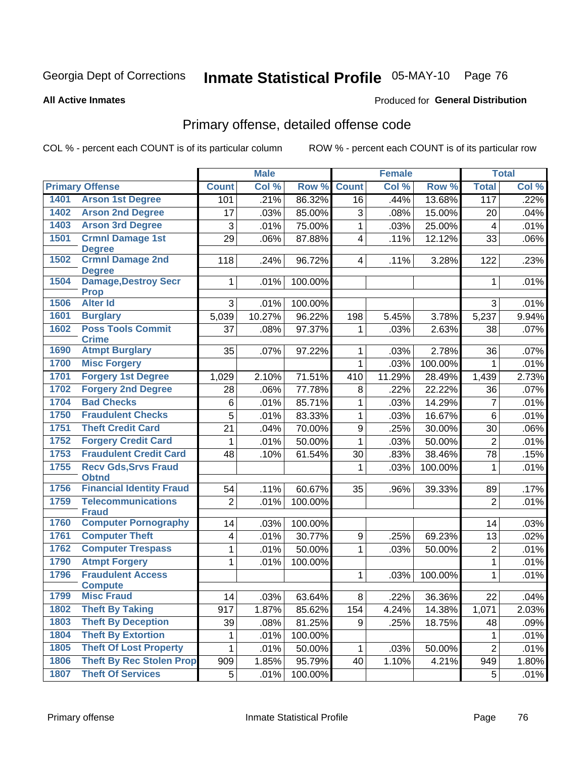Georgia Dept of Corrections **Inmate Statistical Profile** 05-MAY-10

**All Active Inmates**

Produced for **General Distribution**

## Primary offense, detailed offense code

COL % - percent each COUNT is of its particular column

ROW % - percent each COUNT is of its particular row

| Primary Offense | | Male | | | Female | | | Total | |
|---|---|---|---|---|---|---|---|---|---|
| | | Count | Col % | Row % | Count | Col % | Row % | Total | Col % |
| 1401 | Arson 1st Degree | 101 | .21% | 86.32% | 16 | .44% | 13.68% | 117 | .22% |
| 1402 | Arson 2nd Degree | 17 | .03% | 85.00% | 3 | .08% | 15.00% | 20 | .04% |
| 1403 | Arson 3rd Degree | 3 | .01% | 75.00% | 1 | .03% | 25.00% | 4 | .01% |
| 1501 | Crmnl Damage 1st Degree | 29 | .06% | 87.88% | 4 | .11% | 12.12% | 33 | .06% |
| 1502 | Crmnl Damage 2nd Degree | 118 | .24% | 96.72% | 4 | .11% | 3.28% | 122 | .23% |
| 1504 | Damage,Destroy Secr Prop | 1 | .01% | 100.00% | | | | 1 | .01% |
| 1506 | Alter Id | 3 | .01% | 100.00% | | | | 3 | .01% |
| 1601 | Burglary | 5,039 | 10.27% | 96.22% | 198 | 5.45% | 3.78% | 5,237 | 9.94% |
| 1602 | Poss Tools Commit Crime | 37 | .08% | 97.37% | 1 | .03% | 2.63% | 38 | .07% |
| 1690 | Atmpt Burglary | 35 | .07% | 97.22% | 1 | .03% | 2.78% | 36 | .07% |
| 1700 | Misc Forgery | | | | 1 | .03% | 100.00% | 1 | .01% |
| 1701 | Forgery 1st Degree | 1,029 | 2.10% | 71.51% | 410 | 11.29% | 28.49% | 1,439 | 2.73% |
| 1702 | Forgery 2nd Degree | 28 | .06% | 77.78% | 8 | .22% | 22.22% | 36 | .07% |
| 1704 | Bad Checks | 6 | .01% | 85.71% | 1 | .03% | 14.29% | 7 | .01% |
| 1750 | Fraudulent Checks | 5 | .01% | 83.33% | 1 | .03% | 16.67% | 6 | .01% |
| 1751 | Theft Credit Card | 21 | .04% | 70.00% | 9 | .25% | 30.00% | 30 | .06% |
| 1752 | Forgery Credit Card | 1 | .01% | 50.00% | 1 | .03% | 50.00% | 2 | .01% |
| 1753 | Fraudulent Credit Card | 48 | .10% | 61.54% | 30 | .83% | 38.46% | 78 | .15% |
| 1755 | Recv Gds,Srvs Fraud Obtnd | | | | 1 | .03% | 100.00% | 1 | .01% |
| 1756 | Financial Identity Fraud | 54 | .11% | 60.67% | 35 | .96% | 39.33% | 89 | .17% |
| 1759 | Telecommunications Fraud | 2 | .01% | 100.00% | | | | 2 | .01% |
| 1760 | Computer Pornography | 14 | .03% | 100.00% | | | | 14 | .03% |
| 1761 | Computer Theft | 4 | .01% | 30.77% | 9 | .25% | 69.23% | 13 | .02% |
| 1762 | Computer Trespass | 1 | .01% | 50.00% | 1 | .03% | 50.00% | 2 | .01% |
| 1790 | Atmpt Forgery | 1 | .01% | 100.00% | | | | 1 | .01% |
| 1796 | Fraudulent Access Compute | | | | 1 | .03% | 100.00% | 1 | .01% |
| 1799 | Misc Fraud | 14 | .03% | 63.64% | 8 | .22% | 36.36% | 22 | .04% |
| 1802 | Theft By Taking | 917 | 1.87% | 85.62% | 154 | 4.24% | 14.38% | 1,071 | 2.03% |
| 1803 | Theft By Deception | 39 | .08% | 81.25% | 9 | .25% | 18.75% | 48 | .09% |
| 1804 | Theft By Extortion | 1 | .01% | 100.00% | | | | 1 | .01% |
| 1805 | Theft Of Lost Property | 1 | .01% | 50.00% | 1 | .03% | 50.00% | 2 | .01% |
| 1806 | Theft By Rec Stolen Prop | 909 | 1.85% | 95.79% | 40 | 1.10% | 4.21% | 949 | 1.80% |
| 1807 | Theft Of Services | 5 | .01% | 100.00% | | | | 5 | .01% |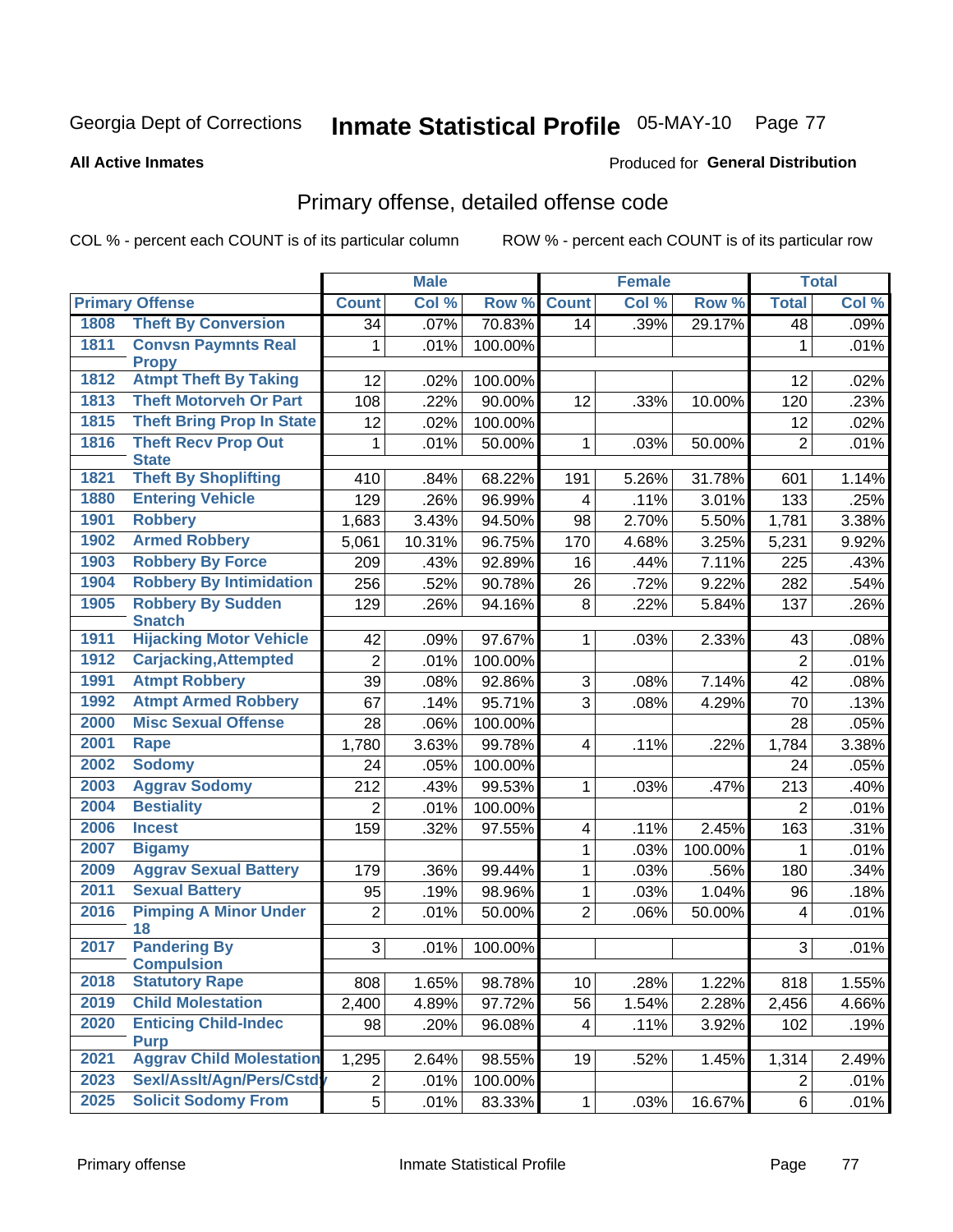Georgia Dept of Corrections **Inmate Statistical Profile** 05-MAY-10

**All Active Inmates**

Produced for **General Distribution**

## Primary offense, detailed offense code

COL % - percent each COUNT is of its particular column ROW % - percent each COUNT is of its particular row

| Primary Offense | | Male | | | Female | | | Total | |
|---|---|---|---|---|---|---|---|---|---|
| | | Count | Col % | Row % | Count | Col % | Row % | Total | Col % |
| 1808 | Theft By Conversion | 34 | .07% | 70.83% | 14 | .39% | 29.17% | 48 | .09% |
| 1811 | Convsn Paymnts Real Propy | 1 | .01% | 100.00% | | | | 1 | .01% |
| 1812 | Atmpt Theft By Taking | 12 | .02% | 100.00% | | | | 12 | .02% |
| 1813 | Theft Motorveh Or Part | 108 | .22% | 90.00% | 12 | .33% | 10.00% | 120 | .23% |
| 1815 | Theft Bring Prop In State | 12 | .02% | 100.00% | | | | 12 | .02% |
| 1816 | Theft Recv Prop Out State | 1 | .01% | 50.00% | 1 | .03% | 50.00% | 2 | .01% |
| 1821 | Theft By Shoplifting | 410 | .84% | 68.22% | 191 | 5.26% | 31.78% | 601 | 1.14% |
| 1880 | Entering Vehicle | 129 | .26% | 96.99% | 4 | .11% | 3.01% | 133 | .25% |
| 1901 | Robbery | 1,683 | 3.43% | 94.50% | 98 | 2.70% | 5.50% | 1,781 | 3.38% |
| 1902 | Armed Robbery | 5,061 | 10.31% | 96.75% | 170 | 4.68% | 3.25% | 5,231 | 9.92% |
| 1903 | Robbery By Force | 209 | .43% | 92.89% | 16 | .44% | 7.11% | 225 | .43% |
| 1904 | Robbery By Intimidation | 256 | .52% | 90.78% | 26 | .72% | 9.22% | 282 | .54% |
| 1905 | Robbery By Sudden Snatch | 129 | .26% | 94.16% | 8 | .22% | 5.84% | 137 | .26% |
| 1911 | Hijacking Motor Vehicle | 42 | .09% | 97.67% | 1 | .03% | 2.33% | 43 | .08% |
| 1912 | Carjacking,Attempted | 2 | .01% | 100.00% | | | | 2 | .01% |
| 1991 | Atmpt Robbery | 39 | .08% | 92.86% | 3 | .08% | 7.14% | 42 | .08% |
| 1992 | Atmpt Armed Robbery | 67 | .14% | 95.71% | 3 | .08% | 4.29% | 70 | .13% |
| 2000 | Misc Sexual Offense | 28 | .06% | 100.00% | | | | 28 | .05% |
| 2001 | Rape | 1,780 | 3.63% | 99.78% | 4 | .11% | .22% | 1,784 | 3.38% |
| 2002 | Sodomy | 24 | .05% | 100.00% | | | | 24 | .05% |
| 2003 | Aggrav Sodomy | 212 | .43% | 99.53% | 1 | .03% | .47% | 213 | .40% |
| 2004 | Bestiality | 2 | .01% | 100.00% | | | | 2 | .01% |
| 2006 | Incest | 159 | .32% | 97.55% | 4 | .11% | 2.45% | 163 | .31% |
| 2007 | Bigamy | | | | 1 | .03% | 100.00% | 1 | .01% |
| 2009 | Aggrav Sexual Battery | 179 | .36% | 99.44% | 1 | .03% | .56% | 180 | .34% |
| 2011 | Sexual Battery | 95 | .19% | 98.96% | 1 | .03% | 1.04% | 96 | .18% |
| 2016 | Pimping A Minor Under 18 | 2 | .01% | 50.00% | 2 | .06% | 50.00% | 4 | .01% |
| 2017 | Pandering By Compulsion | 3 | .01% | 100.00% | | | | 3 | .01% |
| 2018 | Statutory Rape | 808 | 1.65% | 98.78% | 10 | .28% | 1.22% | 818 | 1.55% |
| 2019 | Child Molestation | 2,400 | 4.89% | 97.72% | 56 | 1.54% | 2.28% | 2,456 | 4.66% |
| 2020 | Enticing Child-Indec Purp | 98 | .20% | 96.08% | 4 | .11% | 3.92% | 102 | .19% |
| 2021 | Aggrav Child Molestation | 1,295 | 2.64% | 98.55% | 19 | .52% | 1.45% | 1,314 | 2.49% |
| 2023 | Sexl/Asslt/Agn/Pers/Cstdy | 2 | .01% | 100.00% | | | | 2 | .01% |
| 2025 | Solicit Sodomy From | 5 | .01% | 83.33% | 1 | .03% | 16.67% | 6 | .01% |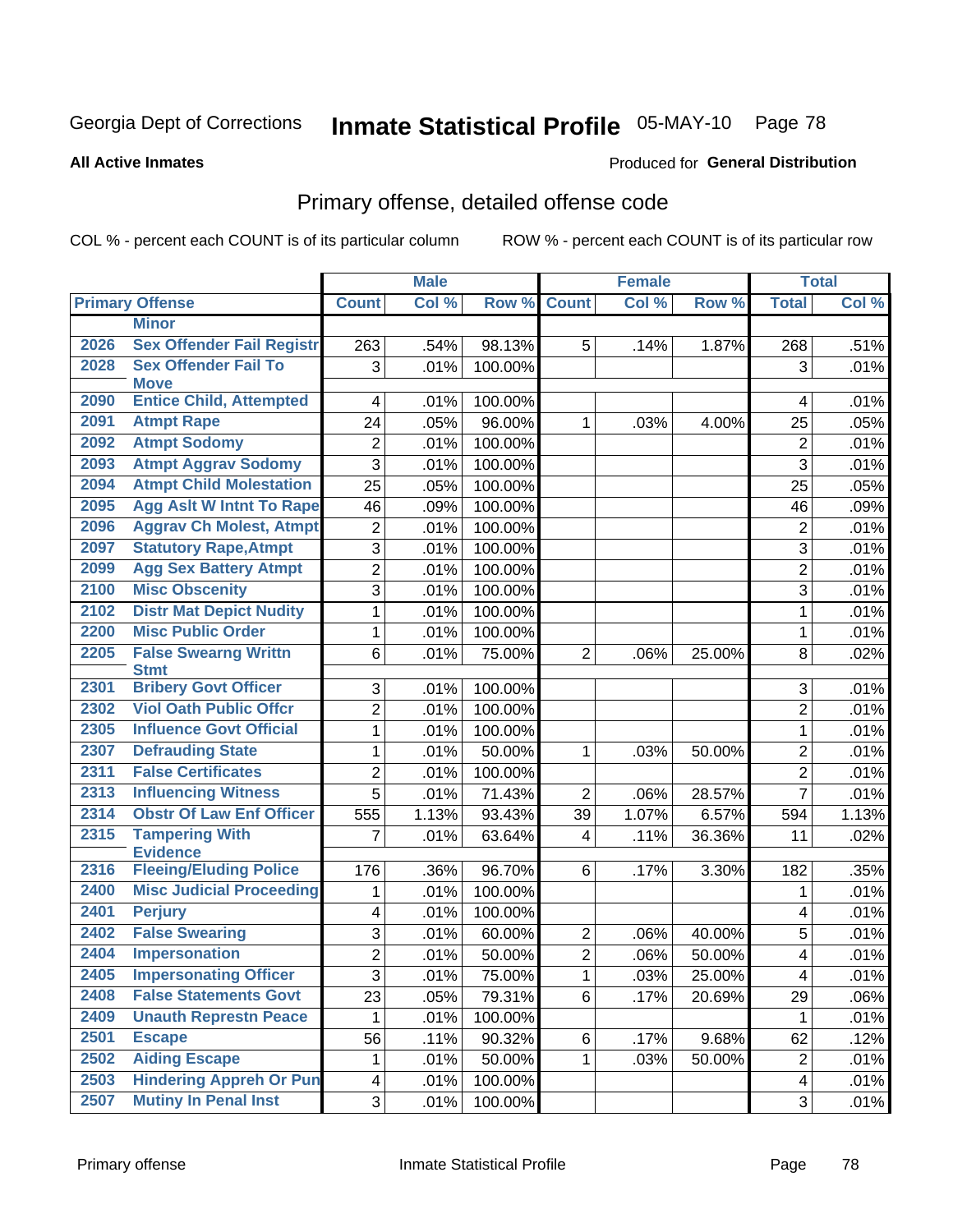Georgia Dept of Corrections **Inmate Statistical Profile** 05-MAY-10 Page 78

**All Active Inmates**

Produced for **General Distribution**

## Primary offense, detailed offense code

COL % - percent each COUNT is of its particular column ROW % - percent each COUNT is of its particular row

| Primary Offense | | Male | | | Female | | | Total | |
|---|---|---|---|---|---|---|---|---|---|
| | | Count | Col % | Row % | Count | Col % | Row % | Total | Col % |
| | Minor | | | | | | | | |
| 2026 | Sex Offender Fail Registr | 263 | .54% | 98.13% | 5 | .14% | 1.87% | 268 | .51% |
| 2028 | Sex Offender Fail To Move | 3 | .01% | 100.00% | | | | 3 | .01% |
| 2090 | Entice Child, Attempted | 4 | .01% | 100.00% | | | | 4 | .01% |
| 2091 | Atmpt Rape | 24 | .05% | 96.00% | 1 | .03% | 4.00% | 25 | .05% |
| 2092 | Atmpt Sodomy | 2 | .01% | 100.00% | | | | 2 | .01% |
| 2093 | Atmpt Aggrav Sodomy | 3 | .01% | 100.00% | | | | 3 | .01% |
| 2094 | Atmpt Child Molestation | 25 | .05% | 100.00% | | | | 25 | .05% |
| 2095 | Agg Aslt W Intnt To Rape | 46 | .09% | 100.00% | | | | 46 | .09% |
| 2096 | Aggrav Ch Molest, Atmpt | 2 | .01% | 100.00% | | | | 2 | .01% |
| 2097 | Statutory Rape,Atmpt | 3 | .01% | 100.00% | | | | 3 | .01% |
| 2099 | Agg Sex Battery Atmpt | 2 | .01% | 100.00% | | | | 2 | .01% |
| 2100 | Misc Obscenity | 3 | .01% | 100.00% | | | | 3 | .01% |
| 2102 | Distr Mat Depict Nudity | 1 | .01% | 100.00% | | | | 1 | .01% |
| 2200 | Misc Public Order | 1 | .01% | 100.00% | | | | 1 | .01% |
| 2205 | False Swearng Writtn Stmt | 6 | .01% | 75.00% | 2 | .06% | 25.00% | 8 | .02% |
| 2301 | Bribery Govt Officer | 3 | .01% | 100.00% | | | | 3 | .01% |
| 2302 | Viol Oath Public Offcr | 2 | .01% | 100.00% | | | | 2 | .01% |
| 2305 | Influence Govt Official | 1 | .01% | 100.00% | | | | 1 | .01% |
| 2307 | Defrauding State | 1 | .01% | 50.00% | 1 | .03% | 50.00% | 2 | .01% |
| 2311 | False Certificates | 2 | .01% | 100.00% | | | | 2 | .01% |
| 2313 | Influencing Witness | 5 | .01% | 71.43% | 2 | .06% | 28.57% | 7 | .01% |
| 2314 | Obstr Of Law Enf Officer | 555 | 1.13% | 93.43% | 39 | 1.07% | 6.57% | 594 | 1.13% |
| 2315 | Tampering With Evidence | 7 | .01% | 63.64% | 4 | .11% | 36.36% | 11 | .02% |
| 2316 | Fleeing/Eluding Police | 176 | .36% | 96.70% | 6 | .17% | 3.30% | 182 | .35% |
| 2400 | Misc Judicial Proceeding | 1 | .01% | 100.00% | | | | 1 | .01% |
| 2401 | Perjury | 4 | .01% | 100.00% | | | | 4 | .01% |
| 2402 | False Swearing | 3 | .01% | 60.00% | 2 | .06% | 40.00% | 5 | .01% |
| 2404 | Impersonation | 2 | .01% | 50.00% | 2 | .06% | 50.00% | 4 | .01% |
| 2405 | Impersonating Officer | 3 | .01% | 75.00% | 1 | .03% | 25.00% | 4 | .01% |
| 2408 | False Statements Govt | 23 | .05% | 79.31% | 6 | .17% | 20.69% | 29 | .06% |
| 2409 | Unauth Represtn Peace | 1 | .01% | 100.00% | | | | 1 | .01% |
| 2501 | Escape | 56 | .11% | 90.32% | 6 | .17% | 9.68% | 62 | .12% |
| 2502 | Aiding Escape | 1 | .01% | 50.00% | 1 | .03% | 50.00% | 2 | .01% |
| 2503 | Hindering Appreh Or Pun | 4 | .01% | 100.00% | | | | 4 | .01% |
| 2507 | Mutiny In Penal Inst | 3 | .01% | 100.00% | | | | 3 | .01% |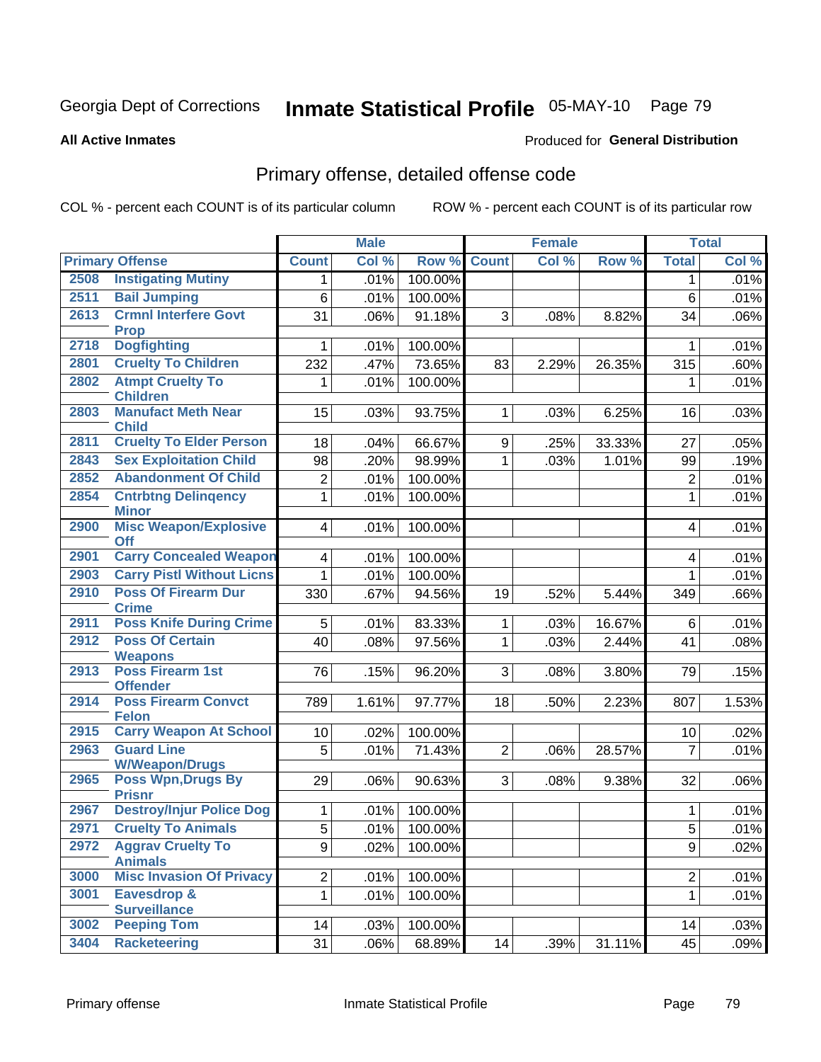Georgia Dept of Corrections **Inmate Statistical Profile** 05-MAY-10

**All Active Inmates**

Produced for **General Distribution**

## Primary offense, detailed offense code

COL % - percent each COUNT is of its particular column    ROW % - percent each COUNT is of its particular row

| Primary Offense | | Male | | | Female | | | Total | |
|---|---|---|---|---|---|---|---|---|---|
| | | Count | Col % | Row % | Count | Col % | Row % | Total | Col % |
| 2508 | Instigating Mutiny | 1 | .01% | 100.00% | | | | 1 | .01% |
| 2511 | Bail Jumping | 6 | .01% | 100.00% | | | | 6 | .01% |
| 2613 | Crmnl Interfere Govt Prop | 31 | .06% | 91.18% | 3 | .08% | 8.82% | 34 | .06% |
| 2718 | Dogfighting | 1 | .01% | 100.00% | | | | 1 | .01% |
| 2801 | Cruelty To Children | 232 | .47% | 73.65% | 83 | 2.29% | 26.35% | 315 | .60% |
| 2802 | Atmpt Cruelty To Children | 1 | .01% | 100.00% | | | | 1 | .01% |
| 2803 | Manufact Meth Near Child | 15 | .03% | 93.75% | 1 | .03% | 6.25% | 16 | .03% |
| 2811 | Cruelty To Elder Person | 18 | .04% | 66.67% | 9 | .25% | 33.33% | 27 | .05% |
| 2843 | Sex Exploitation Child | 98 | .20% | 98.99% | 1 | .03% | 1.01% | 99 | .19% |
| 2852 | Abandonment Of Child | 2 | .01% | 100.00% | | | | 2 | .01% |
| 2854 | Cntrbtng Delinqency Minor | 1 | .01% | 100.00% | | | | 1 | .01% |
| 2900 | Misc Weapon/Explosive Off | 4 | .01% | 100.00% | | | | 4 | .01% |
| 2901 | Carry Concealed Weapon | 4 | .01% | 100.00% | | | | 4 | .01% |
| 2903 | Carry Pistl Without Licns | 1 | .01% | 100.00% | | | | 1 | .01% |
| 2910 | Poss Of Firearm Dur Crime | 330 | .67% | 94.56% | 19 | .52% | 5.44% | 349 | .66% |
| 2911 | Poss Knife During Crime | 5 | .01% | 83.33% | 1 | .03% | 16.67% | 6 | .01% |
| 2912 | Poss Of Certain Weapons | 40 | .08% | 97.56% | 1 | .03% | 2.44% | 41 | .08% |
| 2913 | Poss Firearm 1st Offender | 76 | .15% | 96.20% | 3 | .08% | 3.80% | 79 | .15% |
| 2914 | Poss Firearm Convct Felon | 789 | 1.61% | 97.77% | 18 | .50% | 2.23% | 807 | 1.53% |
| 2915 | Carry Weapon At School | 10 | .02% | 100.00% | | | | 10 | .02% |
| 2963 | Guard Line W/Weapon/Drugs | 5 | .01% | 71.43% | 2 | .06% | 28.57% | 7 | .01% |
| 2965 | Poss Wpn,Drugs By Prisnr | 29 | .06% | 90.63% | 3 | .08% | 9.38% | 32 | .06% |
| 2967 | Destroy/Injur Police Dog | 1 | .01% | 100.00% | | | | 1 | .01% |
| 2971 | Cruelty To Animals | 5 | .01% | 100.00% | | | | 5 | .01% |
| 2972 | Aggrav Cruelty To Animals | 9 | .02% | 100.00% | | | | 9 | .02% |
| 3000 | Misc Invasion Of Privacy | 2 | .01% | 100.00% | | | | 2 | .01% |
| 3001 | Eavesdrop & Surveillance | 1 | .01% | 100.00% | | | | 1 | .01% |
| 3002 | Peeping Tom | 14 | .03% | 100.00% | | | | 14 | .03% |
| 3404 | Racketeering | 31 | .06% | 68.89% | 14 | .39% | 31.11% | 45 | .09% |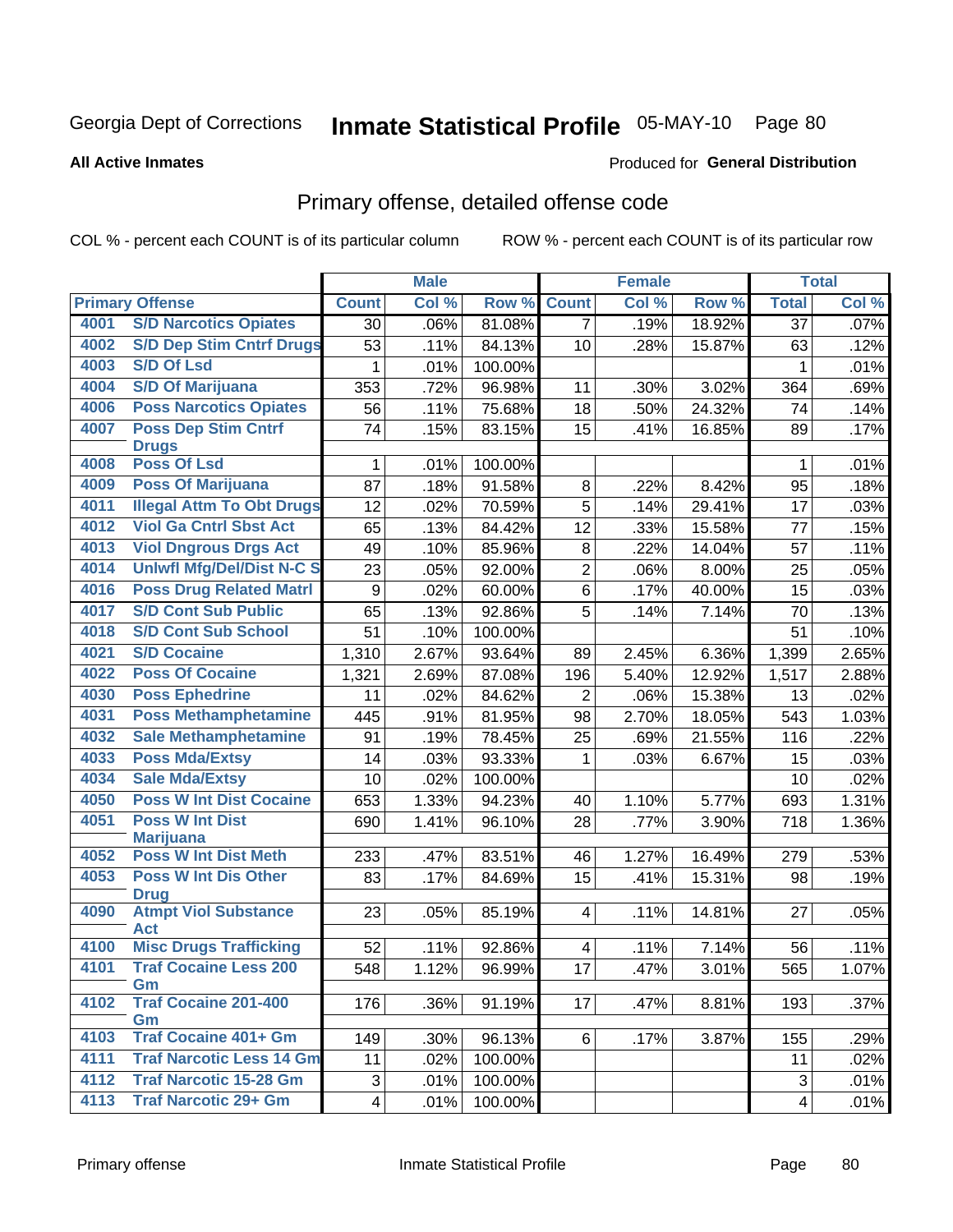Georgia Dept of Corrections **Inmate Statistical Profile** 05-MAY-10 Page 80

**All Active Inmates**

Produced for **General Distribution**

## Primary offense, detailed offense code

COL % - percent each COUNT is of its particular column ROW % - percent each COUNT is of its particular row

| Primary Offense | | Male | | | Female | | | Total | |
|---|---|---|---|---|---|---|---|---|---|
| | | Count | Col % | Row % | Count | Col % | Row % | Total | Col % |
| 4001 | S/D Narcotics Opiates | 30 | .06% | 81.08% | 7 | .19% | 18.92% | 37 | .07% |
| 4002 | S/D Dep Stim Cntrf Drugs | 53 | .11% | 84.13% | 10 | .28% | 15.87% | 63 | .12% |
| 4003 | S/D Of Lsd | 1 | .01% | 100.00% | | | | 1 | .01% |
| 4004 | S/D Of Marijuana | 353 | .72% | 96.98% | 11 | .30% | 3.02% | 364 | .69% |
| 4006 | Poss Narcotics Opiates | 56 | .11% | 75.68% | 18 | .50% | 24.32% | 74 | .14% |
| 4007 | Poss Dep Stim Cntrf Drugs | 74 | .15% | 83.15% | 15 | .41% | 16.85% | 89 | .17% |
| 4008 | Poss Of Lsd | 1 | .01% | 100.00% | | | | 1 | .01% |
| 4009 | Poss Of Marijuana | 87 | .18% | 91.58% | 8 | .22% | 8.42% | 95 | .18% |
| 4011 | Illegal Attm To Obt Drugs | 12 | .02% | 70.59% | 5 | .14% | 29.41% | 17 | .03% |
| 4012 | Viol Ga Cntrl Sbst Act | 65 | .13% | 84.42% | 12 | .33% | 15.58% | 77 | .15% |
| 4013 | Viol Dngrous Drgs Act | 49 | .10% | 85.96% | 8 | .22% | 14.04% | 57 | .11% |
| 4014 | Unlwfl Mfg/Del/Dist N-C S | 23 | .05% | 92.00% | 2 | .06% | 8.00% | 25 | .05% |
| 4016 | Poss Drug Related Matrl | 9 | .02% | 60.00% | 6 | .17% | 40.00% | 15 | .03% |
| 4017 | S/D Cont Sub Public | 65 | .13% | 92.86% | 5 | .14% | 7.14% | 70 | .13% |
| 4018 | S/D Cont Sub School | 51 | .10% | 100.00% | | | | 51 | .10% |
| 4021 | S/D Cocaine | 1,310 | 2.67% | 93.64% | 89 | 2.45% | 6.36% | 1,399 | 2.65% |
| 4022 | Poss Of Cocaine | 1,321 | 2.69% | 87.08% | 196 | 5.40% | 12.92% | 1,517 | 2.88% |
| 4030 | Poss Ephedrine | 11 | .02% | 84.62% | 2 | .06% | 15.38% | 13 | .02% |
| 4031 | Poss Methamphetamine | 445 | .91% | 81.95% | 98 | 2.70% | 18.05% | 543 | 1.03% |
| 4032 | Sale Methamphetamine | 91 | .19% | 78.45% | 25 | .69% | 21.55% | 116 | .22% |
| 4033 | Poss Mda/Extsy | 14 | .03% | 93.33% | 1 | .03% | 6.67% | 15 | .03% |
| 4034 | Sale Mda/Extsy | 10 | .02% | 100.00% | | | | 10 | .02% |
| 4050 | Poss W Int Dist Cocaine | 653 | 1.33% | 94.23% | 40 | 1.10% | 5.77% | 693 | 1.31% |
| 4051 | Poss W Int Dist Marijuana | 690 | 1.41% | 96.10% | 28 | .77% | 3.90% | 718 | 1.36% |
| 4052 | Poss W Int Dist Meth | 233 | .47% | 83.51% | 46 | 1.27% | 16.49% | 279 | .53% |
| 4053 | Poss W Int Dis Other Drug | 83 | .17% | 84.69% | 15 | .41% | 15.31% | 98 | .19% |
| 4090 | Atmpt Viol Substance Act | 23 | .05% | 85.19% | 4 | .11% | 14.81% | 27 | .05% |
| 4100 | Misc Drugs Trafficking | 52 | .11% | 92.86% | 4 | .11% | 7.14% | 56 | .11% |
| 4101 | Traf Cocaine Less 200 Gm | 548 | 1.12% | 96.99% | 17 | .47% | 3.01% | 565 | 1.07% |
| 4102 | Traf Cocaine 201-400 Gm | 176 | .36% | 91.19% | 17 | .47% | 8.81% | 193 | .37% |
| 4103 | Traf Cocaine 401+ Gm | 149 | .30% | 96.13% | 6 | .17% | 3.87% | 155 | .29% |
| 4111 | Traf Narcotic Less 14 Gm | 11 | .02% | 100.00% | | | | 11 | .02% |
| 4112 | Traf Narcotic 15-28 Gm | 3 | .01% | 100.00% | | | | 3 | .01% |
| 4113 | Traf Narcotic 29+ Gm | 4 | .01% | 100.00% | | | | 4 | .01% |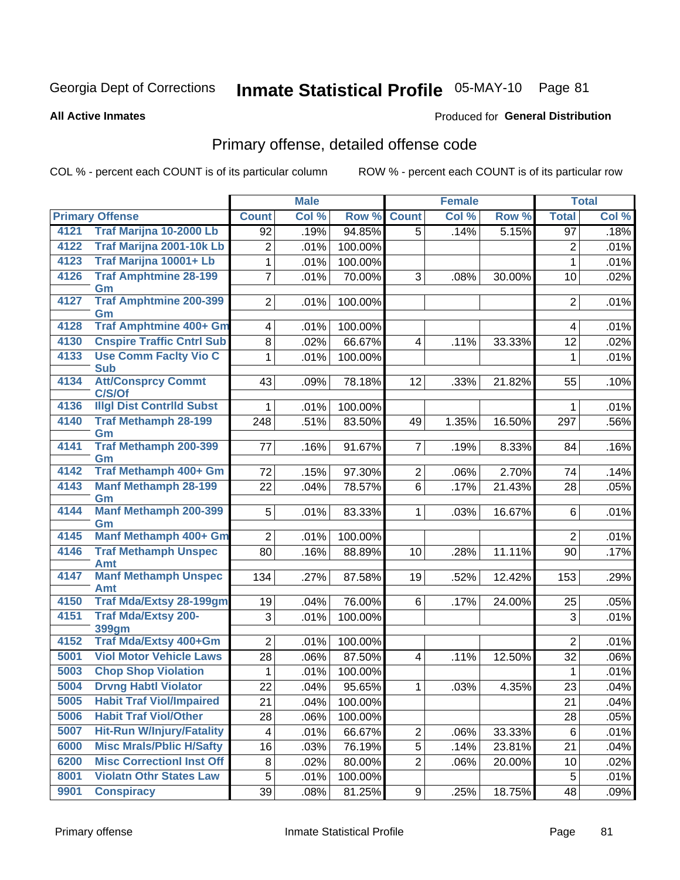Georgia Dept of Corrections **Inmate Statistical Profile** 05-MAY-10 Page 81

**All Active Inmates**

Produced for **General Distribution**

## Primary offense, detailed offense code

COL % - percent each COUNT is of its particular column ROW % - percent each COUNT is of its particular row

| Primary Offense | | Male | | | Female | | | Total | |
|---|---|---|---|---|---|---|---|---|---|
| | | Count | Col % | Row % | Count | Col % | Row % | Total | Col % |
| 4121 | Traf Marijna 10-2000 Lb | 92 | .19% | 94.85% | 5 | .14% | 5.15% | 97 | .18% |
| 4122 | Traf Marijna 2001-10k Lb | 2 | .01% | 100.00% | | | | 2 | .01% |
| 4123 | Traf Marijna 10001+ Lb | 1 | .01% | 100.00% | | | | 1 | .01% |
| 4126 | Traf Amphtmine 28-199 Gm | 7 | .01% | 70.00% | 3 | .08% | 30.00% | 10 | .02% |
| 4127 | Traf Amphtmine 200-399 Gm | 2 | .01% | 100.00% | | | | 2 | .01% |
| 4128 | Traf Amphtmine 400+ Gm | 4 | .01% | 100.00% | | | | 4 | .01% |
| 4130 | Cnspire Traffic Cntrl Sub | 8 | .02% | 66.67% | 4 | .11% | 33.33% | 12 | .02% |
| 4133 | Use Comm Faclty Vio C Sub | 1 | .01% | 100.00% | | | | 1 | .01% |
| 4134 | Att/Consprcy Commt C/S/Of | 43 | .09% | 78.18% | 12 | .33% | 21.82% | 55 | .10% |
| 4136 | Illgl Dist Contrlld Subst | 1 | .01% | 100.00% | | | | 1 | .01% |
| 4140 | Traf Methamph 28-199 Gm | 248 | .51% | 83.50% | 49 | 1.35% | 16.50% | 297 | .56% |
| 4141 | Traf Methamph 200-399 Gm | 77 | .16% | 91.67% | 7 | .19% | 8.33% | 84 | .16% |
| 4142 | Traf Methamph 400+ Gm | 72 | .15% | 97.30% | 2 | .06% | 2.70% | 74 | .14% |
| 4143 | Manf Methamph 28-199 Gm | 22 | .04% | 78.57% | 6 | .17% | 21.43% | 28 | .05% |
| 4144 | Manf Methamph 200-399 Gm | 5 | .01% | 83.33% | 1 | .03% | 16.67% | 6 | .01% |
| 4145 | Manf Methamph 400+ Gm | 2 | .01% | 100.00% | | | | 2 | .01% |
| 4146 | Traf Methamph Unspec Amt | 80 | .16% | 88.89% | 10 | .28% | 11.11% | 90 | .17% |
| 4147 | Manf Methamph Unspec Amt | 134 | .27% | 87.58% | 19 | .52% | 12.42% | 153 | .29% |
| 4150 | Traf Mda/Extsy 28-199gm | 19 | .04% | 76.00% | 6 | .17% | 24.00% | 25 | .05% |
| 4151 | Traf Mda/Extsy 200-399gm | 3 | .01% | 100.00% | | | | 3 | .01% |
| 4152 | Traf Mda/Extsy 400+Gm | 2 | .01% | 100.00% | | | | 2 | .01% |
| 5001 | Viol Motor Vehicle Laws | 28 | .06% | 87.50% | 4 | .11% | 12.50% | 32 | .06% |
| 5003 | Chop Shop Violation | 1 | .01% | 100.00% | | | | 1 | .01% |
| 5004 | Drvng Habtl Violator | 22 | .04% | 95.65% | 1 | .03% | 4.35% | 23 | .04% |
| 5005 | Habit Traf Viol/Impaired | 21 | .04% | 100.00% | | | | 21 | .04% |
| 5006 | Habit Traf Viol/Other | 28 | .06% | 100.00% | | | | 28 | .05% |
| 5007 | Hit-Run W/Injury/Fatality | 4 | .01% | 66.67% | 2 | .06% | 33.33% | 6 | .01% |
| 6000 | Misc Mrals/Pblic H/Safty | 16 | .03% | 76.19% | 5 | .14% | 23.81% | 21 | .04% |
| 6200 | Misc Correctionl Inst Off | 8 | .02% | 80.00% | 2 | .06% | 20.00% | 10 | .02% |
| 8001 | Violatn Othr States Law | 5 | .01% | 100.00% | | | | 5 | .01% |
| 9901 | Conspiracy | 39 | .08% | 81.25% | 9 | .25% | 18.75% | 48 | .09% |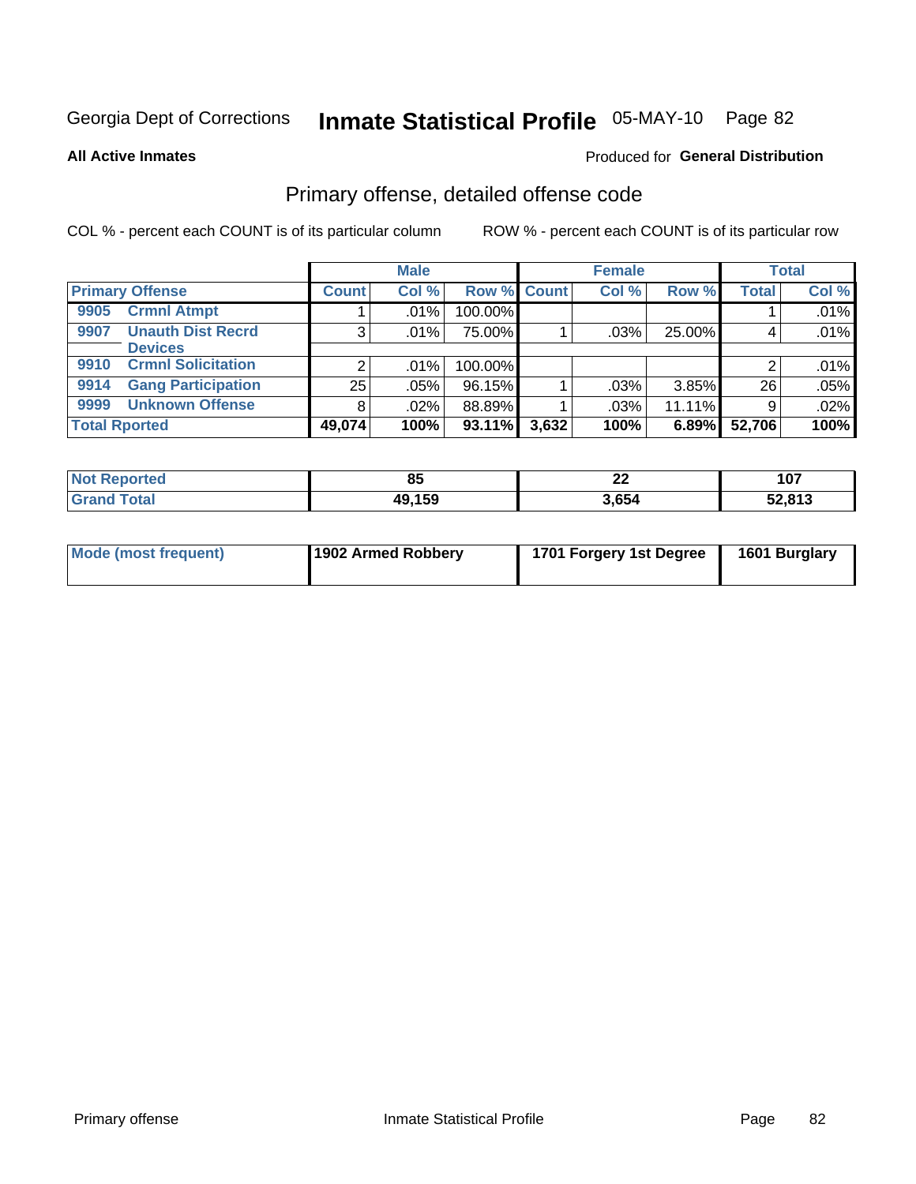Georgia Dept of Corrections **Inmate Statistical Profile** 05-MAY-10

**All Active Inmates**

Produced for **General Distribution**

## Primary offense, detailed offense code

COL % - percent each COUNT is of its particular column

ROW % - percent each COUNT is of its particular row

| Primary Offense | Male | | | Female | | | Total | |
|---|---|---|---|---|---|---|---|---|
| | Count | Col % | Row % | Count | Col % | Row % | Total | Col % |
| 9905 Crmnl Atmpt | 1 | .01% | 100.00% | | | | 1 | .01% |
| 9907 Unauth Dist Recrd Devices | 3 | .01% | 75.00% | 1 | .03% | 25.00% | 4 | .01% |
| 9910 Crmnl Solicitation | 2 | .01% | 100.00% | | | | 2 | .01% |
| 9914 Gang Participation | 25 | .05% | 96.15% | 1 | .03% | 3.85% | 26 | .05% |
| 9999 Unknown Offense | 8 | .02% | 88.89% | 1 | .03% | 11.11% | 9 | .02% |
| **Total Rported** | **49,074** | **100%** | **93.11%** | **3,632** | **100%** | **6.89%** | **52,706** | **100%** |

| | Male | Female | Total |
|---|---|---|---|
| Not Reported | 85 | 22 | 107 |
| Grand Total | 49,159 | 3,654 | 52,813 |

| | Male | Female | Total |
|---|---|---|---|
| Mode (most frequent) | 1902 Armed Robbery | 1701 Forgery 1st Degree | 1601 Burglary |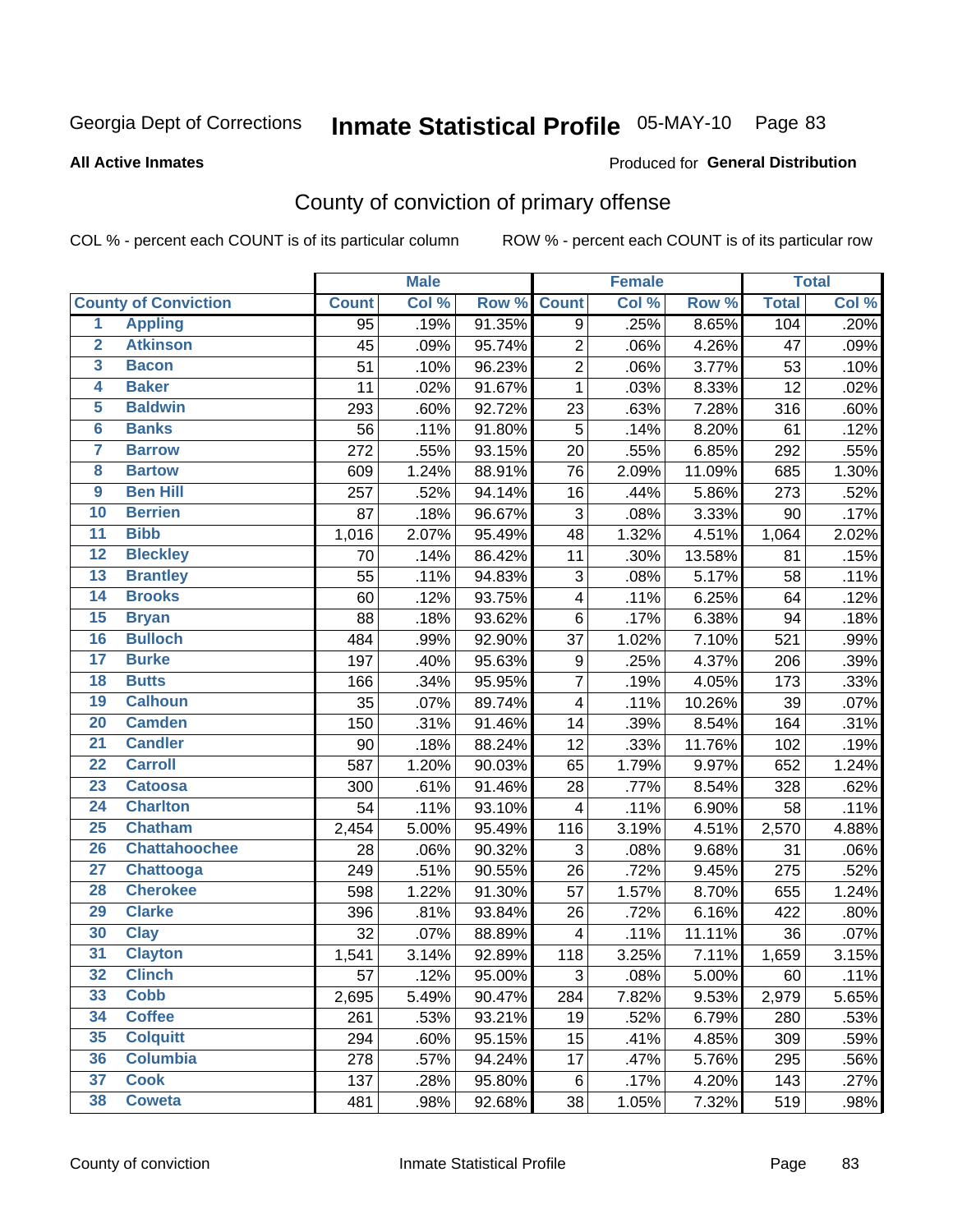Georgia Dept of Corrections **Inmate Statistical Profile** 05-MAY-10

**All Active Inmates**

Produced for **General Distribution**

## County of conviction of primary offense

COL % - percent each COUNT is of its particular column     ROW % - percent each COUNT is of its particular row

| | | Male | | | Female | | | Total | |
|---|---|---|---|---|---|---|---|---|---|
| **County of Conviction** | | **Count** | **Col %** | **Row %** | **Count** | **Col %** | **Row %** | **Total** | **Col %** |
| 1 | Appling | 95 | .19% | 91.35% | 9 | .25% | 8.65% | 104 | .20% |
| 2 | Atkinson | 45 | .09% | 95.74% | 2 | .06% | 4.26% | 47 | .09% |
| 3 | Bacon | 51 | .10% | 96.23% | 2 | .06% | 3.77% | 53 | .10% |
| 4 | Baker | 11 | .02% | 91.67% | 1 | .03% | 8.33% | 12 | .02% |
| 5 | Baldwin | 293 | .60% | 92.72% | 23 | .63% | 7.28% | 316 | .60% |
| 6 | Banks | 56 | .11% | 91.80% | 5 | .14% | 8.20% | 61 | .12% |
| 7 | Barrow | 272 | .55% | 93.15% | 20 | .55% | 6.85% | 292 | .55% |
| 8 | Bartow | 609 | 1.24% | 88.91% | 76 | 2.09% | 11.09% | 685 | 1.30% |
| 9 | Ben Hill | 257 | .52% | 94.14% | 16 | .44% | 5.86% | 273 | .52% |
| 10 | Berrien | 87 | .18% | 96.67% | 3 | .08% | 3.33% | 90 | .17% |
| 11 | Bibb | 1,016 | 2.07% | 95.49% | 48 | 1.32% | 4.51% | 1,064 | 2.02% |
| 12 | Bleckley | 70 | .14% | 86.42% | 11 | .30% | 13.58% | 81 | .15% |
| 13 | Brantley | 55 | .11% | 94.83% | 3 | .08% | 5.17% | 58 | .11% |
| 14 | Brooks | 60 | .12% | 93.75% | 4 | .11% | 6.25% | 64 | .12% |
| 15 | Bryan | 88 | .18% | 93.62% | 6 | .17% | 6.38% | 94 | .18% |
| 16 | Bulloch | 484 | .99% | 92.90% | 37 | 1.02% | 7.10% | 521 | .99% |
| 17 | Burke | 197 | .40% | 95.63% | 9 | .25% | 4.37% | 206 | .39% |
| 18 | Butts | 166 | .34% | 95.95% | 7 | .19% | 4.05% | 173 | .33% |
| 19 | Calhoun | 35 | .07% | 89.74% | 4 | .11% | 10.26% | 39 | .07% |
| 20 | Camden | 150 | .31% | 91.46% | 14 | .39% | 8.54% | 164 | .31% |
| 21 | Candler | 90 | .18% | 88.24% | 12 | .33% | 11.76% | 102 | .19% |
| 22 | Carroll | 587 | 1.20% | 90.03% | 65 | 1.79% | 9.97% | 652 | 1.24% |
| 23 | Catoosa | 300 | .61% | 91.46% | 28 | .77% | 8.54% | 328 | .62% |
| 24 | Charlton | 54 | .11% | 93.10% | 4 | .11% | 6.90% | 58 | .11% |
| 25 | Chatham | 2,454 | 5.00% | 95.49% | 116 | 3.19% | 4.51% | 2,570 | 4.88% |
| 26 | Chattahoochee | 28 | .06% | 90.32% | 3 | .08% | 9.68% | 31 | .06% |
| 27 | Chattooga | 249 | .51% | 90.55% | 26 | .72% | 9.45% | 275 | .52% |
| 28 | Cherokee | 598 | 1.22% | 91.30% | 57 | 1.57% | 8.70% | 655 | 1.24% |
| 29 | Clarke | 396 | .81% | 93.84% | 26 | .72% | 6.16% | 422 | .80% |
| 30 | Clay | 32 | .07% | 88.89% | 4 | .11% | 11.11% | 36 | .07% |
| 31 | Clayton | 1,541 | 3.14% | 92.89% | 118 | 3.25% | 7.11% | 1,659 | 3.15% |
| 32 | Clinch | 57 | .12% | 95.00% | 3 | .08% | 5.00% | 60 | .11% |
| 33 | Cobb | 2,695 | 5.49% | 90.47% | 284 | 7.82% | 9.53% | 2,979 | 5.65% |
| 34 | Coffee | 261 | .53% | 93.21% | 19 | .52% | 6.79% | 280 | .53% |
| 35 | Colquitt | 294 | .60% | 95.15% | 15 | .41% | 4.85% | 309 | .59% |
| 36 | Columbia | 278 | .57% | 94.24% | 17 | .47% | 5.76% | 295 | .56% |
| 37 | Cook | 137 | .28% | 95.80% | 6 | .17% | 4.20% | 143 | .27% |
| 38 | Coweta | 481 | .98% | 92.68% | 38 | 1.05% | 7.32% | 519 | .98% |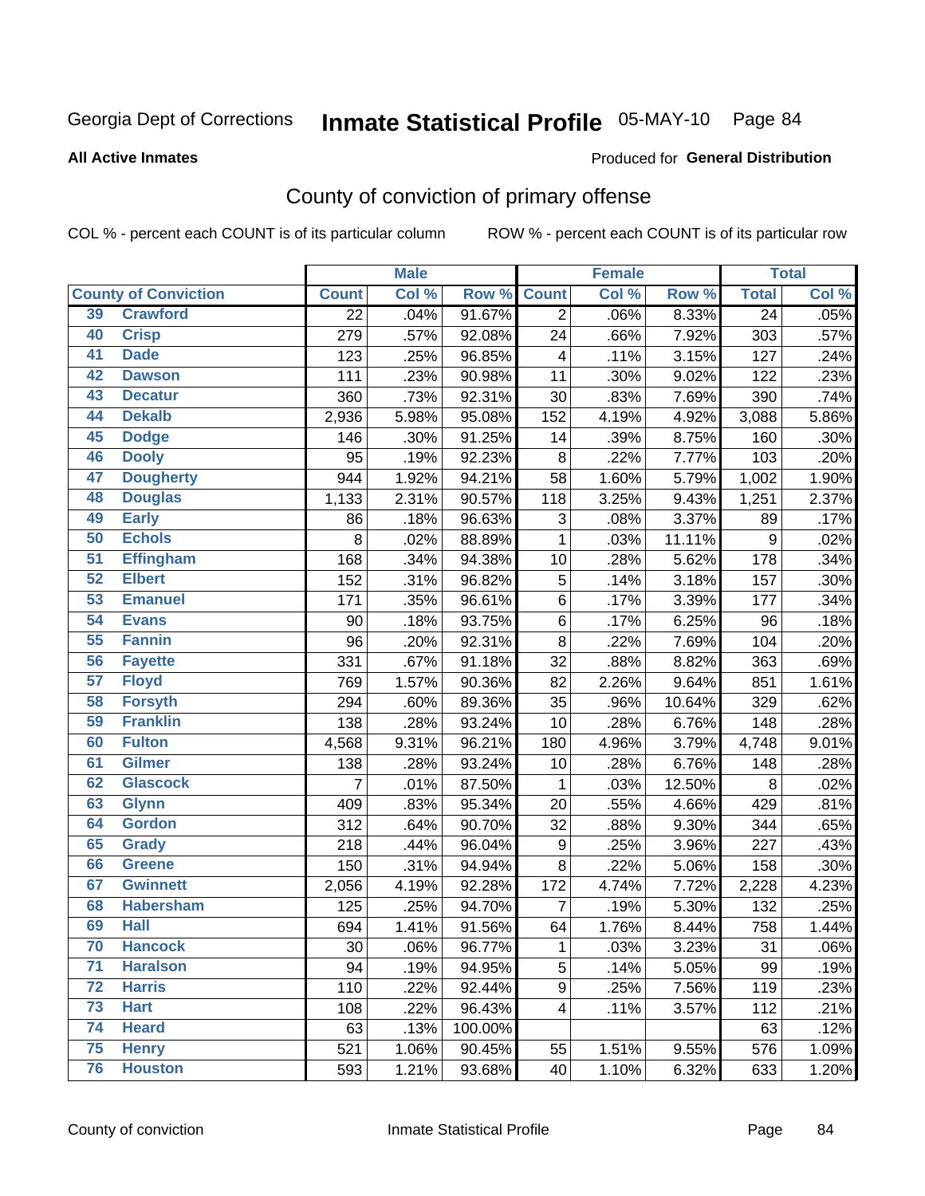Georgia Dept of Corrections **Inmate Statistical Profile** 05-MAY-10

**All Active Inmates**

Produced for **General Distribution**

## County of conviction of primary offense

COL % - percent each COUNT is of its particular column     ROW % - percent each COUNT is of its particular row

| County of Conviction | | Male | | | Female | | | Total | |
|---|---|---|---|---|---|---|---|---|---|
| | | Count | Col % | Row % | Count | Col % | Row % | Total | Col % |
| 39 | Crawford | 22 | .04% | 91.67% | 2 | .06% | 8.33% | 24 | .05% |
| 40 | Crisp | 279 | .57% | 92.08% | 24 | .66% | 7.92% | 303 | .57% |
| 41 | Dade | 123 | .25% | 96.85% | 4 | .11% | 3.15% | 127 | .24% |
| 42 | Dawson | 111 | .23% | 90.98% | 11 | .30% | 9.02% | 122 | .23% |
| 43 | Decatur | 360 | .73% | 92.31% | 30 | .83% | 7.69% | 390 | .74% |
| 44 | Dekalb | 2,936 | 5.98% | 95.08% | 152 | 4.19% | 4.92% | 3,088 | 5.86% |
| 45 | Dodge | 146 | .30% | 91.25% | 14 | .39% | 8.75% | 160 | .30% |
| 46 | Dooly | 95 | .19% | 92.23% | 8 | .22% | 7.77% | 103 | .20% |
| 47 | Dougherty | 944 | 1.92% | 94.21% | 58 | 1.60% | 5.79% | 1,002 | 1.90% |
| 48 | Douglas | 1,133 | 2.31% | 90.57% | 118 | 3.25% | 9.43% | 1,251 | 2.37% |
| 49 | Early | 86 | .18% | 96.63% | 3 | .08% | 3.37% | 89 | .17% |
| 50 | Echols | 8 | .02% | 88.89% | 1 | .03% | 11.11% | 9 | .02% |
| 51 | Effingham | 168 | .34% | 94.38% | 10 | .28% | 5.62% | 178 | .34% |
| 52 | Elbert | 152 | .31% | 96.82% | 5 | .14% | 3.18% | 157 | .30% |
| 53 | Emanuel | 171 | .35% | 96.61% | 6 | .17% | 3.39% | 177 | .34% |
| 54 | Evans | 90 | .18% | 93.75% | 6 | .17% | 6.25% | 96 | .18% |
| 55 | Fannin | 96 | .20% | 92.31% | 8 | .22% | 7.69% | 104 | .20% |
| 56 | Fayette | 331 | .67% | 91.18% | 32 | .88% | 8.82% | 363 | .69% |
| 57 | Floyd | 769 | 1.57% | 90.36% | 82 | 2.26% | 9.64% | 851 | 1.61% |
| 58 | Forsyth | 294 | .60% | 89.36% | 35 | .96% | 10.64% | 329 | .62% |
| 59 | Franklin | 138 | .28% | 93.24% | 10 | .28% | 6.76% | 148 | .28% |
| 60 | Fulton | 4,568 | 9.31% | 96.21% | 180 | 4.96% | 3.79% | 4,748 | 9.01% |
| 61 | Gilmer | 138 | .28% | 93.24% | 10 | .28% | 6.76% | 148 | .28% |
| 62 | Glascock | 7 | .01% | 87.50% | 1 | .03% | 12.50% | 8 | .02% |
| 63 | Glynn | 409 | .83% | 95.34% | 20 | .55% | 4.66% | 429 | .81% |
| 64 | Gordon | 312 | .64% | 90.70% | 32 | .88% | 9.30% | 344 | .65% |
| 65 | Grady | 218 | .44% | 96.04% | 9 | .25% | 3.96% | 227 | .43% |
| 66 | Greene | 150 | .31% | 94.94% | 8 | .22% | 5.06% | 158 | .30% |
| 67 | Gwinnett | 2,056 | 4.19% | 92.28% | 172 | 4.74% | 7.72% | 2,228 | 4.23% |
| 68 | Habersham | 125 | .25% | 94.70% | 7 | .19% | 5.30% | 132 | .25% |
| 69 | Hall | 694 | 1.41% | 91.56% | 64 | 1.76% | 8.44% | 758 | 1.44% |
| 70 | Hancock | 30 | .06% | 96.77% | 1 | .03% | 3.23% | 31 | .06% |
| 71 | Haralson | 94 | .19% | 94.95% | 5 | .14% | 5.05% | 99 | .19% |
| 72 | Harris | 110 | .22% | 92.44% | 9 | .25% | 7.56% | 119 | .23% |
| 73 | Hart | 108 | .22% | 96.43% | 4 | .11% | 3.57% | 112 | .21% |
| 74 | Heard | 63 | .13% | 100.00% | | | | 63 | .12% |
| 75 | Henry | 521 | 1.06% | 90.45% | 55 | 1.51% | 9.55% | 576 | 1.09% |
| 76 | Houston | 593 | 1.21% | 93.68% | 40 | 1.10% | 6.32% | 633 | 1.20% |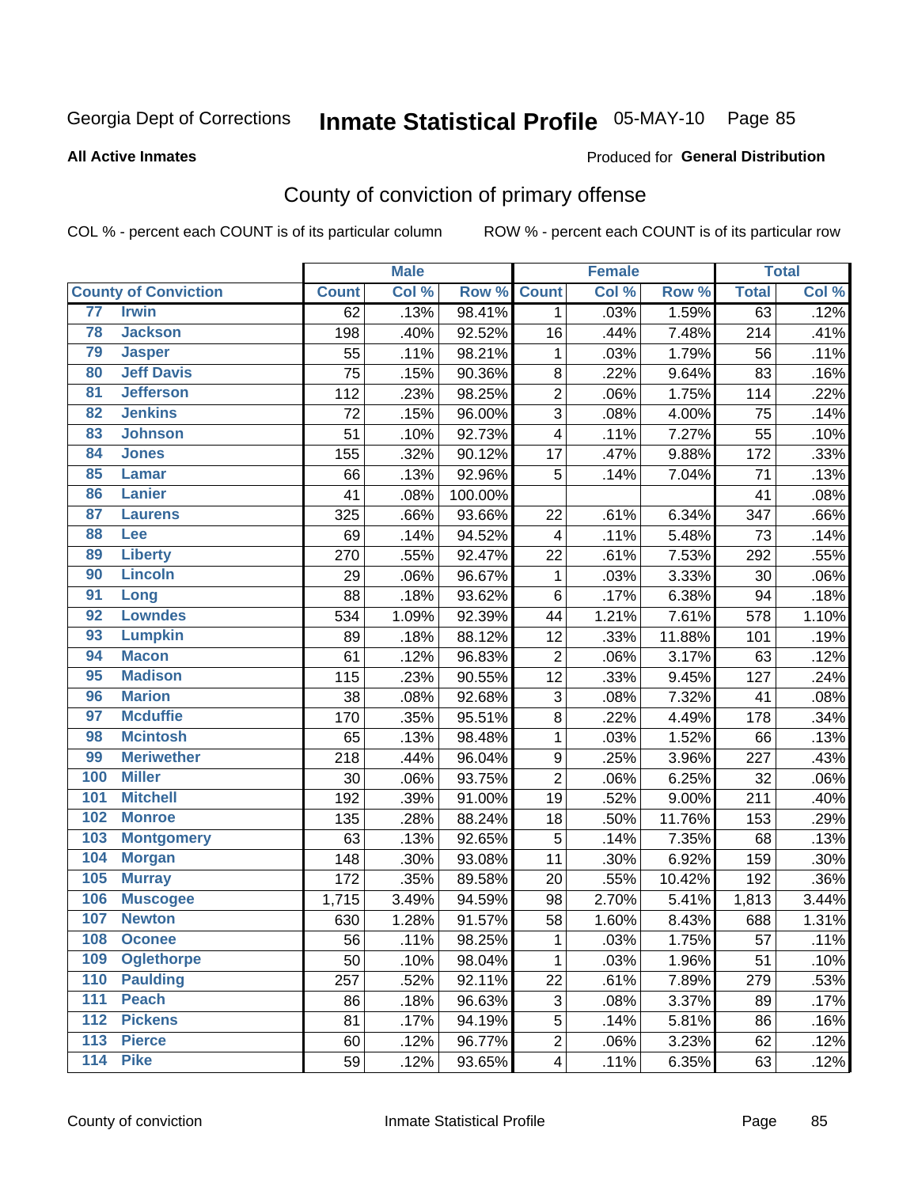Georgia Dept of Corrections **Inmate Statistical Profile** 05-MAY-10 Page 85

**All Active Inmates**

Produced for **General Distribution**

## County of conviction of primary offense

COL % - percent each COUNT is of its particular column ROW % - percent each COUNT is of its particular row

| | | Male | | | Female | | | Total | |
|---|---|---|---|---|---|---|---|---|---|
| **County of Conviction** | | **Count** | **Col %** | **Row %** | **Count** | **Col %** | **Row %** | **Total** | **Col %** |
| 77 | Irwin | 62 | .13% | 98.41% | 1 | .03% | 1.59% | 63 | .12% |
| 78 | Jackson | 198 | .40% | 92.52% | 16 | .44% | 7.48% | 214 | .41% |
| 79 | Jasper | 55 | .11% | 98.21% | 1 | .03% | 1.79% | 56 | .11% |
| 80 | Jeff Davis | 75 | .15% | 90.36% | 8 | .22% | 9.64% | 83 | .16% |
| 81 | Jefferson | 112 | .23% | 98.25% | 2 | .06% | 1.75% | 114 | .22% |
| 82 | Jenkins | 72 | .15% | 96.00% | 3 | .08% | 4.00% | 75 | .14% |
| 83 | Johnson | 51 | .10% | 92.73% | 4 | .11% | 7.27% | 55 | .10% |
| 84 | Jones | 155 | .32% | 90.12% | 17 | .47% | 9.88% | 172 | .33% |
| 85 | Lamar | 66 | .13% | 92.96% | 5 | .14% | 7.04% | 71 | .13% |
| 86 | Lanier | 41 | .08% | 100.00% | | | | 41 | .08% |
| 87 | Laurens | 325 | .66% | 93.66% | 22 | .61% | 6.34% | 347 | .66% |
| 88 | Lee | 69 | .14% | 94.52% | 4 | .11% | 5.48% | 73 | .14% |
| 89 | Liberty | 270 | .55% | 92.47% | 22 | .61% | 7.53% | 292 | .55% |
| 90 | Lincoln | 29 | .06% | 96.67% | 1 | .03% | 3.33% | 30 | .06% |
| 91 | Long | 88 | .18% | 93.62% | 6 | .17% | 6.38% | 94 | .18% |
| 92 | Lowndes | 534 | 1.09% | 92.39% | 44 | 1.21% | 7.61% | 578 | 1.10% |
| 93 | Lumpkin | 89 | .18% | 88.12% | 12 | .33% | 11.88% | 101 | .19% |
| 94 | Macon | 61 | .12% | 96.83% | 2 | .06% | 3.17% | 63 | .12% |
| 95 | Madison | 115 | .23% | 90.55% | 12 | .33% | 9.45% | 127 | .24% |
| 96 | Marion | 38 | .08% | 92.68% | 3 | .08% | 7.32% | 41 | .08% |
| 97 | Mcduffie | 170 | .35% | 95.51% | 8 | .22% | 4.49% | 178 | .34% |
| 98 | Mcintosh | 65 | .13% | 98.48% | 1 | .03% | 1.52% | 66 | .13% |
| 99 | Meriwether | 218 | .44% | 96.04% | 9 | .25% | 3.96% | 227 | .43% |
| 100 | Miller | 30 | .06% | 93.75% | 2 | .06% | 6.25% | 32 | .06% |
| 101 | Mitchell | 192 | .39% | 91.00% | 19 | .52% | 9.00% | 211 | .40% |
| 102 | Monroe | 135 | .28% | 88.24% | 18 | .50% | 11.76% | 153 | .29% |
| 103 | Montgomery | 63 | .13% | 92.65% | 5 | .14% | 7.35% | 68 | .13% |
| 104 | Morgan | 148 | .30% | 93.08% | 11 | .30% | 6.92% | 159 | .30% |
| 105 | Murray | 172 | .35% | 89.58% | 20 | .55% | 10.42% | 192 | .36% |
| 106 | Muscogee | 1,715 | 3.49% | 94.59% | 98 | 2.70% | 5.41% | 1,813 | 3.44% |
| 107 | Newton | 630 | 1.28% | 91.57% | 58 | 1.60% | 8.43% | 688 | 1.31% |
| 108 | Oconee | 56 | .11% | 98.25% | 1 | .03% | 1.75% | 57 | .11% |
| 109 | Oglethorpe | 50 | .10% | 98.04% | 1 | .03% | 1.96% | 51 | .10% |
| 110 | Paulding | 257 | .52% | 92.11% | 22 | .61% | 7.89% | 279 | .53% |
| 111 | Peach | 86 | .18% | 96.63% | 3 | .08% | 3.37% | 89 | .17% |
| 112 | Pickens | 81 | .17% | 94.19% | 5 | .14% | 5.81% | 86 | .16% |
| 113 | Pierce | 60 | .12% | 96.77% | 2 | .06% | 3.23% | 62 | .12% |
| 114 | Pike | 59 | .12% | 93.65% | 4 | .11% | 6.35% | 63 | .12% |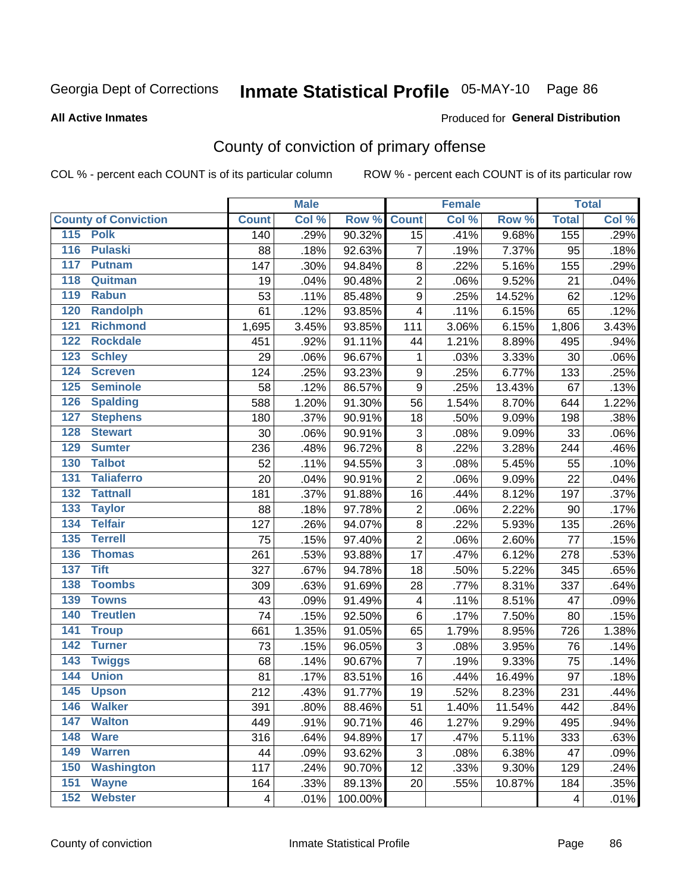Georgia Dept of Corrections **Inmate Statistical Profile** 05-MAY-10 Page 86

**All Active Inmates**

Produced for **General Distribution**

## County of conviction of primary offense

COL % - percent each COUNT is of its particular column ROW % - percent each COUNT is of its particular row

| County of Conviction | Male | | | Female | | | Total | |
|---|---|---|---|---|---|---|---|---|
| | Count | Col % | Row % | Count | Col % | Row % | Total | Col % |
| 115 Polk | 140 | .29% | 90.32% | 15 | .41% | 9.68% | 155 | .29% |
| 116 Pulaski | 88 | .18% | 92.63% | 7 | .19% | 7.37% | 95 | .18% |
| 117 Putnam | 147 | .30% | 94.84% | 8 | .22% | 5.16% | 155 | .29% |
| 118 Quitman | 19 | .04% | 90.48% | 2 | .06% | 9.52% | 21 | .04% |
| 119 Rabun | 53 | .11% | 85.48% | 9 | .25% | 14.52% | 62 | .12% |
| 120 Randolph | 61 | .12% | 93.85% | 4 | .11% | 6.15% | 65 | .12% |
| 121 Richmond | 1,695 | 3.45% | 93.85% | 111 | 3.06% | 6.15% | 1,806 | 3.43% |
| 122 Rockdale | 451 | .92% | 91.11% | 44 | 1.21% | 8.89% | 495 | .94% |
| 123 Schley | 29 | .06% | 96.67% | 1 | .03% | 3.33% | 30 | .06% |
| 124 Screven | 124 | .25% | 93.23% | 9 | .25% | 6.77% | 133 | .25% |
| 125 Seminole | 58 | .12% | 86.57% | 9 | .25% | 13.43% | 67 | .13% |
| 126 Spalding | 588 | 1.20% | 91.30% | 56 | 1.54% | 8.70% | 644 | 1.22% |
| 127 Stephens | 180 | .37% | 90.91% | 18 | .50% | 9.09% | 198 | .38% |
| 128 Stewart | 30 | .06% | 90.91% | 3 | .08% | 9.09% | 33 | .06% |
| 129 Sumter | 236 | .48% | 96.72% | 8 | .22% | 3.28% | 244 | .46% |
| 130 Talbot | 52 | .11% | 94.55% | 3 | .08% | 5.45% | 55 | .10% |
| 131 Taliaferro | 20 | .04% | 90.91% | 2 | .06% | 9.09% | 22 | .04% |
| 132 Tattnall | 181 | .37% | 91.88% | 16 | .44% | 8.12% | 197 | .37% |
| 133 Taylor | 88 | .18% | 97.78% | 2 | .06% | 2.22% | 90 | .17% |
| 134 Telfair | 127 | .26% | 94.07% | 8 | .22% | 5.93% | 135 | .26% |
| 135 Terrell | 75 | .15% | 97.40% | 2 | .06% | 2.60% | 77 | .15% |
| 136 Thomas | 261 | .53% | 93.88% | 17 | .47% | 6.12% | 278 | .53% |
| 137 Tift | 327 | .67% | 94.78% | 18 | .50% | 5.22% | 345 | .65% |
| 138 Toombs | 309 | .63% | 91.69% | 28 | .77% | 8.31% | 337 | .64% |
| 139 Towns | 43 | .09% | 91.49% | 4 | .11% | 8.51% | 47 | .09% |
| 140 Treutlen | 74 | .15% | 92.50% | 6 | .17% | 7.50% | 80 | .15% |
| 141 Troup | 661 | 1.35% | 91.05% | 65 | 1.79% | 8.95% | 726 | 1.38% |
| 142 Turner | 73 | .15% | 96.05% | 3 | .08% | 3.95% | 76 | .14% |
| 143 Twiggs | 68 | .14% | 90.67% | 7 | .19% | 9.33% | 75 | .14% |
| 144 Union | 81 | .17% | 83.51% | 16 | .44% | 16.49% | 97 | .18% |
| 145 Upson | 212 | .43% | 91.77% | 19 | .52% | 8.23% | 231 | .44% |
| 146 Walker | 391 | .80% | 88.46% | 51 | 1.40% | 11.54% | 442 | .84% |
| 147 Walton | 449 | .91% | 90.71% | 46 | 1.27% | 9.29% | 495 | .94% |
| 148 Ware | 316 | .64% | 94.89% | 17 | .47% | 5.11% | 333 | .63% |
| 149 Warren | 44 | .09% | 93.62% | 3 | .08% | 6.38% | 47 | .09% |
| 150 Washington | 117 | .24% | 90.70% | 12 | .33% | 9.30% | 129 | .24% |
| 151 Wayne | 164 | .33% | 89.13% | 20 | .55% | 10.87% | 184 | .35% |
| 152 Webster | 4 | .01% | 100.00% | | | | 4 | .01% |

County of conviction Inmate Statistical Profile Page 86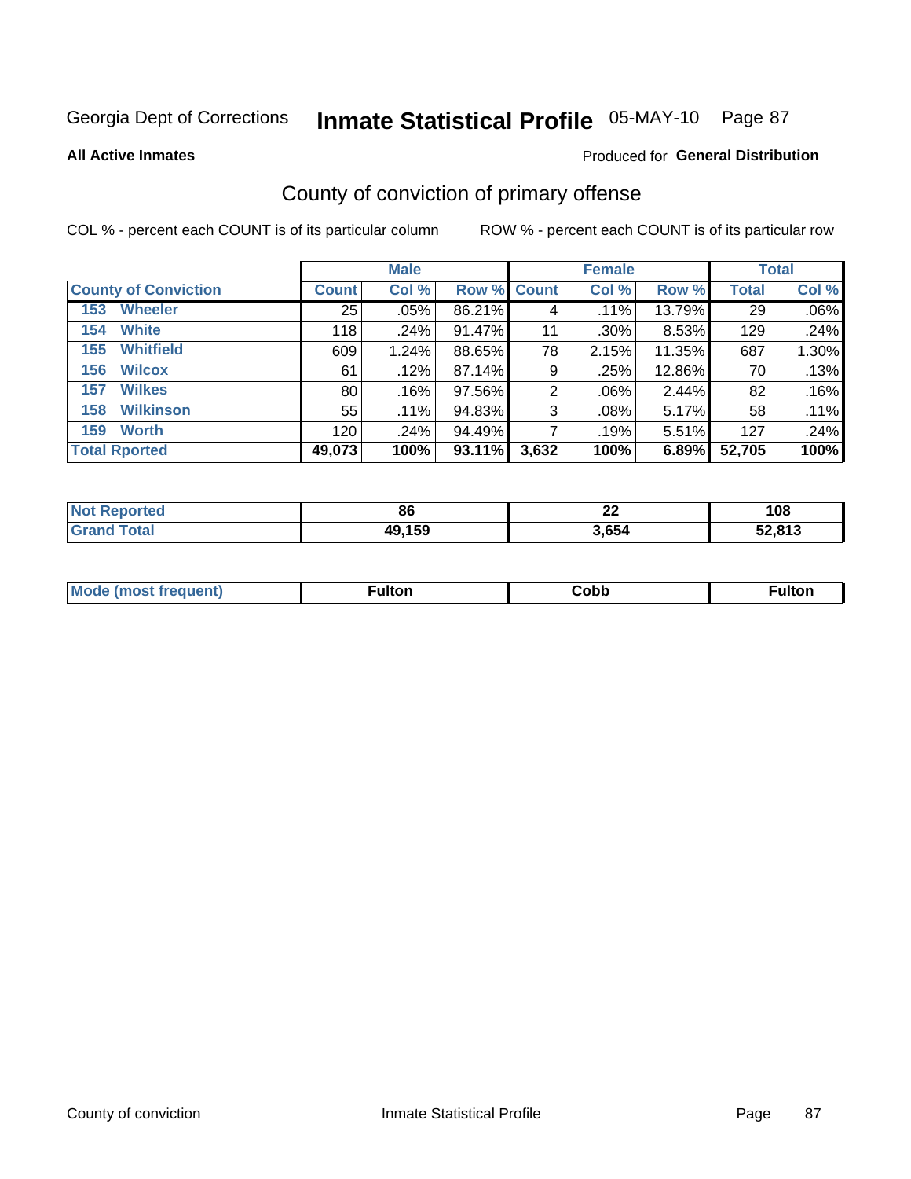Georgia Dept of Corrections **Inmate Statistical Profile** 05-MAY-10

**All Active Inmates**

Produced for **General Distribution**

## County of conviction of primary offense

COL % - percent each COUNT is of its particular column ROW % - percent each COUNT is of its particular row

| | Male | | | Female | | | Total | |
|---|---|---|---|---|---|---|---|---|
| **County of Conviction** | **Count** | **Col %** | **Row %** | **Count** | **Col %** | **Row %** | **Total** | **Col %** |
| 153 Wheeler | 25 | .05% | 86.21% | 4 | .11% | 13.79% | 29 | .06% |
| 154 White | 118 | .24% | 91.47% | 11 | .30% | 8.53% | 129 | .24% |
| 155 Whitfield | 609 | 1.24% | 88.65% | 78 | 2.15% | 11.35% | 687 | 1.30% |
| 156 Wilcox | 61 | .12% | 87.14% | 9 | .25% | 12.86% | 70 | .13% |
| 157 Wilkes | 80 | .16% | 97.56% | 2 | .06% | 2.44% | 82 | .16% |
| 158 Wilkinson | 55 | .11% | 94.83% | 3 | .08% | 5.17% | 58 | .11% |
| 159 Worth | 120 | .24% | 94.49% | 7 | .19% | 5.51% | 127 | .24% |
| **Total Rported** | **49,073** | **100%** | **93.11%** | **3,632** | **100%** | **6.89%** | **52,705** | **100%** |

| | Male | Female | Total |
|---|---|---|---|
| Not Reported | 86 | 22 | 108 |
| Grand Total | 49,159 | 3,654 | 52,813 |

| | Male | Female | Total |
|---|---|---|---|
| Mode (most frequent) | Fulton | Cobb | Fulton |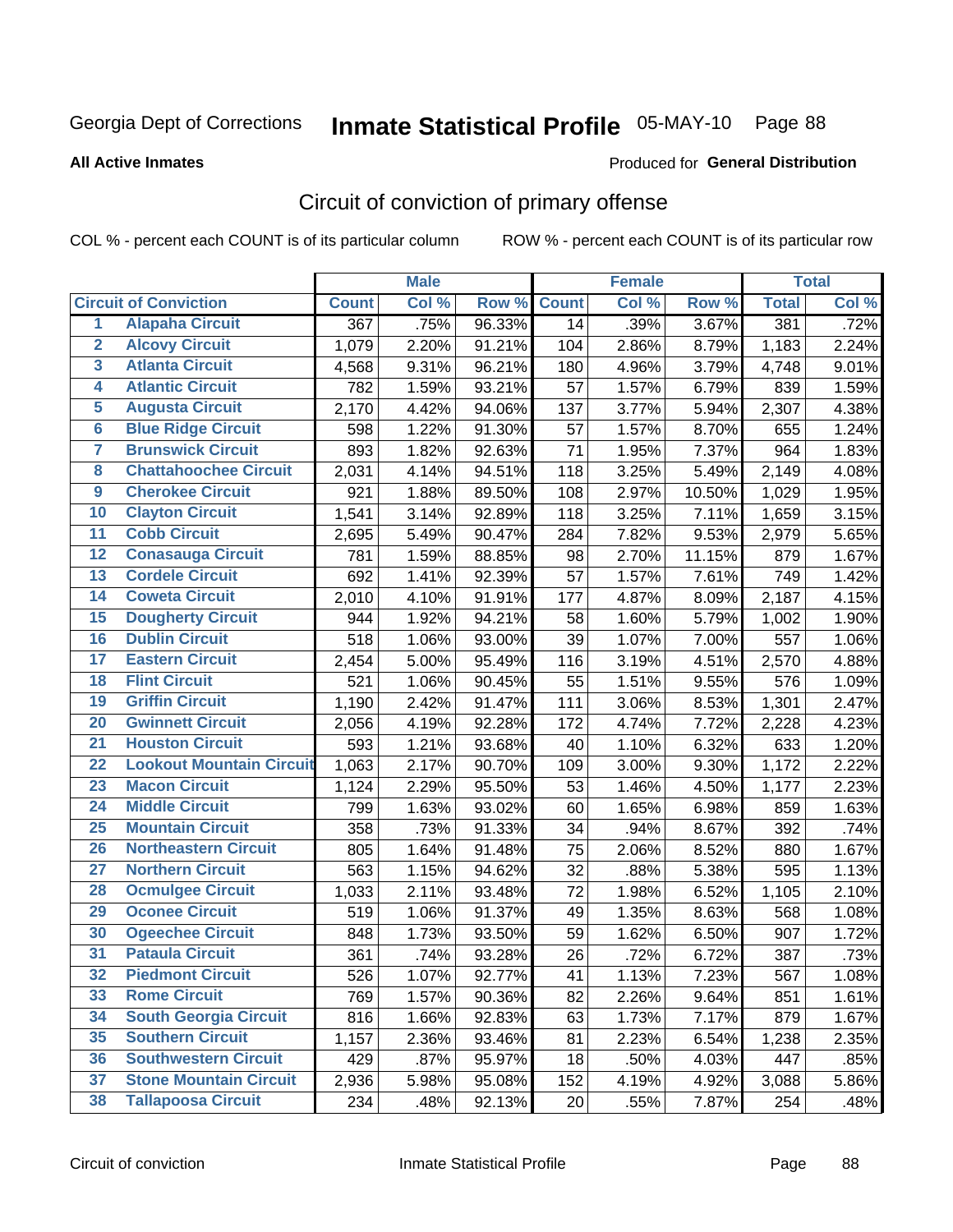Georgia Dept of Corrections **Inmate Statistical Profile** 05-MAY-10

**All Active Inmates**

Produced for **General Distribution**

## Circuit of conviction of primary offense

COL % - percent each COUNT is of its particular column        ROW % - percent each COUNT is of its particular row

| | | Male | | | Female | | | Total | |
|---|---|---|---|---|---|---|---|---|---|
| **Circuit of Conviction** | | **Count** | **Col %** | **Row %** | **Count** | **Col %** | **Row %** | **Total** | **Col %** |
| 1 | Alapaha Circuit | 367 | .75% | 96.33% | 14 | .39% | 3.67% | 381 | .72% |
| 2 | Alcovy Circuit | 1,079 | 2.20% | 91.21% | 104 | 2.86% | 8.79% | 1,183 | 2.24% |
| 3 | Atlanta Circuit | 4,568 | 9.31% | 96.21% | 180 | 4.96% | 3.79% | 4,748 | 9.01% |
| 4 | Atlantic Circuit | 782 | 1.59% | 93.21% | 57 | 1.57% | 6.79% | 839 | 1.59% |
| 5 | Augusta Circuit | 2,170 | 4.42% | 94.06% | 137 | 3.77% | 5.94% | 2,307 | 4.38% |
| 6 | Blue Ridge Circuit | 598 | 1.22% | 91.30% | 57 | 1.57% | 8.70% | 655 | 1.24% |
| 7 | Brunswick Circuit | 893 | 1.82% | 92.63% | 71 | 1.95% | 7.37% | 964 | 1.83% |
| 8 | Chattahoochee Circuit | 2,031 | 4.14% | 94.51% | 118 | 3.25% | 5.49% | 2,149 | 4.08% |
| 9 | Cherokee Circuit | 921 | 1.88% | 89.50% | 108 | 2.97% | 10.50% | 1,029 | 1.95% |
| 10 | Clayton Circuit | 1,541 | 3.14% | 92.89% | 118 | 3.25% | 7.11% | 1,659 | 3.15% |
| 11 | Cobb Circuit | 2,695 | 5.49% | 90.47% | 284 | 7.82% | 9.53% | 2,979 | 5.65% |
| 12 | Conasauga Circuit | 781 | 1.59% | 88.85% | 98 | 2.70% | 11.15% | 879 | 1.67% |
| 13 | Cordele Circuit | 692 | 1.41% | 92.39% | 57 | 1.57% | 7.61% | 749 | 1.42% |
| 14 | Coweta Circuit | 2,010 | 4.10% | 91.91% | 177 | 4.87% | 8.09% | 2,187 | 4.15% |
| 15 | Dougherty Circuit | 944 | 1.92% | 94.21% | 58 | 1.60% | 5.79% | 1,002 | 1.90% |
| 16 | Dublin Circuit | 518 | 1.06% | 93.00% | 39 | 1.07% | 7.00% | 557 | 1.06% |
| 17 | Eastern Circuit | 2,454 | 5.00% | 95.49% | 116 | 3.19% | 4.51% | 2,570 | 4.88% |
| 18 | Flint Circuit | 521 | 1.06% | 90.45% | 55 | 1.51% | 9.55% | 576 | 1.09% |
| 19 | Griffin Circuit | 1,190 | 2.42% | 91.47% | 111 | 3.06% | 8.53% | 1,301 | 2.47% |
| 20 | Gwinnett Circuit | 2,056 | 4.19% | 92.28% | 172 | 4.74% | 7.72% | 2,228 | 4.23% |
| 21 | Houston Circuit | 593 | 1.21% | 93.68% | 40 | 1.10% | 6.32% | 633 | 1.20% |
| 22 | Lookout Mountain Circuit | 1,063 | 2.17% | 90.70% | 109 | 3.00% | 9.30% | 1,172 | 2.22% |
| 23 | Macon Circuit | 1,124 | 2.29% | 95.50% | 53 | 1.46% | 4.50% | 1,177 | 2.23% |
| 24 | Middle Circuit | 799 | 1.63% | 93.02% | 60 | 1.65% | 6.98% | 859 | 1.63% |
| 25 | Mountain Circuit | 358 | .73% | 91.33% | 34 | .94% | 8.67% | 392 | .74% |
| 26 | Northeastern Circuit | 805 | 1.64% | 91.48% | 75 | 2.06% | 8.52% | 880 | 1.67% |
| 27 | Northern Circuit | 563 | 1.15% | 94.62% | 32 | .88% | 5.38% | 595 | 1.13% |
| 28 | Ocmulgee Circuit | 1,033 | 2.11% | 93.48% | 72 | 1.98% | 6.52% | 1,105 | 2.10% |
| 29 | Oconee Circuit | 519 | 1.06% | 91.37% | 49 | 1.35% | 8.63% | 568 | 1.08% |
| 30 | Ogeechee Circuit | 848 | 1.73% | 93.50% | 59 | 1.62% | 6.50% | 907 | 1.72% |
| 31 | Pataula Circuit | 361 | .74% | 93.28% | 26 | .72% | 6.72% | 387 | .73% |
| 32 | Piedmont Circuit | 526 | 1.07% | 92.77% | 41 | 1.13% | 7.23% | 567 | 1.08% |
| 33 | Rome Circuit | 769 | 1.57% | 90.36% | 82 | 2.26% | 9.64% | 851 | 1.61% |
| 34 | South Georgia Circuit | 816 | 1.66% | 92.83% | 63 | 1.73% | 7.17% | 879 | 1.67% |
| 35 | Southern Circuit | 1,157 | 2.36% | 93.46% | 81 | 2.23% | 6.54% | 1,238 | 2.35% |
| 36 | Southwestern Circuit | 429 | .87% | 95.97% | 18 | .50% | 4.03% | 447 | .85% |
| 37 | Stone Mountain Circuit | 2,936 | 5.98% | 95.08% | 152 | 4.19% | 4.92% | 3,088 | 5.86% |
| 38 | Tallapoosa Circuit | 234 | .48% | 92.13% | 20 | .55% | 7.87% | 254 | .48% |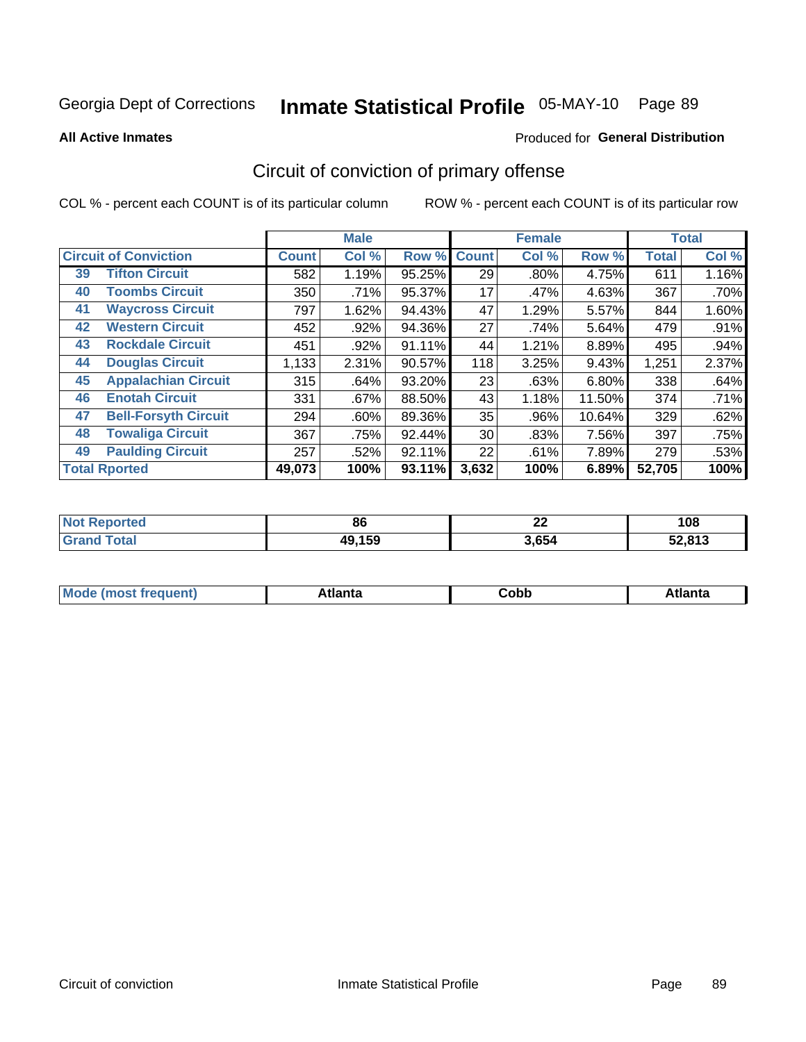Georgia Dept of Corrections **Inmate Statistical Profile** 05-MAY-10

**All Active Inmates**

Produced for **General Distribution**

## Circuit of conviction of primary offense

COL % - percent each COUNT is of its particular column

ROW % - percent each COUNT is of its particular row

| Circuit of Conviction | | Male | | | Female | | | Total | |
|---|---|---|---|---|---|---|---|---|---|
| | | Count | Col % | Row % | Count | Col % | Row % | Total | Col % |
| 39 | Tifton Circuit | 582 | 1.19% | 95.25% | 29 | .80% | 4.75% | 611 | 1.16% |
| 40 | Toombs Circuit | 350 | .71% | 95.37% | 17 | .47% | 4.63% | 367 | .70% |
| 41 | Waycross Circuit | 797 | 1.62% | 94.43% | 47 | 1.29% | 5.57% | 844 | 1.60% |
| 42 | Western Circuit | 452 | .92% | 94.36% | 27 | .74% | 5.64% | 479 | .91% |
| 43 | Rockdale Circuit | 451 | .92% | 91.11% | 44 | 1.21% | 8.89% | 495 | .94% |
| 44 | Douglas Circuit | 1,133 | 2.31% | 90.57% | 118 | 3.25% | 9.43% | 1,251 | 2.37% |
| 45 | Appalachian Circuit | 315 | .64% | 93.20% | 23 | .63% | 6.80% | 338 | .64% |
| 46 | Enotah Circuit | 331 | .67% | 88.50% | 43 | 1.18% | 11.50% | 374 | .71% |
| 47 | Bell-Forsyth Circuit | 294 | .60% | 89.36% | 35 | .96% | 10.64% | 329 | .62% |
| 48 | Towaliga Circuit | 367 | .75% | 92.44% | 30 | .83% | 7.56% | 397 | .75% |
| 49 | Paulding Circuit | 257 | .52% | 92.11% | 22 | .61% | 7.89% | 279 | .53% |
| **Total Rported** | | **49,073** | **100%** | **93.11%** | **3,632** | **100%** | **6.89%** | **52,705** | **100%** |

| | Male | Female | Total |
|---|---|---|---|
| Not Reported | **86** | **22** | **108** |
| Grand Total | **49,159** | **3,654** | **52,813** |

| | Male | Female | Total |
|---|---|---|---|
| Mode (most frequent) | **Atlanta** | **Cobb** | **Atlanta** |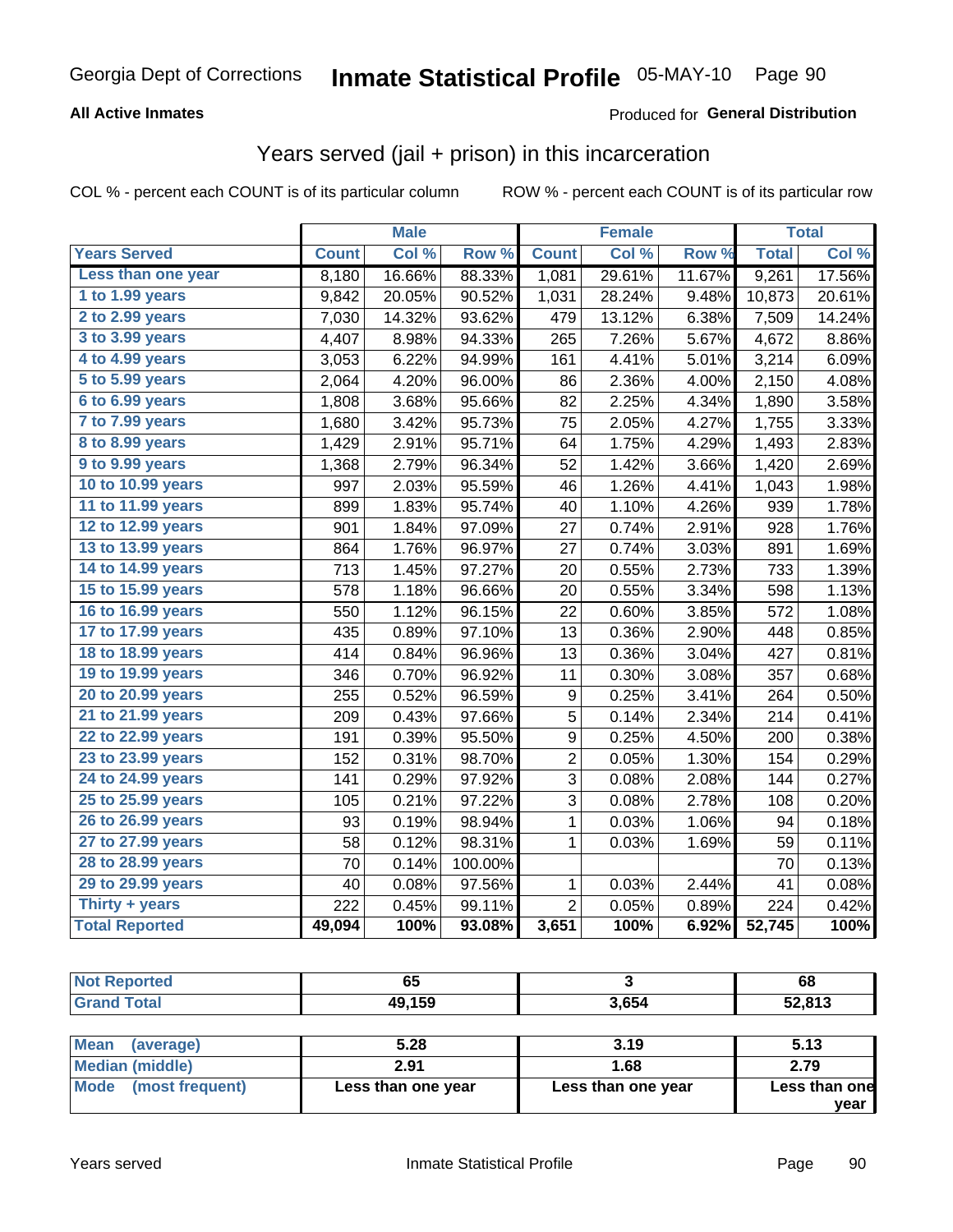# Georgia Dept of Corrections — Inmate Statistical Profile 05-MAY-10

**All Active Inmates** — Produced for **General Distribution**

## Years served (jail + prison) in this incarceration

COL % - percent each COUNT is of its particular column  ROW % - percent each COUNT is of its particular row

| | Male | | | Female | | | Total | |
|---|---|---|---|---|---|---|---|---|
| **Years Served** | **Count** | **Col %** | **Row %** | **Count** | **Col %** | **Row %** | **Total** | **Col %** |
| Less than one year | 8,180 | 16.66% | 88.33% | 1,081 | 29.61% | 11.67% | 9,261 | 17.56% |
| 1 to 1.99 years | 9,842 | 20.05% | 90.52% | 1,031 | 28.24% | 9.48% | 10,873 | 20.61% |
| 2 to 2.99 years | 7,030 | 14.32% | 93.62% | 479 | 13.12% | 6.38% | 7,509 | 14.24% |
| 3 to 3.99 years | 4,407 | 8.98% | 94.33% | 265 | 7.26% | 5.67% | 4,672 | 8.86% |
| 4 to 4.99 years | 3,053 | 6.22% | 94.99% | 161 | 4.41% | 5.01% | 3,214 | 6.09% |
| 5 to 5.99 years | 2,064 | 4.20% | 96.00% | 86 | 2.36% | 4.00% | 2,150 | 4.08% |
| 6 to 6.99 years | 1,808 | 3.68% | 95.66% | 82 | 2.25% | 4.34% | 1,890 | 3.58% |
| 7 to 7.99 years | 1,680 | 3.42% | 95.73% | 75 | 2.05% | 4.27% | 1,755 | 3.33% |
| 8 to 8.99 years | 1,429 | 2.91% | 95.71% | 64 | 1.75% | 4.29% | 1,493 | 2.83% |
| 9 to 9.99 years | 1,368 | 2.79% | 96.34% | 52 | 1.42% | 3.66% | 1,420 | 2.69% |
| 10 to 10.99 years | 997 | 2.03% | 95.59% | 46 | 1.26% | 4.41% | 1,043 | 1.98% |
| 11 to 11.99 years | 899 | 1.83% | 95.74% | 40 | 1.10% | 4.26% | 939 | 1.78% |
| 12 to 12.99 years | 901 | 1.84% | 97.09% | 27 | 0.74% | 2.91% | 928 | 1.76% |
| 13 to 13.99 years | 864 | 1.76% | 96.97% | 27 | 0.74% | 3.03% | 891 | 1.69% |
| 14 to 14.99 years | 713 | 1.45% | 97.27% | 20 | 0.55% | 2.73% | 733 | 1.39% |
| 15 to 15.99 years | 578 | 1.18% | 96.66% | 20 | 0.55% | 3.34% | 598 | 1.13% |
| 16 to 16.99 years | 550 | 1.12% | 96.15% | 22 | 0.60% | 3.85% | 572 | 1.08% |
| 17 to 17.99 years | 435 | 0.89% | 97.10% | 13 | 0.36% | 2.90% | 448 | 0.85% |
| 18 to 18.99 years | 414 | 0.84% | 96.96% | 13 | 0.36% | 3.04% | 427 | 0.81% |
| 19 to 19.99 years | 346 | 0.70% | 96.92% | 11 | 0.30% | 3.08% | 357 | 0.68% |
| 20 to 20.99 years | 255 | 0.52% | 96.59% | 9 | 0.25% | 3.41% | 264 | 0.50% |
| 21 to 21.99 years | 209 | 0.43% | 97.66% | 5 | 0.14% | 2.34% | 214 | 0.41% |
| 22 to 22.99 years | 191 | 0.39% | 95.50% | 9 | 0.25% | 4.50% | 200 | 0.38% |
| 23 to 23.99 years | 152 | 0.31% | 98.70% | 2 | 0.05% | 1.30% | 154 | 0.29% |
| 24 to 24.99 years | 141 | 0.29% | 97.92% | 3 | 0.08% | 2.08% | 144 | 0.27% |
| 25 to 25.99 years | 105 | 0.21% | 97.22% | 3 | 0.08% | 2.78% | 108 | 0.20% |
| 26 to 26.99 years | 93 | 0.19% | 98.94% | 1 | 0.03% | 1.06% | 94 | 0.18% |
| 27 to 27.99 years | 58 | 0.12% | 98.31% | 1 | 0.03% | 1.69% | 59 | 0.11% |
| 28 to 28.99 years | 70 | 0.14% | 100.00% | | | | 70 | 0.13% |
| 29 to 29.99 years | 40 | 0.08% | 97.56% | 1 | 0.03% | 2.44% | 41 | 0.08% |
| Thirty + years | 222 | 0.45% | 99.11% | 2 | 0.05% | 0.89% | 224 | 0.42% |
| **Total Reported** | **49,094** | **100%** | **93.08%** | **3,651** | **100%** | **6.92%** | **52,745** | **100%** |

| | Male | Female | Total |
|---|---|---|---|
| Not Reported | 65 | 3 | 68 |
| Grand Total | 49,159 | 3,654 | 52,813 |

| | Male | Female | Total |
|---|---|---|---|
| Mean (average) | 5.28 | 3.19 | 5.13 |
| Median (middle) | 2.91 | 1.68 | 2.79 |
| Mode (most frequent) | Less than one year | Less than one year | Less than one year |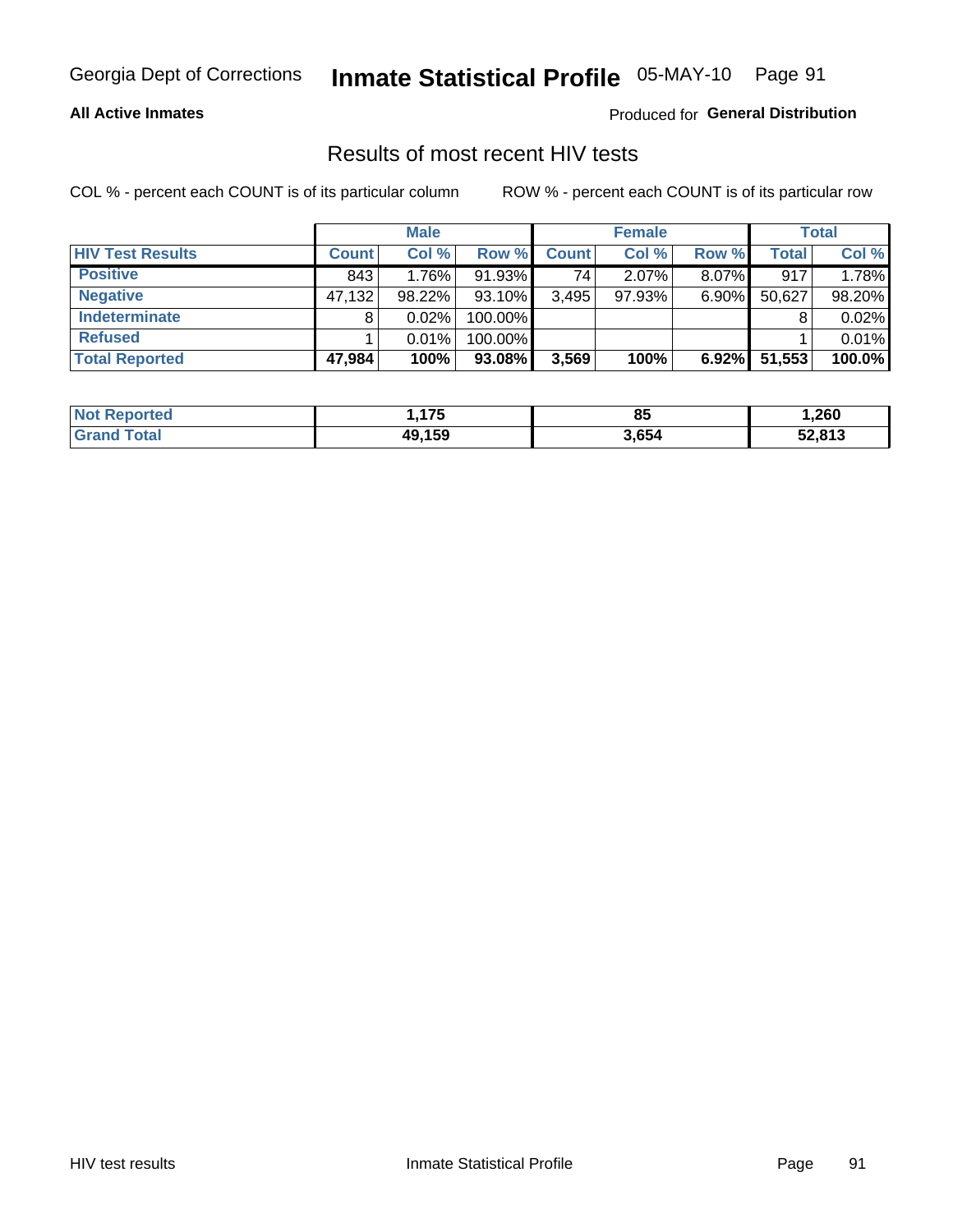Georgia Dept of Corrections **Inmate Statistical Profile** 05-MAY-10

**All Active Inmates**

Produced for **General Distribution**

## Results of most recent HIV tests

COL % - percent each COUNT is of its particular column    ROW % - percent each COUNT is of its particular row

| | Male | | | Female | | | Total | |
|---|---|---|---|---|---|---|---|---|
| **HIV Test Results** | **Count** | **Col %** | **Row %** | **Count** | **Col %** | **Row %** | **Total** | **Col %** |
| **Positive** | 843 | 1.76% | 91.93% | 74 | 2.07% | 8.07% | 917 | 1.78% |
| **Negative** | 47,132 | 98.22% | 93.10% | 3,495 | 97.93% | 6.90% | 50,627 | 98.20% |
| **Indeterminate** | 8 | 0.02% | 100.00% | | | | 8 | 0.02% |
| **Refused** | 1 | 0.01% | 100.00% | | | | 1 | 0.01% |
| **Total Reported** | **47,984** | **100%** | **93.08%** | **3,569** | **100%** | **6.92%** | **51,553** | **100.0%** |

| | Male | Female | Total |
|---|---|---|---|
| **Not Reported** | **1,175** | **85** | **1,260** |
| **Grand Total** | **49,159** | **3,654** | **52,813** |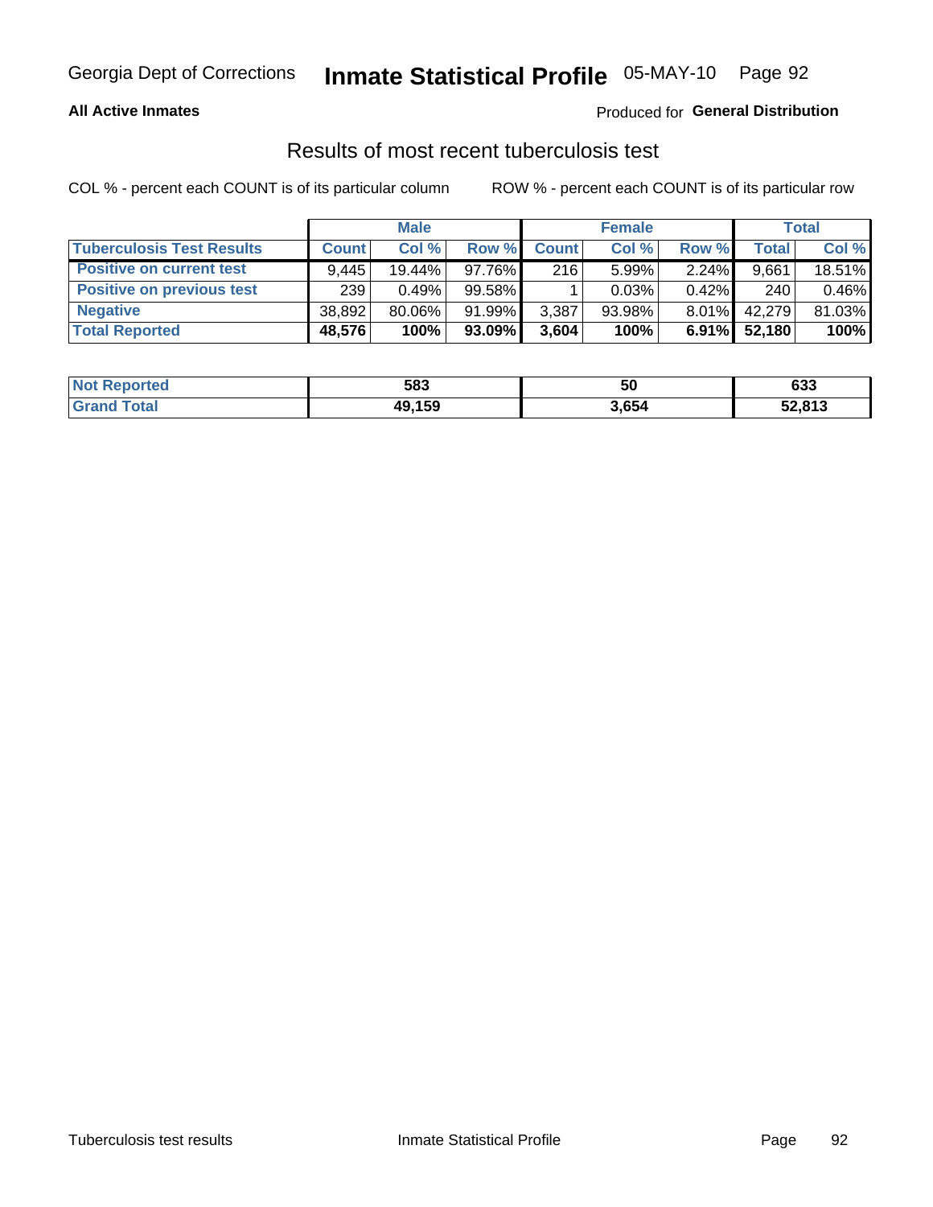Georgia Dept of Corrections **Inmate Statistical Profile** 05-MAY-10

**All Active Inmates**

Produced for **General Distribution**

## Results of most recent tuberculosis test

COL % - percent each COUNT is of its particular column ROW % - percent each COUNT is of its particular row

| | Male | | | Female | | | Total | |
|---|---|---|---|---|---|---|---|---|
| **Tuberculosis Test Results** | **Count** | **Col %** | **Row %** | **Count** | **Col %** | **Row %** | **Total** | **Col %** |
| **Positive on current test** | 9,445 | 19.44% | 97.76% | 216 | 5.99% | 2.24% | 9,661 | 18.51% |
| **Positive on previous test** | 239 | 0.49% | 99.58% | 1 | 0.03% | 0.42% | 240 | 0.46% |
| **Negative** | 38,892 | 80.06% | 91.99% | 3,387 | 93.98% | 8.01% | 42,279 | 81.03% |
| **Total Reported** | **48,576** | **100%** | **93.09%** | **3,604** | **100%** | **6.91%** | **52,180** | **100%** |

| | Male | Female | Total |
|---|---|---|---|
| **Not Reported** | **583** | **50** | **633** |
| **Grand Total** | **49,159** | **3,654** | **52,813** |

Tuberculosis test results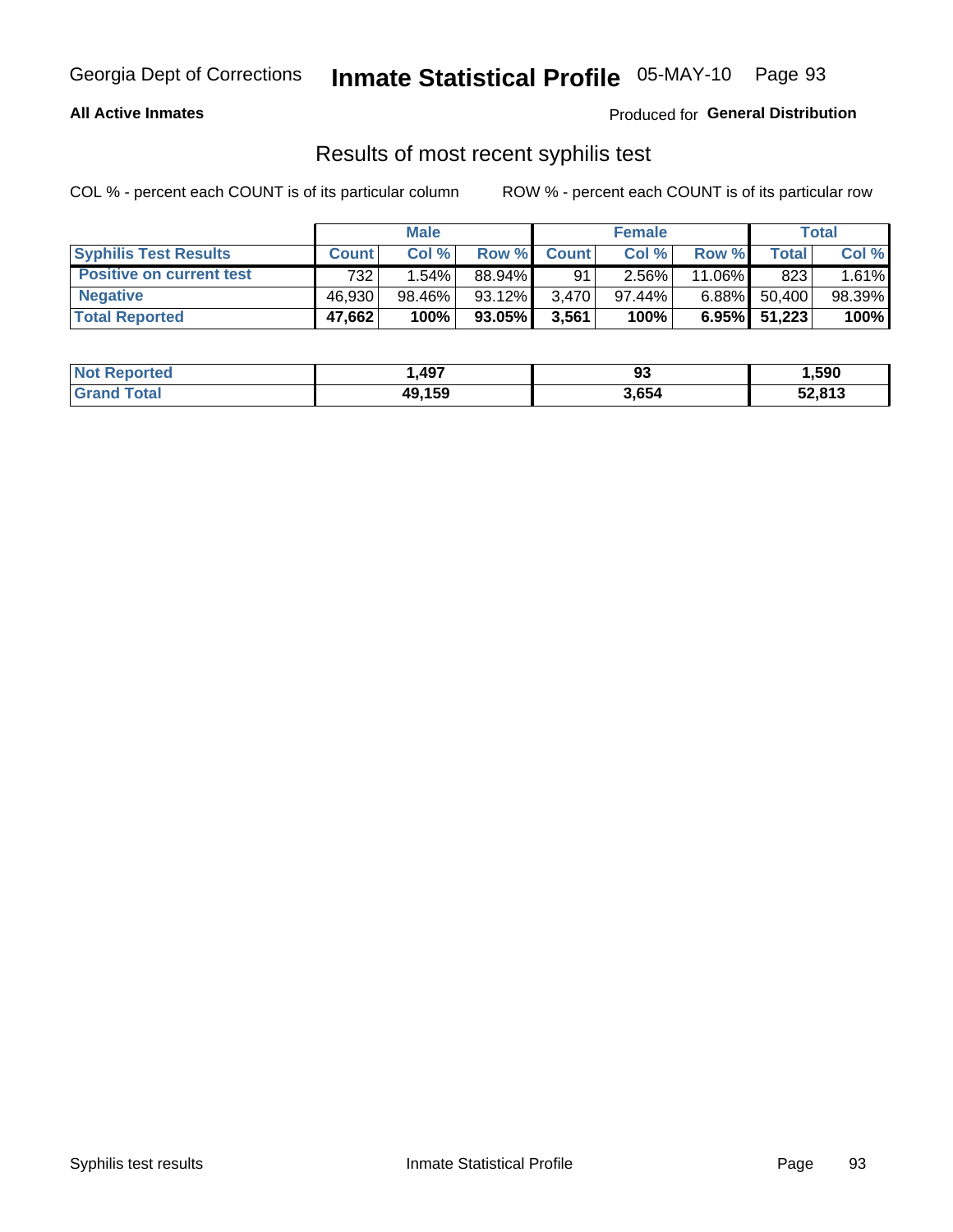# Results of most recent syphilis test

COL % - percent each COUNT is of its particular column

ROW % - percent each COUNT is of its particular row

| | Male | | | Female | | | Total | |
|---|---|---|---|---|---|---|---|---|
| **Syphilis Test Results** | **Count** | **Col %** | **Row %** | **Count** | **Col %** | **Row %** | **Total** | **Col %** |
| **Positive on current test** | 732 | 1.54% | 88.94% | 91 | 2.56% | 11.06% | 823 | 1.61% |
| **Negative** | 46,930 | 98.46% | 93.12% | 3,470 | 97.44% | 6.88% | 50,400 | 98.39% |
| **Total Reported** | **47,662** | **100%** | **93.05%** | **3,561** | **100%** | **6.95%** | **51,223** | **100%** |

| | Male | Female | Total |
|---|---|---|---|
| **Not Reported** | **1,497** | **93** | **1,590** |
| **Grand Total** | **49,159** | **3,654** | **52,813** |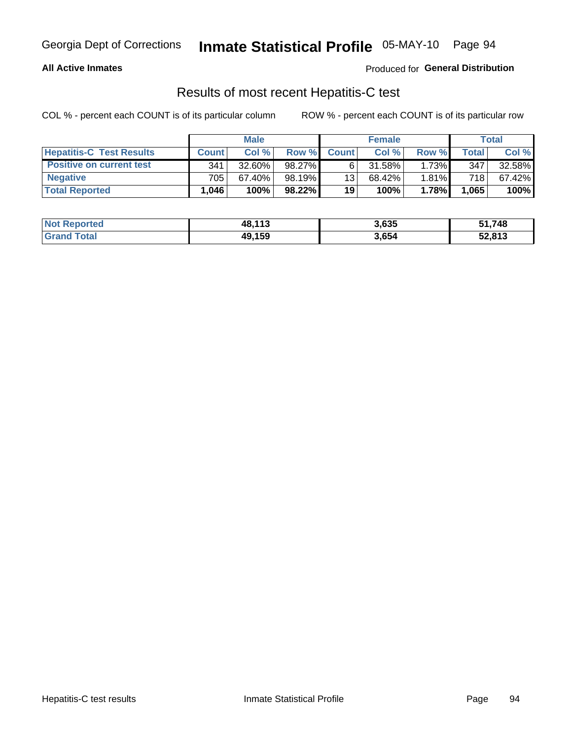Georgia Dept of Corrections **Inmate Statistical Profile** 05-MAY-10

**All Active Inmates**

Produced for **General Distribution**

## Results of most recent Hepatitis-C test

COL % - percent each COUNT is of its particular column     ROW % - percent each COUNT is of its particular row

| | Male | | | Female | | | Total | |
|---|---|---|---|---|---|---|---|---|
| **Hepatitis-C Test Results** | **Count** | **Col %** | **Row %** | **Count** | **Col %** | **Row %** | **Total** | **Col %** |
| **Positive on current test** | 341 | 32.60% | 98.27% | 6 | 31.58% | 1.73% | 347 | 32.58% |
| **Negative** | 705 | 67.40% | 98.19% | 13 | 68.42% | 1.81% | 718 | 67.42% |
| **Total Reported** | **1,046** | **100%** | **98.22%** | **19** | **100%** | **1.78%** | **1,065** | **100%** |

| | Male | Female | Total |
|---|---|---|---|
| **Not Reported** | **48,113** | **3,635** | **51,748** |
| **Grand Total** | **49,159** | **3,654** | **52,813** |

Hepatitis-C test results